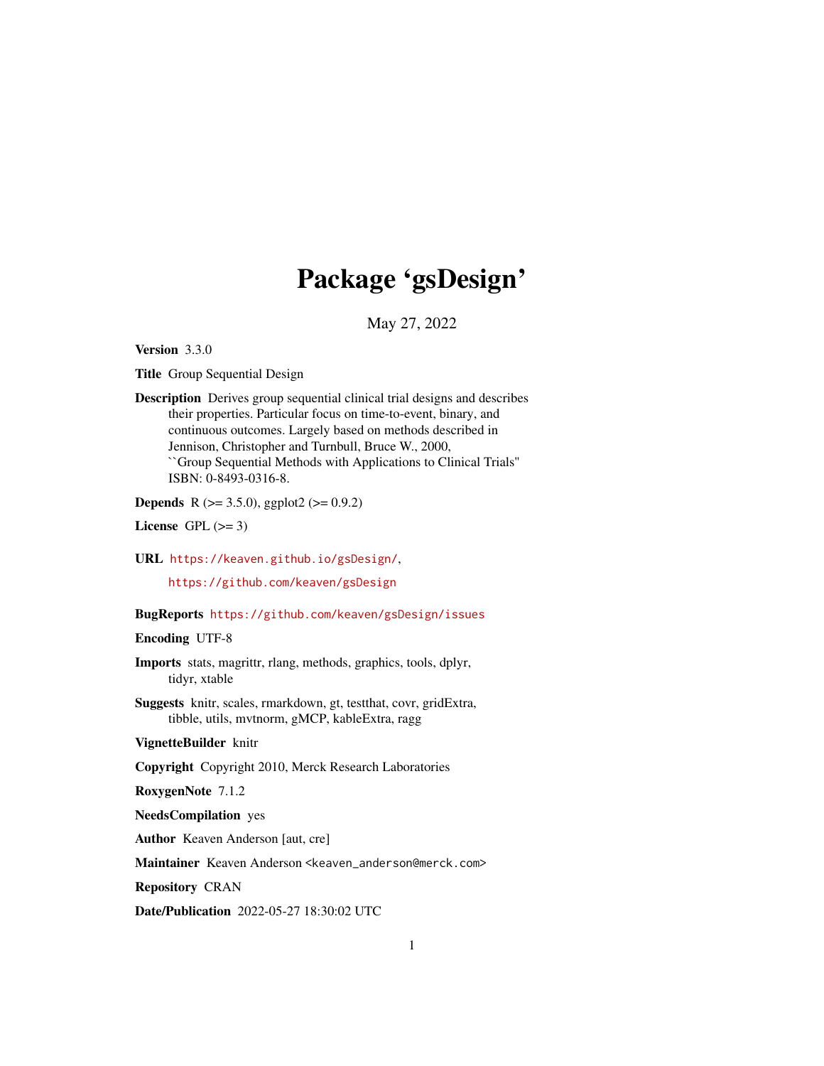# Package 'gsDesign'

May 27, 2022

**Version** 3.3.0

**Title** Group Sequential Design

**Description** Derives group sequential clinical trial designs and describes their properties. Particular focus on time-to-event, binary, and continuous outcomes. Largely based on methods described in Jennison, Christopher and Turnbull, Bruce W., 2000, ``Group Sequential Methods with Applications to Clinical Trials'' ISBN: 0-8493-0316-8.

**Depends** R (>= 3.5.0), ggplot2 (>= 0.9.2)

**License** GPL (>= 3)

**URL** https://keaven.github.io/gsDesign/, https://github.com/keaven/gsDesign

**BugReports** https://github.com/keaven/gsDesign/issues

**Encoding** UTF-8

**Imports** stats, magrittr, rlang, methods, graphics, tools, dplyr, tidyr, xtable

**Suggests** knitr, scales, rmarkdown, gt, testthat, covr, gridExtra, tibble, utils, mvtnorm, gMCP, kableExtra, ragg

**VignetteBuilder** knitr

**Copyright** Copyright 2010, Merck Research Laboratories

**RoxygenNote** 7.1.2

**NeedsCompilation** yes

**Author** Keaven Anderson [aut, cre]

**Maintainer** Keaven Anderson <keaven_anderson@merck.com>

**Repository** CRAN

**Date/Publication** 2022-05-27 18:30:02 UTC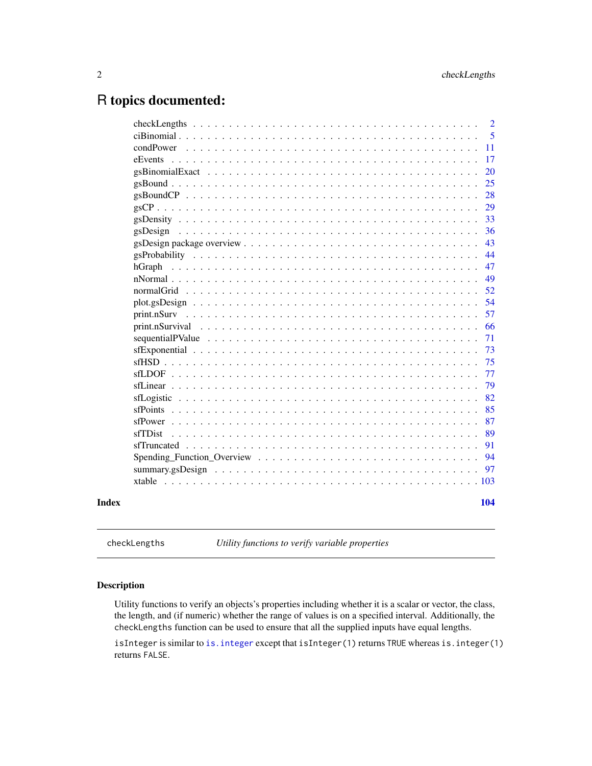# R topics documented:

- checkLengths . . . . . . . . . . 2
- ciBinomial . . . . . . . . . . 5
- condPower . . . . . . . . . . 11
- eEvents . . . . . . . . . . 17
- gsBinomialExact . . . . . . . . . . 20
- gsBound . . . . . . . . . . 25
- gsBoundCP . . . . . . . . . . 28
- gsCP . . . . . . . . . . 29
- gsDensity . . . . . . . . . . 33
- gsDesign . . . . . . . . . . 36
- gsDesign package overview . . . . . . . . . . 43
- gsProbability . . . . . . . . . . 44
- hGraph . . . . . . . . . . 47
- nNormal . . . . . . . . . . 49
- normalGrid . . . . . . . . . . 52
- plot.gsDesign . . . . . . . . . . 54
- print.nSurv . . . . . . . . . . 57
- print.nSurvival . . . . . . . . . . 66
- sequentialPValue . . . . . . . . . . 71
- sfExponential . . . . . . . . . . 73
- sfHSD . . . . . . . . . . 75
- sfLDOF . . . . . . . . . . 77
- sfLinear . . . . . . . . . . 79
- sfLogistic . . . . . . . . . . 82
- sfPoints . . . . . . . . . . 85
- sfPower . . . . . . . . . . 87
- sfTDist . . . . . . . . . . 89
- sfTruncated . . . . . . . . . . 91
- Spending_Function_Overview . . . . . . . . . . 94
- summary.gsDesign . . . . . . . . . . 97
- xtable . . . . . . . . . . 103

**Index** **104**

---

`checkLengths` *Utility functions to verify variable properties*

---

## Description

Utility functions to verify an objects's properties including whether it is a scalar or vector, the class, the length, and (if numeric) whether the range of values is on a specified interval. Additionally, the `checkLengths` function can be used to ensure that all the supplied inputs have equal lengths.

`isInteger` is similar to `is.integer` except that `isInteger(1)` returns `TRUE` whereas `is.integer(1)` returns `FALSE`.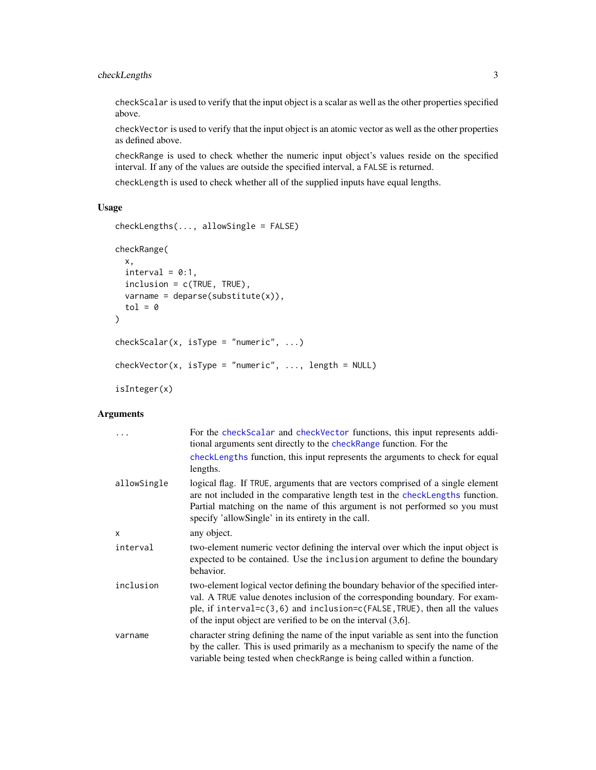checkScalar is used to verify that the input object is a scalar as well as the other properties specified above.

checkVector is used to verify that the input object is an atomic vector as well as the other properties as defined above.

checkRange is used to check whether the numeric input object's values reside on the specified interval. If any of the values are outside the specified interval, a FALSE is returned.

checkLength is used to check whether all of the supplied inputs have equal lengths.

## Usage

```
checkLengths(..., allowSingle = FALSE)

checkRange(
  x,
  interval = 0:1,
  inclusion = c(TRUE, TRUE),
  varname = deparse(substitute(x)),
  tol = 0
)

checkScalar(x, isType = "numeric", ...)

checkVector(x, isType = "numeric", ..., length = NULL)

isInteger(x)
```

## Arguments

| | |
|---|---|
| ... | For the checkScalar and checkVector functions, this input represents additional arguments sent directly to the checkRange function. For the checkLengths function, this input represents the arguments to check for equal lengths. |
| allowSingle | logical flag. If TRUE, arguments that are vectors comprised of a single element are not included in the comparative length test in the checkLengths function. Partial matching on the name of this argument is not performed so you must specify 'allowSingle' in its entirety in the call. |
| x | any object. |
| interval | two-element numeric vector defining the interval over which the input object is expected to be contained. Use the inclusion argument to define the boundary behavior. |
| inclusion | two-element logical vector defining the boundary behavior of the specified interval. A TRUE value denotes inclusion of the corresponding boundary. For example, if interval=c(3,6) and inclusion=c(FALSE,TRUE), then all the values of the input object are verified to be on the interval (3,6]. |
| varname | character string defining the name of the input variable as sent into the function by the caller. This is used primarily as a mechanism to specify the name of the variable being tested when checkRange is being called within a function. |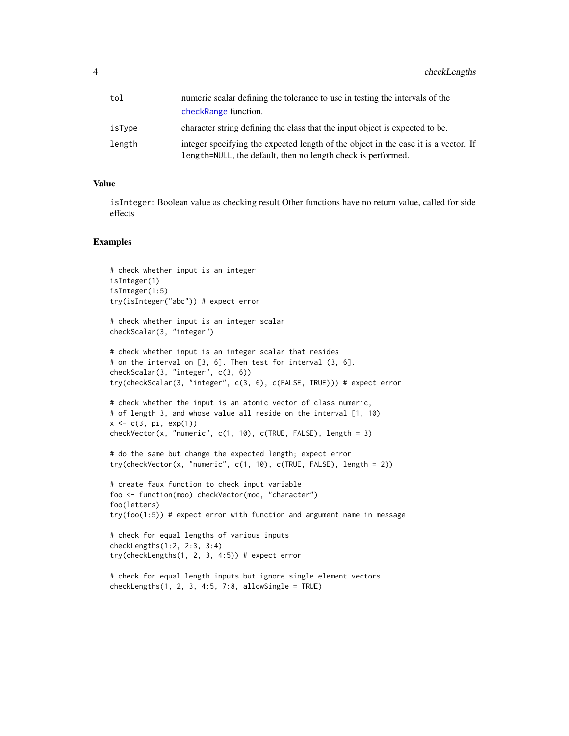| | |
|---|---|
| tol | numeric scalar defining the tolerance to use in testing the intervals of the checkRange function. |
| isType | character string defining the class that the input object is expected to be. |
| length | integer specifying the expected length of the object in the case it is a vector. If length=NULL, the default, then no length check is performed. |

## Value

isInteger: Boolean value as checking result Other functions have no return value, called for side effects

## Examples

```
# check whether input is an integer
isInteger(1)
isInteger(1:5)
try(isInteger("abc")) # expect error

# check whether input is an integer scalar
checkScalar(3, "integer")

# check whether input is an integer scalar that resides
# on the interval on [3, 6]. Then test for interval (3, 6].
checkScalar(3, "integer", c(3, 6))
try(checkScalar(3, "integer", c(3, 6), c(FALSE, TRUE))) # expect error

# check whether the input is an atomic vector of class numeric,
# of length 3, and whose value all reside on the interval [1, 10)
x <- c(3, pi, exp(1))
checkVector(x, "numeric", c(1, 10), c(TRUE, FALSE), length = 3)

# do the same but change the expected length; expect error
try(checkVector(x, "numeric", c(1, 10), c(TRUE, FALSE), length = 2))

# create faux function to check input variable
foo <- function(moo) checkVector(moo, "character")
foo(letters)
try(foo(1:5)) # expect error with function and argument name in message

# check for equal lengths of various inputs
checkLengths(1:2, 2:3, 3:4)
try(checkLengths(1, 2, 3, 4:5)) # expect error

# check for equal length inputs but ignore single element vectors
checkLengths(1, 2, 3, 4:5, 7:8, allowSingle = TRUE)
```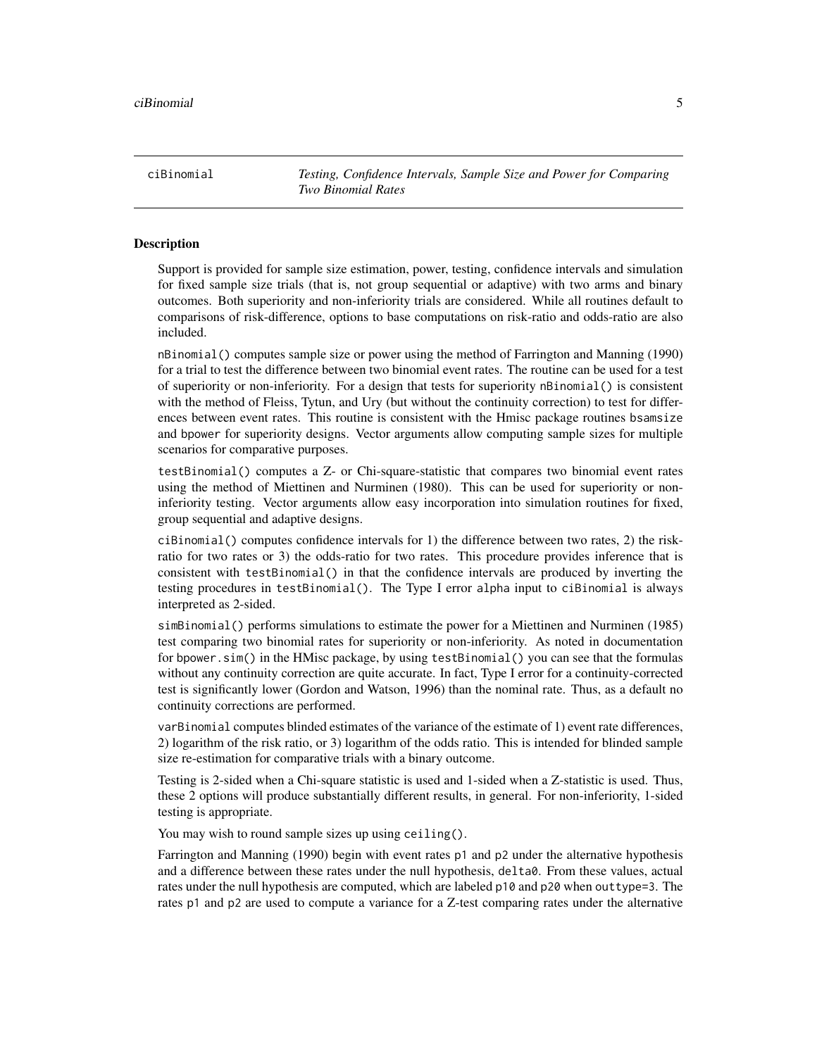ciBinomial *Testing, Confidence Intervals, Sample Size and Power for Comparing Two Binomial Rates*

## Description

Support is provided for sample size estimation, power, testing, confidence intervals and simulation for fixed sample size trials (that is, not group sequential or adaptive) with two arms and binary outcomes. Both superiority and non-inferiority trials are considered. While all routines default to comparisons of risk-difference, options to base computations on risk-ratio and odds-ratio are also included.

`nBinomial()` computes sample size or power using the method of Farrington and Manning (1990) for a trial to test the difference between two binomial event rates. The routine can be used for a test of superiority or non-inferiority. For a design that tests for superiority `nBinomial()` is consistent with the method of Fleiss, Tytun, and Ury (but without the continuity correction) to test for differences between event rates. This routine is consistent with the Hmisc package routines `bsamsize` and `bpower` for superiority designs. Vector arguments allow computing sample sizes for multiple scenarios for comparative purposes.

`testBinomial()` computes a Z- or Chi-square-statistic that compares two binomial event rates using the method of Miettinen and Nurminen (1980). This can be used for superiority or non-inferiority testing. Vector arguments allow easy incorporation into simulation routines for fixed, group sequential and adaptive designs.

`ciBinomial()` computes confidence intervals for 1) the difference between two rates, 2) the risk-ratio for two rates or 3) the odds-ratio for two rates. This procedure provides inference that is consistent with `testBinomial()` in that the confidence intervals are produced by inverting the testing procedures in `testBinomial()`. The Type I error `alpha` input to `ciBinomial` is always interpreted as 2-sided.

`simBinomial()` performs simulations to estimate the power for a Miettinen and Nurminen (1985) test comparing two binomial rates for superiority or non-inferiority. As noted in documentation for `bpower.sim()` in the HMisc package, by using `testBinomial()` you can see that the formulas without any continuity correction are quite accurate. In fact, Type I error for a continuity-corrected test is significantly lower (Gordon and Watson, 1996) than the nominal rate. Thus, as a default no continuity corrections are performed.

`varBinomial` computes blinded estimates of the variance of the estimate of 1) event rate differences, 2) logarithm of the risk ratio, or 3) logarithm of the odds ratio. This is intended for blinded sample size re-estimation for comparative trials with a binary outcome.

Testing is 2-sided when a Chi-square statistic is used and 1-sided when a Z-statistic is used. Thus, these 2 options will produce substantially different results, in general. For non-inferiority, 1-sided testing is appropriate.

You may wish to round sample sizes up using `ceiling()`.

Farrington and Manning (1990) begin with event rates `p1` and `p2` under the alternative hypothesis and a difference between these rates under the null hypothesis, `delta0`. From these values, actual rates under the null hypothesis are computed, which are labeled `p10` and `p20` when `outtype=3`. The rates `p1` and `p2` are used to compute a variance for a Z-test comparing rates under the alternative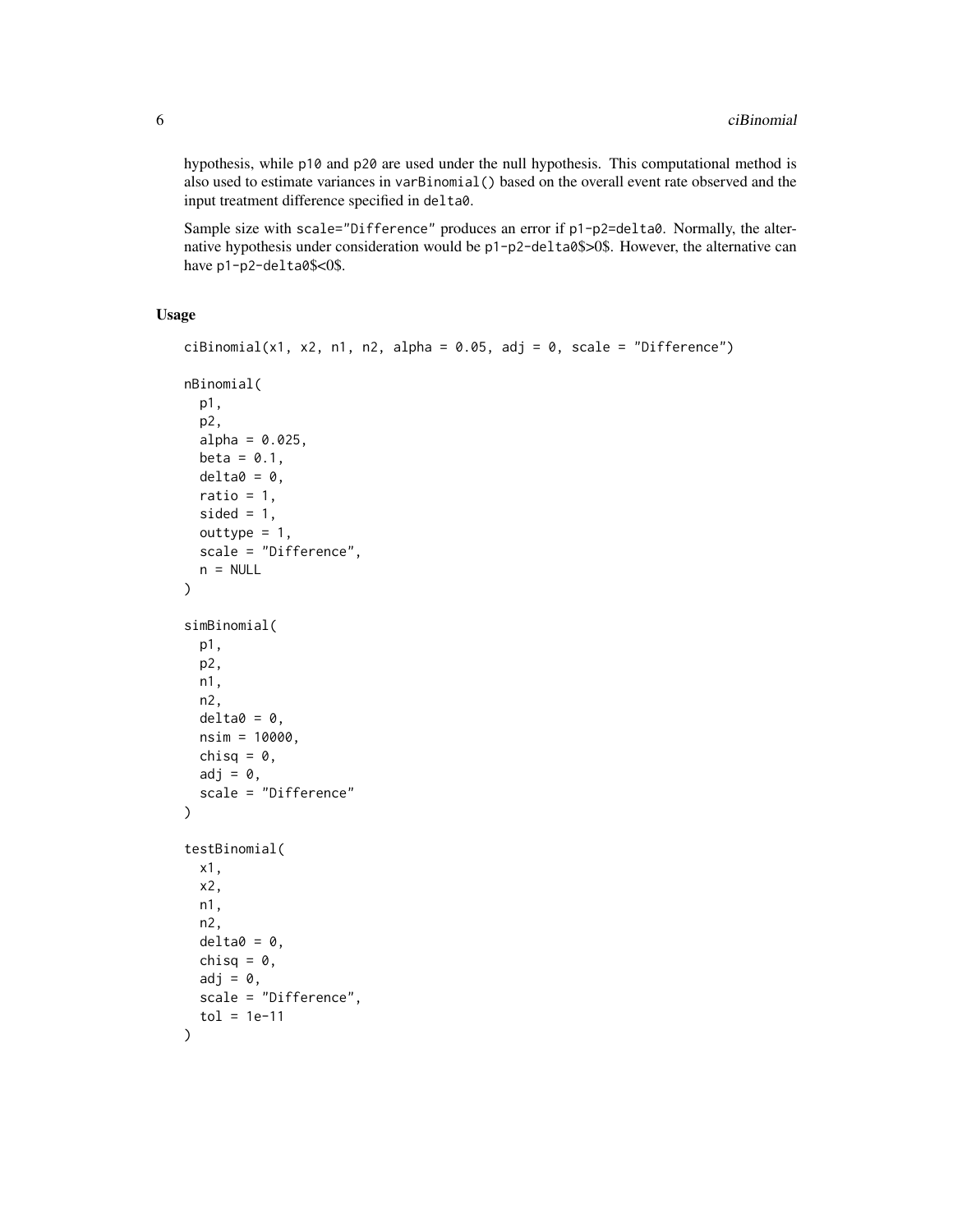hypothesis, while `p10` and `p20` are used under the null hypothesis. This computational method is also used to estimate variances in `varBinomial()` based on the overall event rate observed and the input treatment difference specified in `delta0`.

Sample size with `scale="Difference"` produces an error if `p1-p2=delta0`. Normally, the alternative hypothesis under consideration would be `p1-p2-delta0`$>0$. However, the alternative can have `p1-p2-delta0`$<0$.

### Usage

```
ciBinomial(x1, x2, n1, n2, alpha = 0.05, adj = 0, scale = "Difference")

nBinomial(
  p1,
  p2,
  alpha = 0.025,
  beta = 0.1,
  delta0 = 0,
  ratio = 1,
  sided = 1,
  outtype = 1,
  scale = "Difference",
  n = NULL
)

simBinomial(
  p1,
  p2,
  n1,
  n2,
  delta0 = 0,
  nsim = 10000,
  chisq = 0,
  adj = 0,
  scale = "Difference"
)

testBinomial(
  x1,
  x2,
  n1,
  n2,
  delta0 = 0,
  chisq = 0,
  adj = 0,
  scale = "Difference",
  tol = 1e-11
)
```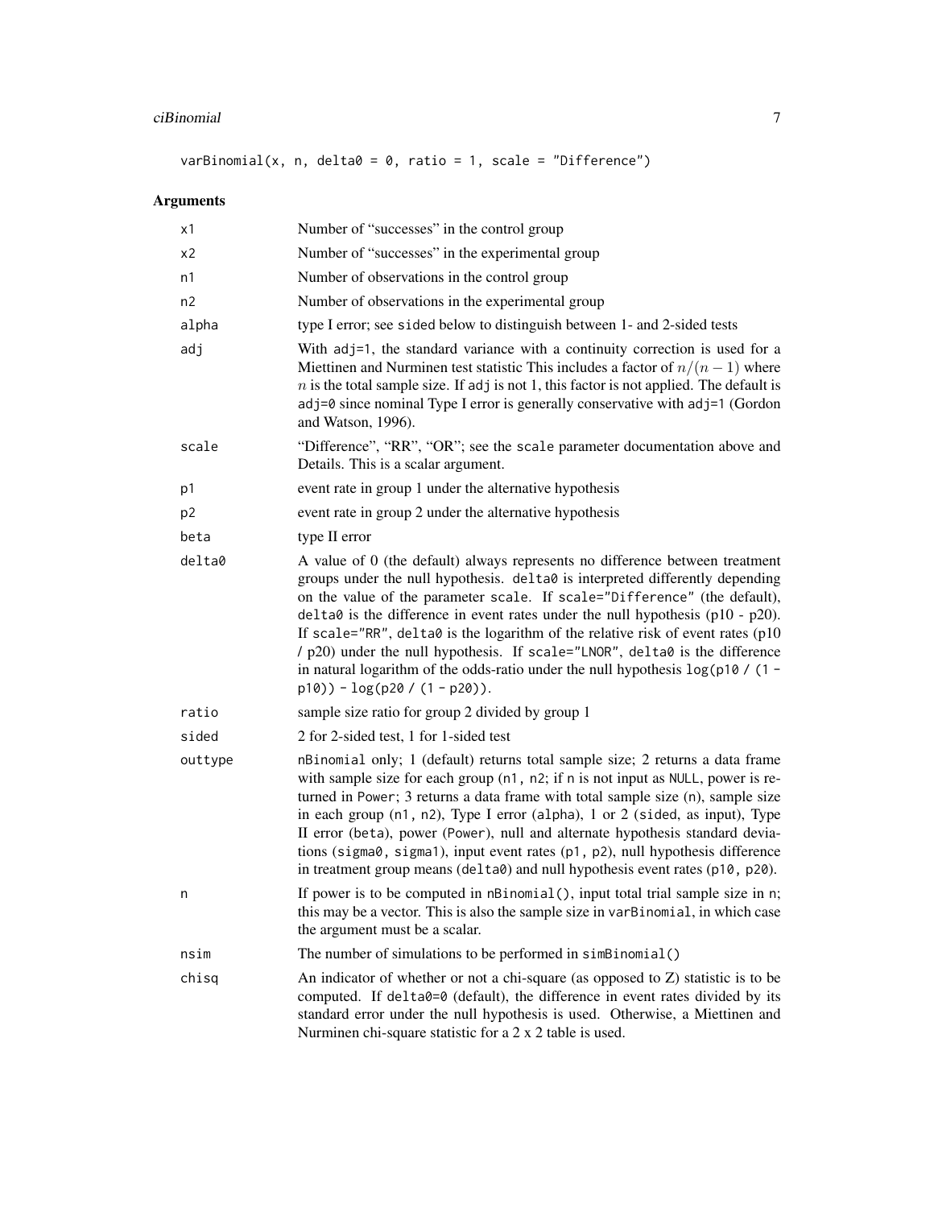```
varBinomial(x, n, delta0 = 0, ratio = 1, scale = "Difference")
```

## Arguments

| | |
|---|---|
| x1 | Number of "successes" in the control group |
| x2 | Number of "successes" in the experimental group |
| n1 | Number of observations in the control group |
| n2 | Number of observations in the experimental group |
| alpha | type I error; see sided below to distinguish between 1- and 2-sided tests |
| adj | With adj=1, the standard variance with a continuity correction is used for a Miettinen and Nurminen test statistic This includes a factor of $n/(n-1)$ where $n$ is the total sample size. If adj is not 1, this factor is not applied. The default is adj=0 since nominal Type I error is generally conservative with adj=1 (Gordon and Watson, 1996). |
| scale | "Difference", "RR", "OR"; see the scale parameter documentation above and Details. This is a scalar argument. |
| p1 | event rate in group 1 under the alternative hypothesis |
| p2 | event rate in group 2 under the alternative hypothesis |
| beta | type II error |
| delta0 | A value of 0 (the default) always represents no difference between treatment groups under the null hypothesis. delta0 is interpreted differently depending on the value of the parameter scale. If scale="Difference" (the default), delta0 is the difference in event rates under the null hypothesis (p10 - p20). If scale="RR", delta0 is the logarithm of the relative risk of event rates (p10 / p20) under the null hypothesis. If scale="LNOR", delta0 is the difference in natural logarithm of the odds-ratio under the null hypothesis log(p10 / (1 - p10)) - log(p20 / (1 - p20)). |
| ratio | sample size ratio for group 2 divided by group 1 |
| sided | 2 for 2-sided test, 1 for 1-sided test |
| outtype | nBinomial only; 1 (default) returns total sample size; 2 returns a data frame with sample size for each group (n1, n2; if n is not input as NULL, power is returned in Power; 3 returns a data frame with total sample size (n), sample size in each group (n1, n2), Type I error (alpha), 1 or 2 (sided, as input), Type II error (beta), power (Power), null and alternate hypothesis standard deviations (sigma0, sigma1), input event rates (p1, p2), null hypothesis difference in treatment group means (delta0) and null hypothesis event rates (p10, p20). |
| n | If power is to be computed in nBinomial(), input total trial sample size in n; this may be a vector. This is also the sample size in varBinomial, in which case the argument must be a scalar. |
| nsim | The number of simulations to be performed in simBinomial() |
| chisq | An indicator of whether or not a chi-square (as opposed to Z) statistic is to be computed. If delta0=0 (default), the difference in event rates divided by its standard error under the null hypothesis is used. Otherwise, a Miettinen and Nurminen chi-square statistic for a 2 x 2 table is used. |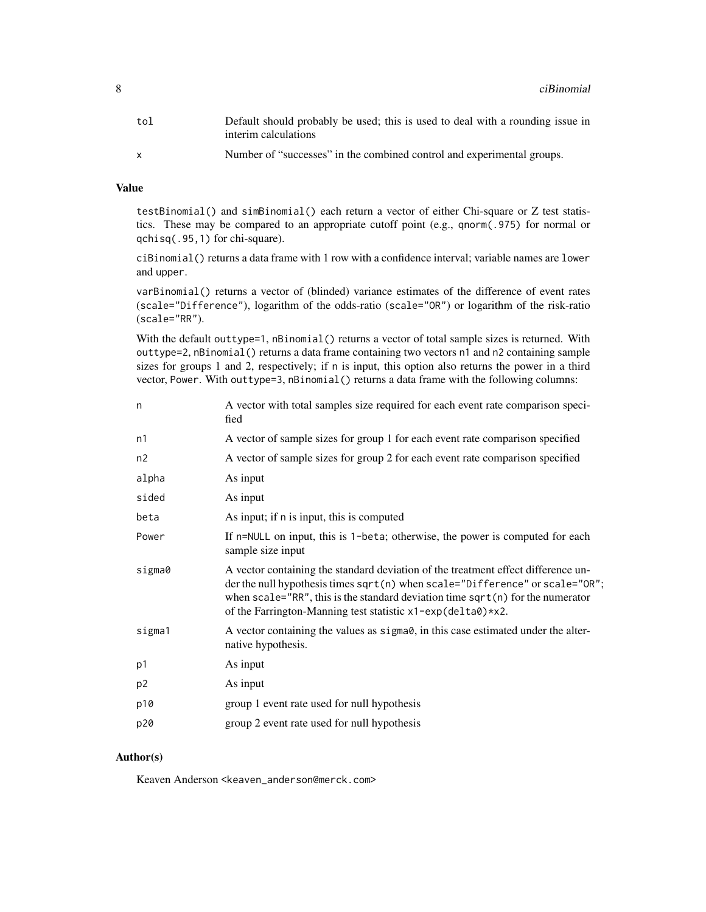| | |
|---|---|
| tol | Default should probably be used; this is used to deal with a rounding issue in interim calculations |
| x | Number of "successes" in the combined control and experimental groups. |

## Value

testBinomial() and simBinomial() each return a vector of either Chi-square or Z test statistics. These may be compared to an appropriate cutoff point (e.g., qnorm(.975) for normal or qchisq(.95,1) for chi-square).

ciBinomial() returns a data frame with 1 row with a confidence interval; variable names are lower and upper.

varBinomial() returns a vector of (blinded) variance estimates of the difference of event rates (scale="Difference"), logarithm of the odds-ratio (scale="OR") or logarithm of the risk-ratio (scale="RR").

With the default outtype=1, nBinomial() returns a vector of total sample sizes is returned. With outtype=2, nBinomial() returns a data frame containing two vectors n1 and n2 containing sample sizes for groups 1 and 2, respectively; if n is input, this option also returns the power in a third vector, Power. With outtype=3, nBinomial() returns a data frame with the following columns:

| | |
|---|---|
| n | A vector with total samples size required for each event rate comparison specified |
| n1 | A vector of sample sizes for group 1 for each event rate comparison specified |
| n2 | A vector of sample sizes for group 2 for each event rate comparison specified |
| alpha | As input |
| sided | As input |
| beta | As input; if n is input, this is computed |
| Power | If n=NULL on input, this is 1-beta; otherwise, the power is computed for each sample size input |
| sigma0 | A vector containing the standard deviation of the treatment effect difference under the null hypothesis times sqrt(n) when scale="Difference" or scale="OR"; when scale="RR", this is the standard deviation time sqrt(n) for the numerator of the Farrington-Manning test statistic x1-exp(delta0)*x2. |
| sigma1 | A vector containing the values as sigma0, in this case estimated under the alternative hypothesis. |
| p1 | As input |
| p2 | As input |
| p10 | group 1 event rate used for null hypothesis |
| p20 | group 2 event rate used for null hypothesis |

## Author(s)

Keaven Anderson <keaven_anderson@merck.com>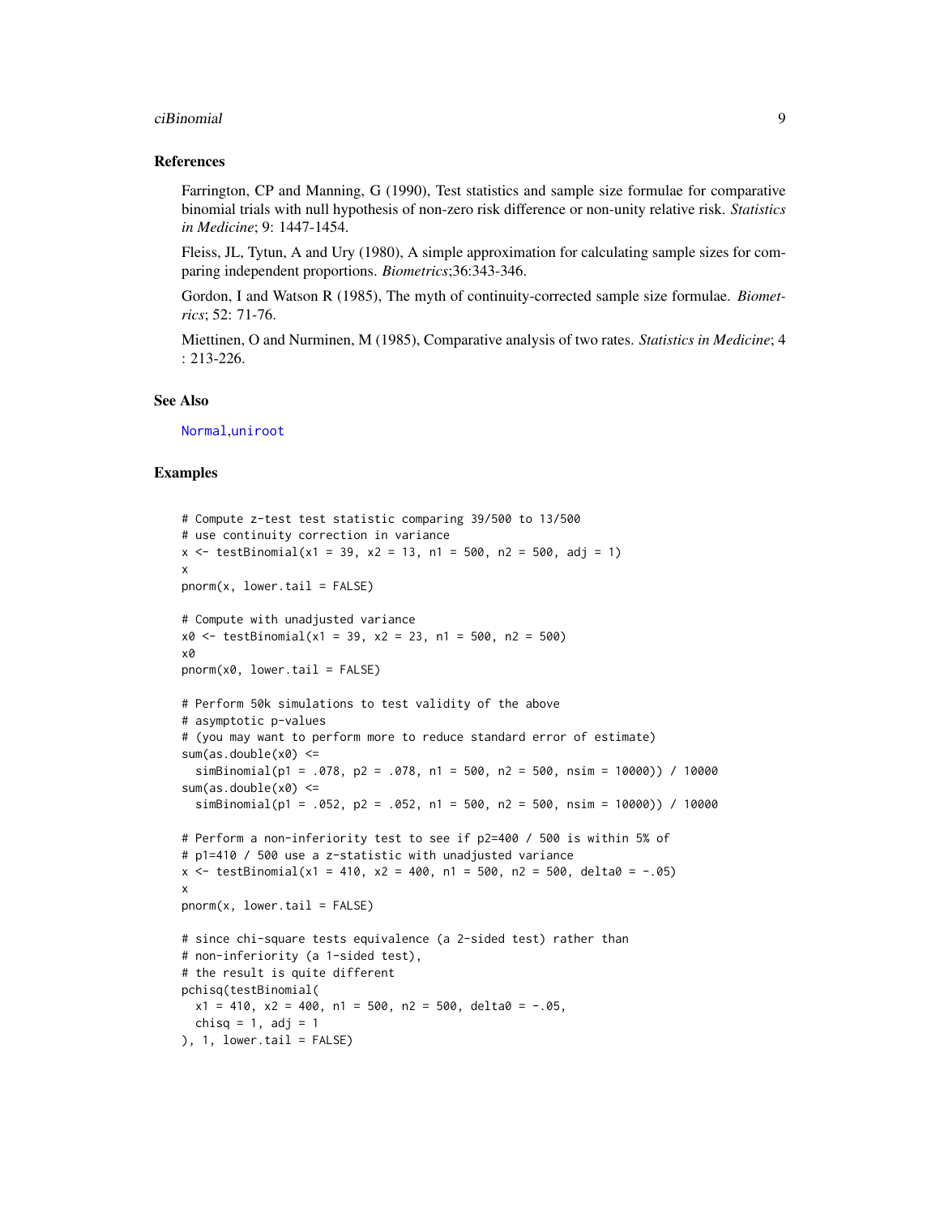### References

Farrington, CP and Manning, G (1990), Test statistics and sample size formulae for comparative binomial trials with null hypothesis of non-zero risk difference or non-unity relative risk. *Statistics in Medicine*; 9: 1447-1454.

Fleiss, JL, Tytun, A and Ury (1980), A simple approximation for calculating sample sizes for comparing independent proportions. *Biometrics*;36:343-346.

Gordon, I and Watson R (1985), The myth of continuity-corrected sample size formulae. *Biometrics*; 52: 71-76.

Miettinen, O and Nurminen, M (1985), Comparative analysis of two rates. *Statistics in Medicine*; 4 : 213-226.

### See Also

Normal,uniroot

### Examples

```
# Compute z-test test statistic comparing 39/500 to 13/500
# use continuity correction in variance
x <- testBinomial(x1 = 39, x2 = 13, n1 = 500, n2 = 500, adj = 1)
x
pnorm(x, lower.tail = FALSE)

# Compute with unadjusted variance
x0 <- testBinomial(x1 = 39, x2 = 23, n1 = 500, n2 = 500)
x0
pnorm(x0, lower.tail = FALSE)

# Perform 50k simulations to test validity of the above
# asymptotic p-values
# (you may want to perform more to reduce standard error of estimate)
sum(as.double(x0) <=
  simBinomial(p1 = .078, p2 = .078, n1 = 500, n2 = 500, nsim = 10000)) / 10000
sum(as.double(x0) <=
  simBinomial(p1 = .052, p2 = .052, n1 = 500, n2 = 500, nsim = 10000)) / 10000

# Perform a non-inferiority test to see if p2=400 / 500 is within 5% of
# p1=410 / 500 use a z-statistic with unadjusted variance
x <- testBinomial(x1 = 410, x2 = 400, n1 = 500, n2 = 500, delta0 = -.05)
x
pnorm(x, lower.tail = FALSE)

# since chi-square tests equivalence (a 2-sided test) rather than
# non-inferiority (a 1-sided test),
# the result is quite different
pchisq(testBinomial(
  x1 = 410, x2 = 400, n1 = 500, n2 = 500, delta0 = -.05,
  chisq = 1, adj = 1
), 1, lower.tail = FALSE)
```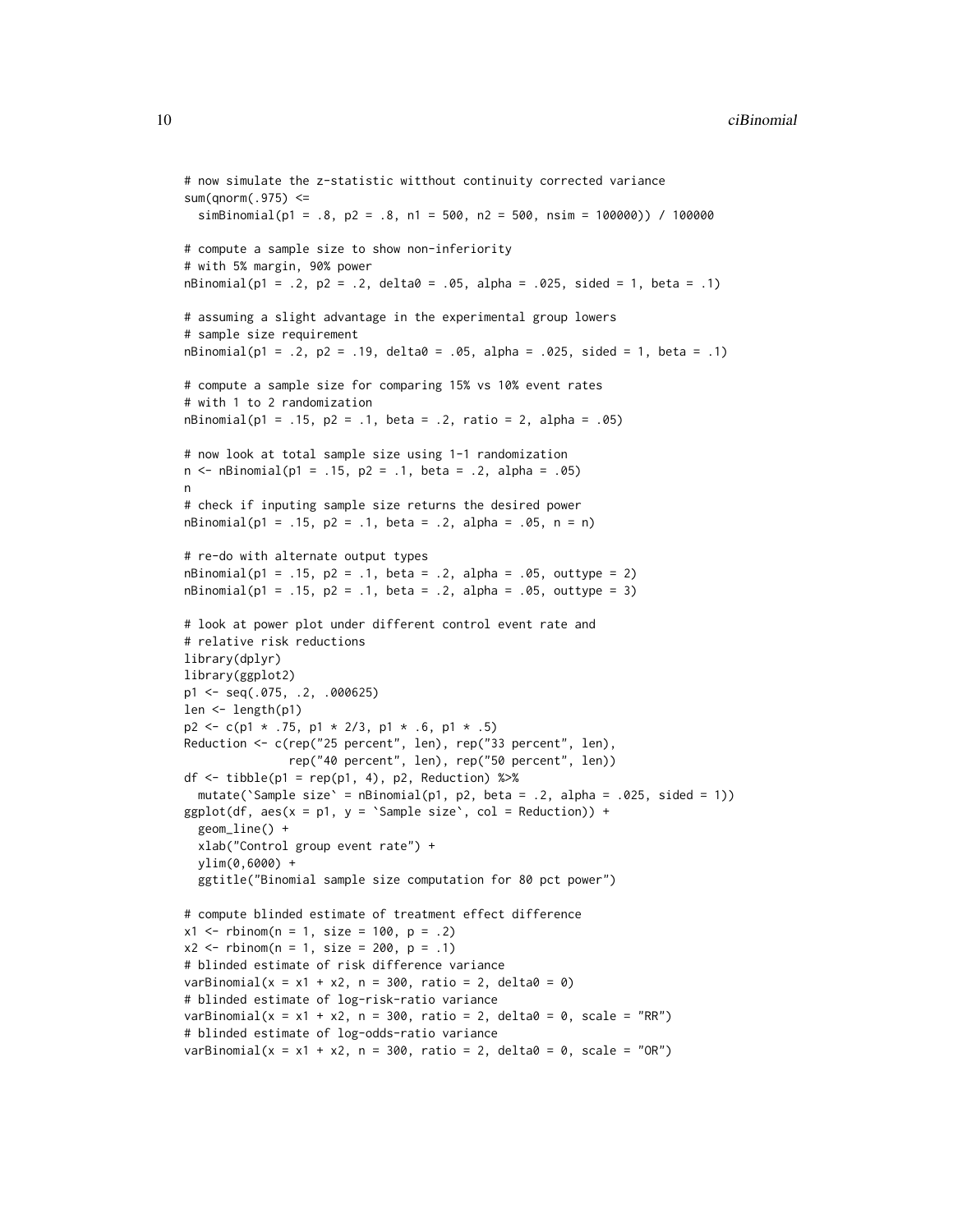```
# now simulate the z-statistic witthout continuity corrected variance
sum(qnorm(.975) <=
  simBinomial(p1 = .8, p2 = .8, n1 = 500, n2 = 500, nsim = 100000)) / 100000

# compute a sample size to show non-inferiority
# with 5% margin, 90% power
nBinomial(p1 = .2, p2 = .2, delta0 = .05, alpha = .025, sided = 1, beta = .1)

# assuming a slight advantage in the experimental group lowers
# sample size requirement
nBinomial(p1 = .2, p2 = .19, delta0 = .05, alpha = .025, sided = 1, beta = .1)

# compute a sample size for comparing 15% vs 10% event rates
# with 1 to 2 randomization
nBinomial(p1 = .15, p2 = .1, beta = .2, ratio = 2, alpha = .05)

# now look at total sample size using 1-1 randomization
n <- nBinomial(p1 = .15, p2 = .1, beta = .2, alpha = .05)
n
# check if inputing sample size returns the desired power
nBinomial(p1 = .15, p2 = .1, beta = .2, alpha = .05, n = n)

# re-do with alternate output types
nBinomial(p1 = .15, p2 = .1, beta = .2, alpha = .05, outtype = 2)
nBinomial(p1 = .15, p2 = .1, beta = .2, alpha = .05, outtype = 3)

# look at power plot under different control event rate and
# relative risk reductions
library(dplyr)
library(ggplot2)
p1 <- seq(.075, .2, .000625)
len <- length(p1)
p2 <- c(p1 * .75, p1 * 2/3, p1 * .6, p1 * .5)
Reduction <- c(rep("25 percent", len), rep("33 percent", len),
               rep("40 percent", len), rep("50 percent", len))
df <- tibble(p1 = rep(p1, 4), p2, Reduction) %>%
  mutate(`Sample size` = nBinomial(p1, p2, beta = .2, alpha = .025, sided = 1))
ggplot(df, aes(x = p1, y = `Sample size`, col = Reduction)) +
  geom_line() +
  xlab("Control group event rate") +
  ylim(0,6000) +
  ggtitle("Binomial sample size computation for 80 pct power")

# compute blinded estimate of treatment effect difference
x1 <- rbinom(n = 1, size = 100, p = .2)
x2 <- rbinom(n = 1, size = 200, p = .1)
# blinded estimate of risk difference variance
varBinomial(x = x1 + x2, n = 300, ratio = 2, delta0 = 0)
# blinded estimate of log-risk-ratio variance
varBinomial(x = x1 + x2, n = 300, ratio = 2, delta0 = 0, scale = "RR")
# blinded estimate of log-odds-ratio variance
varBinomial(x = x1 + x2, n = 300, ratio = 2, delta0 = 0, scale = "OR")
```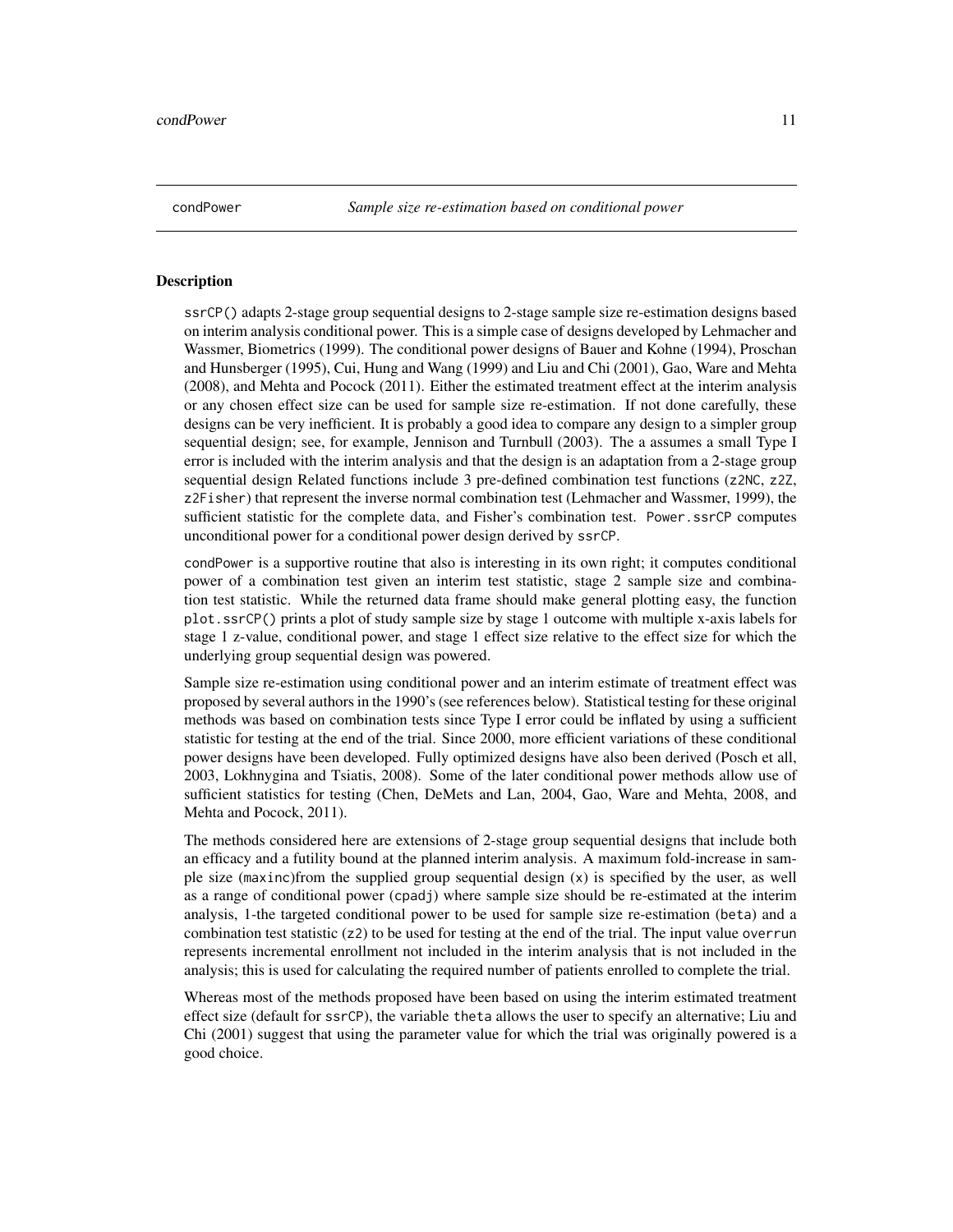condPower *Sample size re-estimation based on conditional power*

## Description

`ssrCP()` adapts 2-stage group sequential designs to 2-stage sample size re-estimation designs based on interim analysis conditional power. This is a simple case of designs developed by Lehmacher and Wassmer, Biometrics (1999). The conditional power designs of Bauer and Kohne (1994), Proschan and Hunsberger (1995), Cui, Hung and Wang (1999) and Liu and Chi (2001), Gao, Ware and Mehta (2008), and Mehta and Pocock (2011). Either the estimated treatment effect at the interim analysis or any chosen effect size can be used for sample size re-estimation. If not done carefully, these designs can be very inefficient. It is probably a good idea to compare any design to a simpler group sequential design; see, for example, Jennison and Turnbull (2003). The a assumes a small Type I error is included with the interim analysis and that the design is an adaptation from a 2-stage group sequential design Related functions include 3 pre-defined combination test functions (`z2NC`, `z2Z`, `z2Fisher`) that represent the inverse normal combination test (Lehmacher and Wassmer, 1999), the sufficient statistic for the complete data, and Fisher's combination test. `Power.ssrCP` computes unconditional power for a conditional power design derived by `ssrCP`.

`condPower` is a supportive routine that also is interesting in its own right; it computes conditional power of a combination test given an interim test statistic, stage 2 sample size and combination test statistic. While the returned data frame should make general plotting easy, the function `plot.ssrCP()` prints a plot of study sample size by stage 1 outcome with multiple x-axis labels for stage 1 z-value, conditional power, and stage 1 effect size relative to the effect size for which the underlying group sequential design was powered.

Sample size re-estimation using conditional power and an interim estimate of treatment effect was proposed by several authors in the 1990's (see references below). Statistical testing for these original methods was based on combination tests since Type I error could be inflated by using a sufficient statistic for testing at the end of the trial. Since 2000, more efficient variations of these conditional power designs have been developed. Fully optimized designs have also been derived (Posch et all, 2003, Lokhnygina and Tsiatis, 2008). Some of the later conditional power methods allow use of sufficient statistics for testing (Chen, DeMets and Lan, 2004, Gao, Ware and Mehta, 2008, and Mehta and Pocock, 2011).

The methods considered here are extensions of 2-stage group sequential designs that include both an efficacy and a futility bound at the planned interim analysis. A maximum fold-increase in sample size (`maxinc`)from the supplied group sequential design (`x`) is specified by the user, as well as a range of conditional power (`cpadj`) where sample size should be re-estimated at the interim analysis, 1-the targeted conditional power to be used for sample size re-estimation (`beta`) and a combination test statistic (`z2`) to be used for testing at the end of the trial. The input value `overrun` represents incremental enrollment not included in the interim analysis that is not included in the analysis; this is used for calculating the required number of patients enrolled to complete the trial.

Whereas most of the methods proposed have been based on using the interim estimated treatment effect size (default for `ssrCP`), the variable `theta` allows the user to specify an alternative; Liu and Chi (2001) suggest that using the parameter value for which the trial was originally powered is a good choice.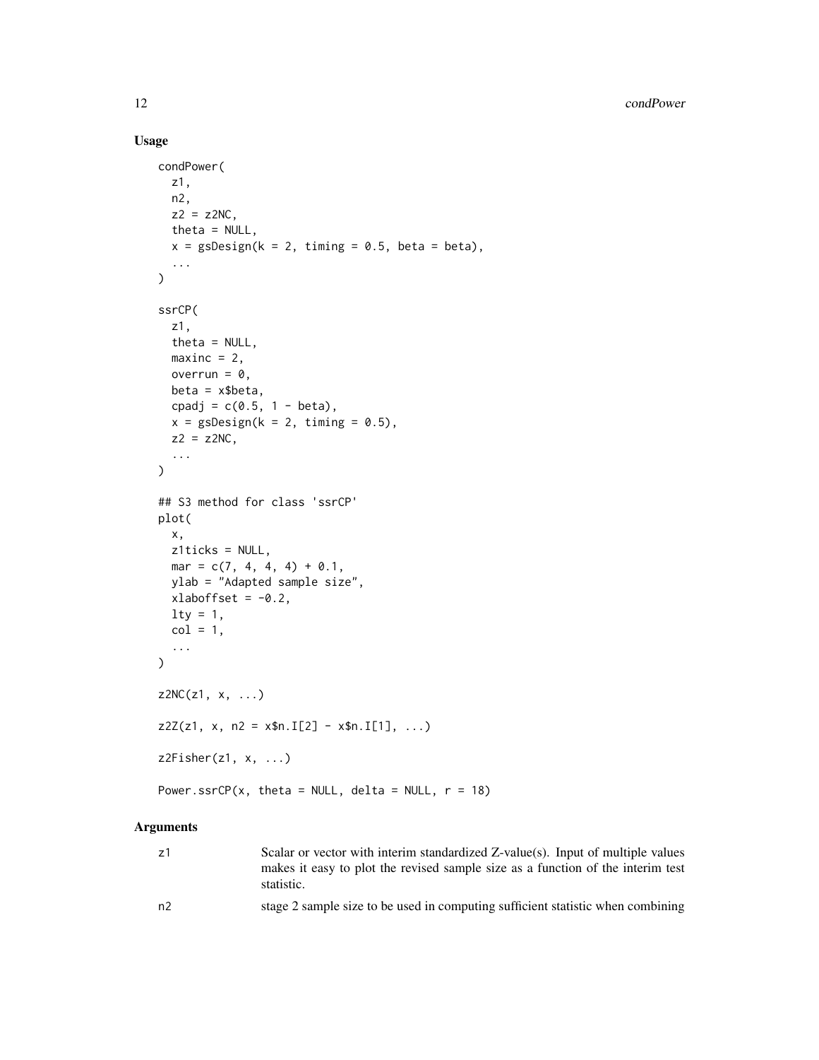## Usage

```
condPower(
  z1,
  n2,
  z2 = z2NC,
  theta = NULL,
  x = gsDesign(k = 2, timing = 0.5, beta = beta),
  ...
)

ssrCP(
  z1,
  theta = NULL,
  maxinc = 2,
  overrun = 0,
  beta = x$beta,
  cpadj = c(0.5, 1 - beta),
  x = gsDesign(k = 2, timing = 0.5),
  z2 = z2NC,
  ...
)

## S3 method for class 'ssrCP'
plot(
  x,
  z1ticks = NULL,
  mar = c(7, 4, 4, 4) + 0.1,
  ylab = "Adapted sample size",
  xlaboffset = -0.2,
  lty = 1,
  col = 1,
  ...
)

z2NC(z1, x, ...)

z2Z(z1, x, n2 = x$n.I[2] - x$n.I[1], ...)

z2Fisher(z1, x, ...)

Power.ssrCP(x, theta = NULL, delta = NULL, r = 18)
```

## Arguments

| | |
|---|---|
| z1 | Scalar or vector with interim standardized Z-value(s). Input of multiple values makes it easy to plot the revised sample size as a function of the interim test statistic. |
| n2 | stage 2 sample size to be used in computing sufficient statistic when combining |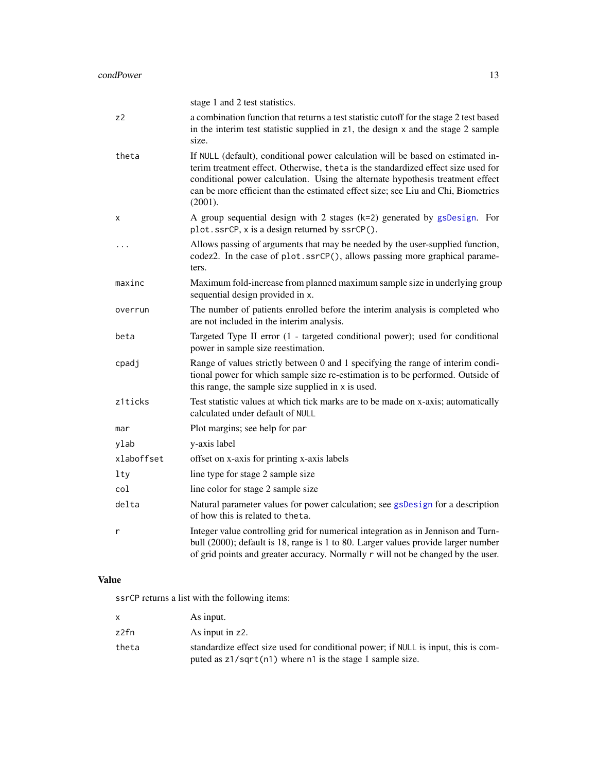| | |
|---|---|
| | stage 1 and 2 test statistics. |
| `z2` | a combination function that returns a test statistic cutoff for the stage 2 test based in the interim test statistic supplied in `z1`, the design `x` and the stage 2 sample size. |
| `theta` | If `NULL` (default), conditional power calculation will be based on estimated interim treatment effect. Otherwise, `theta` is the standardized effect size used for conditional power calculation. Using the alternate hypothesis treatment effect can be more efficient than the estimated effect size; see Liu and Chi, Biometrics (2001). |
| `x` | A group sequential design with 2 stages (k=2) generated by `gsDesign`. For `plot.ssrCP`, `x` is a design returned by `ssrCP()`. |
| `...` | Allows passing of arguments that may be needed by the user-supplied function, codez2. In the case of `plot.ssrCP()`, allows passing more graphical parameters. |
| `maxinc` | Maximum fold-increase from planned maximum sample size in underlying group sequential design provided in `x`. |
| `overrun` | The number of patients enrolled before the interim analysis is completed who are not included in the interim analysis. |
| `beta` | Targeted Type II error (1 - targeted conditional power); used for conditional power in sample size reestimation. |
| `cpadj` | Range of values strictly between 0 and 1 specifying the range of interim conditional power for which sample size re-estimation is to be performed. Outside of this range, the sample size supplied in `x` is used. |
| `z1ticks` | Test statistic values at which tick marks are to be made on x-axis; automatically calculated under default of `NULL` |
| `mar` | Plot margins; see help for `par` |
| `ylab` | y-axis label |
| `xlaboffset` | offset on x-axis for printing x-axis labels |
| `lty` | line type for stage 2 sample size |
| `col` | line color for stage 2 sample size |
| `delta` | Natural parameter values for power calculation; see `gsDesign` for a description of how this is related to `theta`. |
| `r` | Integer value controlling grid for numerical integration as in Jennison and Turnbull (2000); default is 18, range is 1 to 80. Larger values provide larger number of grid points and greater accuracy. Normally `r` will not be changed by the user. |

## Value

`ssrCP` returns a list with the following items:

| | |
|---|---|
| `x` | As input. |
| `z2fn` | As input in `z2`. |
| `theta` | standardize effect size used for conditional power; if `NULL` is input, this is computed as `z1/sqrt(n1)` where `n1` is the stage 1 sample size. |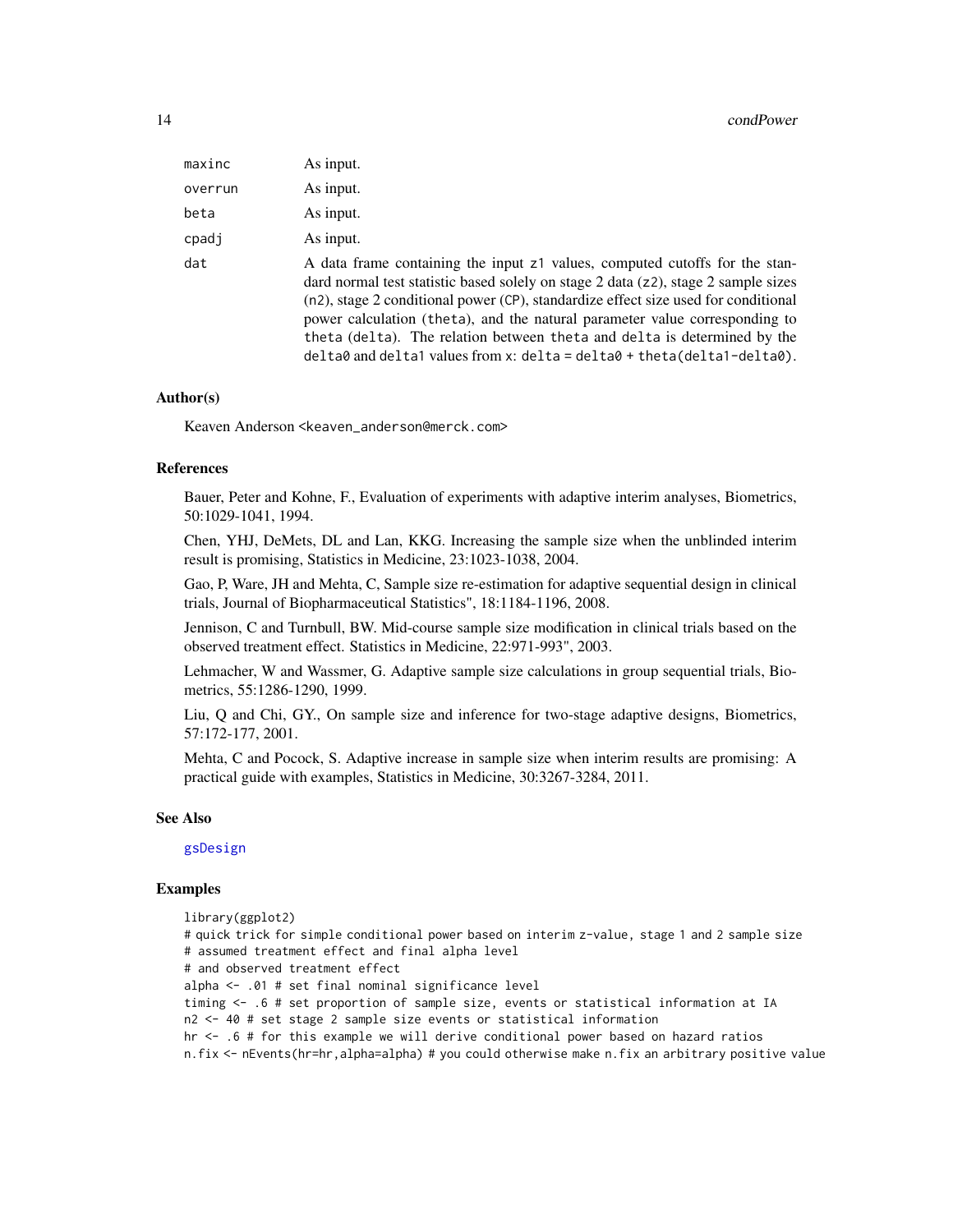| | |
|---|---|
| `maxinc` | As input. |
| `overrun` | As input. |
| `beta` | As input. |
| `cpadj` | As input. |
| `dat` | A data frame containing the input `z1` values, computed cutoffs for the standard normal test statistic based solely on stage 2 data (`z2`), stage 2 sample sizes (`n2`), stage 2 conditional power (`CP`), standardize effect size used for conditional power calculation (`theta`), and the natural parameter value corresponding to `theta` (`delta`). The relation between `theta` and `delta` is determined by the `delta0` and `delta1` values from `x`: `delta = delta0 + theta(delta1-delta0)`. |

### Author(s)

Keaven Anderson <keaven_anderson@merck.com>

### References

Bauer, Peter and Kohne, F., Evaluation of experiments with adaptive interim analyses, Biometrics, 50:1029-1041, 1994.

Chen, YHJ, DeMets, DL and Lan, KKG. Increasing the sample size when the unblinded interim result is promising, Statistics in Medicine, 23:1023-1038, 2004.

Gao, P, Ware, JH and Mehta, C, Sample size re-estimation for adaptive sequential design in clinical trials, Journal of Biopharmaceutical Statistics", 18:1184-1196, 2008.

Jennison, C and Turnbull, BW. Mid-course sample size modification in clinical trials based on the observed treatment effect. Statistics in Medicine, 22:971-993", 2003.

Lehmacher, W and Wassmer, G. Adaptive sample size calculations in group sequential trials, Biometrics, 55:1286-1290, 1999.

Liu, Q and Chi, GY., On sample size and inference for two-stage adaptive designs, Biometrics, 57:172-177, 2001.

Mehta, C and Pocock, S. Adaptive increase in sample size when interim results are promising: A practical guide with examples, Statistics in Medicine, 30:3267-3284, 2011.

### See Also

gsDesign

### Examples

```
library(ggplot2)
# quick trick for simple conditional power based on interim z-value, stage 1 and 2 sample size
# assumed treatment effect and final alpha level
# and observed treatment effect
alpha <- .01 # set final nominal significance level
timing <- .6 # set proportion of sample size, events or statistical information at IA
n2 <- 40 # set stage 2 sample size events or statistical information
hr <- .6 # for this example we will derive conditional power based on hazard ratios
n.fix <- nEvents(hr=hr,alpha=alpha) # you could otherwise make n.fix an arbitrary positive value
```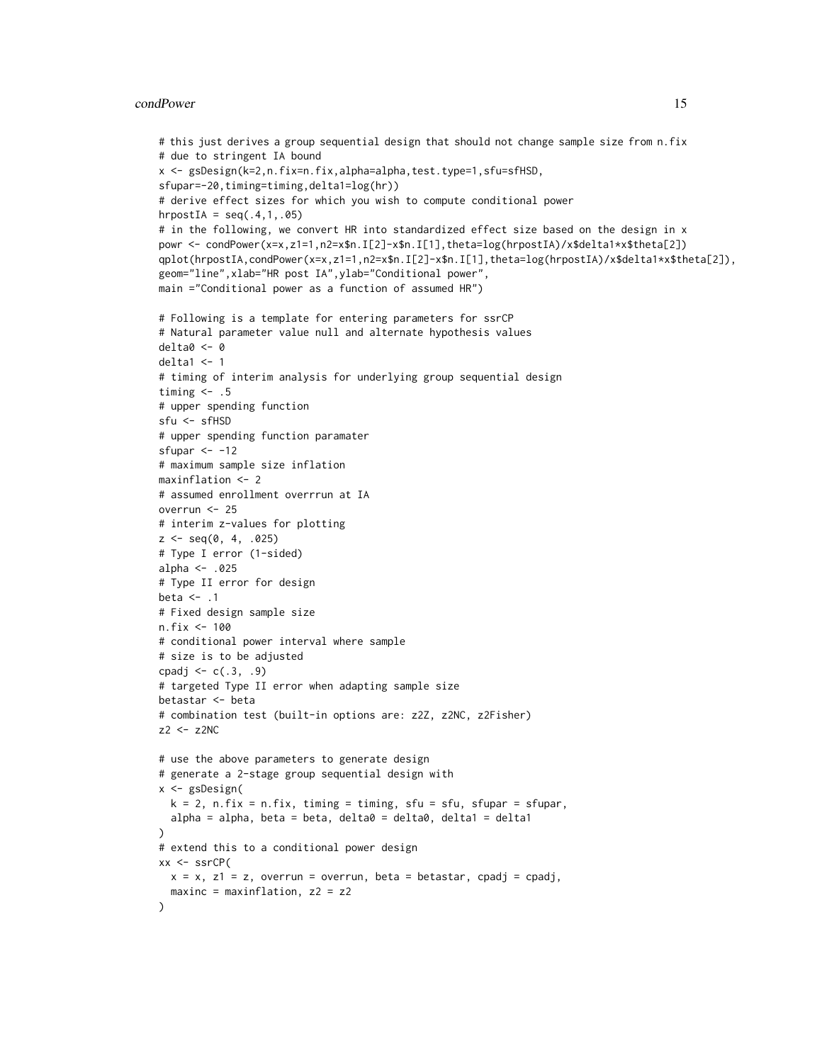```
# this just derives a group sequential design that should not change sample size from n.fix
# due to stringent IA bound
x <- gsDesign(k=2,n.fix=n.fix,alpha=alpha,test.type=1,sfu=sfHSD,
sfupar=-20,timing=timing,delta1=log(hr))
# derive effect sizes for which you wish to compute conditional power
hrpostIA = seq(.4,1,.05)
# in the following, we convert HR into standardized effect size based on the design in x
powr <- condPower(x=x,z1=1,n2=x$n.I[2]-x$n.I[1],theta=log(hrpostIA)/x$delta1*x$theta[2])
qplot(hrpostIA,condPower(x=x,z1=1,n2=x$n.I[2]-x$n.I[1],theta=log(hrpostIA)/x$delta1*x$theta[2]),
geom="line",xlab="HR post IA",ylab="Conditional power",
main ="Conditional power as a function of assumed HR")

# Following is a template for entering parameters for ssrCP
# Natural parameter value null and alternate hypothesis values
delta0 <- 0
delta1 <- 1
# timing of interim analysis for underlying group sequential design
timing <- .5
# upper spending function
sfu <- sfHSD
# upper spending function paramater
sfupar <- -12
# maximum sample size inflation
maxinflation <- 2
# assumed enrollment overrrun at IA
overrun <- 25
# interim z-values for plotting
z <- seq(0, 4, .025)
# Type I error (1-sided)
alpha <- .025
# Type II error for design
beta <- .1
# Fixed design sample size
n.fix <- 100
# conditional power interval where sample
# size is to be adjusted
cpadj <- c(.3, .9)
# targeted Type II error when adapting sample size
betastar <- beta
# combination test (built-in options are: z2Z, z2NC, z2Fisher)
z2 <- z2NC

# use the above parameters to generate design
# generate a 2-stage group sequential design with
x <- gsDesign(
  k = 2, n.fix = n.fix, timing = timing, sfu = sfu, sfupar = sfupar,
  alpha = alpha, beta = beta, delta0 = delta0, delta1 = delta1
)
# extend this to a conditional power design
xx <- ssrCP(
  x = x, z1 = z, overrun = overrun, beta = betastar, cpadj = cpadj,
  maxinc = maxinflation, z2 = z2
)
```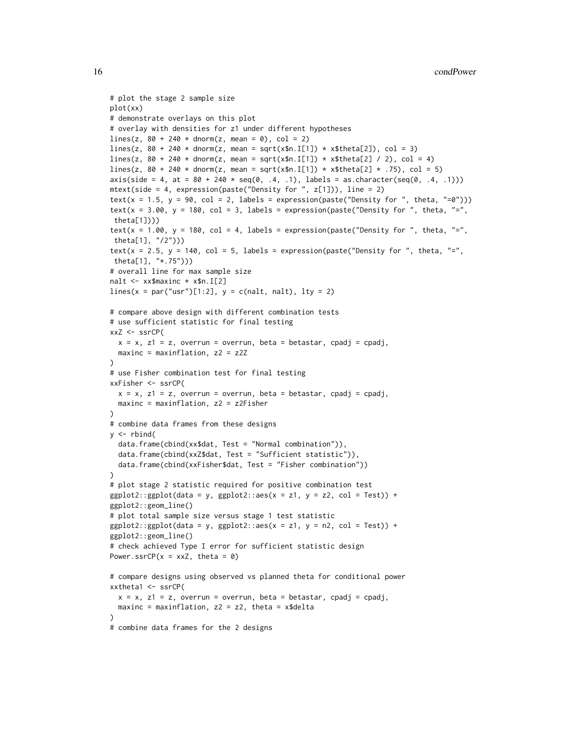```
# plot the stage 2 sample size
plot(xx)
# demonstrate overlays on this plot
# overlay with densities for z1 under different hypotheses
lines(z, 80 + 240 * dnorm(z, mean = 0), col = 2)
lines(z, 80 + 240 * dnorm(z, mean = sqrt(x$n.I[1]) * x$theta[2]), col = 3)
lines(z, 80 + 240 * dnorm(z, mean = sqrt(x$n.I[1]) * x$theta[2] / 2), col = 4)
lines(z, 80 + 240 * dnorm(z, mean = sqrt(x$n.I[1]) * x$theta[2] * .75), col = 5)
axis(side = 4, at = 80 + 240 * seq(0, .4, .1), labels = as.character(seq(0, .4, .1)))
mtext(side = 4, expression(paste("Density for ", z[1])), line = 2)
text(x = 1.5, y = 90, col = 2, labels = expression(paste("Density for ", theta, "=0")))
text(x = 3.00, y = 180, col = 3, labels = expression(paste("Density for ", theta, "=",
 theta[1])))
text(x = 1.00, y = 180, col = 4, labels = expression(paste("Density for ", theta, "=",
 theta[1], "/2")))
text(x = 2.5, y = 140, col = 5, labels = expression(paste("Density for ", theta, "=",
 theta[1], "*.75")))
# overall line for max sample size
nalt <- xx$maxinc * x$n.I[2]
lines(x = par("usr")[1:2], y = c(nalt, nalt), lty = 2)

# compare above design with different combination tests
# use sufficient statistic for final testing
xxZ <- ssrCP(
  x = x, z1 = z, overrun = overrun, beta = betastar, cpadj = cpadj,
  maxinc = maxinflation, z2 = z2Z
)
# use Fisher combination test for final testing
xxFisher <- ssrCP(
  x = x, z1 = z, overrun = overrun, beta = betastar, cpadj = cpadj,
  maxinc = maxinflation, z2 = z2Fisher
)
# combine data frames from these designs
y <- rbind(
  data.frame(cbind(xx$dat, Test = "Normal combination")),
  data.frame(cbind(xxZ$dat, Test = "Sufficient statistic")),
  data.frame(cbind(xxFisher$dat, Test = "Fisher combination"))
)
# plot stage 2 statistic required for positive combination test
ggplot2::ggplot(data = y, ggplot2::aes(x = z1, y = z2, col = Test)) +
ggplot2::geom_line()
# plot total sample size versus stage 1 test statistic
ggplot2::ggplot(data = y, ggplot2::aes(x = z1, y = n2, col = Test)) +
ggplot2::geom_line()
# check achieved Type I error for sufficient statistic design
Power.ssrCP(x = xxZ, theta = 0)

# compare designs using observed vs planned theta for conditional power
xxtheta1 <- ssrCP(
  x = x, z1 = z, overrun = overrun, beta = betastar, cpadj = cpadj,
  maxinc = maxinflation, z2 = z2, theta = x$delta
)
# combine data frames for the 2 designs
```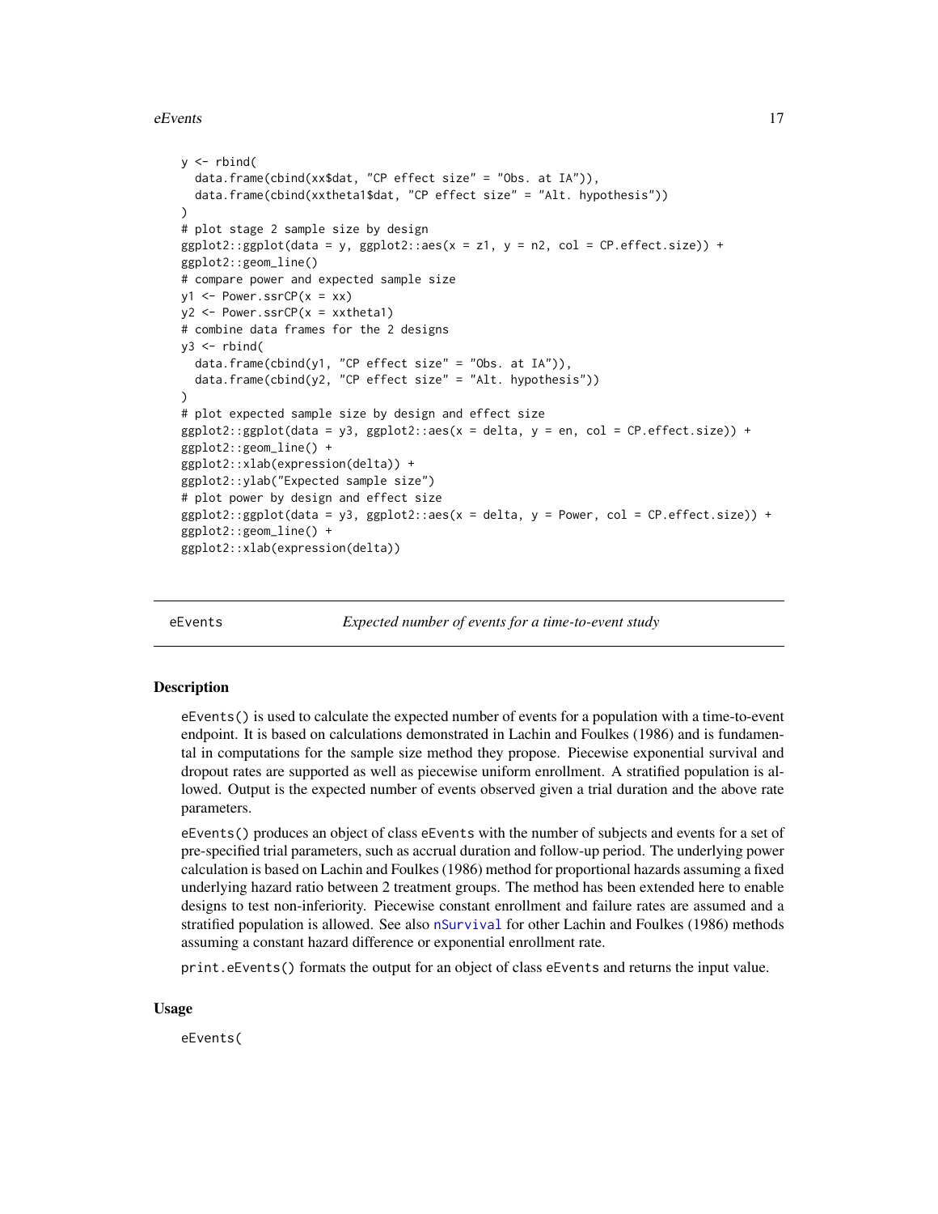```
y <- rbind(
  data.frame(cbind(xx$dat, "CP effect size" = "Obs. at IA")),
  data.frame(cbind(xxtheta1$dat, "CP effect size" = "Alt. hypothesis"))
)
# plot stage 2 sample size by design
ggplot2::ggplot(data = y, ggplot2::aes(x = z1, y = n2, col = CP.effect.size)) +
ggplot2::geom_line()
# compare power and expected sample size
y1 <- Power.ssrCP(x = xx)
y2 <- Power.ssrCP(x = xxtheta1)
# combine data frames for the 2 designs
y3 <- rbind(
  data.frame(cbind(y1, "CP effect size" = "Obs. at IA")),
  data.frame(cbind(y2, "CP effect size" = "Alt. hypothesis"))
)
# plot expected sample size by design and effect size
ggplot2::ggplot(data = y3, ggplot2::aes(x = delta, y = en, col = CP.effect.size)) +
ggplot2::geom_line() +
ggplot2::xlab(expression(delta)) +
ggplot2::ylab("Expected sample size")
# plot power by design and effect size
ggplot2::ggplot(data = y3, ggplot2::aes(x = delta, y = Power, col = CP.effect.size)) +
ggplot2::geom_line() +
ggplot2::xlab(expression(delta))
```

---

## eEvents *Expected number of events for a time-to-event study*

### Description

eEvents() is used to calculate the expected number of events for a population with a time-to-event endpoint. It is based on calculations demonstrated in Lachin and Foulkes (1986) and is fundamental in computations for the sample size method they propose. Piecewise exponential survival and dropout rates are supported as well as piecewise uniform enrollment. A stratified population is allowed. Output is the expected number of events observed given a trial duration and the above rate parameters.

eEvents() produces an object of class eEvents with the number of subjects and events for a set of pre-specified trial parameters, such as accrual duration and follow-up period. The underlying power calculation is based on Lachin and Foulkes (1986) method for proportional hazards assuming a fixed underlying hazard ratio between 2 treatment groups. The method has been extended here to enable designs to test non-inferiority. Piecewise constant enrollment and failure rates are assumed and a stratified population is allowed. See also nSurvival for other Lachin and Foulkes (1986) methods assuming a constant hazard difference or exponential enrollment rate.

print.eEvents() formats the output for an object of class eEvents and returns the input value.

### Usage

```
eEvents(
```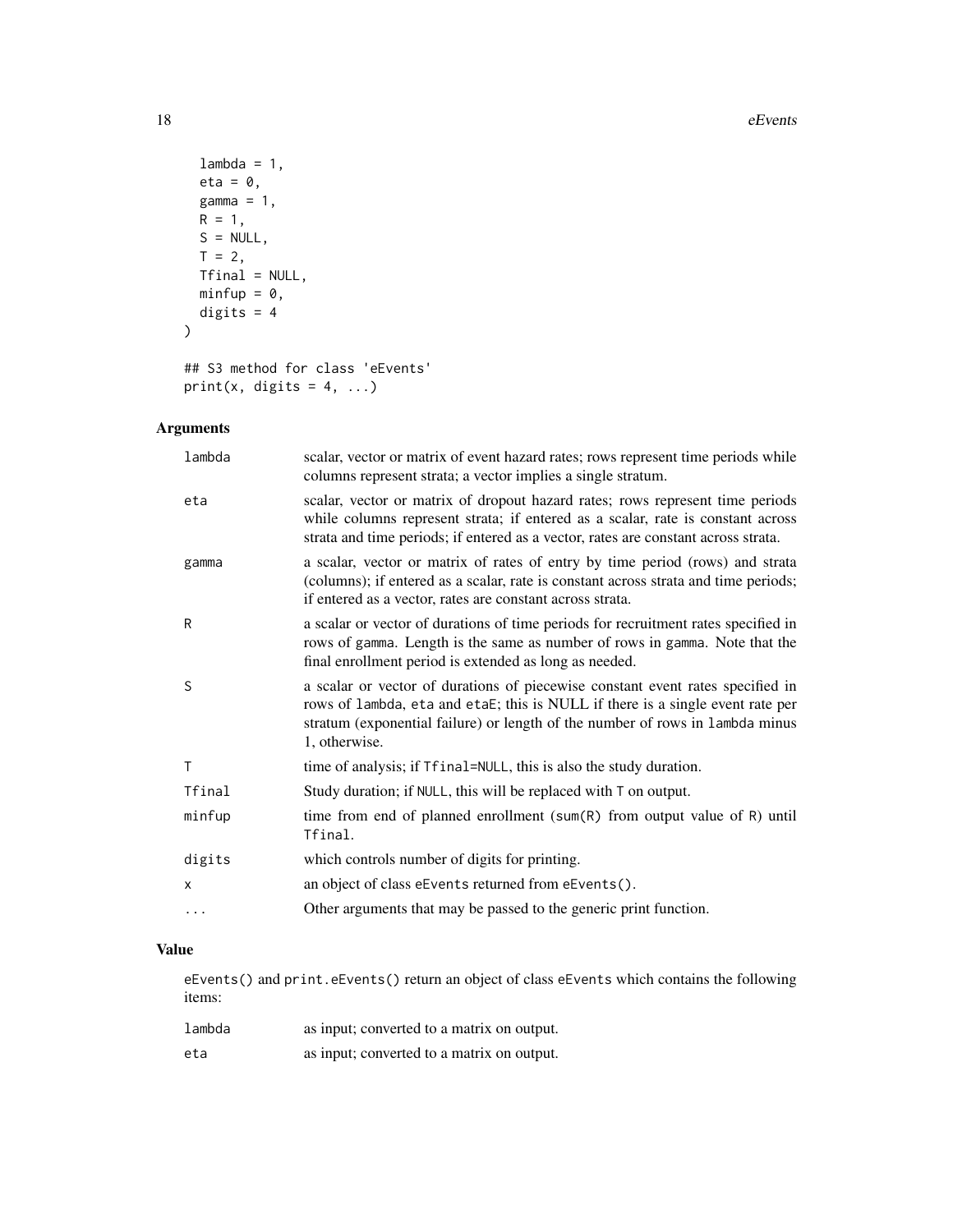```
  lambda = 1,
  eta = 0,
  gamma = 1,
  R = 1,
  S = NULL,
  T = 2,
  Tfinal = NULL,
  minfup = 0,
  digits = 4
)

## S3 method for class 'eEvents'
print(x, digits = 4, ...)
```

## Arguments

| | |
|---|---|
| `lambda` | scalar, vector or matrix of event hazard rates; rows represent time periods while columns represent strata; a vector implies a single stratum. |
| `eta` | scalar, vector or matrix of dropout hazard rates; rows represent time periods while columns represent strata; if entered as a scalar, rate is constant across strata and time periods; if entered as a vector, rates are constant across strata. |
| `gamma` | a scalar, vector or matrix of rates of entry by time period (rows) and strata (columns); if entered as a scalar, rate is constant across strata and time periods; if entered as a vector, rates are constant across strata. |
| `R` | a scalar or vector of durations of time periods for recruitment rates specified in rows of `gamma`. Length is the same as number of rows in `gamma`. Note that the final enrollment period is extended as long as needed. |
| `S` | a scalar or vector of durations of piecewise constant event rates specified in rows of `lambda`, `eta` and `etaE`; this is NULL if there is a single event rate per stratum (exponential failure) or length of the number of rows in `lambda` minus 1, otherwise. |
| `T` | time of analysis; if `Tfinal=NULL`, this is also the study duration. |
| `Tfinal` | Study duration; if `NULL`, this will be replaced with `T` on output. |
| `minfup` | time from end of planned enrollment (`sum(R)` from output value of `R`) until `Tfinal`. |
| `digits` | which controls number of digits for printing. |
| `x` | an object of class `eEvents` returned from `eEvents()`. |
| `...` | Other arguments that may be passed to the generic print function. |

## Value

`eEvents()` and `print.eEvents()` return an object of class `eEvents` which contains the following items:

| | |
|---|---|
| `lambda` | as input; converted to a matrix on output. |
| `eta` | as input; converted to a matrix on output. |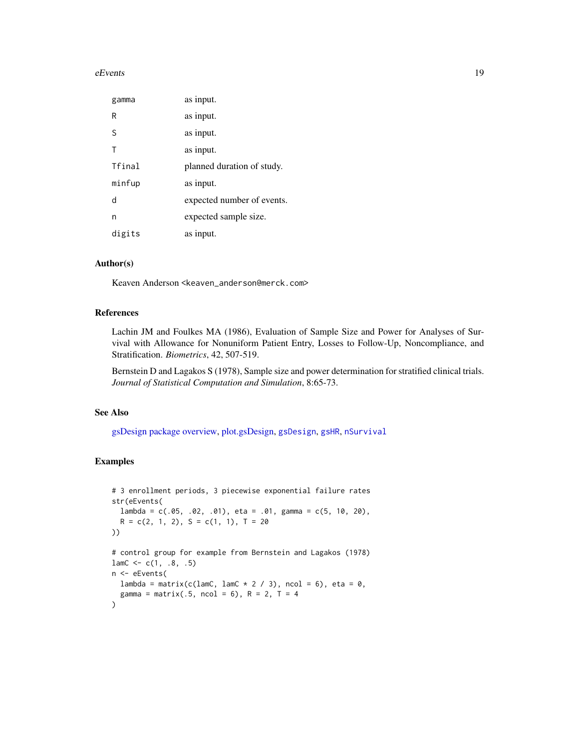| | |
|---|---|
| gamma | as input. |
| R | as input. |
| S | as input. |
| T | as input. |
| Tfinal | planned duration of study. |
| minfup | as input. |
| d | expected number of events. |
| n | expected sample size. |
| digits | as input. |

### Author(s)

Keaven Anderson <keaven_anderson@merck.com>

### References

Lachin JM and Foulkes MA (1986), Evaluation of Sample Size and Power for Analyses of Survival with Allowance for Nonuniform Patient Entry, Losses to Follow-Up, Noncompliance, and Stratification. *Biometrics*, 42, 507-519.

Bernstein D and Lagakos S (1978), Sample size and power determination for stratified clinical trials. *Journal of Statistical Computation and Simulation*, 8:65-73.

### See Also

gsDesign package overview, plot.gsDesign, gsDesign, gsHR, nSurvival

### Examples

```
# 3 enrollment periods, 3 piecewise exponential failure rates
str(eEvents(
  lambda = c(.05, .02, .01), eta = .01, gamma = c(5, 10, 20),
  R = c(2, 1, 2), S = c(1, 1), T = 20
))

# control group for example from Bernstein and Lagakos (1978)
lamC <- c(1, .8, .5)
n <- eEvents(
  lambda = matrix(c(lamC, lamC * 2 / 3), ncol = 6), eta = 0,
  gamma = matrix(.5, ncol = 6), R = 2, T = 4
)
```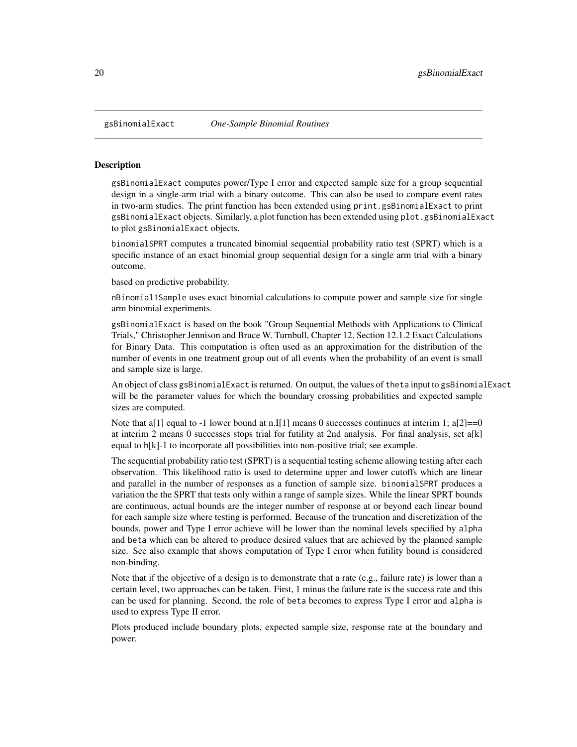gsBinomialExact *One-Sample Binomial Routines*

## Description

gsBinomialExact computes power/Type I error and expected sample size for a group sequential design in a single-arm trial with a binary outcome. This can also be used to compare event rates in two-arm studies. The print function has been extended using print.gsBinomialExact to print gsBinomialExact objects. Similarly, a plot function has been extended using plot.gsBinomialExact to plot gsBinomialExact objects.

binomialSPRT computes a truncated binomial sequential probability ratio test (SPRT) which is a specific instance of an exact binomial group sequential design for a single arm trial with a binary outcome.

based on predictive probability.

nBinomial1Sample uses exact binomial calculations to compute power and sample size for single arm binomial experiments.

gsBinomialExact is based on the book "Group Sequential Methods with Applications to Clinical Trials," Christopher Jennison and Bruce W. Turnbull, Chapter 12, Section 12.1.2 Exact Calculations for Binary Data. This computation is often used as an approximation for the distribution of the number of events in one treatment group out of all events when the probability of an event is small and sample size is large.

An object of class gsBinomialExact is returned. On output, the values of theta input to gsBinomialExact will be the parameter values for which the boundary crossing probabilities and expected sample sizes are computed.

Note that a[1] equal to -1 lower bound at n.I[1] means 0 successes continues at interim 1; a[2]==0 at interim 2 means 0 successes stops trial for futility at 2nd analysis. For final analysis, set a[k] equal to b[k]-1 to incorporate all possibilities into non-positive trial; see example.

The sequential probability ratio test (SPRT) is a sequential testing scheme allowing testing after each observation. This likelihood ratio is used to determine upper and lower cutoffs which are linear and parallel in the number of responses as a function of sample size. binomialSPRT produces a variation the the SPRT that tests only within a range of sample sizes. While the linear SPRT bounds are continuous, actual bounds are the integer number of response at or beyond each linear bound for each sample size where testing is performed. Because of the truncation and discretization of the bounds, power and Type I error achieve will be lower than the nominal levels specified by alpha and beta which can be altered to produce desired values that are achieved by the planned sample size. See also example that shows computation of Type I error when futility bound is considered non-binding.

Note that if the objective of a design is to demonstrate that a rate (e.g., failure rate) is lower than a certain level, two approaches can be taken. First, 1 minus the failure rate is the success rate and this can be used for planning. Second, the role of beta becomes to express Type I error and alpha is used to express Type II error.

Plots produced include boundary plots, expected sample size, response rate at the boundary and power.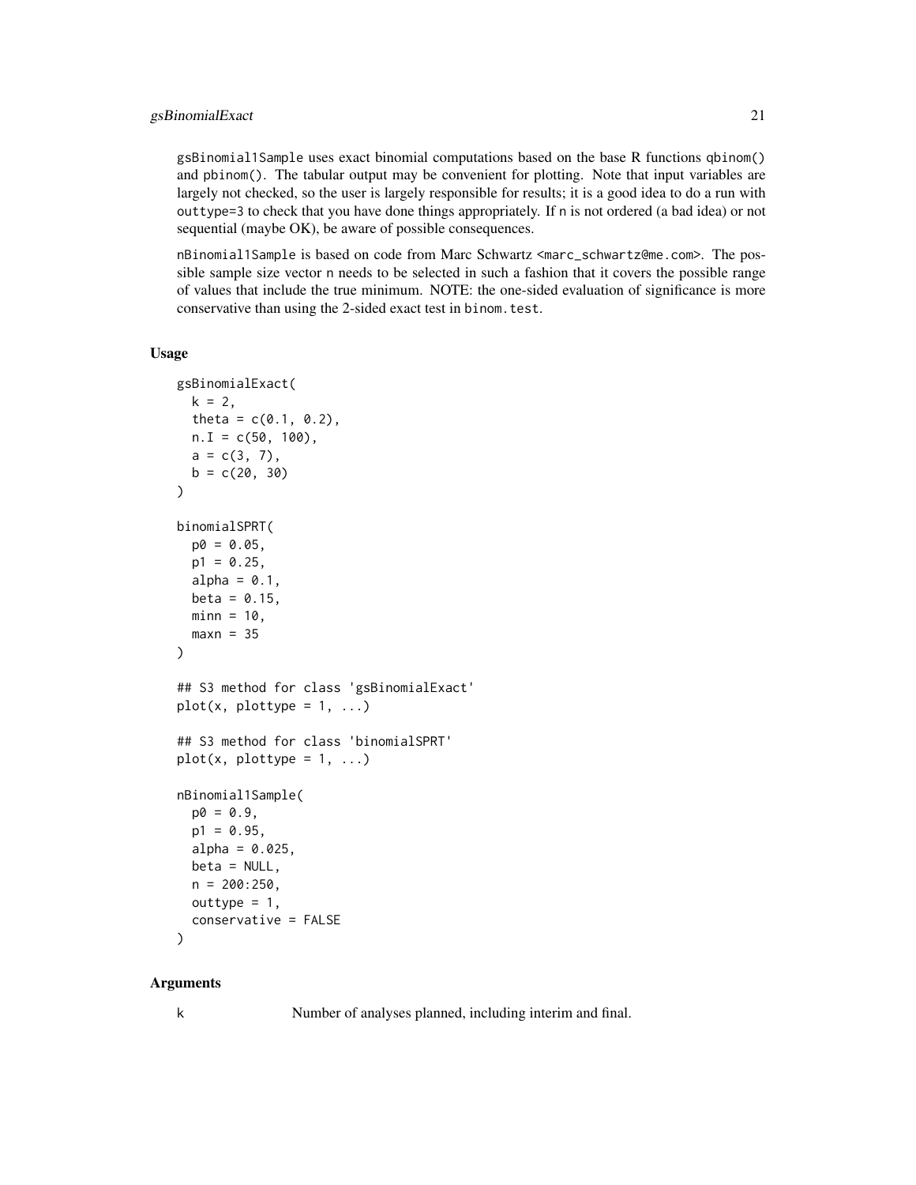gsBinomial1Sample uses exact binomial computations based on the base R functions qbinom() and pbinom(). The tabular output may be convenient for plotting. Note that input variables are largely not checked, so the user is largely responsible for results; it is a good idea to do a run with outtype=3 to check that you have done things appropriately. If n is not ordered (a bad idea) or not sequential (maybe OK), be aware of possible consequences.

nBinomial1Sample is based on code from Marc Schwartz <marc_schwartz@me.com>. The possible sample size vector n needs to be selected in such a fashion that it covers the possible range of values that include the true minimum. NOTE: the one-sided evaluation of significance is more conservative than using the 2-sided exact test in binom.test.

### Usage

```
gsBinomialExact(
  k = 2,
  theta = c(0.1, 0.2),
  n.I = c(50, 100),
  a = c(3, 7),
  b = c(20, 30)
)

binomialSPRT(
  p0 = 0.05,
  p1 = 0.25,
  alpha = 0.1,
  beta = 0.15,
  minn = 10,
  maxn = 35
)

## S3 method for class 'gsBinomialExact'
plot(x, plottype = 1, ...)

## S3 method for class 'binomialSPRT'
plot(x, plottype = 1, ...)

nBinomial1Sample(
  p0 = 0.9,
  p1 = 0.95,
  alpha = 0.025,
  beta = NULL,
  n = 200:250,
  outtype = 1,
  conservative = FALSE
)
```

### Arguments

k    Number of analyses planned, including interim and final.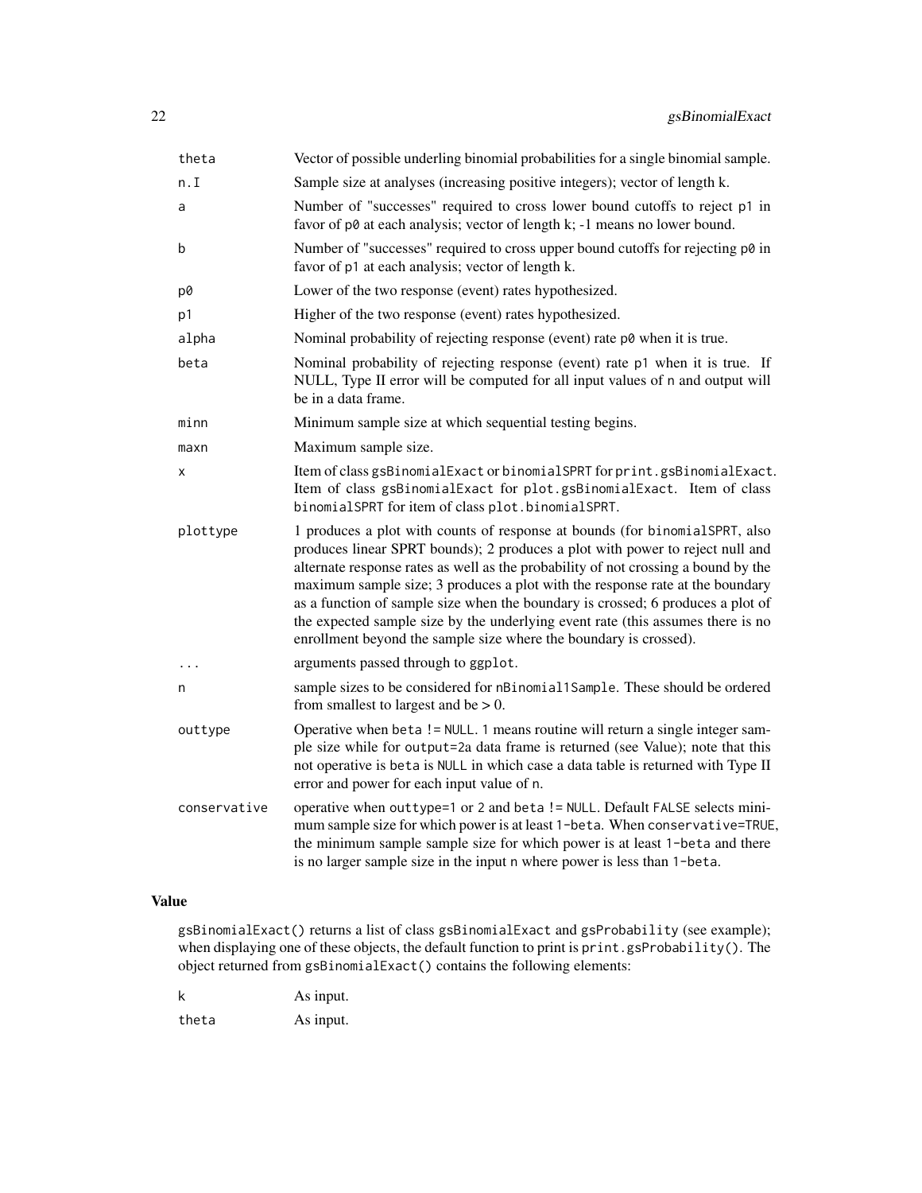| | |
|---|---|
| theta | Vector of possible underling binomial probabilities for a single binomial sample. |
| n.I | Sample size at analyses (increasing positive integers); vector of length k. |
| a | Number of "successes" required to cross lower bound cutoffs to reject p1 in favor of p0 at each analysis; vector of length k; -1 means no lower bound. |
| b | Number of "successes" required to cross upper bound cutoffs for rejecting p0 in favor of p1 at each analysis; vector of length k. |
| p0 | Lower of the two response (event) rates hypothesized. |
| p1 | Higher of the two response (event) rates hypothesized. |
| alpha | Nominal probability of rejecting response (event) rate p0 when it is true. |
| beta | Nominal probability of rejecting response (event) rate p1 when it is true. If NULL, Type II error will be computed for all input values of n and output will be in a data frame. |
| minn | Minimum sample size at which sequential testing begins. |
| maxn | Maximum sample size. |
| x | Item of class gsBinomialExact or binomialSPRT for print.gsBinomialExact. Item of class gsBinomialExact for plot.gsBinomialExact. Item of class binomialSPRT for item of class plot.binomialSPRT. |
| plottype | 1 produces a plot with counts of response at bounds (for binomialSPRT, also produces linear SPRT bounds); 2 produces a plot with power to reject null and alternate response rates as well as the probability of not crossing a bound by the maximum sample size; 3 produces a plot with the response rate at the boundary as a function of sample size when the boundary is crossed; 6 produces a plot of the expected sample size by the underlying event rate (this assumes there is no enrollment beyond the sample size where the boundary is crossed). |
| ... | arguments passed through to ggplot. |
| n | sample sizes to be considered for nBinomial1Sample. These should be ordered from smallest to largest and be > 0. |
| outtype | Operative when beta != NULL. 1 means routine will return a single integer sample size while for output=2a data frame is returned (see Value); note that this not operative is beta is NULL in which case a data table is returned with Type II error and power for each input value of n. |
| conservative | operative when outtype=1 or 2 and beta != NULL. Default FALSE selects minimum sample size for which power is at least 1-beta. When conservative=TRUE, the minimum sample sample size for which power is at least 1-beta and there is no larger sample size in the input n where power is less than 1-beta. |

## Value

gsBinomialExact() returns a list of class gsBinomialExact and gsProbability (see example); when displaying one of these objects, the default function to print is print.gsProbability(). The object returned from gsBinomialExact() contains the following elements:

| | |
|---|---|
| k | As input. |
| theta | As input. |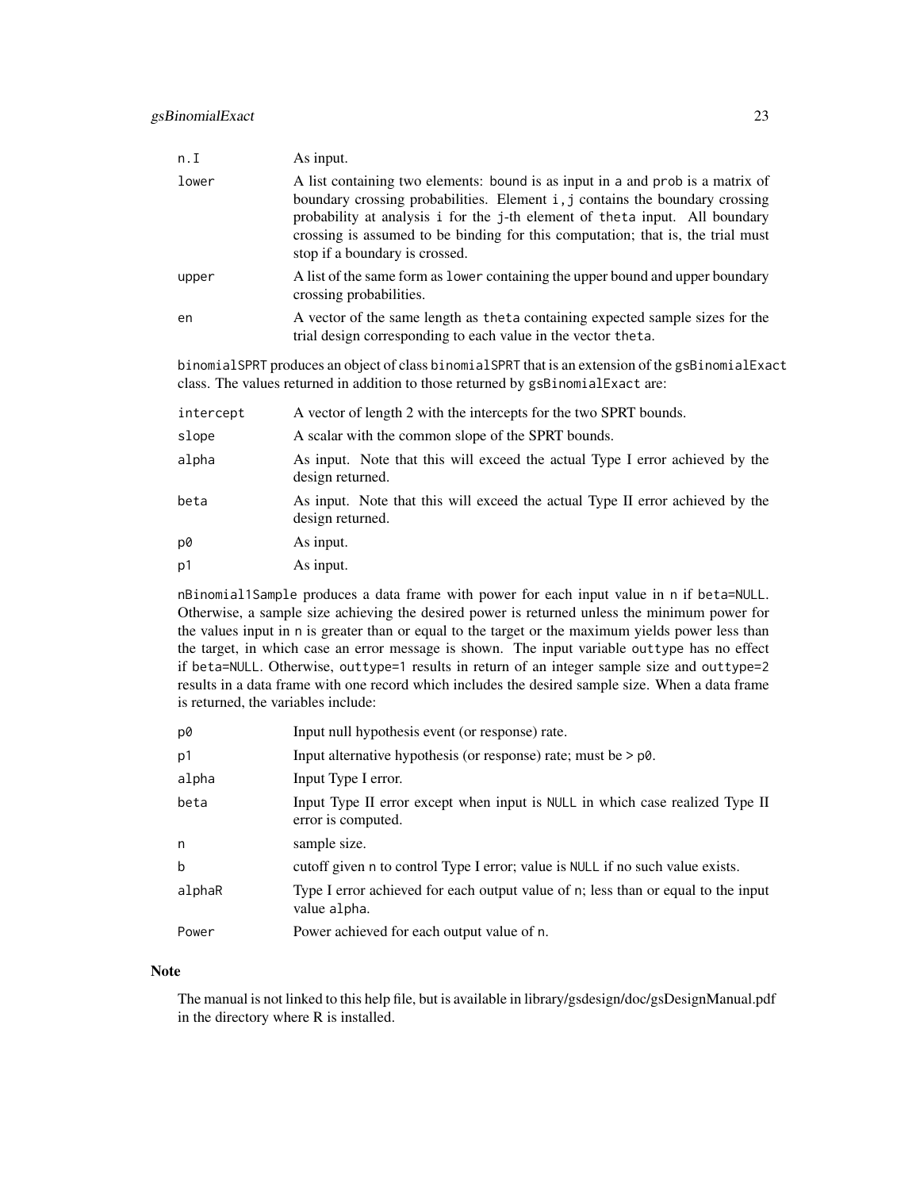| | |
|---|---|
| n.I | As input. |
| lower | A list containing two elements: bound is as input in a and prob is a matrix of boundary crossing probabilities. Element i,j contains the boundary crossing probability at analysis i for the j-th element of theta input. All boundary crossing is assumed to be binding for this computation; that is, the trial must stop if a boundary is crossed. |
| upper | A list of the same form as lower containing the upper bound and upper boundary crossing probabilities. |
| en | A vector of the same length as theta containing expected sample sizes for the trial design corresponding to each value in the vector theta. |

binomialSPRT produces an object of class binomialSPRT that is an extension of the gsBinomialExact class. The values returned in addition to those returned by gsBinomialExact are:

| | |
|---|---|
| intercept | A vector of length 2 with the intercepts for the two SPRT bounds. |
| slope | A scalar with the common slope of the SPRT bounds. |
| alpha | As input. Note that this will exceed the actual Type I error achieved by the design returned. |
| beta | As input. Note that this will exceed the actual Type II error achieved by the design returned. |
| p0 | As input. |
| p1 | As input. |

nBinomial1Sample produces a data frame with power for each input value in n if beta=NULL. Otherwise, a sample size achieving the desired power is returned unless the minimum power for the values input in n is greater than or equal to the target or the maximum yields power less than the target, in which case an error message is shown. The input variable outtype has no effect if beta=NULL. Otherwise, outtype=1 results in return of an integer sample size and outtype=2 results in a data frame with one record which includes the desired sample size. When a data frame is returned, the variables include:

| | |
|---|---|
| p0 | Input null hypothesis event (or response) rate. |
| p1 | Input alternative hypothesis (or response) rate; must be > p0. |
| alpha | Input Type I error. |
| beta | Input Type II error except when input is NULL in which case realized Type II error is computed. |
| n | sample size. |
| b | cutoff given n to control Type I error; value is NULL if no such value exists. |
| alphaR | Type I error achieved for each output value of n; less than or equal to the input value alpha. |
| Power | Power achieved for each output value of n. |

## Note

The manual is not linked to this help file, but is available in library/gsdesign/doc/gsDesignManual.pdf in the directory where R is installed.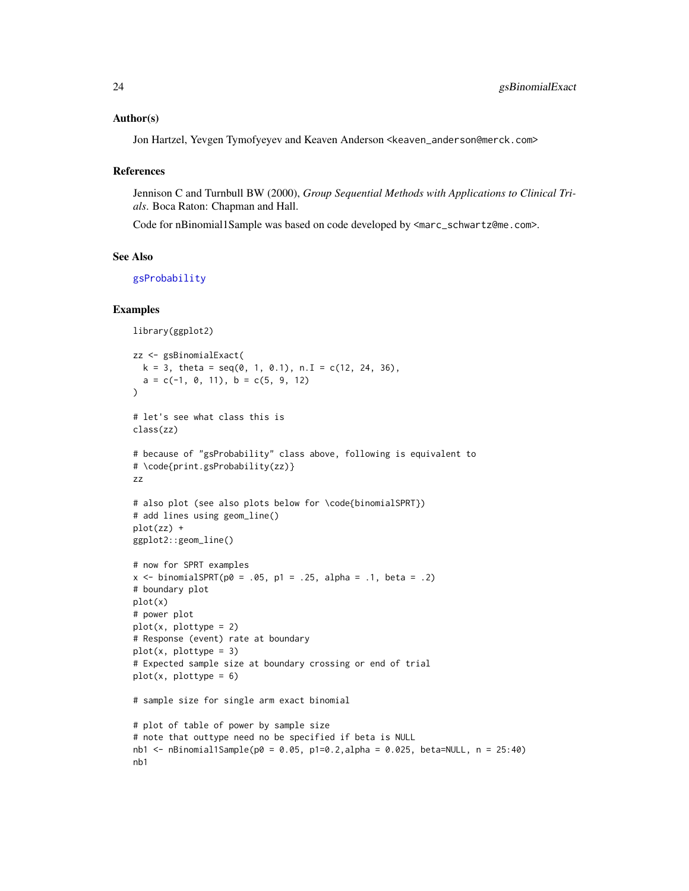## Author(s)

Jon Hartzel, Yevgen Tymofyeyev and Keaven Anderson <keaven_anderson@merck.com>

## References

Jennison C and Turnbull BW (2000), *Group Sequential Methods with Applications to Clinical Trials*. Boca Raton: Chapman and Hall.

Code for nBinomial1Sample was based on code developed by <marc_schwartz@me.com>.

## See Also

gsProbability

## Examples

```
library(ggplot2)

zz <- gsBinomialExact(
  k = 3, theta = seq(0, 1, 0.1), n.I = c(12, 24, 36),
  a = c(-1, 0, 11), b = c(5, 9, 12)
)

# let's see what class this is
class(zz)

# because of "gsProbability" class above, following is equivalent to
# \code{print.gsProbability(zz)}
zz

# also plot (see also plots below for \code{binomialSPRT})
# add lines using geom_line()
plot(zz) +
ggplot2::geom_line()

# now for SPRT examples
x <- binomialSPRT(p0 = .05, p1 = .25, alpha = .1, beta = .2)
# boundary plot
plot(x)
# power plot
plot(x, plottype = 2)
# Response (event) rate at boundary
plot(x, plottype = 3)
# Expected sample size at boundary crossing or end of trial
plot(x, plottype = 6)

# sample size for single arm exact binomial

# plot of table of power by sample size
# note that outtype need no be specified if beta is NULL
nb1 <- nBinomial1Sample(p0 = 0.05, p1=0.2,alpha = 0.025, beta=NULL, n = 25:40)
nb1
```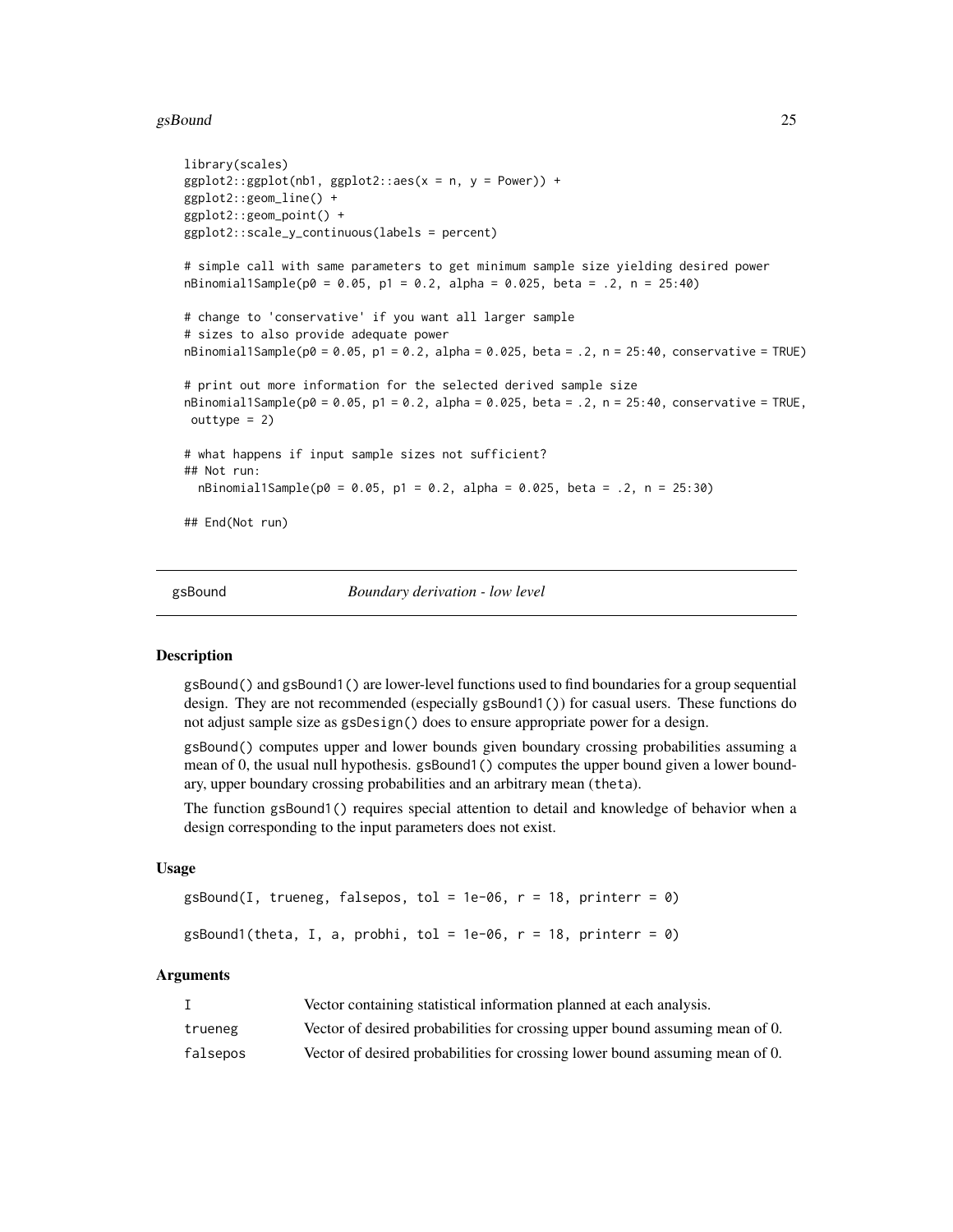```
library(scales)
ggplot2::ggplot(nb1, ggplot2::aes(x = n, y = Power)) +
ggplot2::geom_line() +
ggplot2::geom_point() +
ggplot2::scale_y_continuous(labels = percent)

# simple call with same parameters to get minimum sample size yielding desired power
nBinomial1Sample(p0 = 0.05, p1 = 0.2, alpha = 0.025, beta = .2, n = 25:40)

# change to 'conservative' if you want all larger sample
# sizes to also provide adequate power
nBinomial1Sample(p0 = 0.05, p1 = 0.2, alpha = 0.025, beta = .2, n = 25:40, conservative = TRUE)

# print out more information for the selected derived sample size
nBinomial1Sample(p0 = 0.05, p1 = 0.2, alpha = 0.025, beta = .2, n = 25:40, conservative = TRUE,
 outtype = 2)

# what happens if input sample sizes not sufficient?
## Not run:
  nBinomial1Sample(p0 = 0.05, p1 = 0.2, alpha = 0.025, beta = .2, n = 25:30)

## End(Not run)
```

## gsBound — *Boundary derivation - low level*

### Description

gsBound() and gsBound1() are lower-level functions used to find boundaries for a group sequential design. They are not recommended (especially gsBound1()) for casual users. These functions do not adjust sample size as gsDesign() does to ensure appropriate power for a design.

gsBound() computes upper and lower bounds given boundary crossing probabilities assuming a mean of 0, the usual null hypothesis. gsBound1() computes the upper bound given a lower boundary, upper boundary crossing probabilities and an arbitrary mean (theta).

The function gsBound1() requires special attention to detail and knowledge of behavior when a design corresponding to the input parameters does not exist.

### Usage

```
gsBound(I, trueneg, falsepos, tol = 1e-06, r = 18, printerr = 0)

gsBound1(theta, I, a, probhi, tol = 1e-06, r = 18, printerr = 0)
```

### Arguments

| | |
|---|---|
| I | Vector containing statistical information planned at each analysis. |
| trueneg | Vector of desired probabilities for crossing upper bound assuming mean of 0. |
| falsepos | Vector of desired probabilities for crossing lower bound assuming mean of 0. |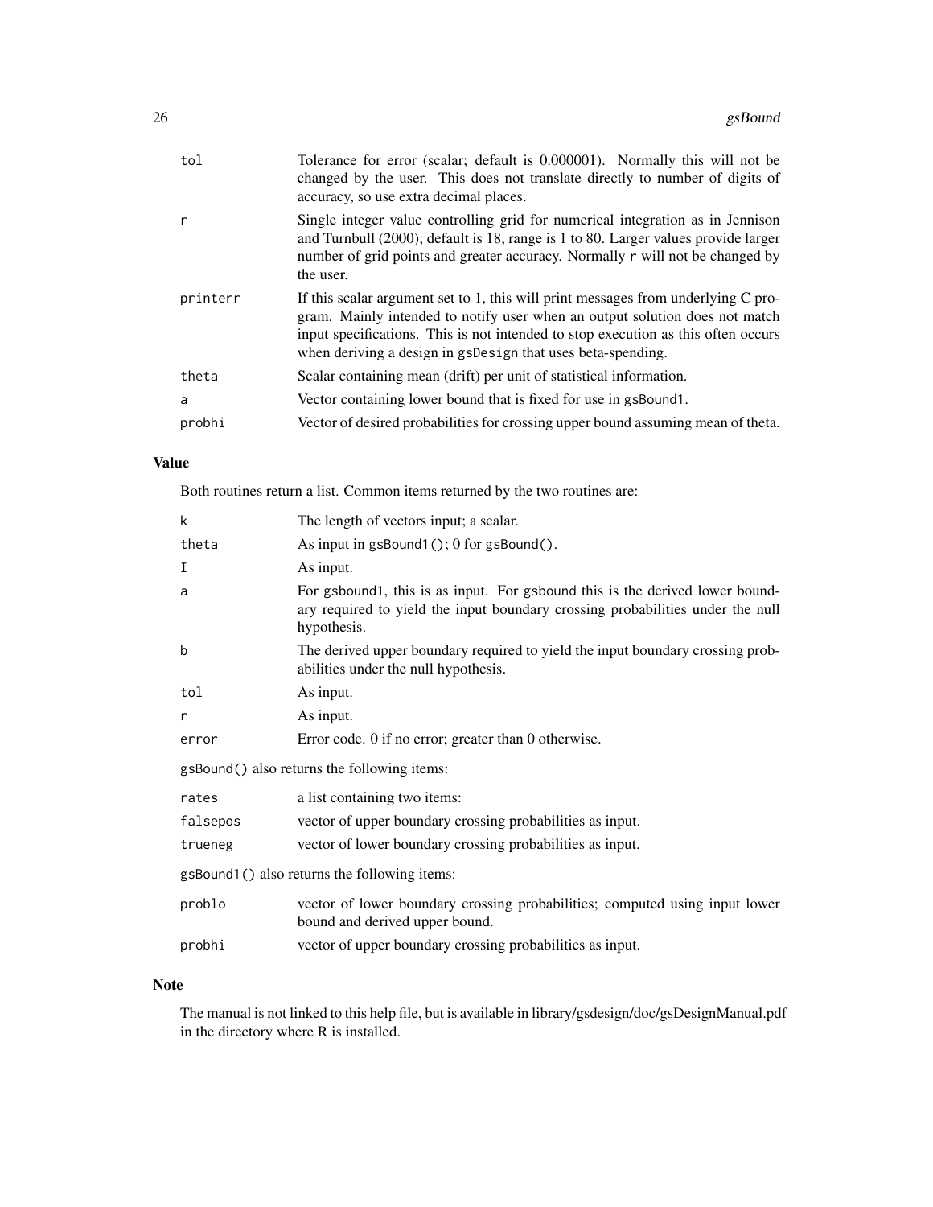| | |
|---|---|
| `tol` | Tolerance for error (scalar; default is 0.000001). Normally this will not be changed by the user. This does not translate directly to number of digits of accuracy, so use extra decimal places. |
| `r` | Single integer value controlling grid for numerical integration as in Jennison and Turnbull (2000); default is 18, range is 1 to 80. Larger values provide larger number of grid points and greater accuracy. Normally `r` will not be changed by the user. |
| `printerr` | If this scalar argument set to 1, this will print messages from underlying C program. Mainly intended to notify user when an output solution does not match input specifications. This is not intended to stop execution as this often occurs when deriving a design in `gsDesign` that uses beta-spending. |
| `theta` | Scalar containing mean (drift) per unit of statistical information. |
| `a` | Vector containing lower bound that is fixed for use in `gsBound1`. |
| `probhi` | Vector of desired probabilities for crossing upper bound assuming mean of theta. |

## Value

Both routines return a list. Common items returned by the two routines are:

| | |
|---|---|
| `k` | The length of vectors input; a scalar. |
| `theta` | As input in `gsBound1()`; 0 for `gsBound()`. |
| `I` | As input. |
| `a` | For gsbound1, this is as input. For gsbound this is the derived lower boundary required to yield the input boundary crossing probabilities under the null hypothesis. |
| `b` | The derived upper boundary required to yield the input boundary crossing probabilities under the null hypothesis. |
| `tol` | As input. |
| `r` | As input. |
| `error` | Error code. 0 if no error; greater than 0 otherwise. |

`gsBound()` also returns the following items:

| | |
|---|---|
| `rates` | a list containing two items: |
| `falsepos` | vector of upper boundary crossing probabilities as input. |
| `trueneg` | vector of lower boundary crossing probabilities as input. |

`gsBound1()` also returns the following items:

| | |
|---|---|
| `problo` | vector of lower boundary crossing probabilities; computed using input lower bound and derived upper bound. |
| `probhi` | vector of upper boundary crossing probabilities as input. |

## Note

The manual is not linked to this help file, but is available in library/gsdesign/doc/gsDesignManual.pdf in the directory where R is installed.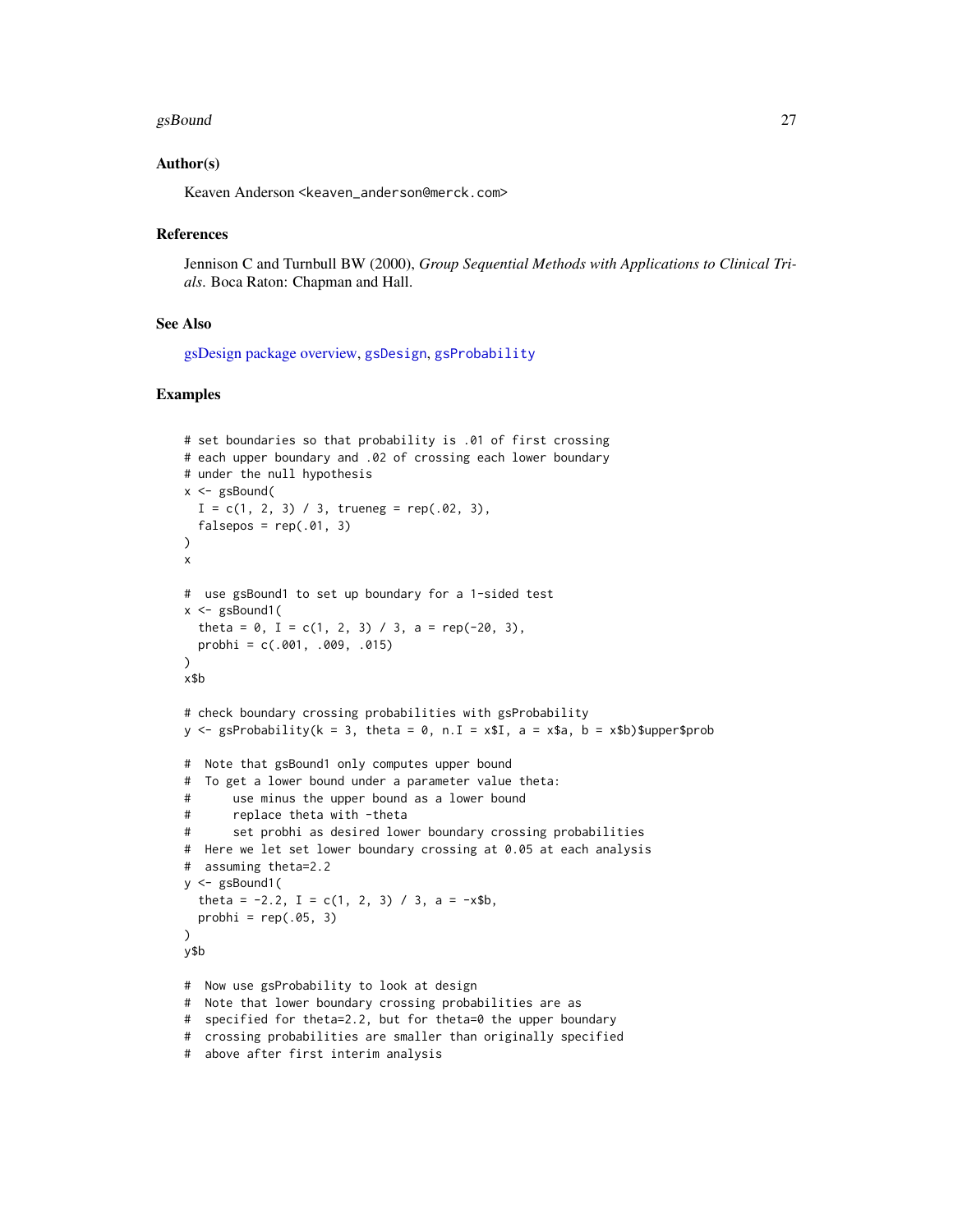## Author(s)

Keaven Anderson <keaven_anderson@merck.com>

## References

Jennison C and Turnbull BW (2000), *Group Sequential Methods with Applications to Clinical Trials.* Boca Raton: Chapman and Hall.

## See Also

gsDesign package overview, gsDesign, gsProbability

## Examples

```
# set boundaries so that probability is .01 of first crossing
# each upper boundary and .02 of crossing each lower boundary
# under the null hypothesis
x <- gsBound(
  I = c(1, 2, 3) / 3, trueneg = rep(.02, 3),
  falsepos = rep(.01, 3)
)
x

#  use gsBound1 to set up boundary for a 1-sided test
x <- gsBound1(
  theta = 0, I = c(1, 2, 3) / 3, a = rep(-20, 3),
  probhi = c(.001, .009, .015)
)
x$b

# check boundary crossing probabilities with gsProbability
y <- gsProbability(k = 3, theta = 0, n.I = x$I, a = x$a, b = x$b)$upper$prob

#  Note that gsBound1 only computes upper bound
#  To get a lower bound under a parameter value theta:
#      use minus the upper bound as a lower bound
#      replace theta with -theta
#      set probhi as desired lower boundary crossing probabilities
#  Here we let set lower boundary crossing at 0.05 at each analysis
#  assuming theta=2.2
y <- gsBound1(
  theta = -2.2, I = c(1, 2, 3) / 3, a = -x$b,
  probhi = rep(.05, 3)
)
y$b

#  Now use gsProbability to look at design
#  Note that lower boundary crossing probabilities are as
#  specified for theta=2.2, but for theta=0 the upper boundary
#  crossing probabilities are smaller than originally specified
#  above after first interim analysis
```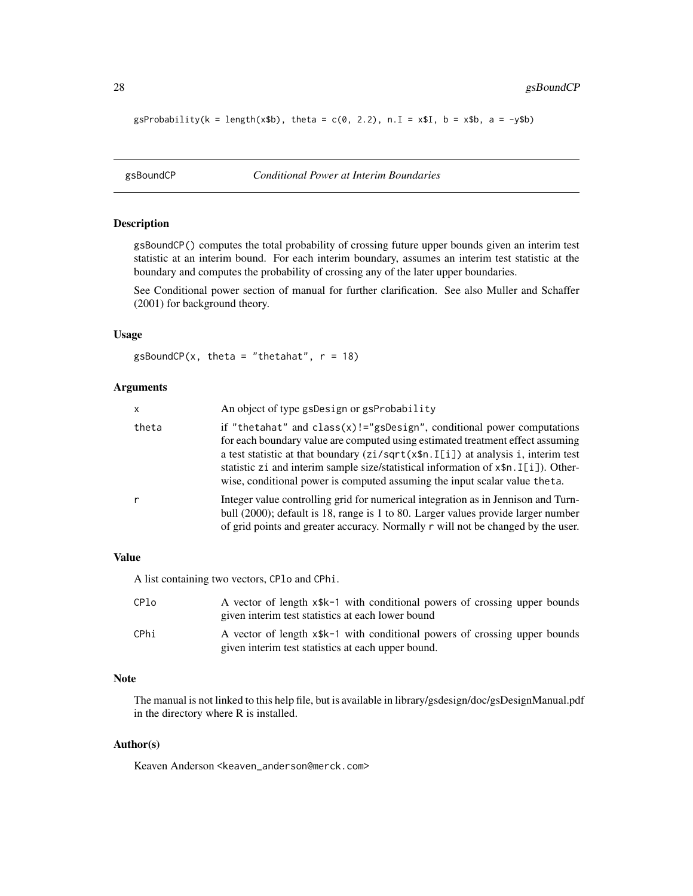```
gsProbability(k = length(x$b), theta = c(0, 2.2), n.I = x$I, b = x$b, a = -y$b)
```

---

gsBoundCP *Conditional Power at Interim Boundaries*

---

### Description

gsBoundCP() computes the total probability of crossing future upper bounds given an interim test statistic at an interim bound. For each interim boundary, assumes an interim test statistic at the boundary and computes the probability of crossing any of the later upper boundaries.

See Conditional power section of manual for further clarification. See also Muller and Schaffer (2001) for background theory.

### Usage

```
gsBoundCP(x, theta = "thetahat", r = 18)
```

### Arguments

| | |
|---|---|
| x | An object of type gsDesign or gsProbability |
| theta | if "thetahat" and class(x)!="gsDesign", conditional power computations for each boundary value are computed using estimated treatment effect assuming a test statistic at that boundary (zi/sqrt(x$n.I[i]) at analysis i, interim test statistic zi and interim sample size/statistical information of x$n.I[i]). Otherwise, conditional power is computed assuming the input scalar value theta. |
| r | Integer value controlling grid for numerical integration as in Jennison and Turnbull (2000); default is 18, range is 1 to 80. Larger values provide larger number of grid points and greater accuracy. Normally r will not be changed by the user. |

### Value

A list containing two vectors, CPlo and CPhi.

| | |
|---|---|
| CPlo | A vector of length x$k-1 with conditional powers of crossing upper bounds given interim test statistics at each lower bound |
| CPhi | A vector of length x$k-1 with conditional powers of crossing upper bounds given interim test statistics at each upper bound. |

### Note

The manual is not linked to this help file, but is available in library/gsdesign/doc/gsDesignManual.pdf in the directory where R is installed.

### Author(s)

Keaven Anderson <keaven_anderson@merck.com>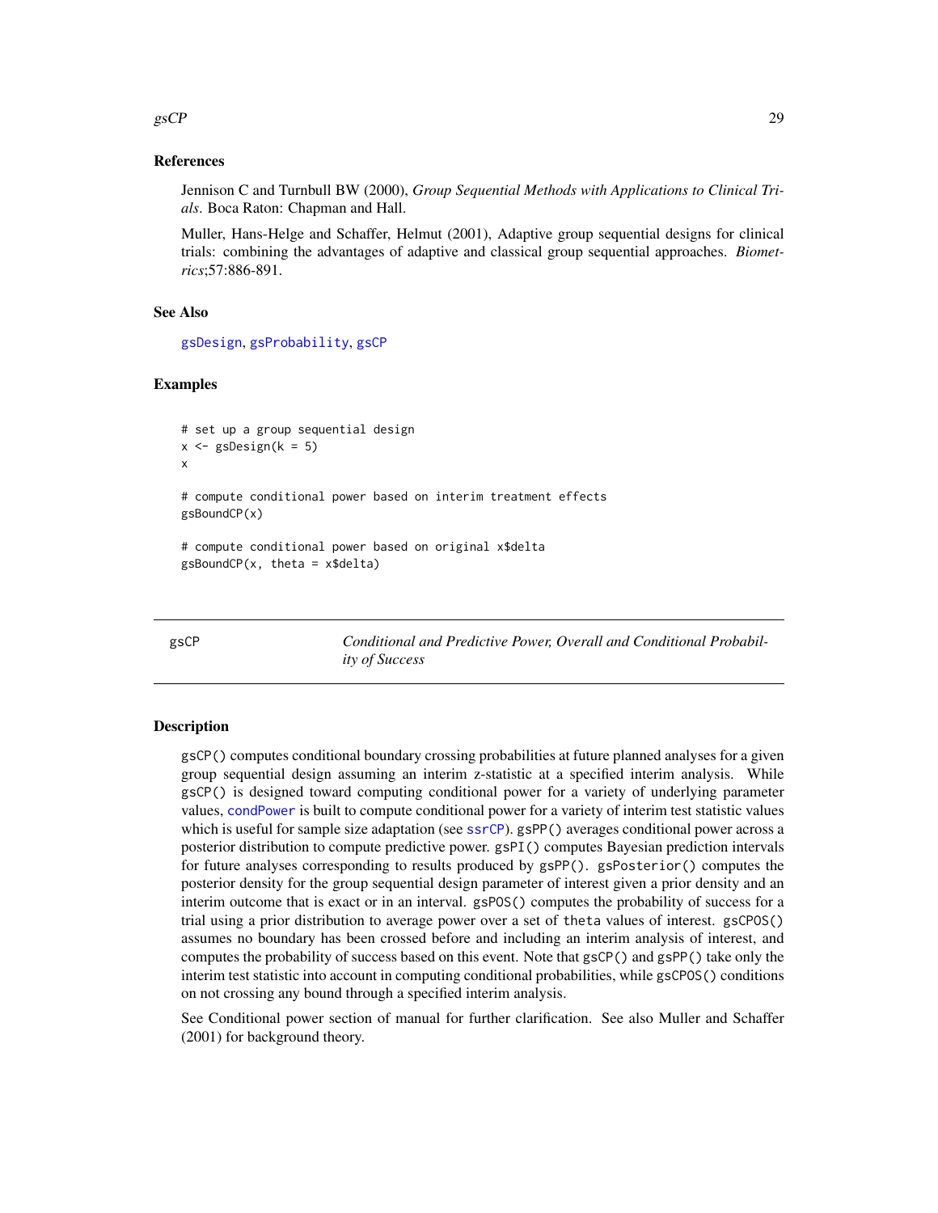## References

Jennison C and Turnbull BW (2000), *Group Sequential Methods with Applications to Clinical Trials*. Boca Raton: Chapman and Hall.

Muller, Hans-Helge and Schaffer, Helmut (2001), Adaptive group sequential designs for clinical trials: combining the advantages of adaptive and classical group sequential approaches. *Biometrics*;57:886-891.

## See Also

gsDesign, gsProbability, gsCP

## Examples

```
# set up a group sequential design
x <- gsDesign(k = 5)
x

# compute conditional power based on interim treatment effects
gsBoundCP(x)

# compute conditional power based on original x$delta
gsBoundCP(x, theta = x$delta)
```

---

# gsCP — *Conditional and Predictive Power, Overall and Conditional Probability of Success*

## Description

gsCP() computes conditional boundary crossing probabilities at future planned analyses for a given group sequential design assuming an interim z-statistic at a specified interim analysis. While gsCP() is designed toward computing conditional power for a variety of underlying parameter values, condPower is built to compute conditional power for a variety of interim test statistic values which is useful for sample size adaptation (see ssrCP). gsPP() averages conditional power across a posterior distribution to compute predictive power. gsPI() computes Bayesian prediction intervals for future analyses corresponding to results produced by gsPP(). gsPosterior() computes the posterior density for the group sequential design parameter of interest given a prior density and an interim outcome that is exact or in an interval. gsPOS() computes the probability of success for a trial using a prior distribution to average power over a set of theta values of interest. gsCPOS() assumes no boundary has been crossed before and including an interim analysis of interest, and computes the probability of success based on this event. Note that gsCP() and gsPP() take only the interim test statistic into account in computing conditional probabilities, while gsCPOS() conditions on not crossing any bound through a specified interim analysis.

See Conditional power section of manual for further clarification. See also Muller and Schaffer (2001) for background theory.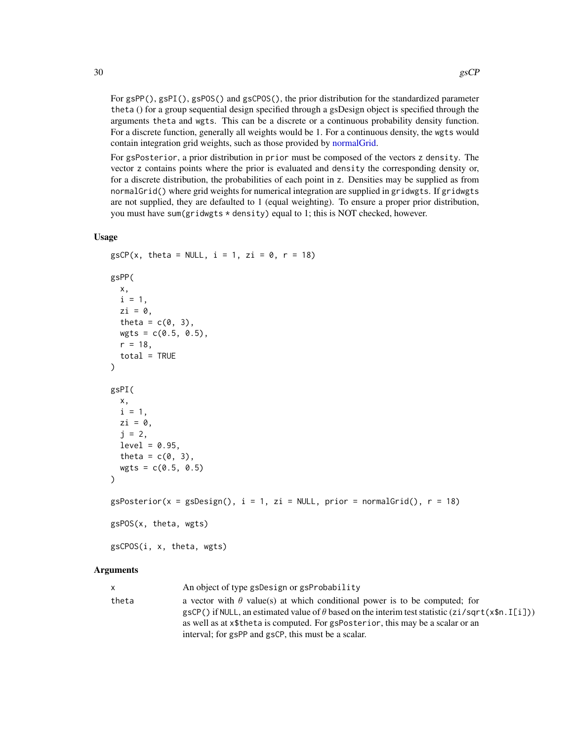For gsPP(), gsPI(), gsPOS() and gsCPOS(), the prior distribution for the standardized parameter theta () for a group sequential design specified through a gsDesign object is specified through the arguments theta and wgts. This can be a discrete or a continuous probability density function. For a discrete function, generally all weights would be 1. For a continuous density, the wgts would contain integration grid weights, such as those provided by normalGrid.

For gsPosterior, a prior distribution in prior must be composed of the vectors z density. The vector z contains points where the prior is evaluated and density the corresponding density or, for a discrete distribution, the probabilities of each point in z. Densities may be supplied as from normalGrid() where grid weights for numerical integration are supplied in gridwgts. If gridwgts are not supplied, they are defaulted to 1 (equal weighting). To ensure a proper prior distribution, you must have sum(gridwgts * density) equal to 1; this is NOT checked, however.

### Usage

```
gsCP(x, theta = NULL, i = 1, zi = 0, r = 18)

gsPP(
  x,
  i = 1,
  zi = 0,
  theta = c(0, 3),
  wgts = c(0.5, 0.5),
  r = 18,
  total = TRUE
)

gsPI(
  x,
  i = 1,
  zi = 0,
  j = 2,
  level = 0.95,
  theta = c(0, 3),
  wgts = c(0.5, 0.5)
)

gsPosterior(x = gsDesign(), i = 1, zi = NULL, prior = normalGrid(), r = 18)

gsPOS(x, theta, wgts)

gsCPOS(i, x, theta, wgts)
```

### Arguments

| | |
|---|---|
| x | An object of type gsDesign or gsProbability |
| theta | a vector with $\theta$ value(s) at which conditional power is to be computed; for gsCP() if NULL, an estimated value of $\theta$ based on the interim test statistic (zi/sqrt(x$n.I[i])) as well as at x$theta is computed. For gsPosterior, this may be a scalar or an interval; for gsPP and gsCP, this must be a scalar. |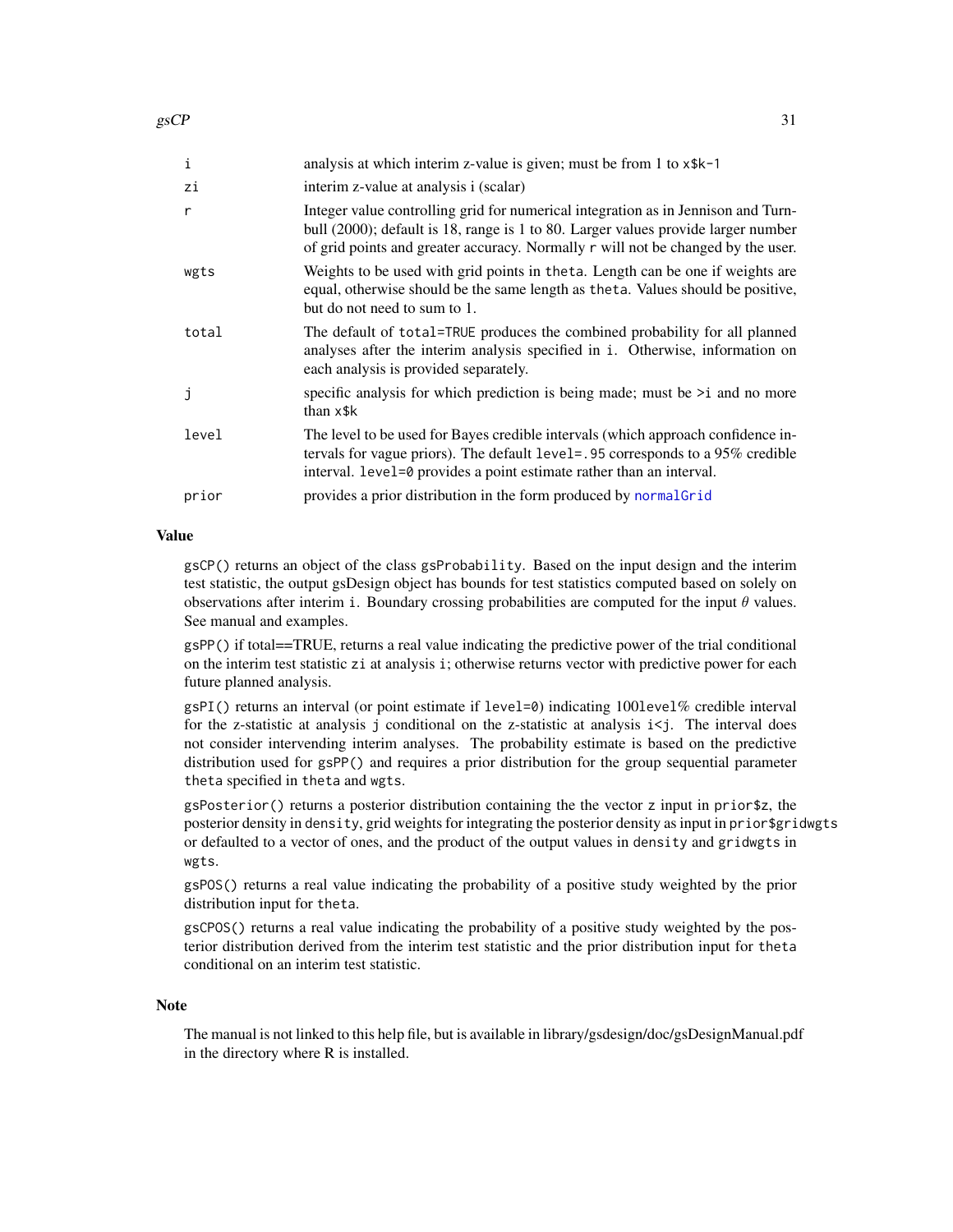| | |
|---|---|
| i | analysis at which interim z-value is given; must be from 1 to x$k-1 |
| zi | interim z-value at analysis i (scalar) |
| r | Integer value controlling grid for numerical integration as in Jennison and Turnbull (2000); default is 18, range is 1 to 80. Larger values provide larger number of grid points and greater accuracy. Normally r will not be changed by the user. |
| wgts | Weights to be used with grid points in theta. Length can be one if weights are equal, otherwise should be the same length as theta. Values should be positive, but do not need to sum to 1. |
| total | The default of total=TRUE produces the combined probability for all planned analyses after the interim analysis specified in i. Otherwise, information on each analysis is provided separately. |
| j | specific analysis for which prediction is being made; must be >i and no more than x$k |
| level | The level to be used for Bayes credible intervals (which approach confidence intervals for vague priors). The default level=.95 corresponds to a 95% credible interval. level=0 provides a point estimate rather than an interval. |
| prior | provides a prior distribution in the form produced by normalGrid |

## Value

gsCP() returns an object of the class gsProbability. Based on the input design and the interim test statistic, the output gsDesign object has bounds for test statistics computed based on solely on observations after interim i. Boundary crossing probabilities are computed for the input $\theta$ values. See manual and examples.

gsPP() if total==TRUE, returns a real value indicating the predictive power of the trial conditional on the interim test statistic zi at analysis i; otherwise returns vector with predictive power for each future planned analysis.

gsPI() returns an interval (or point estimate if level=0) indicating 100level% credible interval for the z-statistic at analysis j conditional on the z-statistic at analysis i<j. The interval does not consider intervending interim analyses. The probability estimate is based on the predictive distribution used for gsPP() and requires a prior distribution for the group sequential parameter theta specified in theta and wgts.

gsPosterior() returns a posterior distribution containing the the vector z input in prior$z, the posterior density in density, grid weights for integrating the posterior density as input in prior$gridwgts or defaulted to a vector of ones, and the product of the output values in density and gridwgts in wgts.

gsPOS() returns a real value indicating the probability of a positive study weighted by the prior distribution input for theta.

gsCPOS() returns a real value indicating the probability of a positive study weighted by the posterior distribution derived from the interim test statistic and the prior distribution input for theta conditional on an interim test statistic.

## Note

The manual is not linked to this help file, but is available in library/gsdesign/doc/gsDesignManual.pdf in the directory where R is installed.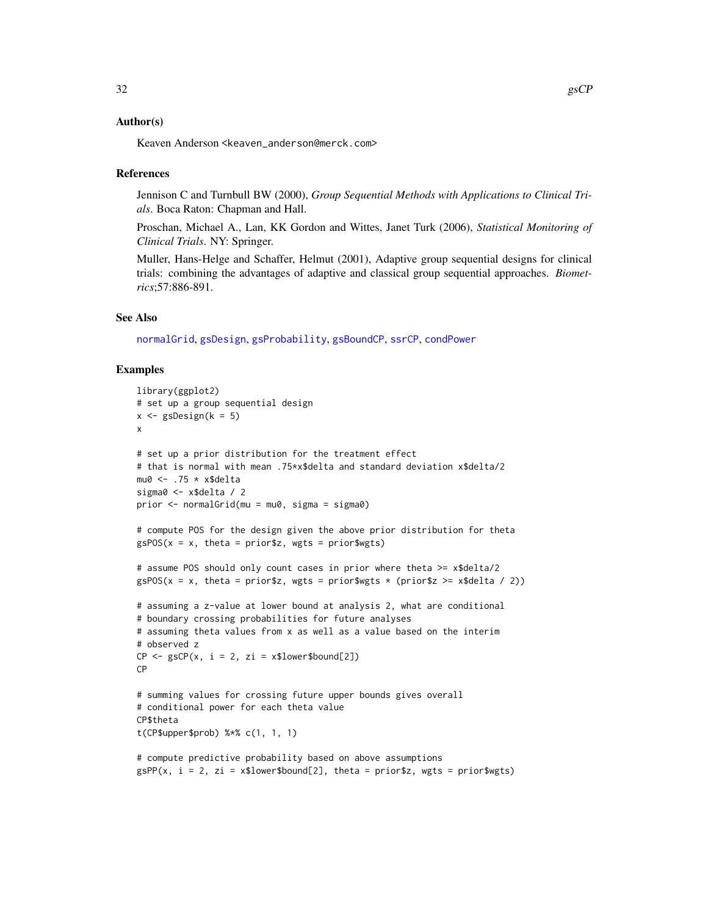## Author(s)

Keaven Anderson <keaven_anderson@merck.com>

## References

Jennison C and Turnbull BW (2000), *Group Sequential Methods with Applications to Clinical Trials*. Boca Raton: Chapman and Hall.

Proschan, Michael A., Lan, KK Gordon and Wittes, Janet Turk (2006), *Statistical Monitoring of Clinical Trials*. NY: Springer.

Muller, Hans-Helge and Schaffer, Helmut (2001), Adaptive group sequential designs for clinical trials: combining the advantages of adaptive and classical group sequential approaches. *Biometrics*;57:886-891.

## See Also

normalGrid, gsDesign, gsProbability, gsBoundCP, ssrCP, condPower

## Examples

```
library(ggplot2)
# set up a group sequential design
x <- gsDesign(k = 5)
x

# set up a prior distribution for the treatment effect
# that is normal with mean .75*x$delta and standard deviation x$delta/2
mu0 <- .75 * x$delta
sigma0 <- x$delta / 2
prior <- normalGrid(mu = mu0, sigma = sigma0)

# compute POS for the design given the above prior distribution for theta
gsPOS(x = x, theta = prior$z, wgts = prior$wgts)

# assume POS should only count cases in prior where theta >= x$delta/2
gsPOS(x = x, theta = prior$z, wgts = prior$wgts * (prior$z >= x$delta / 2))

# assuming a z-value at lower bound at analysis 2, what are conditional
# boundary crossing probabilities for future analyses
# assuming theta values from x as well as a value based on the interim
# observed z
CP <- gsCP(x, i = 2, zi = x$lower$bound[2])
CP

# summing values for crossing future upper bounds gives overall
# conditional power for each theta value
CP$theta
t(CP$upper$prob) %*% c(1, 1, 1)

# compute predictive probability based on above assumptions
gsPP(x, i = 2, zi = x$lower$bound[2], theta = prior$z, wgts = prior$wgts)
```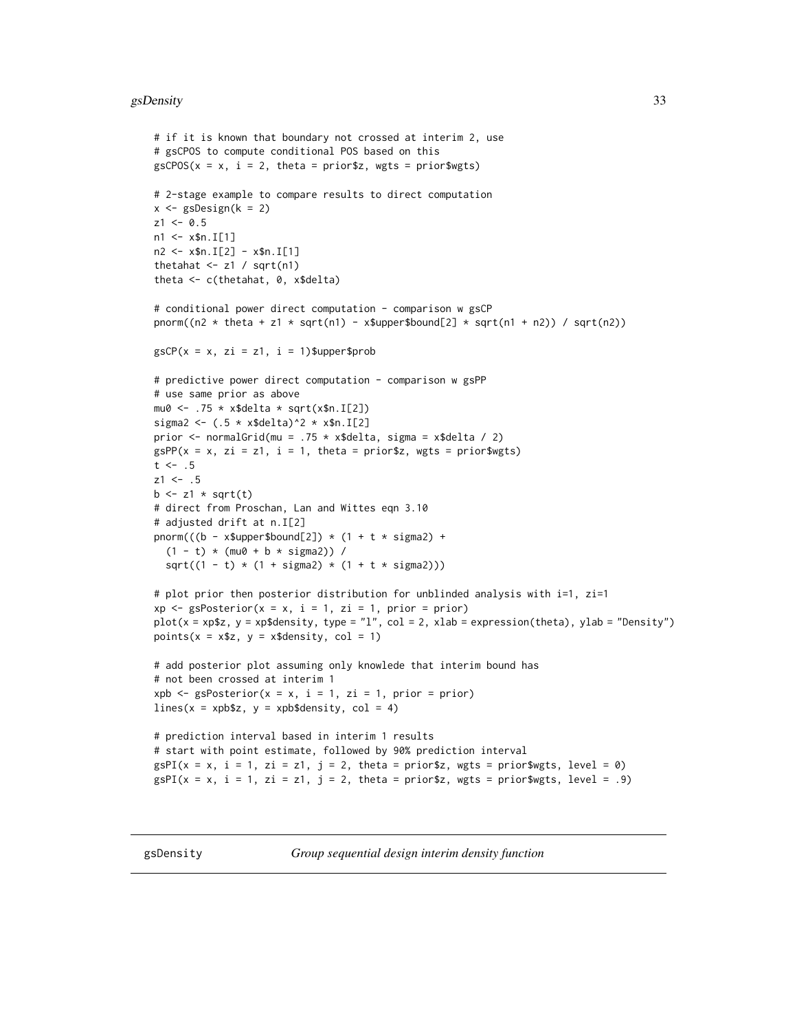```
# if it is known that boundary not crossed at interim 2, use
# gsCPOS to compute conditional POS based on this
gsCPOS(x = x, i = 2, theta = prior$z, wgts = prior$wgts)

# 2-stage example to compare results to direct computation
x <- gsDesign(k = 2)
z1 <- 0.5
n1 <- x$n.I[1]
n2 <- x$n.I[2] - x$n.I[1]
thetahat <- z1 / sqrt(n1)
theta <- c(thetahat, 0, x$delta)

# conditional power direct computation - comparison w gsCP
pnorm((n2 * theta + z1 * sqrt(n1) - x$upper$bound[2] * sqrt(n1 + n2)) / sqrt(n2))

gsCP(x = x, zi = z1, i = 1)$upper$prob

# predictive power direct computation - comparison w gsPP
# use same prior as above
mu0 <- .75 * x$delta * sqrt(x$n.I[2])
sigma2 <- (.5 * x$delta)^2 * x$n.I[2]
prior <- normalGrid(mu = .75 * x$delta, sigma = x$delta / 2)
gsPP(x = x, zi = z1, i = 1, theta = prior$z, wgts = prior$wgts)
t <- .5
z1 <- .5
b <- z1 * sqrt(t)
# direct from Proschan, Lan and Wittes eqn 3.10
# adjusted drift at n.I[2]
pnorm(((b - x$upper$bound[2]) * (1 + t * sigma2) +
  (1 - t) * (mu0 + b * sigma2)) /
  sqrt((1 - t) * (1 + sigma2) * (1 + t * sigma2)))

# plot prior then posterior distribution for unblinded analysis with i=1, zi=1
xp <- gsPosterior(x = x, i = 1, zi = 1, prior = prior)
plot(x = xp$z, y = xp$density, type = "l", col = 2, xlab = expression(theta), ylab = "Density")
points(x = x$z, y = x$density, col = 1)

# add posterior plot assuming only knowlede that interim bound has
# not been crossed at interim 1
xpb <- gsPosterior(x = x, i = 1, zi = 1, prior = prior)
lines(x = xpb$z, y = xpb$density, col = 4)

# prediction interval based in interim 1 results
# start with point estimate, followed by 90% prediction interval
gsPI(x = x, i = 1, zi = z1, j = 2, theta = prior$z, wgts = prior$wgts, level = 0)
gsPI(x = x, i = 1, zi = z1, j = 2, theta = prior$z, wgts = prior$wgts, level = .9)
```

---

## gsDensity — *Group sequential design interim density function*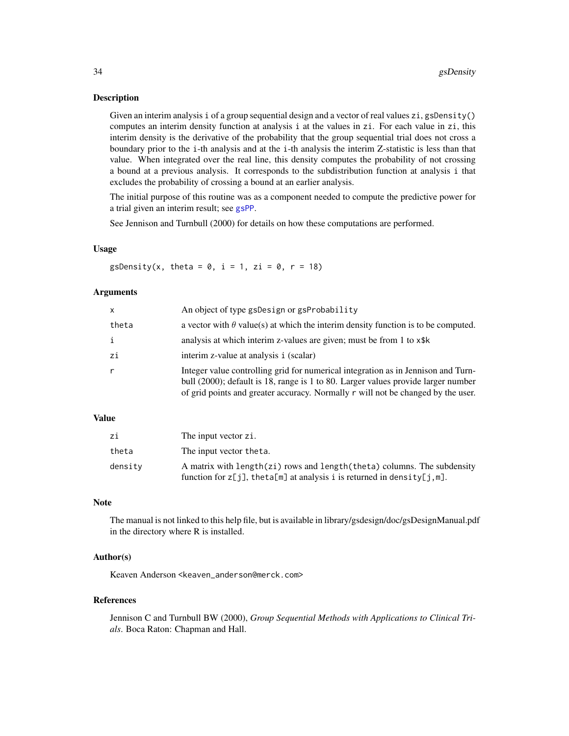## Description

Given an interim analysis i of a group sequential design and a vector of real values zi, gsDensity() computes an interim density function at analysis i at the values in zi. For each value in zi, this interim density is the derivative of the probability that the group sequential trial does not cross a boundary prior to the i-th analysis and at the i-th analysis the interim Z-statistic is less than that value. When integrated over the real line, this density computes the probability of not crossing a bound at a previous analysis. It corresponds to the subdistribution function at analysis i that excludes the probability of crossing a bound at an earlier analysis.

The initial purpose of this routine was as a component needed to compute the predictive power for a trial given an interim result; see gsPP.

See Jennison and Turnbull (2000) for details on how these computations are performed.

## Usage

```
gsDensity(x, theta = 0, i = 1, zi = 0, r = 18)
```

## Arguments

| | |
|---|---|
| x | An object of type gsDesign or gsProbability |
| theta | a vector with $\theta$ value(s) at which the interim density function is to be computed. |
| i | analysis at which interim z-values are given; must be from 1 to x$k |
| zi | interim z-value at analysis i (scalar) |
| r | Integer value controlling grid for numerical integration as in Jennison and Turnbull (2000); default is 18, range is 1 to 80. Larger values provide larger number of grid points and greater accuracy. Normally r will not be changed by the user. |

## Value

| | |
|---|---|
| zi | The input vector zi. |
| theta | The input vector theta. |
| density | A matrix with length(zi) rows and length(theta) columns. The subdensity function for z[j], theta[m] at analysis i is returned in density[j,m]. |

## Note

The manual is not linked to this help file, but is available in library/gsdesign/doc/gsDesignManual.pdf in the directory where R is installed.

## Author(s)

Keaven Anderson <keaven_anderson@merck.com>

## References

Jennison C and Turnbull BW (2000), *Group Sequential Methods with Applications to Clinical Trials*. Boca Raton: Chapman and Hall.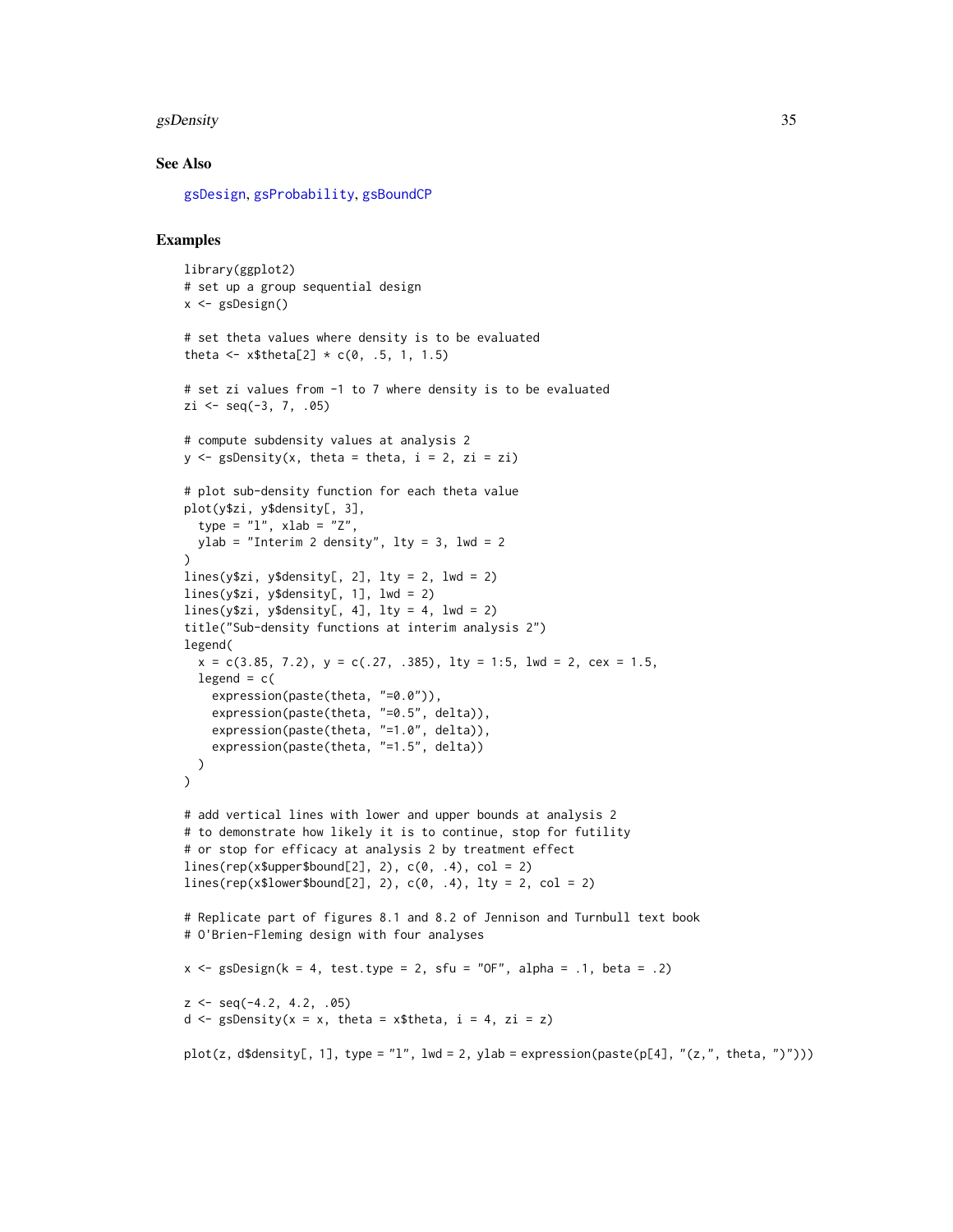## See Also

gsDesign, gsProbability, gsBoundCP

## Examples

```
library(ggplot2)
# set up a group sequential design
x <- gsDesign()

# set theta values where density is to be evaluated
theta <- x$theta[2] * c(0, .5, 1, 1.5)

# set zi values from -1 to 7 where density is to be evaluated
zi <- seq(-3, 7, .05)

# compute subdensity values at analysis 2
y <- gsDensity(x, theta = theta, i = 2, zi = zi)

# plot sub-density function for each theta value
plot(y$zi, y$density[, 3],
  type = "l", xlab = "Z",
  ylab = "Interim 2 density", lty = 3, lwd = 2
)
lines(y$zi, y$density[, 2], lty = 2, lwd = 2)
lines(y$zi, y$density[, 1], lwd = 2)
lines(y$zi, y$density[, 4], lty = 4, lwd = 2)
title("Sub-density functions at interim analysis 2")
legend(
  x = c(3.85, 7.2), y = c(.27, .385), lty = 1:5, lwd = 2, cex = 1.5,
  legend = c(
    expression(paste(theta, "=0.0")),
    expression(paste(theta, "=0.5", delta)),
    expression(paste(theta, "=1.0", delta)),
    expression(paste(theta, "=1.5", delta))
  )
)

# add vertical lines with lower and upper bounds at analysis 2
# to demonstrate how likely it is to continue, stop for futility
# or stop for efficacy at analysis 2 by treatment effect
lines(rep(x$upper$bound[2], 2), c(0, .4), col = 2)
lines(rep(x$lower$bound[2], 2), c(0, .4), lty = 2, col = 2)

# Replicate part of figures 8.1 and 8.2 of Jennison and Turnbull text book
# O'Brien-Fleming design with four analyses

x <- gsDesign(k = 4, test.type = 2, sfu = "OF", alpha = .1, beta = .2)

z <- seq(-4.2, 4.2, .05)
d <- gsDensity(x = x, theta = x$theta, i = 4, zi = z)

plot(z, d$density[, 1], type = "l", lwd = 2, ylab = expression(paste(p[4], "(z,", theta, ")")))
```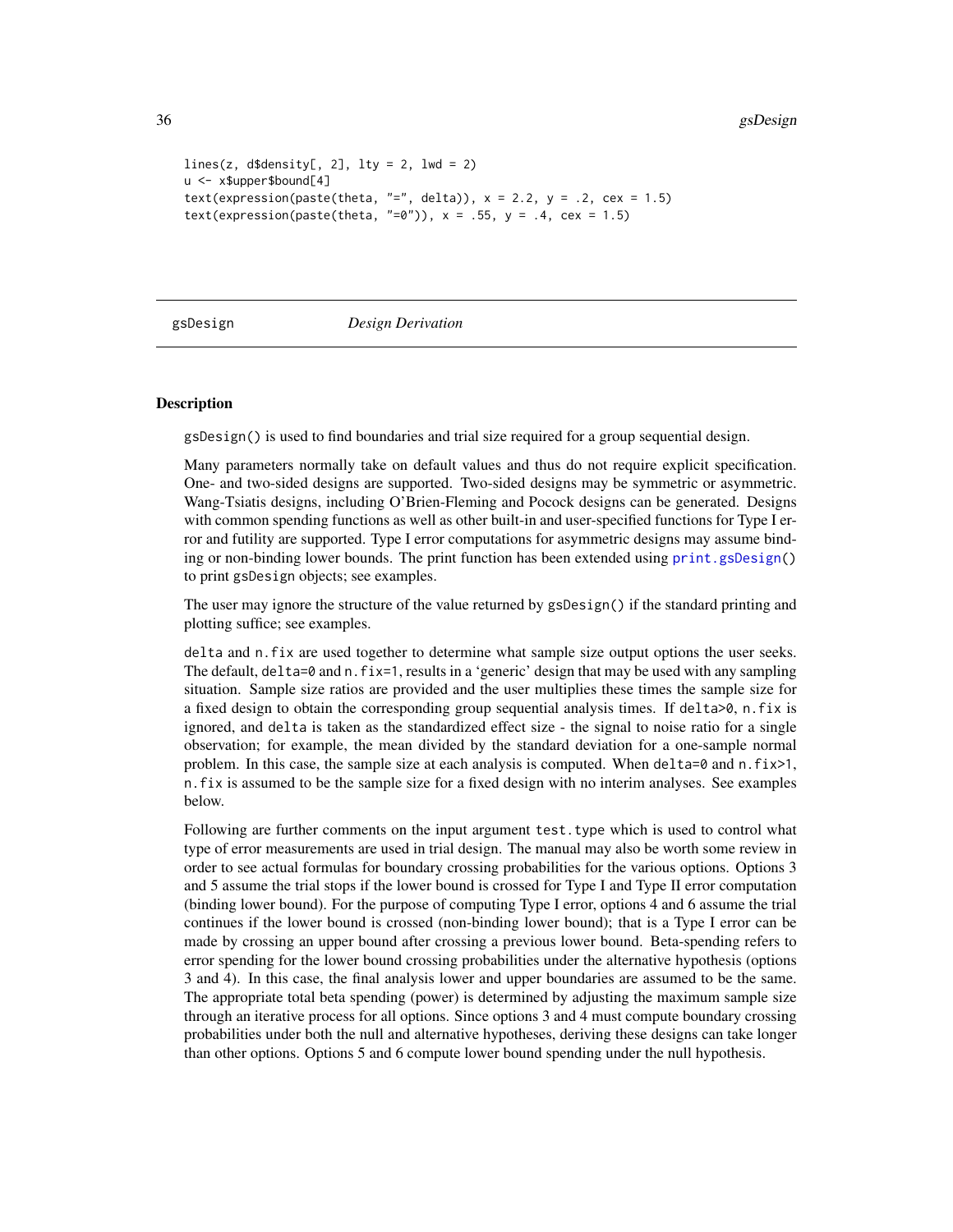```
lines(z, d$density[, 2], lty = 2, lwd = 2)
u <- x$upper$bound[4]
text(expression(paste(theta, "=", delta)), x = 2.2, y = .2, cex = 1.5)
text(expression(paste(theta, "=0")), x = .55, y = .4, cex = 1.5)
```

## gsDesign *Design Derivation*

### Description

gsDesign() is used to find boundaries and trial size required for a group sequential design.

Many parameters normally take on default values and thus do not require explicit specification. One- and two-sided designs are supported. Two-sided designs may be symmetric or asymmetric. Wang-Tsiatis designs, including O'Brien-Fleming and Pocock designs can be generated. Designs with common spending functions as well as other built-in and user-specified functions for Type I error and futility are supported. Type I error computations for asymmetric designs may assume binding or non-binding lower bounds. The print function has been extended using print.gsDesign() to print gsDesign objects; see examples.

The user may ignore the structure of the value returned by gsDesign() if the standard printing and plotting suffice; see examples.

delta and n.fix are used together to determine what sample size output options the user seeks. The default, delta=0 and n.fix=1, results in a 'generic' design that may be used with any sampling situation. Sample size ratios are provided and the user multiplies these times the sample size for a fixed design to obtain the corresponding group sequential analysis times. If delta>0, n.fix is ignored, and delta is taken as the standardized effect size - the signal to noise ratio for a single observation; for example, the mean divided by the standard deviation for a one-sample normal problem. In this case, the sample size at each analysis is computed. When delta=0 and n.fix>1, n.fix is assumed to be the sample size for a fixed design with no interim analyses. See examples below.

Following are further comments on the input argument test.type which is used to control what type of error measurements are used in trial design. The manual may also be worth some review in order to see actual formulas for boundary crossing probabilities for the various options. Options 3 and 5 assume the trial stops if the lower bound is crossed for Type I and Type II error computation (binding lower bound). For the purpose of computing Type I error, options 4 and 6 assume the trial continues if the lower bound is crossed (non-binding lower bound); that is a Type I error can be made by crossing an upper bound after crossing a previous lower bound. Beta-spending refers to error spending for the lower bound crossing probabilities under the alternative hypothesis (options 3 and 4). In this case, the final analysis lower and upper boundaries are assumed to be the same. The appropriate total beta spending (power) is determined by adjusting the maximum sample size through an iterative process for all options. Since options 3 and 4 must compute boundary crossing probabilities under both the null and alternative hypotheses, deriving these designs can take longer than other options. Options 5 and 6 compute lower bound spending under the null hypothesis.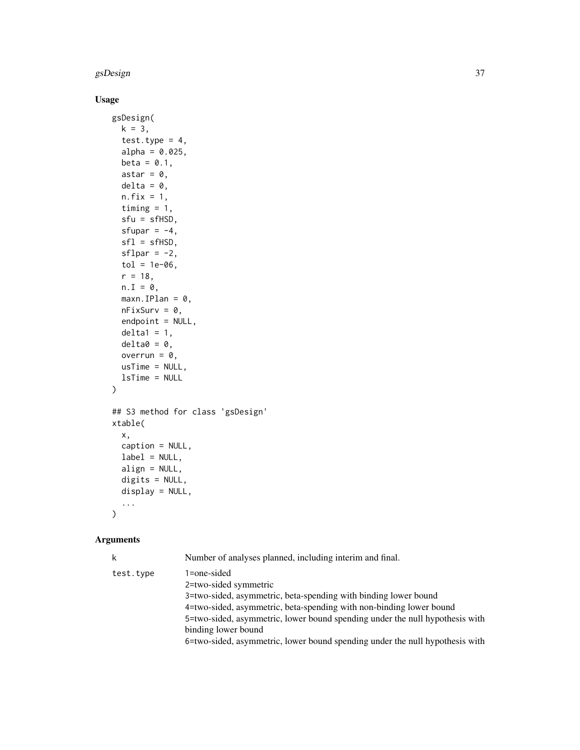## Usage

```
gsDesign(
  k = 3,
  test.type = 4,
  alpha = 0.025,
  beta = 0.1,
  astar = 0,
  delta = 0,
  n.fix = 1,
  timing = 1,
  sfu = sfHSD,
  sfupar = -4,
  sfl = sfHSD,
  sflpar = -2,
  tol = 1e-06,
  r = 18,
  n.I = 0,
  maxn.IPlan = 0,
  nFixSurv = 0,
  endpoint = NULL,
  delta1 = 1,
  delta0 = 0,
  overrun = 0,
  usTime = NULL,
  lsTime = NULL
)

## S3 method for class 'gsDesign'
xtable(
  x,
  caption = NULL,
  label = NULL,
  align = NULL,
  digits = NULL,
  display = NULL,
  ...
)
```

## Arguments

| | |
|---|---|
| `k` | Number of analyses planned, including interim and final. |
| `test.type` | 1=one-sided<br>2=two-sided symmetric<br>3=two-sided, asymmetric, beta-spending with binding lower bound<br>4=two-sided, asymmetric, beta-spending with non-binding lower bound<br>5=two-sided, asymmetric, lower bound spending under the null hypothesis with binding lower bound<br>6=two-sided, asymmetric, lower bound spending under the null hypothesis with |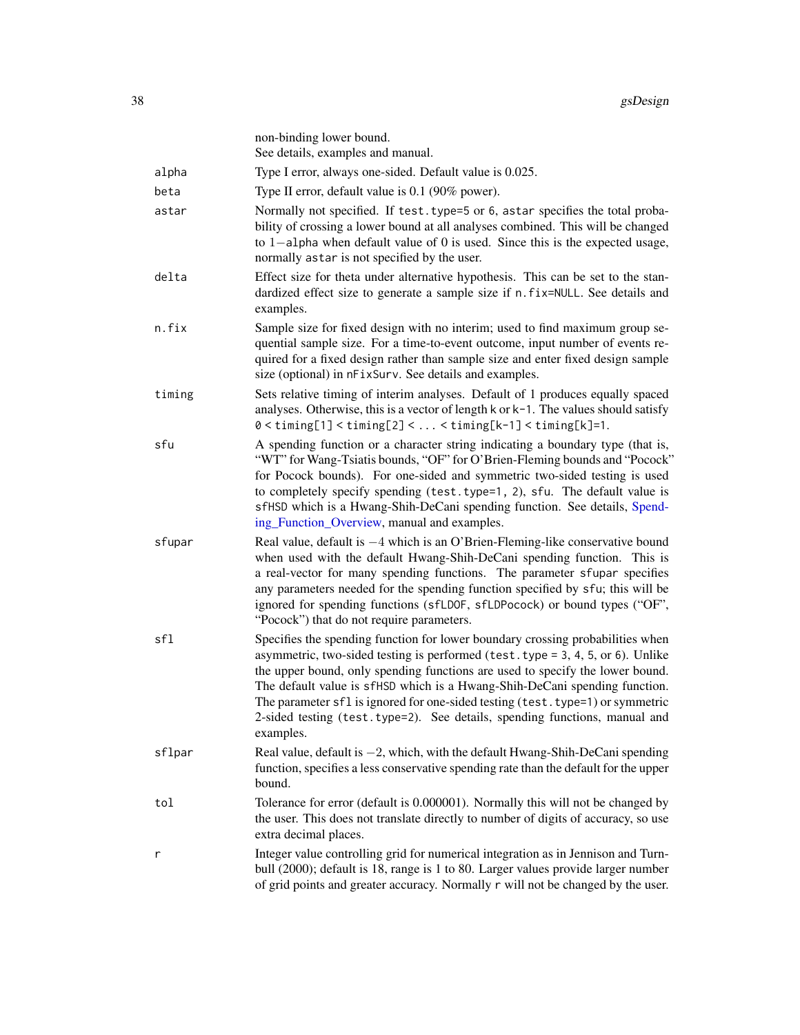| | |
|---|---|
| | non-binding lower bound. See details, examples and manual. |
| alpha | Type I error, always one-sided. Default value is 0.025. |
| beta | Type II error, default value is 0.1 (90% power). |
| astar | Normally not specified. If test.type=5 or 6, astar specifies the total probability of crossing a lower bound at all analyses combined. This will be changed to $1-$alpha when default value of 0 is used. Since this is the expected usage, normally astar is not specified by the user. |
| delta | Effect size for theta under alternative hypothesis. This can be set to the standardized effect size to generate a sample size if n.fix=NULL. See details and examples. |
| n.fix | Sample size for fixed design with no interim; used to find maximum group sequential sample size. For a time-to-event outcome, input number of events required for a fixed design rather than sample size and enter fixed design sample size (optional) in nFixSurv. See details and examples. |
| timing | Sets relative timing of interim analyses. Default of 1 produces equally spaced analyses. Otherwise, this is a vector of length k or k-1. The values should satisfy 0 < timing[1] < timing[2] < ... < timing[k-1] < timing[k]=1. |
| sfu | A spending function or a character string indicating a boundary type (that is, "WT" for Wang-Tsiatis bounds, "OF" for O'Brien-Fleming bounds and "Pocock" for Pocock bounds). For one-sided and symmetric two-sided testing is used to completely specify spending (test.type=1, 2), sfu. The default value is sfHSD which is a Hwang-Shih-DeCani spending function. See details, Spending_Function_Overview, manual and examples. |
| sfupar | Real value, default is $-4$ which is an O'Brien-Fleming-like conservative bound when used with the default Hwang-Shih-DeCani spending function. This is a real-vector for many spending functions. The parameter sfupar specifies any parameters needed for the spending function specified by sfu; this will be ignored for spending functions (sfLDOF, sfLDPocock) or bound types ("OF", "Pocock") that do not require parameters. |
| sfl | Specifies the spending function for lower boundary crossing probabilities when asymmetric, two-sided testing is performed (test.type = 3, 4, 5, or 6). Unlike the upper bound, only spending functions are used to specify the lower bound. The default value is sfHSD which is a Hwang-Shih-DeCani spending function. The parameter sfl is ignored for one-sided testing (test.type=1) or symmetric 2-sided testing (test.type=2). See details, spending functions, manual and examples. |
| sflpar | Real value, default is $-2$, which, with the default Hwang-Shih-DeCani spending function, specifies a less conservative spending rate than the default for the upper bound. |
| tol | Tolerance for error (default is 0.000001). Normally this will not be changed by the user. This does not translate directly to number of digits of accuracy, so use extra decimal places. |
| r | Integer value controlling grid for numerical integration as in Jennison and Turnbull (2000); default is 18, range is 1 to 80. Larger values provide larger number of grid points and greater accuracy. Normally r will not be changed by the user. |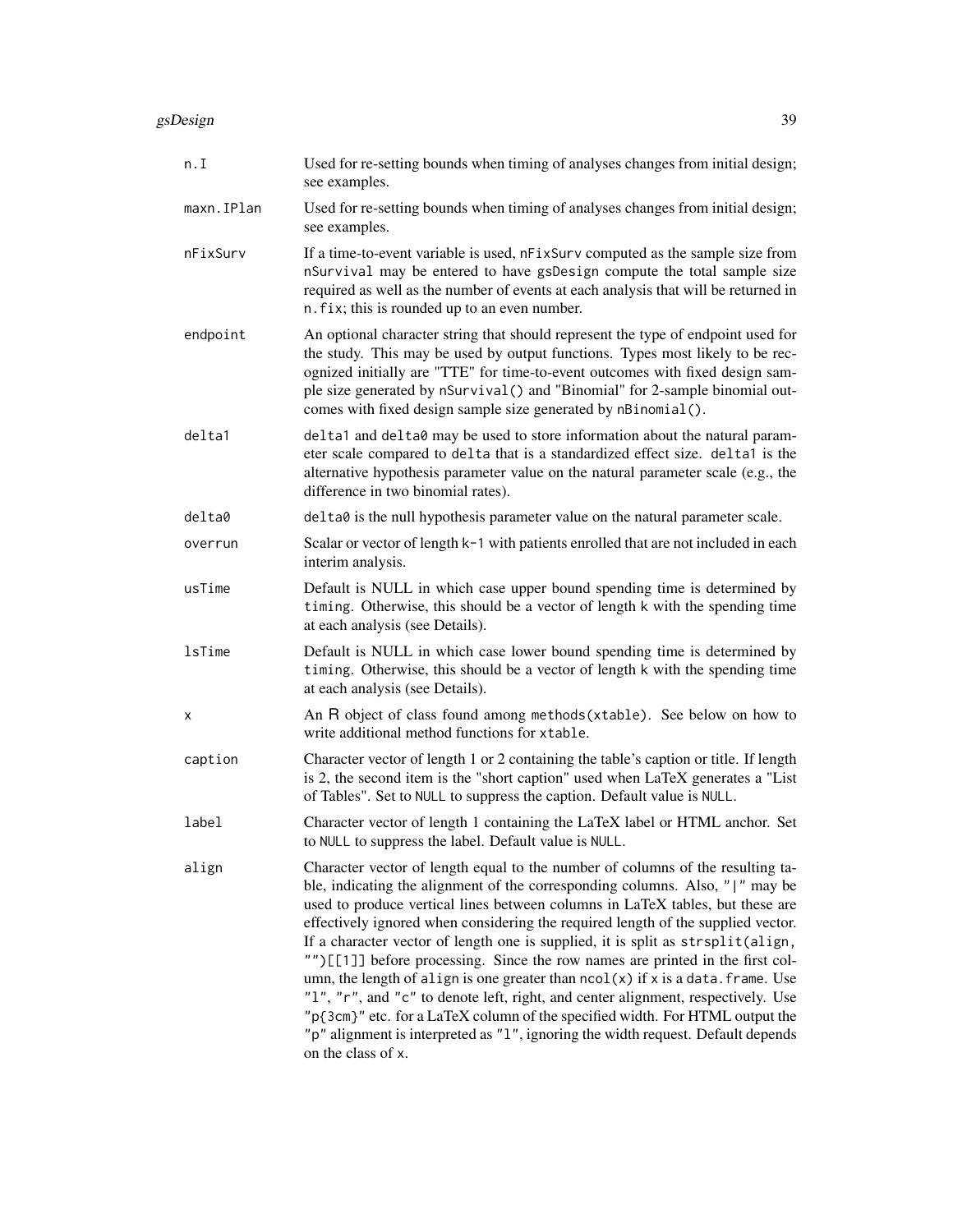`n.I`
: Used for re-setting bounds when timing of analyses changes from initial design; see examples.

`maxn.IPlan`
: Used for re-setting bounds when timing of analyses changes from initial design; see examples.

`nFixSurv`
: If a time-to-event variable is used, `nFixSurv` computed as the sample size from `nSurvival` may be entered to have `gsDesign` compute the total sample size required as well as the number of events at each analysis that will be returned in `n.fix`; this is rounded up to an even number.

`endpoint`
: An optional character string that should represent the type of endpoint used for the study. This may be used by output functions. Types most likely to be recognized initially are "TTE" for time-to-event outcomes with fixed design sample size generated by `nSurvival()` and "Binomial" for 2-sample binomial outcomes with fixed design sample size generated by `nBinomial()`.

`delta1`
: `delta1` and `delta0` may be used to store information about the natural parameter scale compared to `delta` that is a standardized effect size. `delta1` is the alternative hypothesis parameter value on the natural parameter scale (e.g., the difference in two binomial rates).

`delta0`
: `delta0` is the null hypothesis parameter value on the natural parameter scale.

`overrun`
: Scalar or vector of length `k-1` with patients enrolled that are not included in each interim analysis.

`usTime`
: Default is NULL in which case upper bound spending time is determined by `timing`. Otherwise, this should be a vector of length `k` with the spending time at each analysis (see Details).

`lsTime`
: Default is NULL in which case lower bound spending time is determined by `timing`. Otherwise, this should be a vector of length `k` with the spending time at each analysis (see Details).

`x`
: An R object of class found among `methods(xtable)`. See below on how to write additional method functions for `xtable`.

`caption`
: Character vector of length 1 or 2 containing the table's caption or title. If length is 2, the second item is the "short caption" used when LaTeX generates a "List of Tables". Set to `NULL` to suppress the caption. Default value is `NULL`.

`label`
: Character vector of length 1 containing the LaTeX label or HTML anchor. Set to `NULL` to suppress the label. Default value is `NULL`.

`align`
: Character vector of length equal to the number of columns of the resulting table, indicating the alignment of the corresponding columns. Also, `"|"` may be used to produce vertical lines between columns in LaTeX tables, but these are effectively ignored when considering the required length of the supplied vector. If a character vector of length one is supplied, it is split as `strsplit(align, "")[[1]]` before processing. Since the row names are printed in the first column, the length of `align` is one greater than `ncol(x)` if `x` is a `data.frame`. Use `"l"`, `"r"`, and `"c"` to denote left, right, and center alignment, respectively. Use `"p{3cm}"` etc. for a LaTeX column of the specified width. For HTML output the `"p"` alignment is interpreted as `"l"`, ignoring the width request. Default depends on the class of `x`.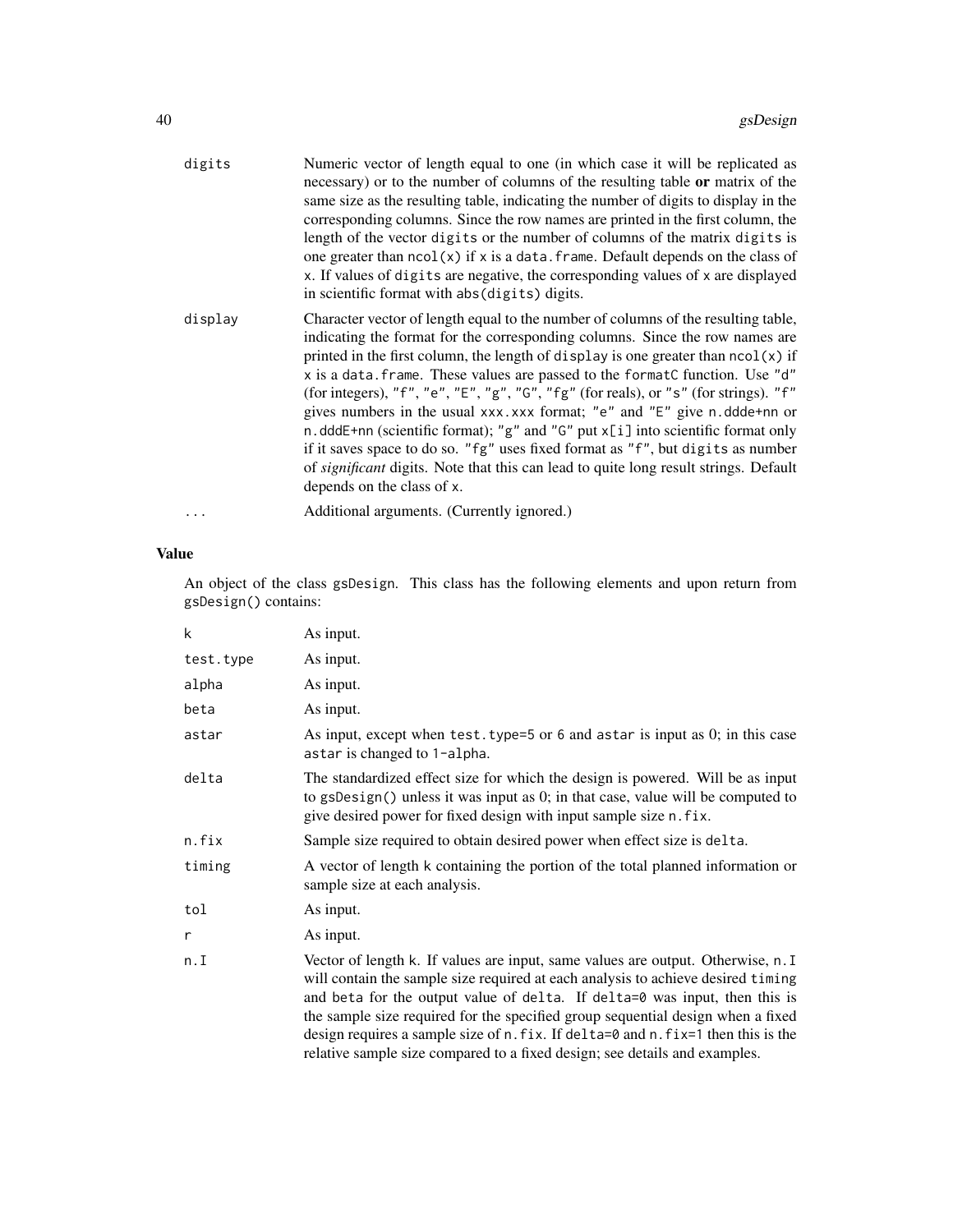| | |
|---|---|
| `digits` | Numeric vector of length equal to one (in which case it will be replicated as necessary) or to the number of columns of the resulting table **or** matrix of the same size as the resulting table, indicating the number of digits to display in the corresponding columns. Since the row names are printed in the first column, the length of the vector `digits` or the number of columns of the matrix `digits` is one greater than `ncol(x)` if `x` is a `data.frame`. Default depends on the class of `x`. If values of `digits` are negative, the corresponding values of `x` are displayed in scientific format with `abs(digits)` digits. |
| `display` | Character vector of length equal to the number of columns of the resulting table, indicating the format for the corresponding columns. Since the row names are printed in the first column, the length of `display` is one greater than `ncol(x)` if `x` is a `data.frame`. These values are passed to the `formatC` function. Use `"d"` (for integers), `"f"`, `"e"`, `"E"`, `"g"`, `"G"`, `"fg"` (for reals), or `"s"` (for strings). `"f"` gives numbers in the usual `xxx.xxx` format; `"e"` and `"E"` give `n.ddde+nn` or `n.dddE+nn` (scientific format); `"g"` and `"G"` put `x[i]` into scientific format only if it saves space to do so. `"fg"` uses fixed format as `"f"`, but `digits` as number of *significant* digits. Note that this can lead to quite long result strings. Default depends on the class of `x`. |
| `...` | Additional arguments. (Currently ignored.) |

## Value

An object of the class gsDesign. This class has the following elements and upon return from `gsDesign()` contains:

| | |
|---|---|
| `k` | As input. |
| `test.type` | As input. |
| `alpha` | As input. |
| `beta` | As input. |
| `astar` | As input, except when `test.type=5` or `6` and `astar` is input as 0; in this case `astar` is changed to `1-alpha`. |
| `delta` | The standardized effect size for which the design is powered. Will be as input to `gsDesign()` unless it was input as 0; in that case, value will be computed to give desired power for fixed design with input sample size `n.fix`. |
| `n.fix` | Sample size required to obtain desired power when effect size is `delta`. |
| `timing` | A vector of length `k` containing the portion of the total planned information or sample size at each analysis. |
| `tol` | As input. |
| `r` | As input. |
| `n.I` | Vector of length `k`. If values are input, same values are output. Otherwise, `n.I` will contain the sample size required at each analysis to achieve desired `timing` and `beta` for the output value of `delta`. If `delta=0` was input, then this is the sample size required for the specified group sequential design when a fixed design requires a sample size of `n.fix`. If `delta=0` and `n.fix=1` then this is the relative sample size compared to a fixed design; see details and examples. |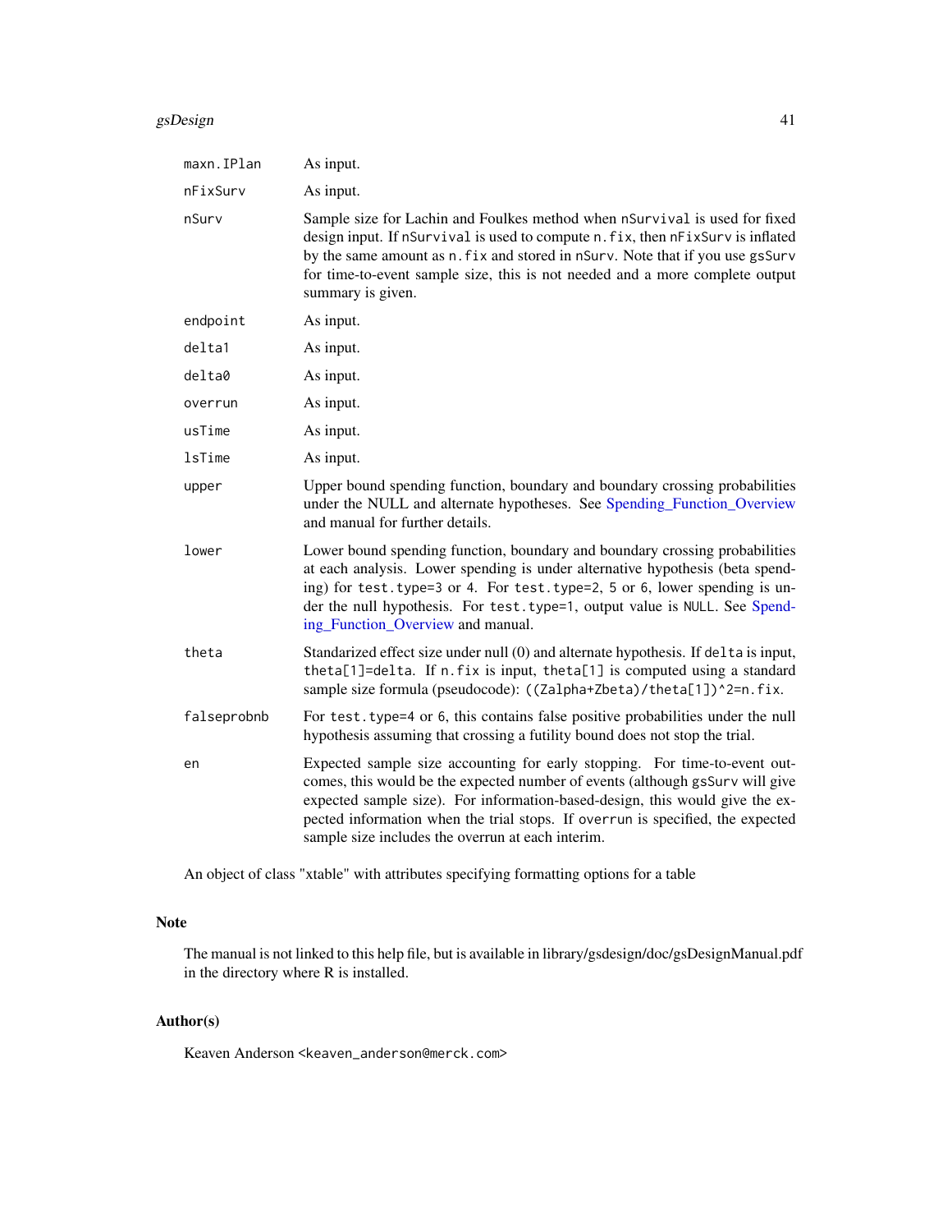| | |
|---|---|
| maxn.IPlan | As input. |
| nFixSurv | As input. |
| nSurv | Sample size for Lachin and Foulkes method when nSurvival is used for fixed design input. If nSurvival is used to compute n.fix, then nFixSurv is inflated by the same amount as n.fix and stored in nSurv. Note that if you use gsSurv for time-to-event sample size, this is not needed and a more complete output summary is given. |
| endpoint | As input. |
| delta1 | As input. |
| delta0 | As input. |
| overrun | As input. |
| usTime | As input. |
| lsTime | As input. |
| upper | Upper bound spending function, boundary and boundary crossing probabilities under the NULL and alternate hypotheses. See Spending_Function_Overview and manual for further details. |
| lower | Lower bound spending function, boundary and boundary crossing probabilities at each analysis. Lower spending is under alternative hypothesis (beta spending) for test.type=3 or 4. For test.type=2, 5 or 6, lower spending is under the null hypothesis. For test.type=1, output value is NULL. See Spending_Function_Overview and manual. |
| theta | Standarized effect size under null (0) and alternate hypothesis. If delta is input, theta[1]=delta. If n.fix is input, theta[1] is computed using a standard sample size formula (pseudocode): ((Zalpha+Zbeta)/theta[1])^2=n.fix. |
| falseprobnb | For test.type=4 or 6, this contains false positive probabilities under the null hypothesis assuming that crossing a futility bound does not stop the trial. |
| en | Expected sample size accounting for early stopping. For time-to-event outcomes, this would be the expected number of events (although gsSurv will give expected sample size). For information-based-design, this would give the expected information when the trial stops. If overrun is specified, the expected sample size includes the overrun at each interim. |

An object of class "xtable" with attributes specifying formatting options for a table

## Note

The manual is not linked to this help file, but is available in library/gsdesign/doc/gsDesignManual.pdf in the directory where R is installed.

## Author(s)

Keaven Anderson <keaven_anderson@merck.com>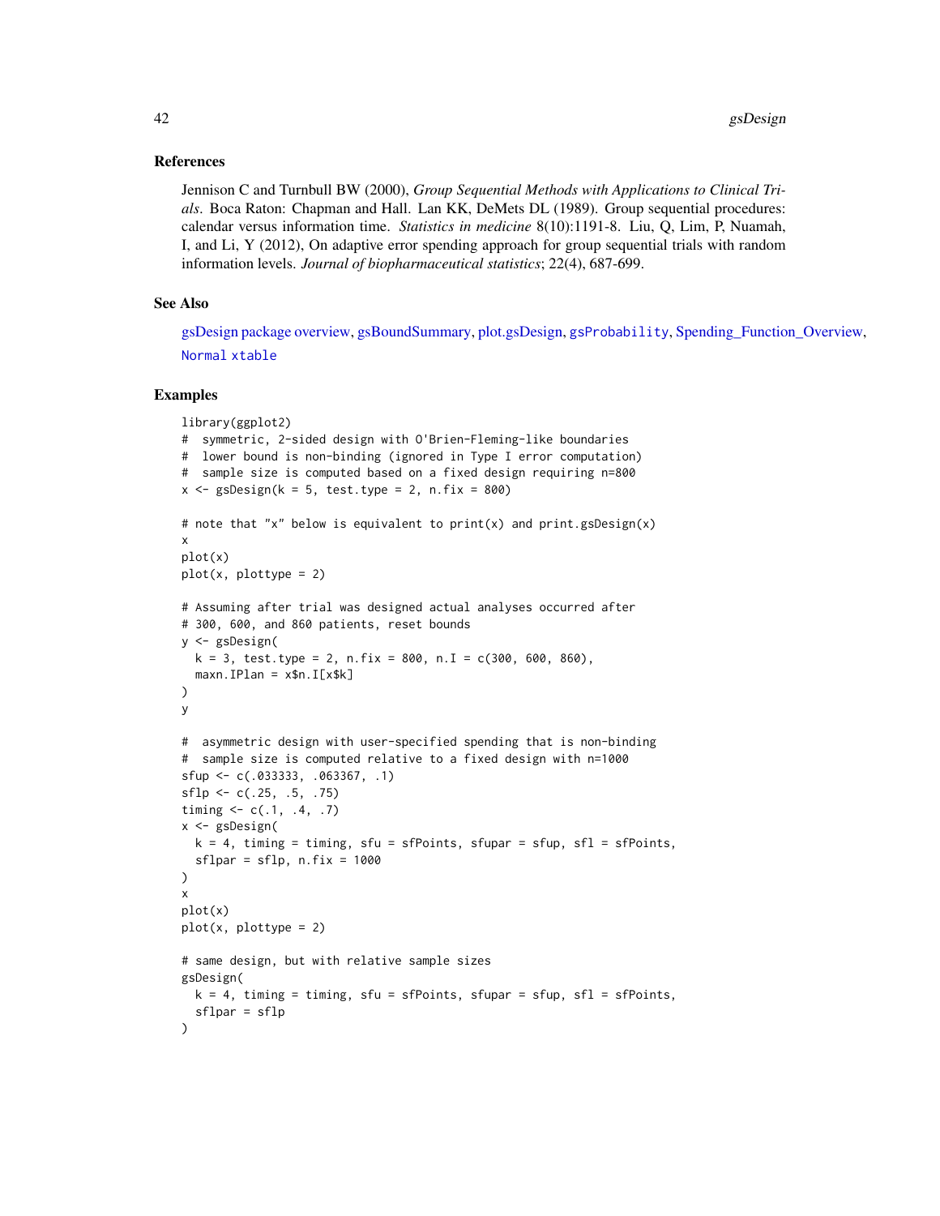### References

Jennison C and Turnbull BW (2000), *Group Sequential Methods with Applications to Clinical Trials*. Boca Raton: Chapman and Hall. Lan KK, DeMets DL (1989). Group sequential procedures: calendar versus information time. *Statistics in medicine* 8(10):1191-8. Liu, Q, Lim, P, Nuamah, I, and Li, Y (2012), On adaptive error spending approach for group sequential trials with random information levels. *Journal of biopharmaceutical statistics*; 22(4), 687-699.

### See Also

gsDesign package overview, gsBoundSummary, plot.gsDesign, `gsProbability`, Spending_Function_Overview, `Normal` `xtable`

### Examples

```
library(ggplot2)
#  symmetric, 2-sided design with O'Brien-Fleming-like boundaries
#  lower bound is non-binding (ignored in Type I error computation)
#  sample size is computed based on a fixed design requiring n=800
x <- gsDesign(k = 5, test.type = 2, n.fix = 800)

# note that "x" below is equivalent to print(x) and print.gsDesign(x)
x
plot(x)
plot(x, plottype = 2)

# Assuming after trial was designed actual analyses occurred after
# 300, 600, and 860 patients, reset bounds
y <- gsDesign(
  k = 3, test.type = 2, n.fix = 800, n.I = c(300, 600, 860),
  maxn.IPlan = x$n.I[x$k]
)
y

#  asymmetric design with user-specified spending that is non-binding
#  sample size is computed relative to a fixed design with n=1000
sfup <- c(.033333, .063367, .1)
sflp <- c(.25, .5, .75)
timing <- c(.1, .4, .7)
x <- gsDesign(
  k = 4, timing = timing, sfu = sfPoints, sfupar = sfup, sfl = sfPoints,
  sflpar = sflp, n.fix = 1000
)
x
plot(x)
plot(x, plottype = 2)

# same design, but with relative sample sizes
gsDesign(
  k = 4, timing = timing, sfu = sfPoints, sfupar = sfup, sfl = sfPoints,
  sflpar = sflp
)
```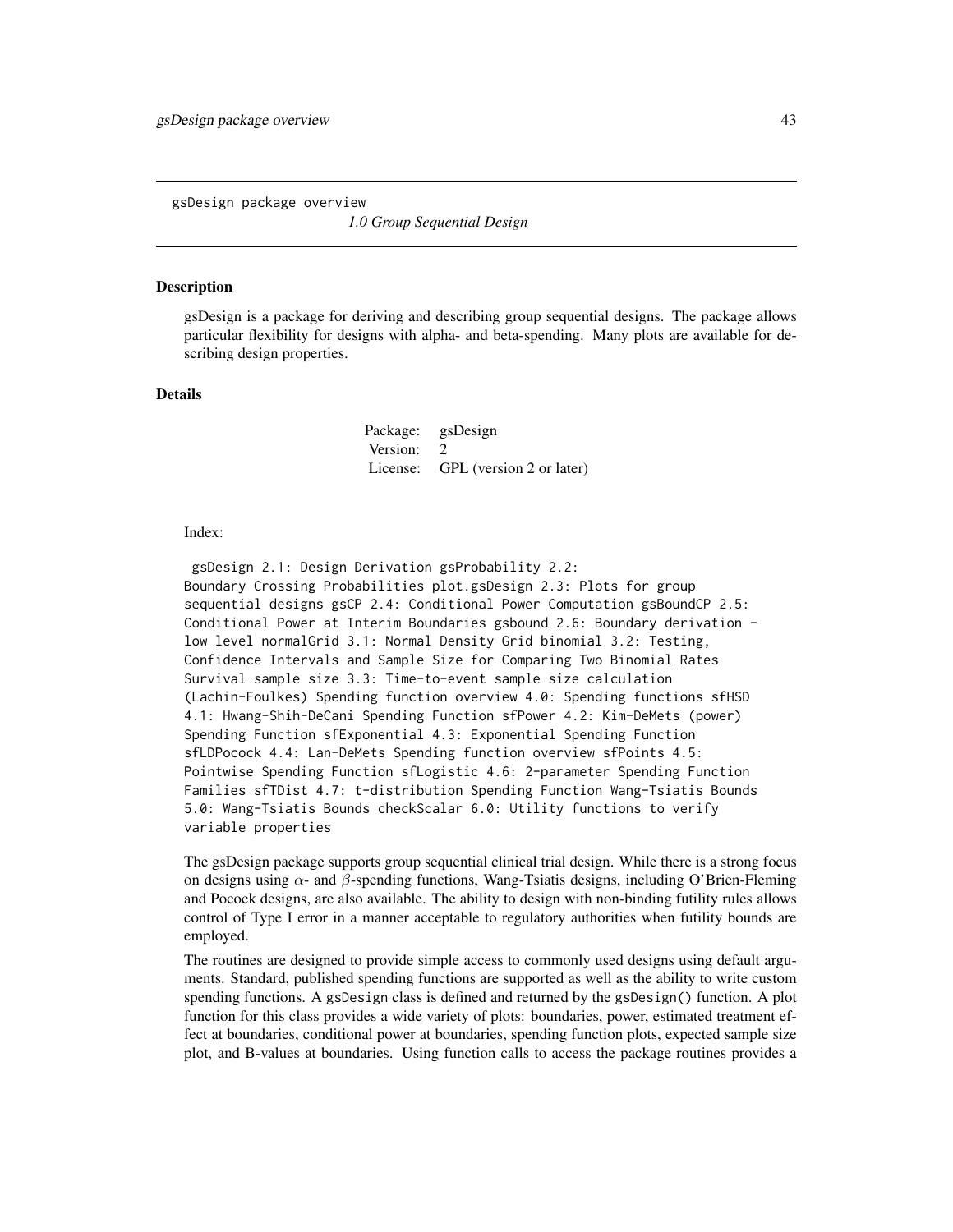gsDesign package overview

*1.0 Group Sequential Design*

### Description

gsDesign is a package for deriving and describing group sequential designs. The package allows particular flexibility for designs with alpha- and beta-spending. Many plots are available for describing design properties.

### Details

| Package: | gsDesign |
|---|---|
| Version: | 2 |
| License: | GPL (version 2 or later) |

Index:

```
 gsDesign 2.1: Design Derivation gsProbability 2.2:
Boundary Crossing Probabilities plot.gsDesign 2.3: Plots for group
sequential designs gsCP 2.4: Conditional Power Computation gsBoundCP 2.5:
Conditional Power at Interim Boundaries gsbound 2.6: Boundary derivation -
low level normalGrid 3.1: Normal Density Grid binomial 3.2: Testing,
Confidence Intervals and Sample Size for Comparing Two Binomial Rates
Survival sample size 3.3: Time-to-event sample size calculation
(Lachin-Foulkes) Spending function overview 4.0: Spending functions sfHSD
4.1: Hwang-Shih-DeCani Spending Function sfPower 4.2: Kim-DeMets (power)
Spending Function sfExponential 4.3: Exponential Spending Function
sfLDPocock 4.4: Lan-DeMets Spending function overview sfPoints 4.5:
Pointwise Spending Function sfLogistic 4.6: 2-parameter Spending Function
Families sfTDist 4.7: t-distribution Spending Function Wang-Tsiatis Bounds
5.0: Wang-Tsiatis Bounds checkScalar 6.0: Utility functions to verify
variable properties
```

The gsDesign package supports group sequential clinical trial design. While there is a strong focus on designs using $\alpha$- and $\beta$-spending functions, Wang-Tsiatis designs, including O'Brien-Fleming and Pocock designs, are also available. The ability to design with non-binding futility rules allows control of Type I error in a manner acceptable to regulatory authorities when futility bounds are employed.

The routines are designed to provide simple access to commonly used designs using default arguments. Standard, published spending functions are supported as well as the ability to write custom spending functions. A `gsDesign` class is defined and returned by the `gsDesign()` function. A plot function for this class provides a wide variety of plots: boundaries, power, estimated treatment effect at boundaries, conditional power at boundaries, spending function plots, expected sample size plot, and B-values at boundaries. Using function calls to access the package routines provides a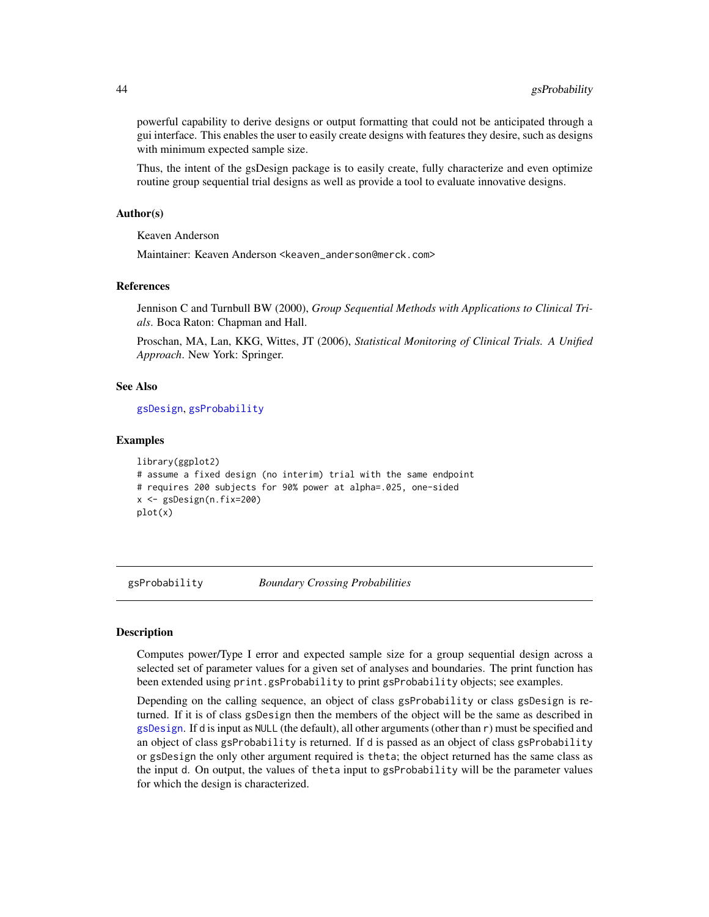powerful capability to derive designs or output formatting that could not be anticipated through a gui interface. This enables the user to easily create designs with features they desire, such as designs with minimum expected sample size.

Thus, the intent of the gsDesign package is to easily create, fully characterize and even optimize routine group sequential trial designs as well as provide a tool to evaluate innovative designs.

### Author(s)

Keaven Anderson

Maintainer: Keaven Anderson <keaven_anderson@merck.com>

### References

Jennison C and Turnbull BW (2000), *Group Sequential Methods with Applications to Clinical Trials*. Boca Raton: Chapman and Hall.

Proschan, MA, Lan, KKG, Wittes, JT (2006), *Statistical Monitoring of Clinical Trials. A Unified Approach*. New York: Springer.

### See Also

gsDesign, gsProbability

### Examples

```
library(ggplot2)
# assume a fixed design (no interim) trial with the same endpoint
# requires 200 subjects for 90% power at alpha=.025, one-sided
x <- gsDesign(n.fix=200)
plot(x)
```

---

## gsProbability — *Boundary Crossing Probabilities*

### Description

Computes power/Type I error and expected sample size for a group sequential design across a selected set of parameter values for a given set of analyses and boundaries. The print function has been extended using `print.gsProbability` to print `gsProbability` objects; see examples.

Depending on the calling sequence, an object of class `gsProbability` or class `gsDesign` is returned. If it is of class `gsDesign` then the members of the object will be the same as described in gsDesign. If `d` is input as `NULL` (the default), all other arguments (other than `r`) must be specified and an object of class `gsProbability` is returned. If `d` is passed as an object of class `gsProbability` or `gsDesign` the only other argument required is `theta`; the object returned has the same class as the input `d`. On output, the values of `theta` input to `gsProbability` will be the parameter values for which the design is characterized.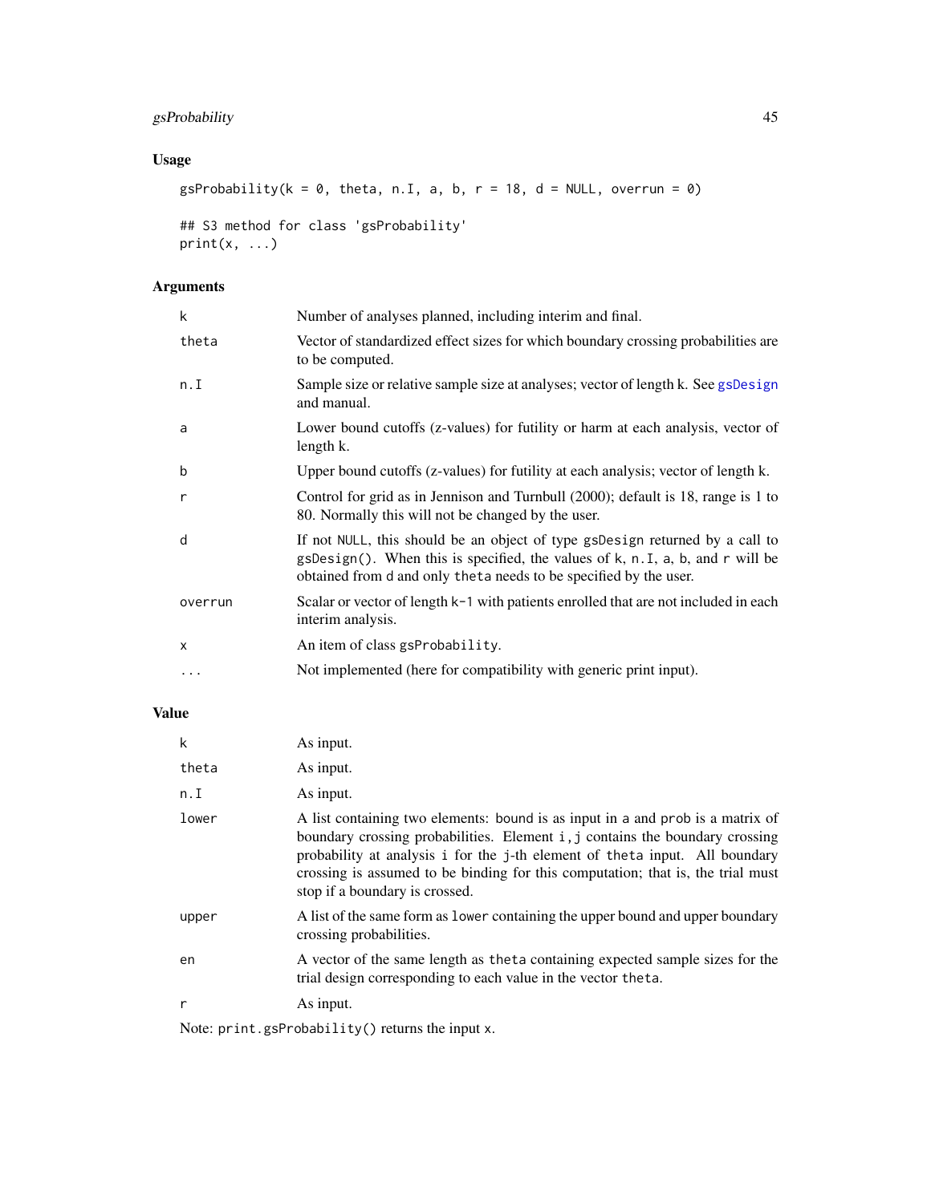## Usage

```
gsProbability(k = 0, theta, n.I, a, b, r = 18, d = NULL, overrun = 0)

## S3 method for class 'gsProbability'
print(x, ...)
```

## Arguments

| | |
|---|---|
| k | Number of analyses planned, including interim and final. |
| theta | Vector of standardized effect sizes for which boundary crossing probabilities are to be computed. |
| n.I | Sample size or relative sample size at analyses; vector of length k. See gsDesign and manual. |
| a | Lower bound cutoffs (z-values) for futility or harm at each analysis, vector of length k. |
| b | Upper bound cutoffs (z-values) for futility at each analysis; vector of length k. |
| r | Control for grid as in Jennison and Turnbull (2000); default is 18, range is 1 to 80. Normally this will not be changed by the user. |
| d | If not NULL, this should be an object of type gsDesign returned by a call to gsDesign(). When this is specified, the values of k, n.I, a, b, and r will be obtained from d and only theta needs to be specified by the user. |
| overrun | Scalar or vector of length k-1 with patients enrolled that are not included in each interim analysis. |
| x | An item of class gsProbability. |
| ... | Not implemented (here for compatibility with generic print input). |

## Value

| | |
|---|---|
| k | As input. |
| theta | As input. |
| n.I | As input. |
| lower | A list containing two elements: bound is as input in a and prob is a matrix of boundary crossing probabilities. Element i,j contains the boundary crossing probability at analysis i for the j-th element of theta input. All boundary crossing is assumed to be binding for this computation; that is, the trial must stop if a boundary is crossed. |
| upper | A list of the same form as lower containing the upper bound and upper boundary crossing probabilities. |
| en | A vector of the same length as theta containing expected sample sizes for the trial design corresponding to each value in the vector theta. |
| r | As input. |

Note: print.gsProbability() returns the input x.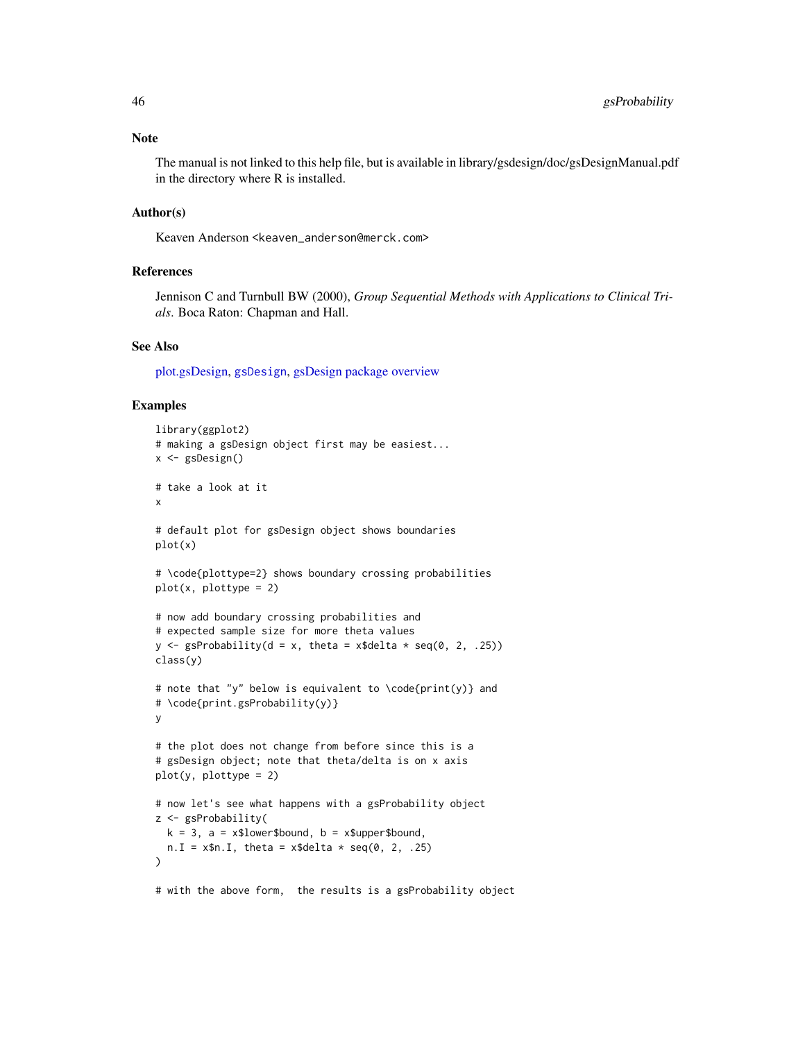## Note

The manual is not linked to this help file, but is available in library/gsdesign/doc/gsDesignManual.pdf in the directory where R is installed.

## Author(s)

Keaven Anderson <keaven_anderson@merck.com>

## References

Jennison C and Turnbull BW (2000), *Group Sequential Methods with Applications to Clinical Trials*. Boca Raton: Chapman and Hall.

## See Also

plot.gsDesign, gsDesign, gsDesign package overview

## Examples

```
library(ggplot2)
# making a gsDesign object first may be easiest...
x <- gsDesign()

# take a look at it
x

# default plot for gsDesign object shows boundaries
plot(x)

# \code{plottype=2} shows boundary crossing probabilities
plot(x, plottype = 2)

# now add boundary crossing probabilities and
# expected sample size for more theta values
y <- gsProbability(d = x, theta = x$delta * seq(0, 2, .25))
class(y)

# note that "y" below is equivalent to \code{print(y)} and
# \code{print.gsProbability(y)}
y

# the plot does not change from before since this is a
# gsDesign object; note that theta/delta is on x axis
plot(y, plottype = 2)

# now let's see what happens with a gsProbability object
z <- gsProbability(
  k = 3, a = x$lower$bound, b = x$upper$bound,
  n.I = x$n.I, theta = x$delta * seq(0, 2, .25)
)

# with the above form,  the results is a gsProbability object
```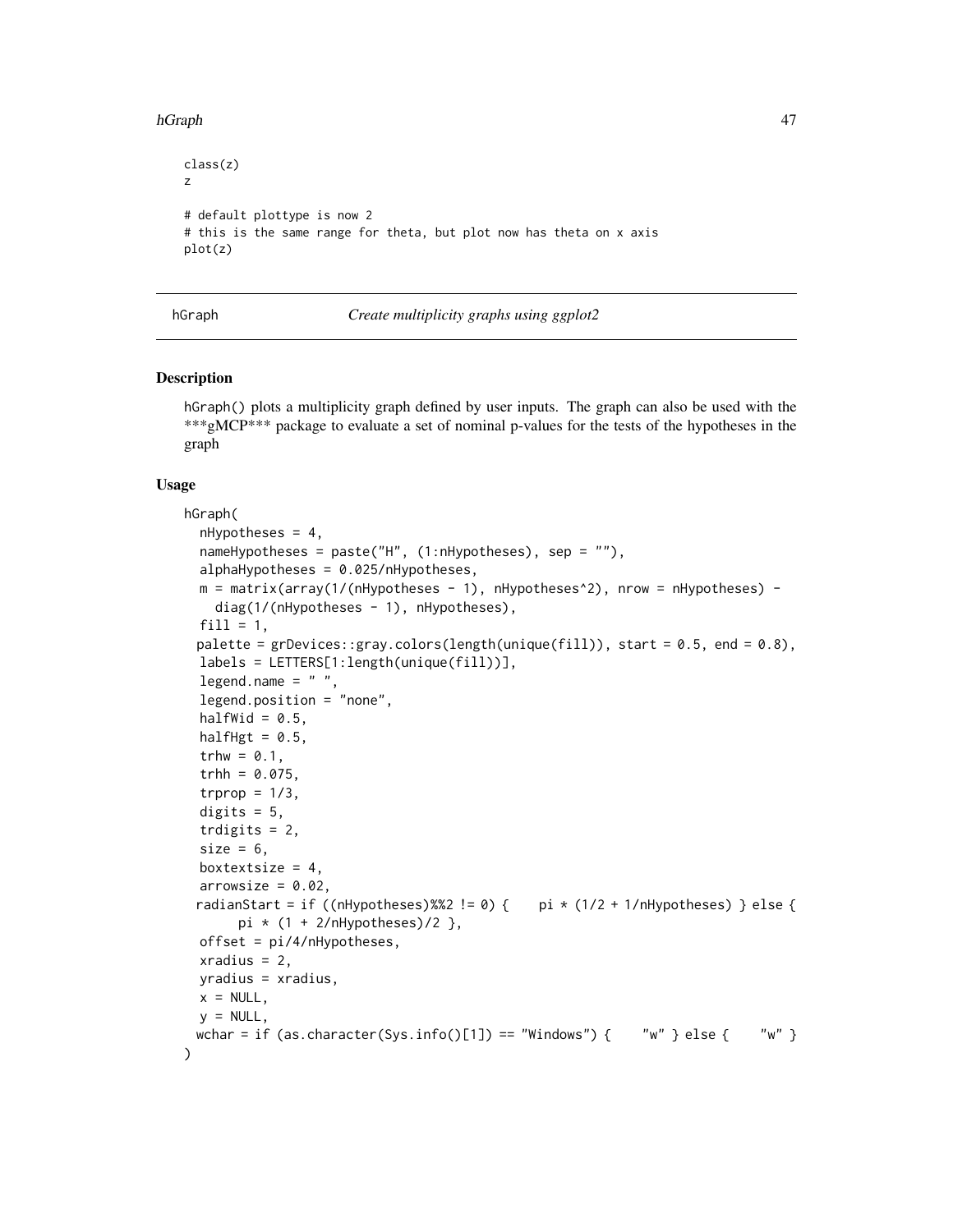```
class(z)
z

# default plottype is now 2
# this is the same range for theta, but plot now has theta on x axis
plot(z)
```

---

hGraph *Create multiplicity graphs using ggplot2*

---

## Description

hGraph() plots a multiplicity graph defined by user inputs. The graph can also be used with the ***gMCP*** package to evaluate a set of nominal p-values for the tests of the hypotheses in the graph

## Usage

```
hGraph(
  nHypotheses = 4,
  nameHypotheses = paste("H", (1:nHypotheses), sep = ""),
  alphaHypotheses = 0.025/nHypotheses,
  m = matrix(array(1/(nHypotheses - 1), nHypotheses^2), nrow = nHypotheses) -
    diag(1/(nHypotheses - 1), nHypotheses),
  fill = 1,
  palette = grDevices::gray.colors(length(unique(fill)), start = 0.5, end = 0.8),
  labels = LETTERS[1:length(unique(fill))],
  legend.name = " ",
  legend.position = "none",
  halfWid = 0.5,
  halfHgt = 0.5,
  trhw = 0.1,
  trhh = 0.075,
  trprop = 1/3,
  digits = 5,
  trdigits = 2,
  size = 6,
  boxtextsize = 4,
  arrowsize = 0.02,
  radianStart = if ((nHypotheses)%%2 != 0) {    pi * (1/2 + 1/nHypotheses) } else {
      pi * (1 + 2/nHypotheses)/2 },
  offset = pi/4/nHypotheses,
  xradius = 2,
  yradius = xradius,
  x = NULL,
  y = NULL,
  wchar = if (as.character(Sys.info()[1]) == "Windows") {    "w" } else {    "w" }
)
```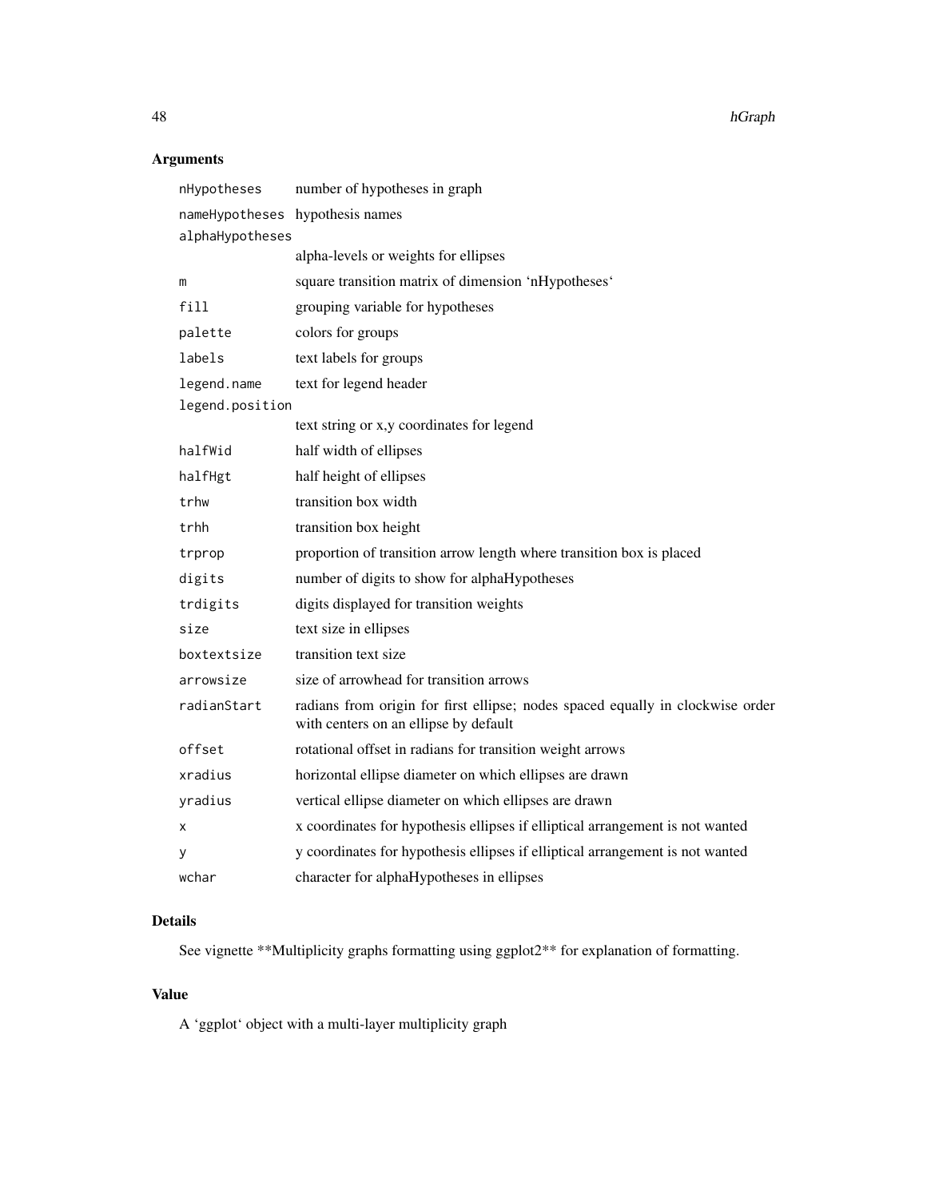## Arguments

| | |
|---|---|
| `nHypotheses` | number of hypotheses in graph |
| `nameHypotheses` | hypothesis names |
| `alphaHypotheses` | alpha-levels or weights for ellipses |
| `m` | square transition matrix of dimension 'nHypotheses' |
| `fill` | grouping variable for hypotheses |
| `palette` | colors for groups |
| `labels` | text labels for groups |
| `legend.name` | text for legend header |
| `legend.position` | text string or x,y coordinates for legend |
| `halfWid` | half width of ellipses |
| `halfHgt` | half height of ellipses |
| `trhw` | transition box width |
| `trhh` | transition box height |
| `trprop` | proportion of transition arrow length where transition box is placed |
| `digits` | number of digits to show for alphaHypotheses |
| `trdigits` | digits displayed for transition weights |
| `size` | text size in ellipses |
| `boxtextsize` | transition text size |
| `arrowsize` | size of arrowhead for transition arrows |
| `radianStart` | radians from origin for first ellipse; nodes spaced equally in clockwise order with centers on an ellipse by default |
| `offset` | rotational offset in radians for transition weight arrows |
| `xradius` | horizontal ellipse diameter on which ellipses are drawn |
| `yradius` | vertical ellipse diameter on which ellipses are drawn |
| `x` | x coordinates for hypothesis ellipses if elliptical arrangement is not wanted |
| `y` | y coordinates for hypothesis ellipses if elliptical arrangement is not wanted |
| `wchar` | character for alphaHypotheses in ellipses |

## Details

See vignette **Multiplicity graphs formatting using ggplot2** for explanation of formatting.

## Value

A 'ggplot' object with a multi-layer multiplicity graph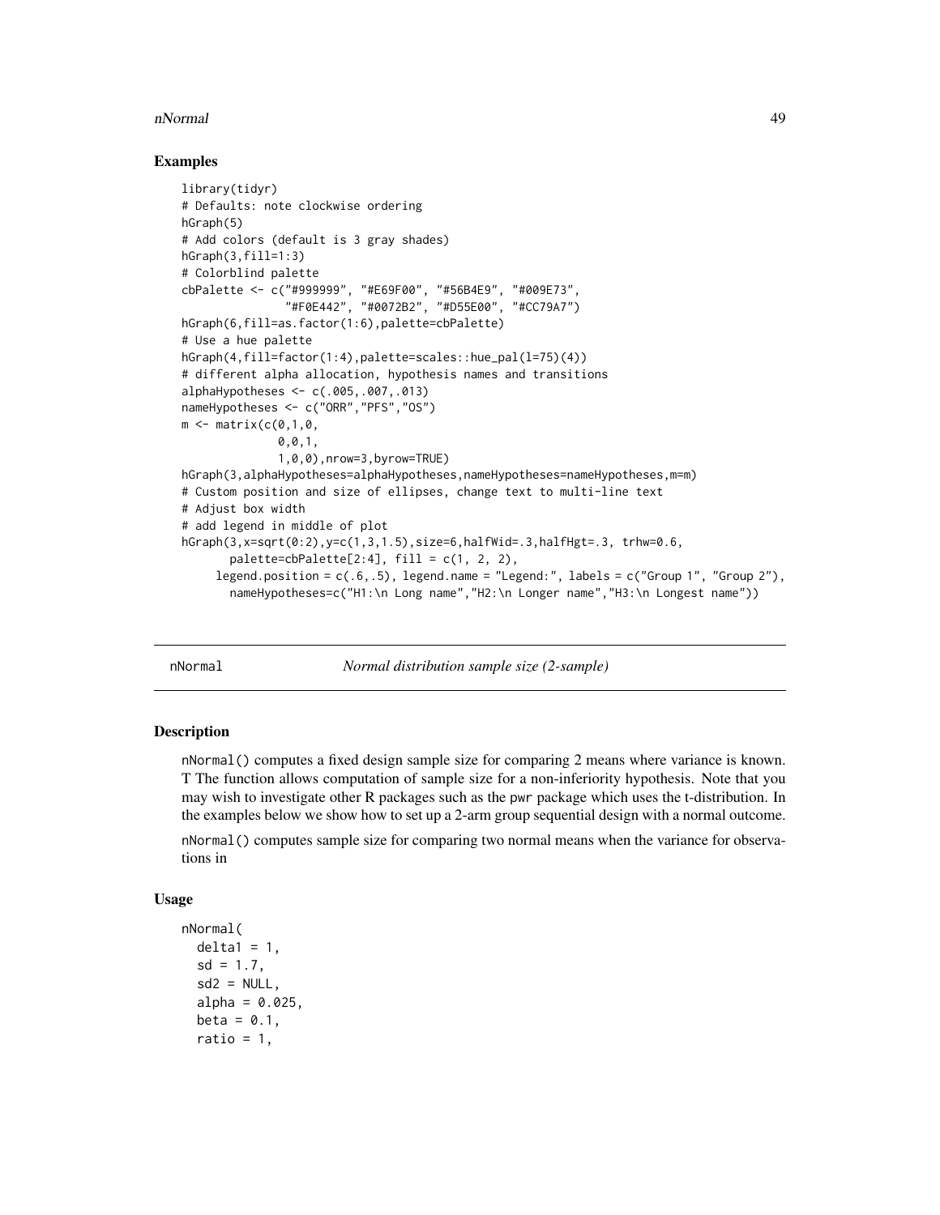### Examples

```
library(tidyr)
# Defaults: note clockwise ordering
hGraph(5)
# Add colors (default is 3 gray shades)
hGraph(3,fill=1:3)
# Colorblind palette
cbPalette <- c("#999999", "#E69F00", "#56B4E9", "#009E73",
               "#F0E442", "#0072B2", "#D55E00", "#CC79A7")
hGraph(6,fill=as.factor(1:6),palette=cbPalette)
# Use a hue palette
hGraph(4,fill=factor(1:4),palette=scales::hue_pal(l=75)(4))
# different alpha allocation, hypothesis names and transitions
alphaHypotheses <- c(.005,.007,.013)
nameHypotheses <- c("ORR","PFS","OS")
m <- matrix(c(0,1,0,
              0,0,1,
              1,0,0),nrow=3,byrow=TRUE)
hGraph(3,alphaHypotheses=alphaHypotheses,nameHypotheses=nameHypotheses,m=m)
# Custom position and size of ellipses, change text to multi-line text
# Adjust box width
# add legend in middle of plot
hGraph(3,x=sqrt(0:2),y=c(1,3,1.5),size=6,halfWid=.3,halfHgt=.3, trhw=0.6,
       palette=cbPalette[2:4], fill = c(1, 2, 2),
     legend.position = c(.6,.5), legend.name = "Legend:", labels = c("Group 1", "Group 2"),
       nameHypotheses=c("H1:\n Long name","H2:\n Longer name","H3:\n Longest name"))
```

## nNormal — *Normal distribution sample size (2-sample)*

### Description

nNormal() computes a fixed design sample size for comparing 2 means where variance is known. T The function allows computation of sample size for a non-inferiority hypothesis. Note that you may wish to investigate other R packages such as the pwr package which uses the t-distribution. In the examples below we show how to set up a 2-arm group sequential design with a normal outcome.

nNormal() computes sample size for comparing two normal means when the variance for observations in

### Usage

```
nNormal(
  delta1 = 1,
  sd = 1.7,
  sd2 = NULL,
  alpha = 0.025,
  beta = 0.1,
  ratio = 1,
```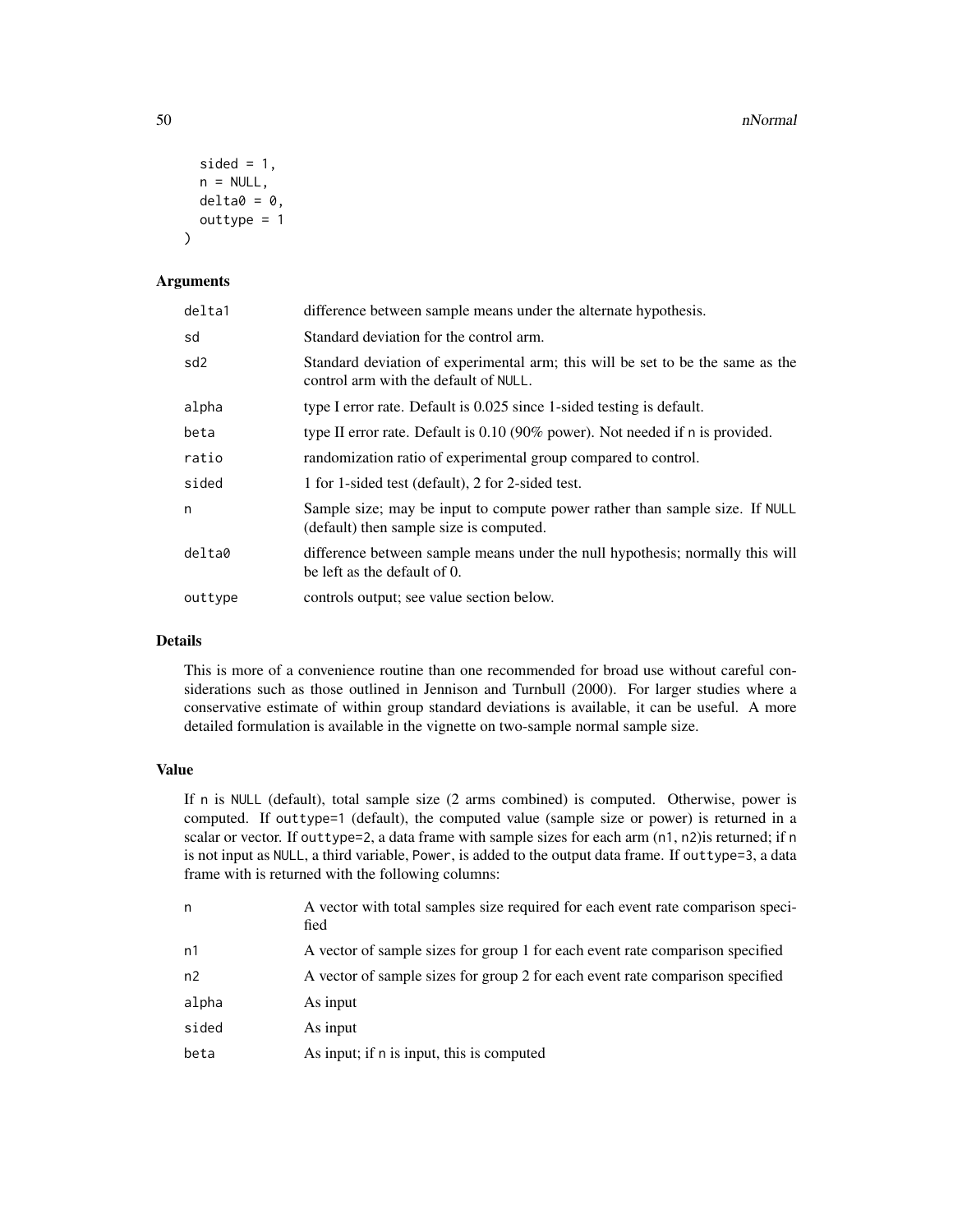```
  sided = 1,
  n = NULL,
  delta0 = 0,
  outtype = 1
)
```

### Arguments

| | |
|---|---|
| delta1 | difference between sample means under the alternate hypothesis. |
| sd | Standard deviation for the control arm. |
| sd2 | Standard deviation of experimental arm; this will be set to be the same as the control arm with the default of NULL. |
| alpha | type I error rate. Default is 0.025 since 1-sided testing is default. |
| beta | type II error rate. Default is 0.10 (90% power). Not needed if n is provided. |
| ratio | randomization ratio of experimental group compared to control. |
| sided | 1 for 1-sided test (default), 2 for 2-sided test. |
| n | Sample size; may be input to compute power rather than sample size. If NULL (default) then sample size is computed. |
| delta0 | difference between sample means under the null hypothesis; normally this will be left as the default of 0. |
| outtype | controls output; see value section below. |

### Details

This is more of a convenience routine than one recommended for broad use without careful considerations such as those outlined in Jennison and Turnbull (2000). For larger studies where a conservative estimate of within group standard deviations is available, it can be useful. A more detailed formulation is available in the vignette on two-sample normal sample size.

### Value

If n is NULL (default), total sample size (2 arms combined) is computed. Otherwise, power is computed. If outtype=1 (default), the computed value (sample size or power) is returned in a scalar or vector. If outtype=2, a data frame with sample sizes for each arm (n1, n2)is returned; if n is not input as NULL, a third variable, Power, is added to the output data frame. If outtype=3, a data frame with is returned with the following columns:

| | |
|---|---|
| n | A vector with total samples size required for each event rate comparison specified |
| n1 | A vector of sample sizes for group 1 for each event rate comparison specified |
| n2 | A vector of sample sizes for group 2 for each event rate comparison specified |
| alpha | As input |
| sided | As input |
| beta | As input; if n is input, this is computed |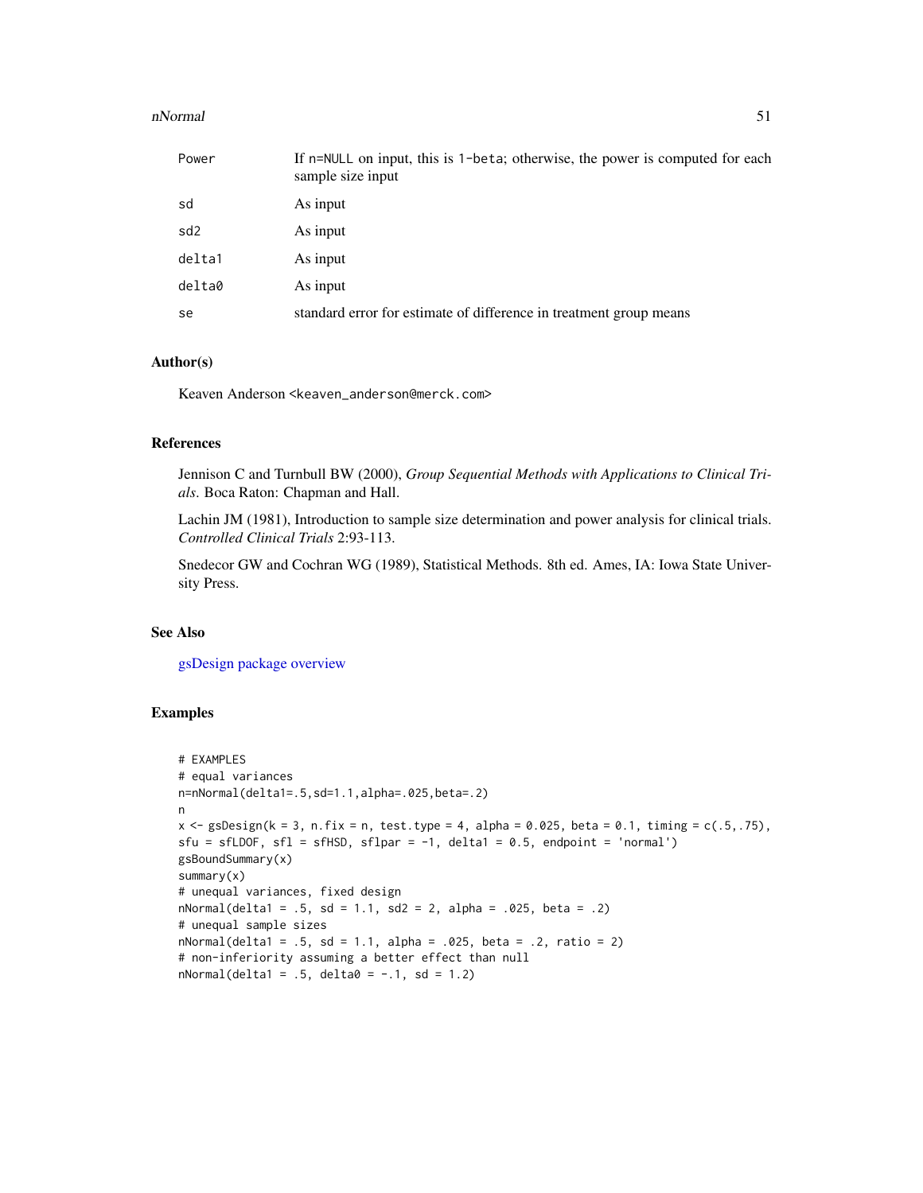| | |
|---|---|
| Power | If n=NULL on input, this is 1-beta; otherwise, the power is computed for each sample size input |
| sd | As input |
| sd2 | As input |
| delta1 | As input |
| delta0 | As input |
| se | standard error for estimate of difference in treatment group means |

## Author(s)

Keaven Anderson <keaven_anderson@merck.com>

## References

Jennison C and Turnbull BW (2000), *Group Sequential Methods with Applications to Clinical Trials*. Boca Raton: Chapman and Hall.

Lachin JM (1981), Introduction to sample size determination and power analysis for clinical trials. *Controlled Clinical Trials* 2:93-113.

Snedecor GW and Cochran WG (1989), Statistical Methods. 8th ed. Ames, IA: Iowa State University Press.

## See Also

gsDesign package overview

## Examples

```
# EXAMPLES
# equal variances
n=nNormal(delta1=.5,sd=1.1,alpha=.025,beta=.2)
n
x <- gsDesign(k = 3, n.fix = n, test.type = 4, alpha = 0.025, beta = 0.1, timing = c(.5,.75),
sfu = sfLDOF, sfl = sfHSD, sflpar = -1, delta1 = 0.5, endpoint = 'normal')
gsBoundSummary(x)
summary(x)
# unequal variances, fixed design
nNormal(delta1 = .5, sd = 1.1, sd2 = 2, alpha = .025, beta = .2)
# unequal sample sizes
nNormal(delta1 = .5, sd = 1.1, alpha = .025, beta = .2, ratio = 2)
# non-inferiority assuming a better effect than null
nNormal(delta1 = .5, delta0 = -.1, sd = 1.2)
```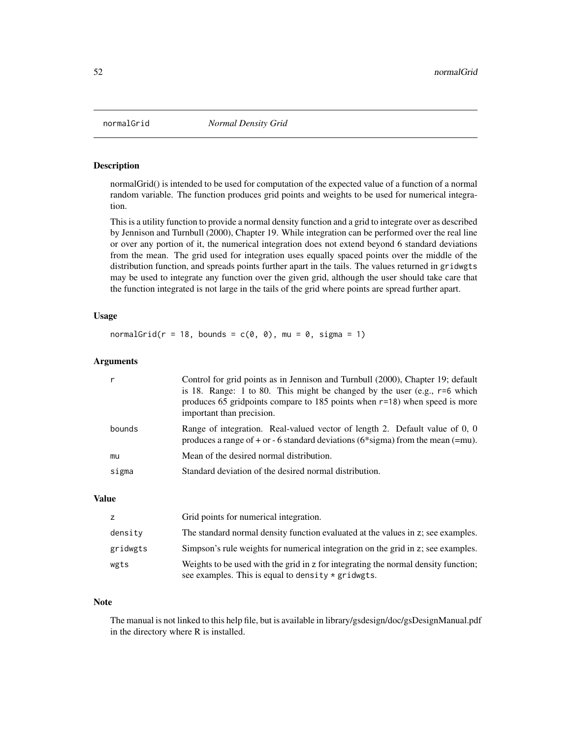## normalGrid *Normal Density Grid*

### Description

normalGrid() is intended to be used for computation of the expected value of a function of a normal random variable. The function produces grid points and weights to be used for numerical integration.

This is a utility function to provide a normal density function and a grid to integrate over as described by Jennison and Turnbull (2000), Chapter 19. While integration can be performed over the real line or over any portion of it, the numerical integration does not extend beyond 6 standard deviations from the mean. The grid used for integration uses equally spaced points over the middle of the distribution function, and spreads points further apart in the tails. The values returned in `gridwgts` may be used to integrate any function over the given grid, although the user should take care that the function integrated is not large in the tails of the grid where points are spread further apart.

### Usage

```
normalGrid(r = 18, bounds = c(0, 0), mu = 0, sigma = 1)
```

### Arguments

| | |
|---|---|
| `r` | Control for grid points as in Jennison and Turnbull (2000), Chapter 19; default is 18. Range: 1 to 80. This might be changed by the user (e.g., `r=6` which produces 65 gridpoints compare to 185 points when `r=18`) when speed is more important than precision. |
| `bounds` | Range of integration. Real-valued vector of length 2. Default value of 0, 0 produces a range of + or - 6 standard deviations (6*sigma) from the mean (=mu). |
| `mu` | Mean of the desired normal distribution. |
| `sigma` | Standard deviation of the desired normal distribution. |

### Value

| | |
|---|---|
| `z` | Grid points for numerical integration. |
| `density` | The standard normal density function evaluated at the values in `z`; see examples. |
| `gridwgts` | Simpson's rule weights for numerical integration on the grid in `z`; see examples. |
| `wgts` | Weights to be used with the grid in `z` for integrating the normal density function; see examples. This is equal to `density * gridwgts`. |

### Note

The manual is not linked to this help file, but is available in library/gsdesign/doc/gsDesignManual.pdf in the directory where R is installed.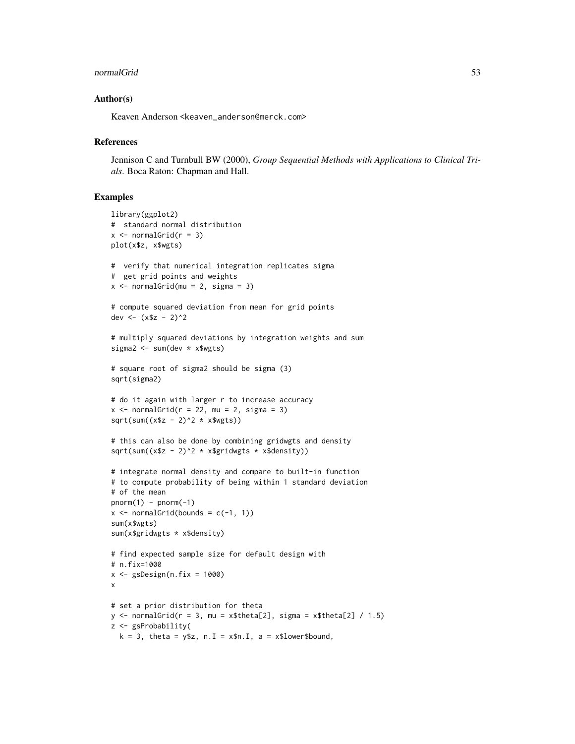## Author(s)

Keaven Anderson <keaven_anderson@merck.com>

## References

Jennison C and Turnbull BW (2000), *Group Sequential Methods with Applications to Clinical Trials*. Boca Raton: Chapman and Hall.

## Examples

```
library(ggplot2)
#  standard normal distribution
x <- normalGrid(r = 3)
plot(x$z, x$wgts)

#  verify that numerical integration replicates sigma
#  get grid points and weights
x <- normalGrid(mu = 2, sigma = 3)

# compute squared deviation from mean for grid points
dev <- (x$z - 2)^2

# multiply squared deviations by integration weights and sum
sigma2 <- sum(dev * x$wgts)

# square root of sigma2 should be sigma (3)
sqrt(sigma2)

# do it again with larger r to increase accuracy
x <- normalGrid(r = 22, mu = 2, sigma = 3)
sqrt(sum((x$z - 2)^2 * x$wgts))

# this can also be done by combining gridwgts and density
sqrt(sum((x$z - 2)^2 * x$gridwgts * x$density))

# integrate normal density and compare to built-in function
# to compute probability of being within 1 standard deviation
# of the mean
pnorm(1) - pnorm(-1)
x <- normalGrid(bounds = c(-1, 1))
sum(x$wgts)
sum(x$gridwgts * x$density)

# find expected sample size for default design with
# n.fix=1000
x <- gsDesign(n.fix = 1000)
x

# set a prior distribution for theta
y <- normalGrid(r = 3, mu = x$theta[2], sigma = x$theta[2] / 1.5)
z <- gsProbability(
  k = 3, theta = y$z, n.I = x$n.I, a = x$lower$bound,
```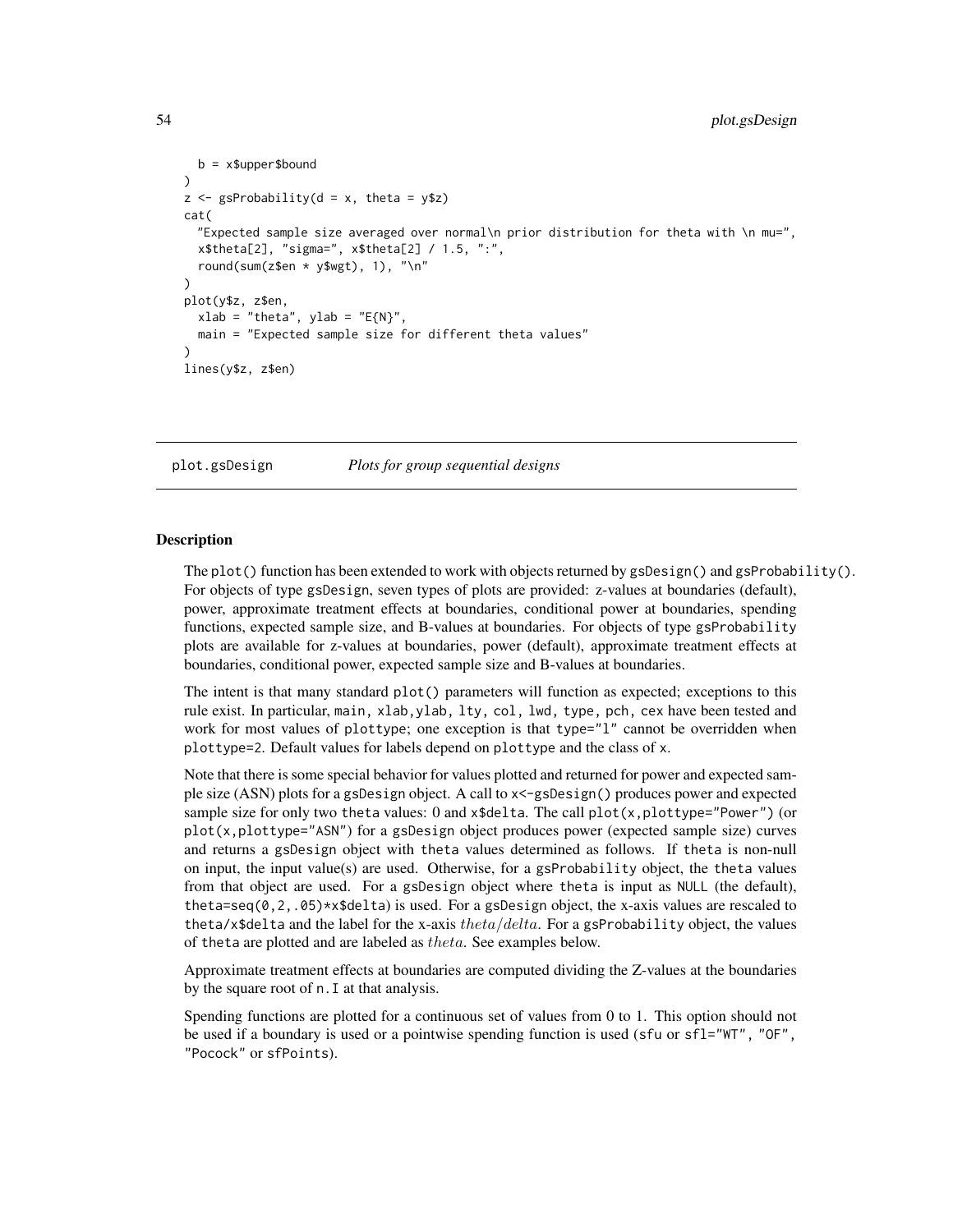```
  b = x$upper$bound
)
z <- gsProbability(d = x, theta = y$z)
cat(
  "Expected sample size averaged over normal\n prior distribution for theta with \n mu=",
  x$theta[2], "sigma=", x$theta[2] / 1.5, ":",
  round(sum(z$en * y$wgt), 1), "\n"
)
plot(y$z, z$en,
  xlab = "theta", ylab = "E{N}",
  main = "Expected sample size for different theta values"
)
lines(y$z, z$en)
```

## plot.gsDesign *Plots for group sequential designs*

### Description

The `plot()` function has been extended to work with objects returned by `gsDesign()` and `gsProbability()`. For objects of type `gsDesign`, seven types of plots are provided: z-values at boundaries (default), power, approximate treatment effects at boundaries, conditional power at boundaries, spending functions, expected sample size, and B-values at boundaries. For objects of type `gsProbability` plots are available for z-values at boundaries, power (default), approximate treatment effects at boundaries, conditional power, expected sample size and B-values at boundaries.

The intent is that many standard `plot()` parameters will function as expected; exceptions to this rule exist. In particular, `main, xlab, ylab, lty, col, lwd, type, pch, cex` have been tested and work for most values of `plottype`; one exception is that `type="l"` cannot be overridden when `plottype=2`. Default values for labels depend on `plottype` and the class of `x`.

Note that there is some special behavior for values plotted and returned for power and expected sample size (ASN) plots for a `gsDesign` object. A call to `x<-gsDesign()` produces power and expected sample size for only two `theta` values: 0 and `x$delta`. The call `plot(x,plottype="Power")` (or `plot(x,plottype="ASN")` for a `gsDesign` object produces power (expected sample size) curves and returns a `gsDesign` object with `theta` values determined as follows. If `theta` is non-null on input, the input value(s) are used. Otherwise, for a `gsProbability` object, the `theta` values from that object are used. For a `gsDesign` object where `theta` is input as `NULL` (the default), `theta=seq(0,2,.05)*x$delta`) is used. For a `gsDesign` object, the x-axis values are rescaled to `theta/x$delta` and the label for the x-axis $theta/delta$. For a `gsProbability` object, the values of `theta` are plotted and are labeled as $theta$. See examples below.

Approximate treatment effects at boundaries are computed dividing the Z-values at the boundaries by the square root of `n.I` at that analysis.

Spending functions are plotted for a continuous set of values from 0 to 1. This option should not be used if a boundary is used or a pointwise spending function is used (`sfu` or `sfl="WT", "OF", "Pocock"` or `sfPoints`).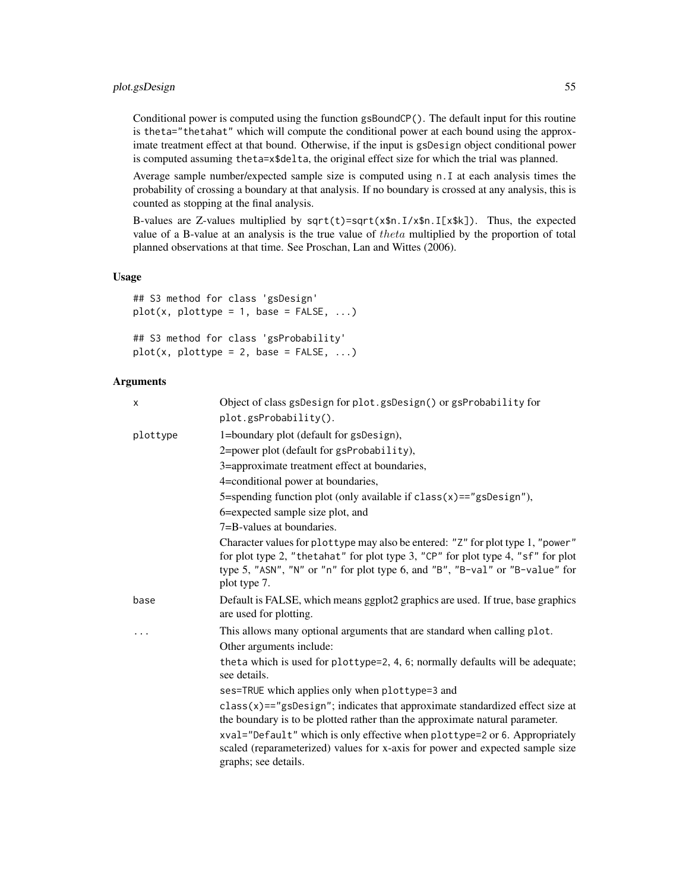Conditional power is computed using the function gsBoundCP(). The default input for this routine is theta="thetahat" which will compute the conditional power at each bound using the approximate treatment effect at that bound. Otherwise, if the input is gsDesign object conditional power is computed assuming theta=x$delta, the original effect size for which the trial was planned.

Average sample number/expected sample size is computed using n.I at each analysis times the probability of crossing a boundary at that analysis. If no boundary is crossed at any analysis, this is counted as stopping at the final analysis.

B-values are Z-values multiplied by sqrt(t)=sqrt(x$n.I/x$n.I[x$k]). Thus, the expected value of a B-value at an analysis is the true value of $theta$ multiplied by the proportion of total planned observations at that time. See Proschan, Lan and Wittes (2006).

### Usage

```
## S3 method for class 'gsDesign'
plot(x, plottype = 1, base = FALSE, ...)

## S3 method for class 'gsProbability'
plot(x, plottype = 2, base = FALSE, ...)
```

### Arguments

| | |
|---|---|
| x | Object of class gsDesign for plot.gsDesign() or gsProbability for plot.gsProbability(). |
| plottype | 1=boundary plot (default for gsDesign),<br>2=power plot (default for gsProbability),<br>3=approximate treatment effect at boundaries,<br>4=conditional power at boundaries,<br>5=spending function plot (only available if class(x)=="gsDesign"),<br>6=expected sample size plot, and<br>7=B-values at boundaries.<br>Character values for plottype may also be entered: "Z" for plot type 1, "power" for plot type 2, "thetahat" for plot type 3, "CP" for plot type 4, "sf" for plot type 5, "ASN", "N" or "n" for plot type 6, and "B", "B-val" or "B-value" for plot type 7. |
| base | Default is FALSE, which means ggplot2 graphics are used. If true, base graphics are used for plotting. |
| ... | This allows many optional arguments that are standard when calling plot.<br>Other arguments include:<br>theta which is used for plottype=2, 4, 6; normally defaults will be adequate; see details.<br>ses=TRUE which applies only when plottype=3 and<br>class(x)=="gsDesign"; indicates that approximate standardized effect size at the boundary is to be plotted rather than the approximate natural parameter.<br>xval="Default" which is only effective when plottype=2 or 6. Appropriately scaled (reparameterized) values for x-axis for power and expected sample size graphs; see details. |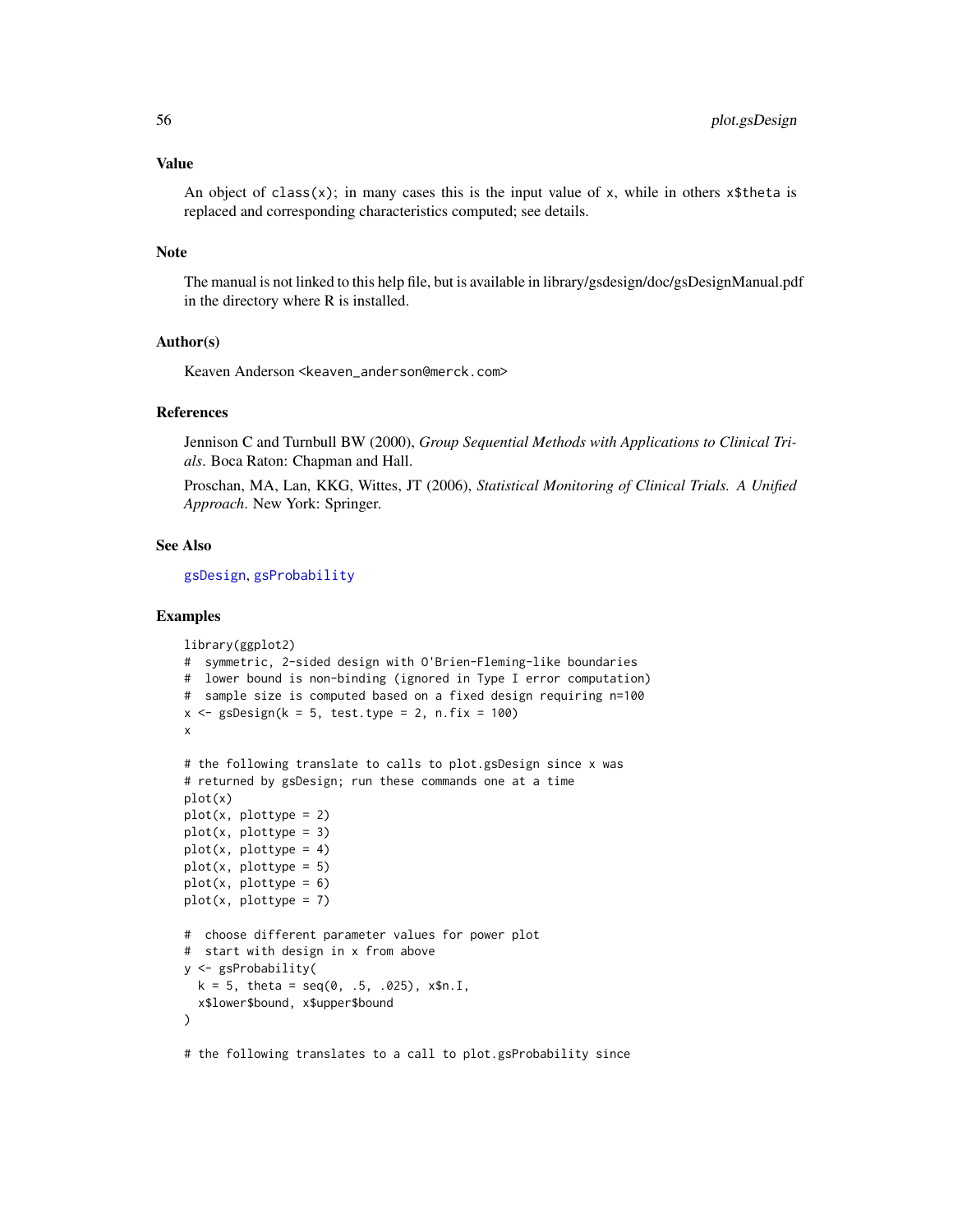### Value

An object of `class(x)`; in many cases this is the input value of `x`, while in others `x$theta` is replaced and corresponding characteristics computed; see details.

### Note

The manual is not linked to this help file, but is available in library/gsdesign/doc/gsDesignManual.pdf in the directory where R is installed.

### Author(s)

Keaven Anderson <keaven_anderson@merck.com>

### References

Jennison C and Turnbull BW (2000), *Group Sequential Methods with Applications to Clinical Trials*. Boca Raton: Chapman and Hall.

Proschan, MA, Lan, KKG, Wittes, JT (2006), *Statistical Monitoring of Clinical Trials. A Unified Approach*. New York: Springer.

### See Also

`gsDesign`, `gsProbability`

### Examples

```
library(ggplot2)
#  symmetric, 2-sided design with O'Brien-Fleming-like boundaries
#  lower bound is non-binding (ignored in Type I error computation)
#  sample size is computed based on a fixed design requiring n=100
x <- gsDesign(k = 5, test.type = 2, n.fix = 100)
x

# the following translate to calls to plot.gsDesign since x was
# returned by gsDesign; run these commands one at a time
plot(x)
plot(x, plottype = 2)
plot(x, plottype = 3)
plot(x, plottype = 4)
plot(x, plottype = 5)
plot(x, plottype = 6)
plot(x, plottype = 7)

#  choose different parameter values for power plot
#  start with design in x from above
y <- gsProbability(
  k = 5, theta = seq(0, .5, .025), x$n.I,
  x$lower$bound, x$upper$bound
)

# the following translates to a call to plot.gsProbability since
```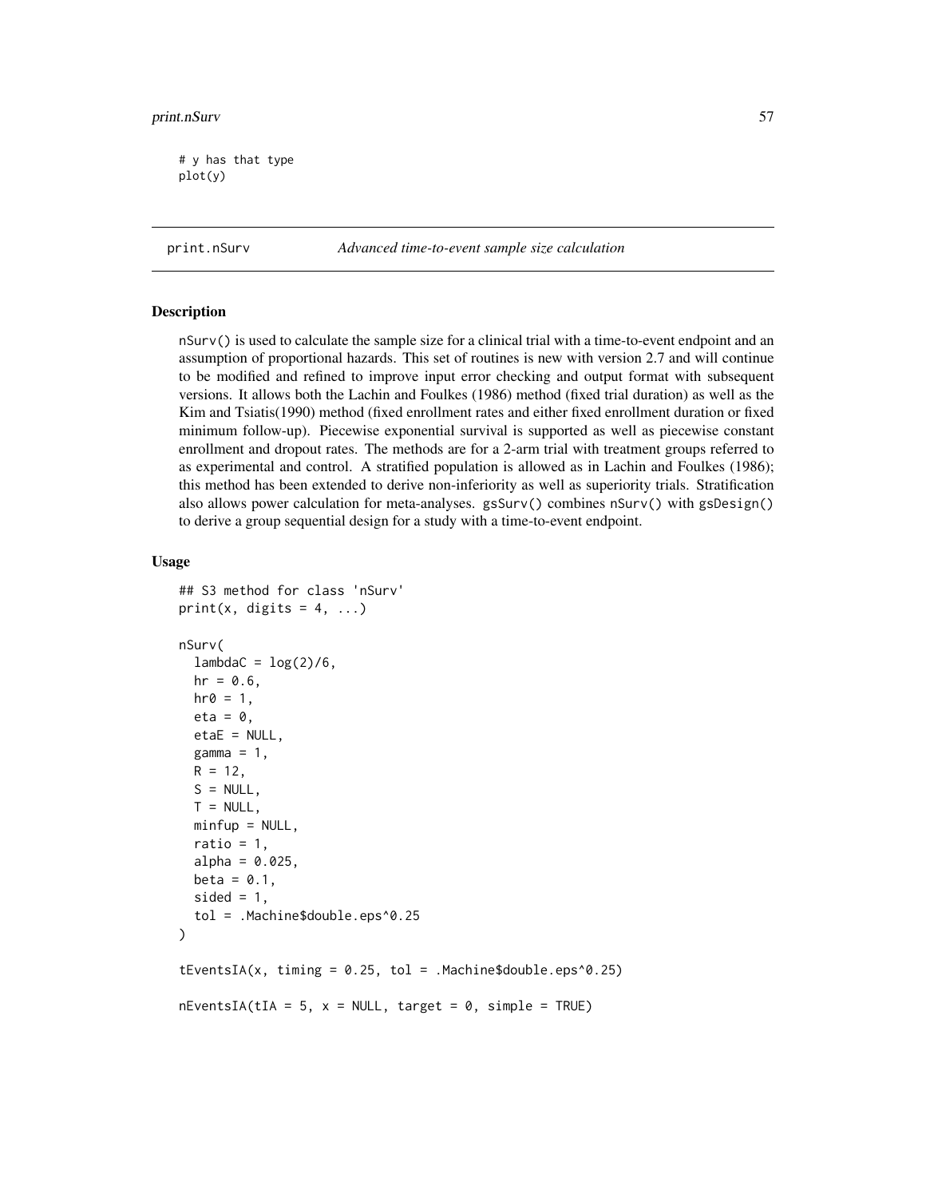```
# y has that type
plot(y)
```

---

print.nSurv *Advanced time-to-event sample size calculation*

---

## Description

nSurv() is used to calculate the sample size for a clinical trial with a time-to-event endpoint and an assumption of proportional hazards. This set of routines is new with version 2.7 and will continue to be modified and refined to improve input error checking and output format with subsequent versions. It allows both the Lachin and Foulkes (1986) method (fixed trial duration) as well as the Kim and Tsiatis(1990) method (fixed enrollment rates and either fixed enrollment duration or fixed minimum follow-up). Piecewise exponential survival is supported as well as piecewise constant enrollment and dropout rates. The methods are for a 2-arm trial with treatment groups referred to as experimental and control. A stratified population is allowed as in Lachin and Foulkes (1986); this method has been extended to derive non-inferiority as well as superiority trials. Stratification also allows power calculation for meta-analyses. gsSurv() combines nSurv() with gsDesign() to derive a group sequential design for a study with a time-to-event endpoint.

## Usage

```
## S3 method for class 'nSurv'
print(x, digits = 4, ...)

nSurv(
  lambdaC = log(2)/6,
  hr = 0.6,
  hr0 = 1,
  eta = 0,
  etaE = NULL,
  gamma = 1,
  R = 12,
  S = NULL,
  T = NULL,
  minfup = NULL,
  ratio = 1,
  alpha = 0.025,
  beta = 0.1,
  sided = 1,
  tol = .Machine$double.eps^0.25
)

tEventsIA(x, timing = 0.25, tol = .Machine$double.eps^0.25)

nEventsIA(tIA = 5, x = NULL, target = 0, simple = TRUE)
```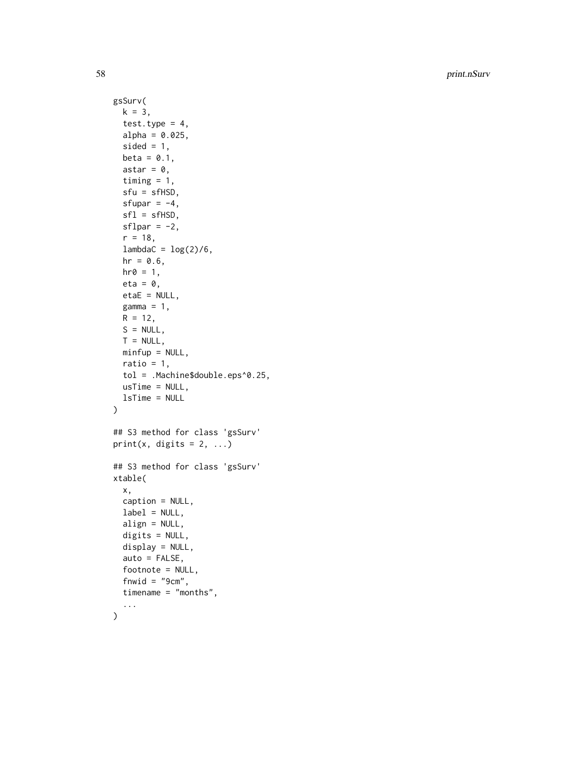```
gsSurv(
  k = 3,
  test.type = 4,
  alpha = 0.025,
  sided = 1,
  beta = 0.1,
  astar = 0,
  timing = 1,
  sfu = sfHSD,
  sfupar = -4,
  sfl = sfHSD,
  sflpar = -2,
  r = 18,
  lambdaC = log(2)/6,
  hr = 0.6,
  hr0 = 1,
  eta = 0,
  etaE = NULL,
  gamma = 1,
  R = 12,
  S = NULL,
  T = NULL,
  minfup = NULL,
  ratio = 1,
  tol = .Machine$double.eps^0.25,
  usTime = NULL,
  lsTime = NULL
)

## S3 method for class 'gsSurv'
print(x, digits = 2, ...)

## S3 method for class 'gsSurv'
xtable(
  x,
  caption = NULL,
  label = NULL,
  align = NULL,
  digits = NULL,
  display = NULL,
  auto = FALSE,
  footnote = NULL,
  fnwid = "9cm",
  timename = "months",
  ...
)
```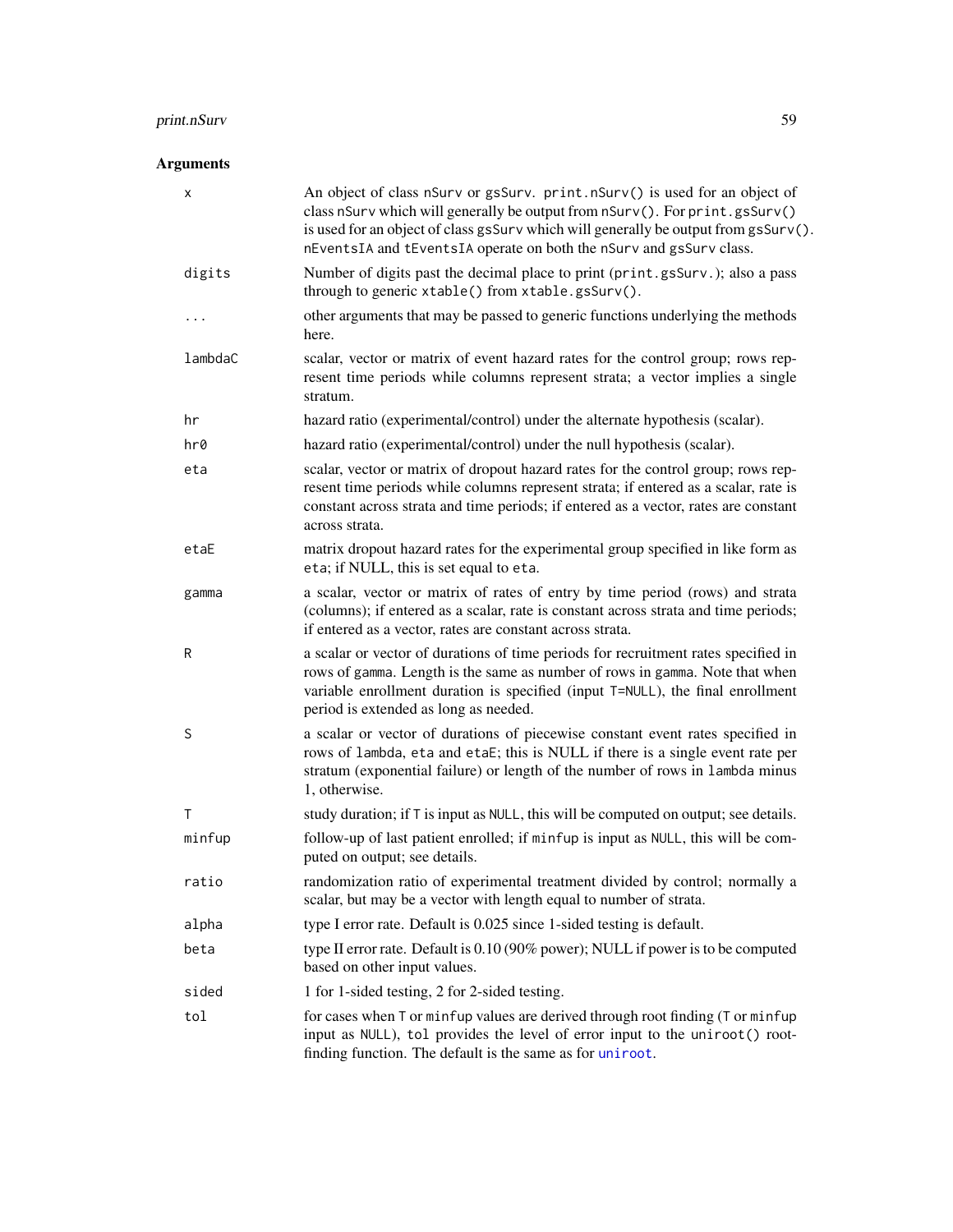## Arguments

- `x` — An object of class `nSurv` or `gsSurv`. `print.nSurv()` is used for an object of class `nSurv` which will generally be output from `nSurv()`. For `print.gsSurv()` is used for an object of class `gsSurv` which will generally be output from `gsSurv()`. `nEventsIA` and `tEventsIA` operate on both the `nSurv` and `gsSurv` class.
- `digits` — Number of digits past the decimal place to print (`print.gsSurv.`); also a pass through to generic `xtable()` from `xtable.gsSurv()`.
- `...` — other arguments that may be passed to generic functions underlying the methods here.
- `lambdaC` — scalar, vector or matrix of event hazard rates for the control group; rows represent time periods while columns represent strata; a vector implies a single stratum.
- `hr` — hazard ratio (experimental/control) under the alternate hypothesis (scalar).
- `hr0` — hazard ratio (experimental/control) under the null hypothesis (scalar).
- `eta` — scalar, vector or matrix of dropout hazard rates for the control group; rows represent time periods while columns represent strata; if entered as a scalar, rate is constant across strata and time periods; if entered as a vector, rates are constant across strata.
- `etaE` — matrix dropout hazard rates for the experimental group specified in like form as `eta`; if NULL, this is set equal to `eta`.
- `gamma` — a scalar, vector or matrix of rates of entry by time period (rows) and strata (columns); if entered as a scalar, rate is constant across strata and time periods; if entered as a vector, rates are constant across strata.
- `R` — a scalar or vector of durations of time periods for recruitment rates specified in rows of `gamma`. Length is the same as number of rows in `gamma`. Note that when variable enrollment duration is specified (input `T=NULL`), the final enrollment period is extended as long as needed.
- `S` — a scalar or vector of durations of piecewise constant event rates specified in rows of `lambda`, `eta` and `etaE`; this is NULL if there is a single event rate per stratum (exponential failure) or length of the number of rows in `lambda` minus 1, otherwise.
- `T` — study duration; if `T` is input as `NULL`, this will be computed on output; see details.
- `minfup` — follow-up of last patient enrolled; if `minfup` is input as `NULL`, this will be computed on output; see details.
- `ratio` — randomization ratio of experimental treatment divided by control; normally a scalar, but may be a vector with length equal to number of strata.
- `alpha` — type I error rate. Default is 0.025 since 1-sided testing is default.
- `beta` — type II error rate. Default is 0.10 (90% power); NULL if power is to be computed based on other input values.
- `sided` — 1 for 1-sided testing, 2 for 2-sided testing.
- `tol` — for cases when `T` or `minfup` values are derived through root finding (`T` or `minfup` input as `NULL`), `tol` provides the level of error input to the `uniroot()` root-finding function. The default is the same as for `uniroot`.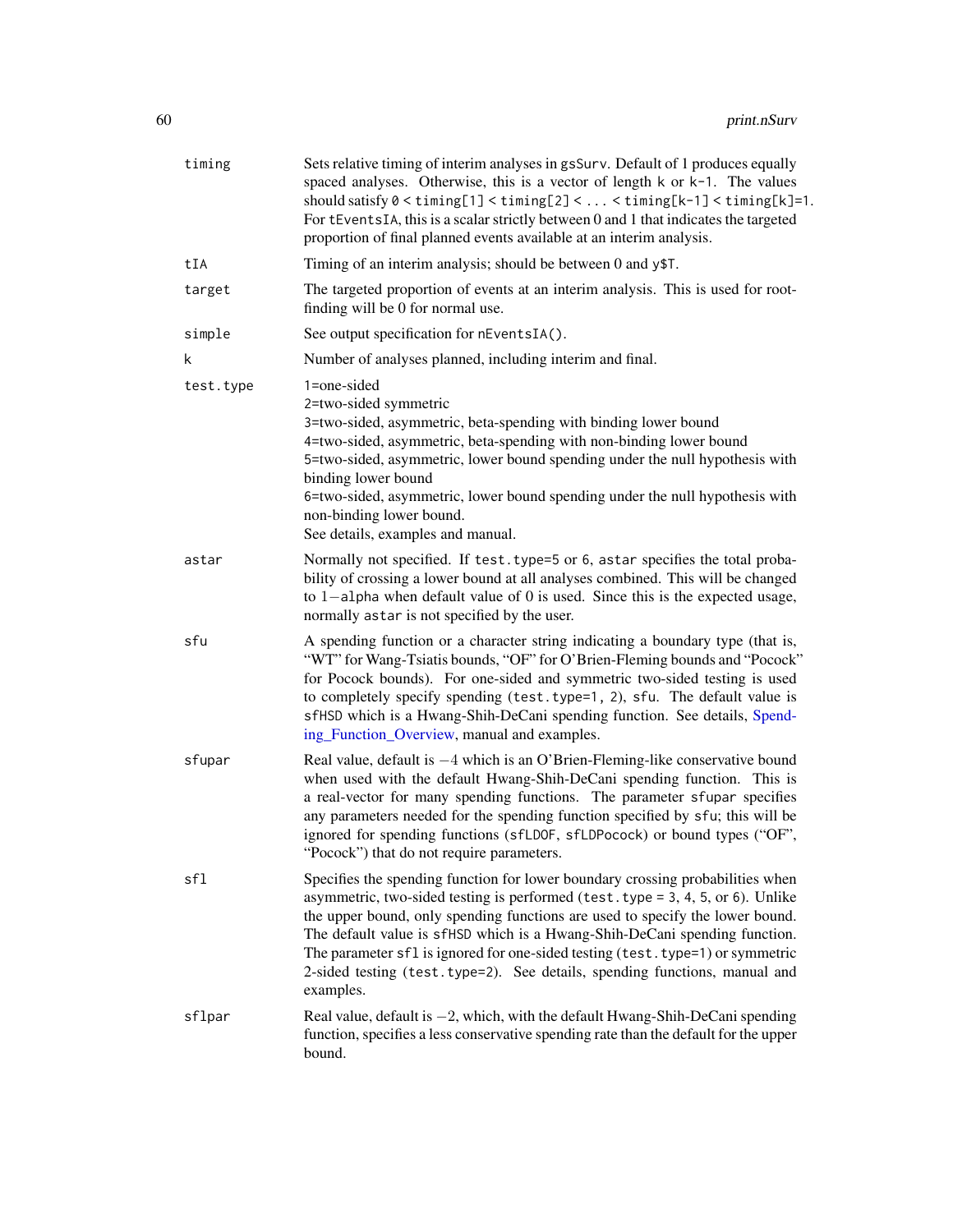| | |
|---|---|
| `timing` | Sets relative timing of interim analyses in `gsSurv`. Default of 1 produces equally spaced analyses. Otherwise, this is a vector of length `k` or `k-1`. The values should satisfy `0 < timing[1] < timing[2] < ... < timing[k-1] < timing[k]=1`. For `tEventsIA`, this is a scalar strictly between 0 and 1 that indicates the targeted proportion of final planned events available at an interim analysis. |
| `tIA` | Timing of an interim analysis; should be between 0 and `y$T`. |
| `target` | The targeted proportion of events at an interim analysis. This is used for root-finding will be 0 for normal use. |
| `simple` | See output specification for `nEventsIA()`. |
| `k` | Number of analyses planned, including interim and final. |
| `test.type` | 1=one-sided<br>2=two-sided symmetric<br>3=two-sided, asymmetric, beta-spending with binding lower bound<br>4=two-sided, asymmetric, beta-spending with non-binding lower bound<br>5=two-sided, asymmetric, lower bound spending under the null hypothesis with binding lower bound<br>6=two-sided, asymmetric, lower bound spending under the null hypothesis with non-binding lower bound.<br>See details, examples and manual. |
| `astar` | Normally not specified. If `test.type=5` or `6`, `astar` specifies the total probability of crossing a lower bound at all analyses combined. This will be changed to $1-$`alpha` when default value of 0 is used. Since this is the expected usage, normally `astar` is not specified by the user. |
| `sfu` | A spending function or a character string indicating a boundary type (that is, "WT" for Wang-Tsiatis bounds, "OF" for O'Brien-Fleming bounds and "Pocock" for Pocock bounds). For one-sided and symmetric two-sided testing is used to completely specify spending (`test.type=1, 2`), `sfu`. The default value is `sfHSD` which is a Hwang-Shih-DeCani spending function. See details, Spending_Function_Overview, manual and examples. |
| `sfupar` | Real value, default is $-4$ which is an O'Brien-Fleming-like conservative bound when used with the default Hwang-Shih-DeCani spending function. This is a real-vector for many spending functions. The parameter `sfupar` specifies any parameters needed for the spending function specified by `sfu`; this will be ignored for spending functions (`sfLDOF`, `sfLDPocock`) or bound types ("OF", "Pocock") that do not require parameters. |
| `sfl` | Specifies the spending function for lower boundary crossing probabilities when asymmetric, two-sided testing is performed (`test.type = 3, 4, 5, or 6`). Unlike the upper bound, only spending functions are used to specify the lower bound. The default value is `sfHSD` which is a Hwang-Shih-DeCani spending function. The parameter `sfl` is ignored for one-sided testing (`test.type=1`) or symmetric 2-sided testing (`test.type=2`). See details, spending functions, manual and examples. |
| `sflpar` | Real value, default is $-2$, which, with the default Hwang-Shih-DeCani spending function, specifies a less conservative spending rate than the default for the upper bound. |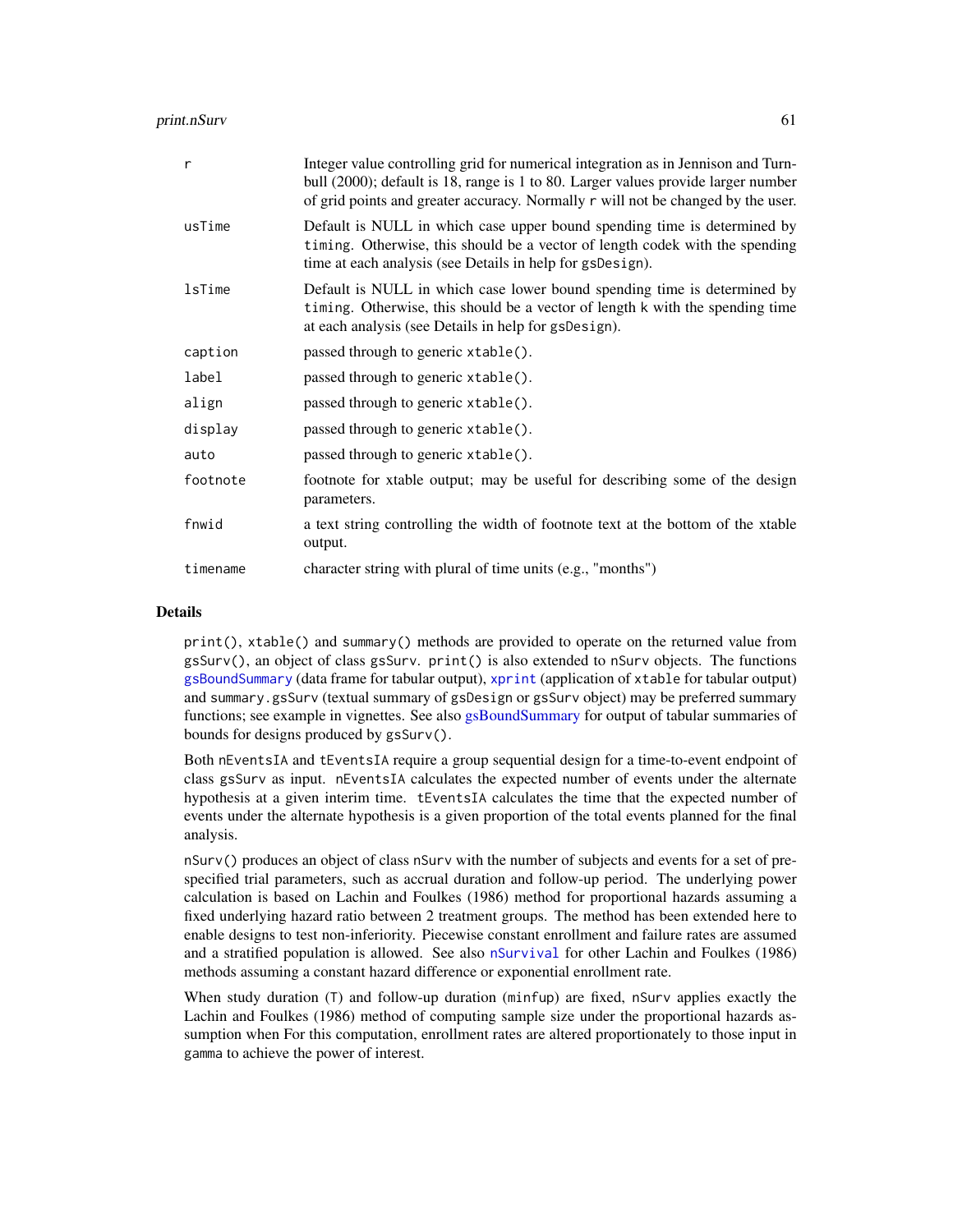| | |
|---|---|
| r | Integer value controlling grid for numerical integration as in Jennison and Turnbull (2000); default is 18, range is 1 to 80. Larger values provide larger number of grid points and greater accuracy. Normally r will not be changed by the user. |
| usTime | Default is NULL in which case upper bound spending time is determined by timing. Otherwise, this should be a vector of length codek with the spending time at each analysis (see Details in help for gsDesign). |
| lsTime | Default is NULL in which case lower bound spending time is determined by timing. Otherwise, this should be a vector of length k with the spending time at each analysis (see Details in help for gsDesign). |
| caption | passed through to generic xtable(). |
| label | passed through to generic xtable(). |
| align | passed through to generic xtable(). |
| display | passed through to generic xtable(). |
| auto | passed through to generic xtable(). |
| footnote | footnote for xtable output; may be useful for describing some of the design parameters. |
| fnwid | a text string controlling the width of footnote text at the bottom of the xtable output. |
| timename | character string with plural of time units (e.g., "months") |

## Details

print(), xtable() and summary() methods are provided to operate on the returned value from gsSurv(), an object of class gsSurv. print() is also extended to nSurv objects. The functions gsBoundSummary (data frame for tabular output), xprint (application of xtable for tabular output) and summary.gsSurv (textual summary of gsDesign or gsSurv object) may be preferred summary functions; see example in vignettes. See also gsBoundSummary for output of tabular summaries of bounds for designs produced by gsSurv().

Both nEventsIA and tEventsIA require a group sequential design for a time-to-event endpoint of class gsSurv as input. nEventsIA calculates the expected number of events under the alternate hypothesis at a given interim time. tEventsIA calculates the time that the expected number of events under the alternate hypothesis is a given proportion of the total events planned for the final analysis.

nSurv() produces an object of class nSurv with the number of subjects and events for a set of pre-specified trial parameters, such as accrual duration and follow-up period. The underlying power calculation is based on Lachin and Foulkes (1986) method for proportional hazards assuming a fixed underlying hazard ratio between 2 treatment groups. The method has been extended here to enable designs to test non-inferiority. Piecewise constant enrollment and failure rates are assumed and a stratified population is allowed. See also nSurvival for other Lachin and Foulkes (1986) methods assuming a constant hazard difference or exponential enrollment rate.

When study duration (T) and follow-up duration (minfup) are fixed, nSurv applies exactly the Lachin and Foulkes (1986) method of computing sample size under the proportional hazards assumption when For this computation, enrollment rates are altered proportionately to those input in gamma to achieve the power of interest.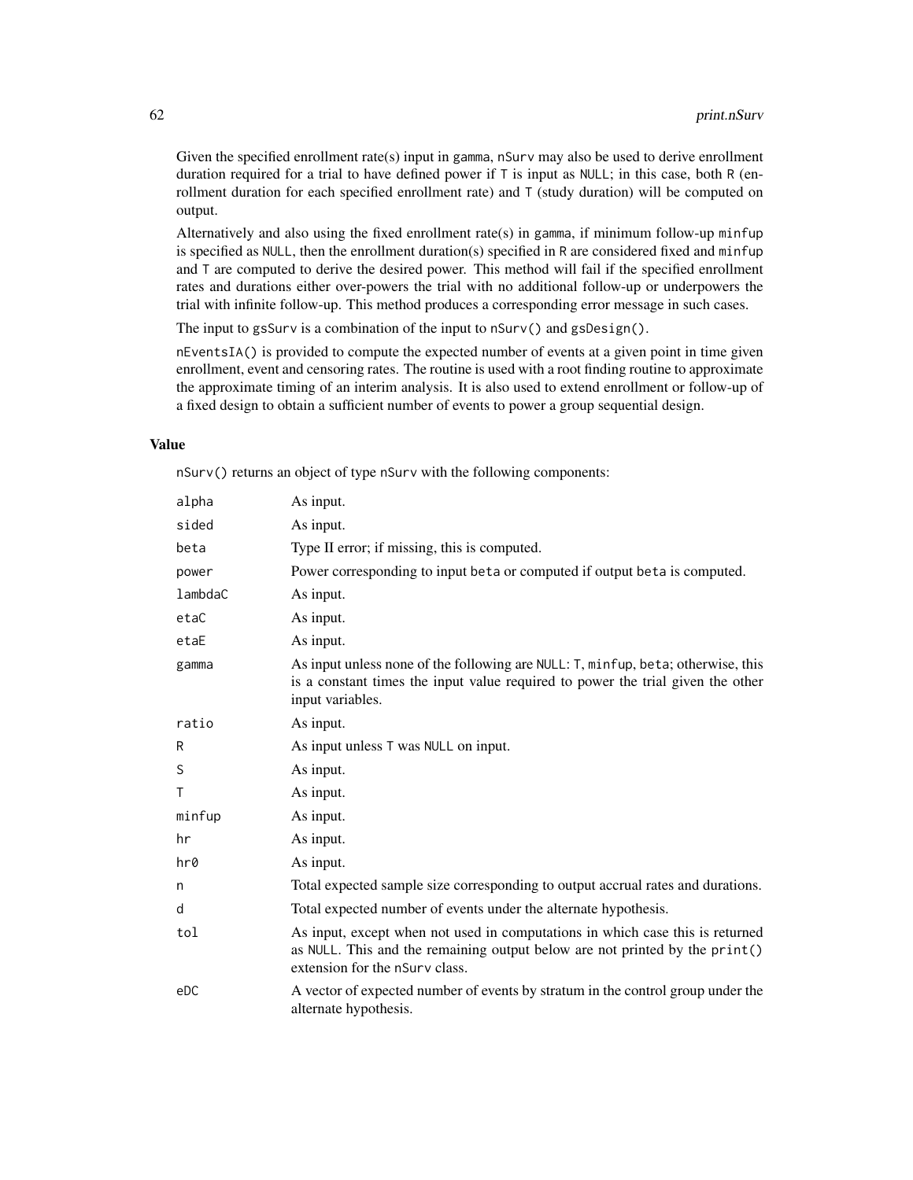Given the specified enrollment rate(s) input in `gamma`, `nSurv` may also be used to derive enrollment duration required for a trial to have defined power if `T` is input as `NULL`; in this case, both `R` (enrollment duration for each specified enrollment rate) and `T` (study duration) will be computed on output.

Alternatively and also using the fixed enrollment rate(s) in `gamma`, if minimum follow-up `minfup` is specified as `NULL`, then the enrollment duration(s) specified in `R` are considered fixed and `minfup` and `T` are computed to derive the desired power. This method will fail if the specified enrollment rates and durations either over-powers the trial with no additional follow-up or underpowers the trial with infinite follow-up. This method produces a corresponding error message in such cases.

The input to `gsSurv` is a combination of the input to `nSurv()` and `gsDesign()`.

`nEventsIA()` is provided to compute the expected number of events at a given point in time given enrollment, event and censoring rates. The routine is used with a root finding routine to approximate the approximate timing of an interim analysis. It is also used to extend enrollment or follow-up of a fixed design to obtain a sufficient number of events to power a group sequential design.

### Value

`nSurv()` returns an object of type `nSurv` with the following components:

| | |
|---|---|
| `alpha` | As input. |
| `sided` | As input. |
| `beta` | Type II error; if missing, this is computed. |
| `power` | Power corresponding to input `beta` or computed if output `beta` is computed. |
| `lambdaC` | As input. |
| `etaC` | As input. |
| `etaE` | As input. |
| `gamma` | As input unless none of the following are `NULL`: `T`, `minfup`, `beta`; otherwise, this is a constant times the input value required to power the trial given the other input variables. |
| `ratio` | As input. |
| `R` | As input unless `T` was `NULL` on input. |
| `S` | As input. |
| `T` | As input. |
| `minfup` | As input. |
| `hr` | As input. |
| `hr0` | As input. |
| `n` | Total expected sample size corresponding to output accrual rates and durations. |
| `d` | Total expected number of events under the alternate hypothesis. |
| `tol` | As input, except when not used in computations in which case this is returned as `NULL`. This and the remaining output below are not printed by the `print()` extension for the `nSurv` class. |
| `eDC` | A vector of expected number of events by stratum in the control group under the alternate hypothesis. |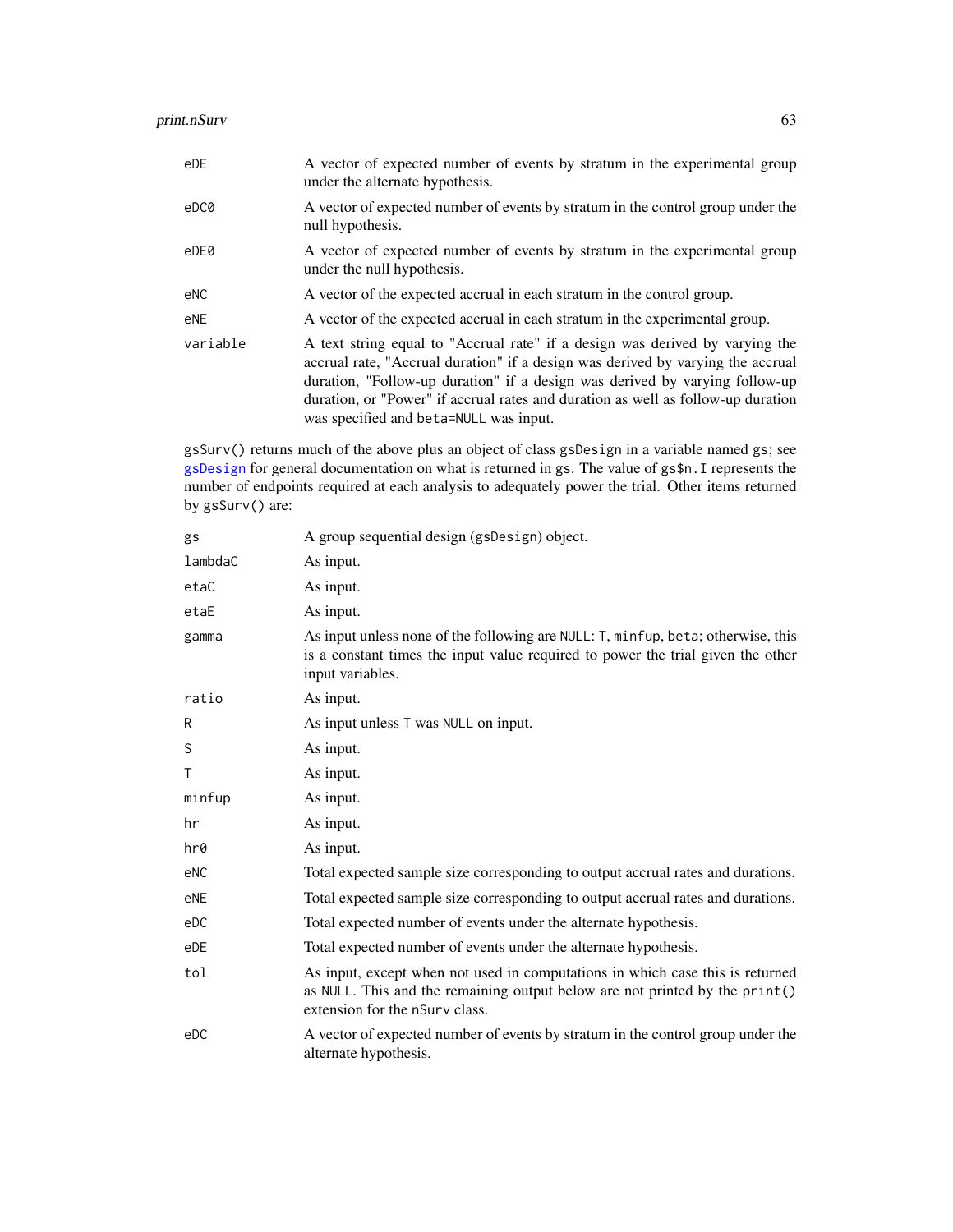| | |
|---|---|
| eDE | A vector of expected number of events by stratum in the experimental group under the alternate hypothesis. |
| eDC0 | A vector of expected number of events by stratum in the control group under the null hypothesis. |
| eDE0 | A vector of expected number of events by stratum in the experimental group under the null hypothesis. |
| eNC | A vector of the expected accrual in each stratum in the control group. |
| eNE | A vector of the expected accrual in each stratum in the experimental group. |
| variable | A text string equal to "Accrual rate" if a design was derived by varying the accrual rate, "Accrual duration" if a design was derived by varying the accrual duration, "Follow-up duration" if a design was derived by varying follow-up duration, or "Power" if accrual rates and duration as well as follow-up duration was specified and `beta=NULL` was input. |

`gsSurv()` returns much of the above plus an object of class `gsDesign` in a variable named `gs`; see `gsDesign` for general documentation on what is returned in `gs`. The value of `gs$n.I` represents the number of endpoints required at each analysis to adequately power the trial. Other items returned by `gsSurv()` are:

| | |
|---|---|
| gs | A group sequential design (`gsDesign`) object. |
| lambdaC | As input. |
| etaC | As input. |
| etaE | As input. |
| gamma | As input unless none of the following are `NULL`: `T`, `minfup`, `beta`; otherwise, this is a constant times the input value required to power the trial given the other input variables. |
| ratio | As input. |
| R | As input unless `T` was `NULL` on input. |
| S | As input. |
| T | As input. |
| minfup | As input. |
| hr | As input. |
| hr0 | As input. |
| eNC | Total expected sample size corresponding to output accrual rates and durations. |
| eNE | Total expected sample size corresponding to output accrual rates and durations. |
| eDC | Total expected number of events under the alternate hypothesis. |
| eDE | Total expected number of events under the alternate hypothesis. |
| tol | As input, except when not used in computations in which case this is returned as `NULL`. This and the remaining output below are not printed by the `print()` extension for the `nSurv` class. |
| eDC | A vector of expected number of events by stratum in the control group under the alternate hypothesis. |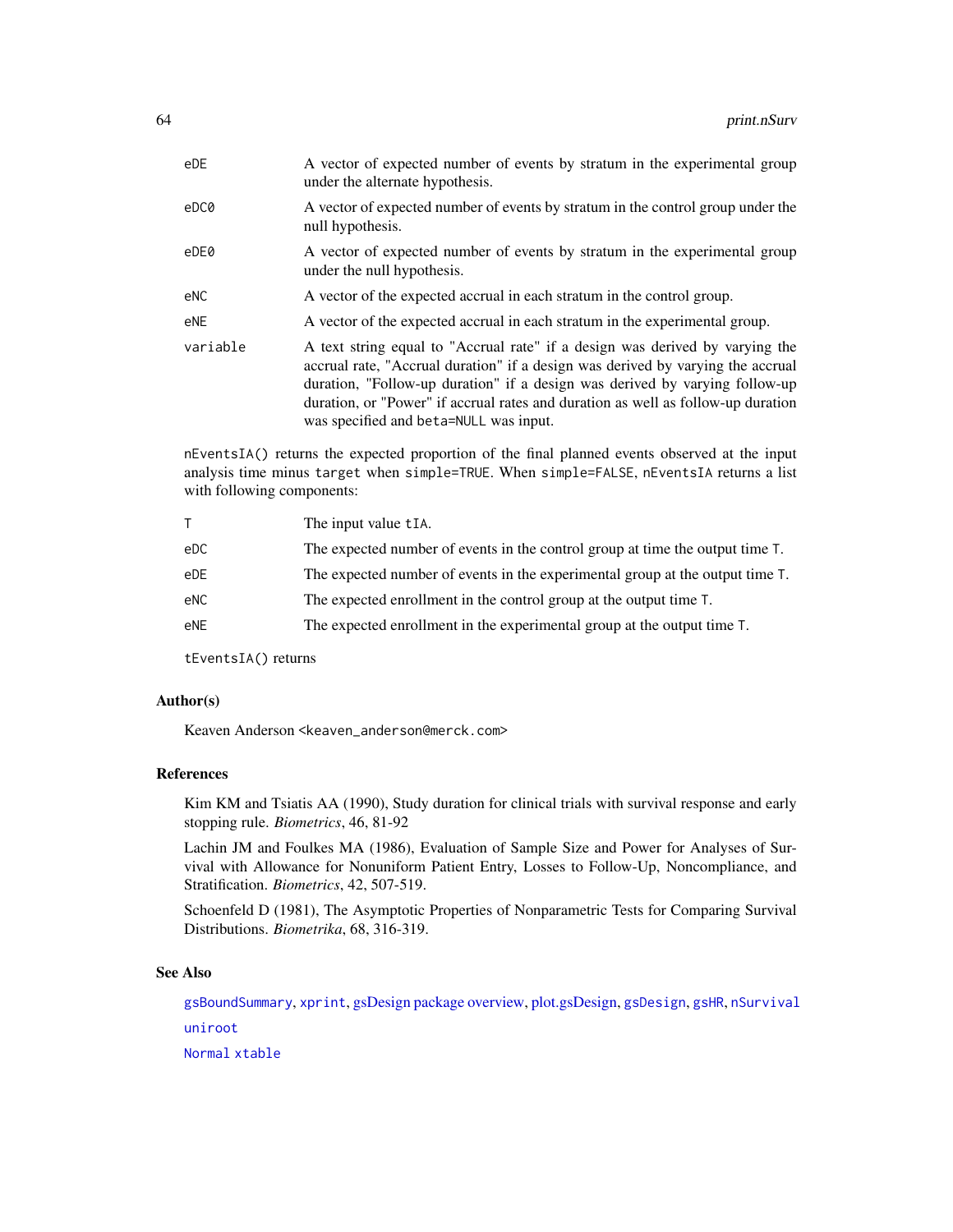| | |
|---|---|
| eDE | A vector of expected number of events by stratum in the experimental group under the alternate hypothesis. |
| eDC0 | A vector of expected number of events by stratum in the control group under the null hypothesis. |
| eDE0 | A vector of expected number of events by stratum in the experimental group under the null hypothesis. |
| eNC | A vector of the expected accrual in each stratum in the control group. |
| eNE | A vector of the expected accrual in each stratum in the experimental group. |
| variable | A text string equal to "Accrual rate" if a design was derived by varying the accrual rate, "Accrual duration" if a design was derived by varying the accrual duration, "Follow-up duration" if a design was derived by varying follow-up duration, or "Power" if accrual rates and duration as well as follow-up duration was specified and beta=NULL was input. |

nEventsIA() returns the expected proportion of the final planned events observed at the input analysis time minus target when simple=TRUE. When simple=FALSE, nEventsIA returns a list with following components:

| | |
|---|---|
| T | The input value tIA. |
| eDC | The expected number of events in the control group at time the output time T. |
| eDE | The expected number of events in the experimental group at the output time T. |
| eNC | The expected enrollment in the control group at the output time T. |
| eNE | The expected enrollment in the experimental group at the output time T. |

tEventsIA() returns

## Author(s)

Keaven Anderson <keaven_anderson@merck.com>

## References

Kim KM and Tsiatis AA (1990), Study duration for clinical trials with survival response and early stopping rule. *Biometrics*, 46, 81-92

Lachin JM and Foulkes MA (1986), Evaluation of Sample Size and Power for Analyses of Survival with Allowance for Nonuniform Patient Entry, Losses to Follow-Up, Noncompliance, and Stratification. *Biometrics*, 42, 507-519.

Schoenfeld D (1981), The Asymptotic Properties of Nonparametric Tests for Comparing Survival Distributions. *Biometrika*, 68, 316-319.

## See Also

gsBoundSummary, xprint, gsDesign package overview, plot.gsDesign, gsDesign, gsHR, nSurvival

uniroot

Normal xtable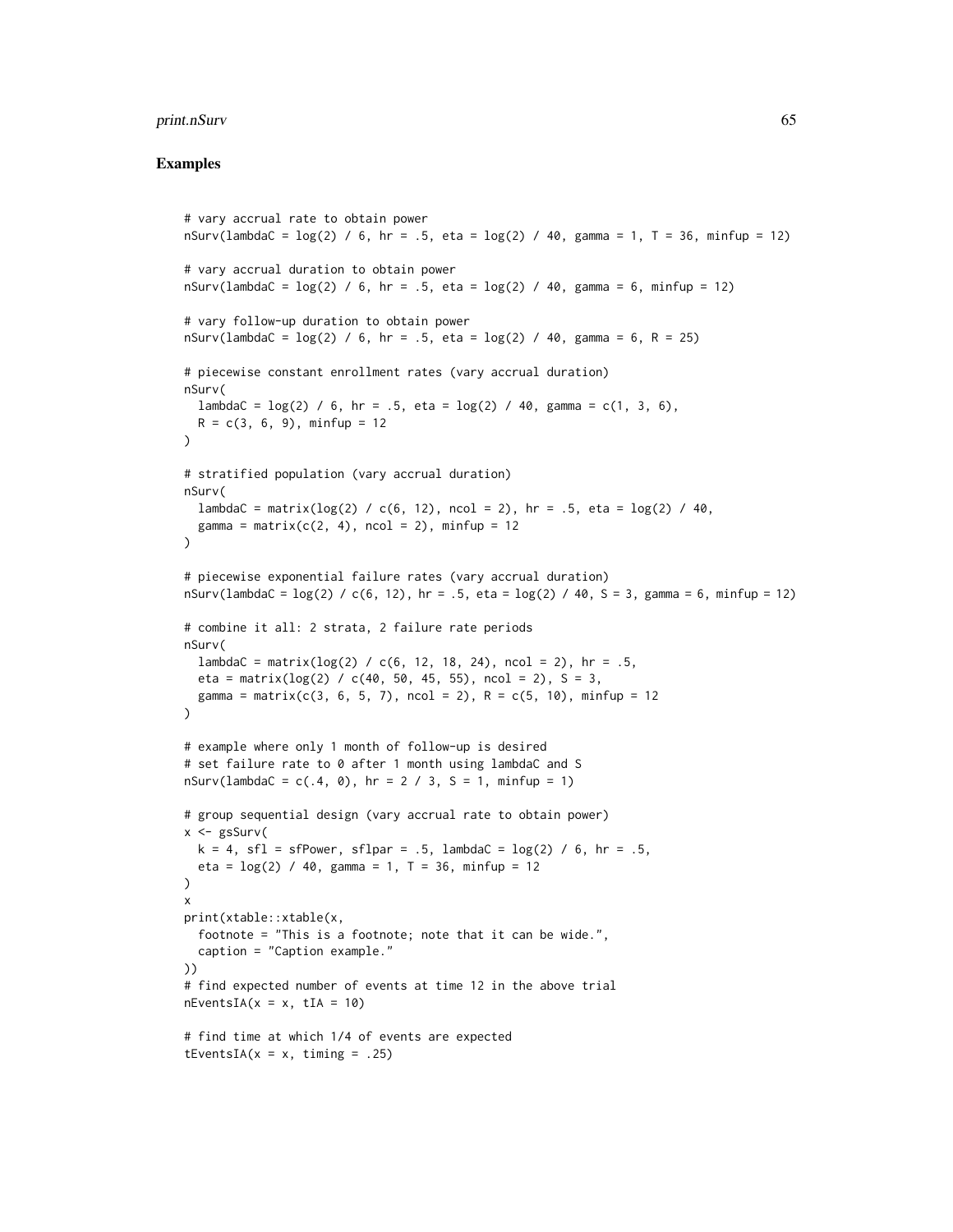## Examples

```
# vary accrual rate to obtain power
nSurv(lambdaC = log(2) / 6, hr = .5, eta = log(2) / 40, gamma = 1, T = 36, minfup = 12)

# vary accrual duration to obtain power
nSurv(lambdaC = log(2) / 6, hr = .5, eta = log(2) / 40, gamma = 6, minfup = 12)

# vary follow-up duration to obtain power
nSurv(lambdaC = log(2) / 6, hr = .5, eta = log(2) / 40, gamma = 6, R = 25)

# piecewise constant enrollment rates (vary accrual duration)
nSurv(
  lambdaC = log(2) / 6, hr = .5, eta = log(2) / 40, gamma = c(1, 3, 6),
  R = c(3, 6, 9), minfup = 12
)

# stratified population (vary accrual duration)
nSurv(
  lambdaC = matrix(log(2) / c(6, 12), ncol = 2), hr = .5, eta = log(2) / 40,
  gamma = matrix(c(2, 4), ncol = 2), minfup = 12
)

# piecewise exponential failure rates (vary accrual duration)
nSurv(lambdaC = log(2) / c(6, 12), hr = .5, eta = log(2) / 40, S = 3, gamma = 6, minfup = 12)

# combine it all: 2 strata, 2 failure rate periods
nSurv(
  lambdaC = matrix(log(2) / c(6, 12, 18, 24), ncol = 2), hr = .5,
  eta = matrix(log(2) / c(40, 50, 45, 55), ncol = 2), S = 3,
  gamma = matrix(c(3, 6, 5, 7), ncol = 2), R = c(5, 10), minfup = 12
)

# example where only 1 month of follow-up is desired
# set failure rate to 0 after 1 month using lambdaC and S
nSurv(lambdaC = c(.4, 0), hr = 2 / 3, S = 1, minfup = 1)

# group sequential design (vary accrual rate to obtain power)
x <- gsSurv(
  k = 4, sfl = sfPower, sflpar = .5, lambdaC = log(2) / 6, hr = .5,
  eta = log(2) / 40, gamma = 1, T = 36, minfup = 12
)
x
print(xtable::xtable(x,
  footnote = "This is a footnote; note that it can be wide.",
  caption = "Caption example."
))
# find expected number of events at time 12 in the above trial
nEventsIA(x = x, tIA = 10)

# find time at which 1/4 of events are expected
tEventsIA(x = x, timing = .25)
```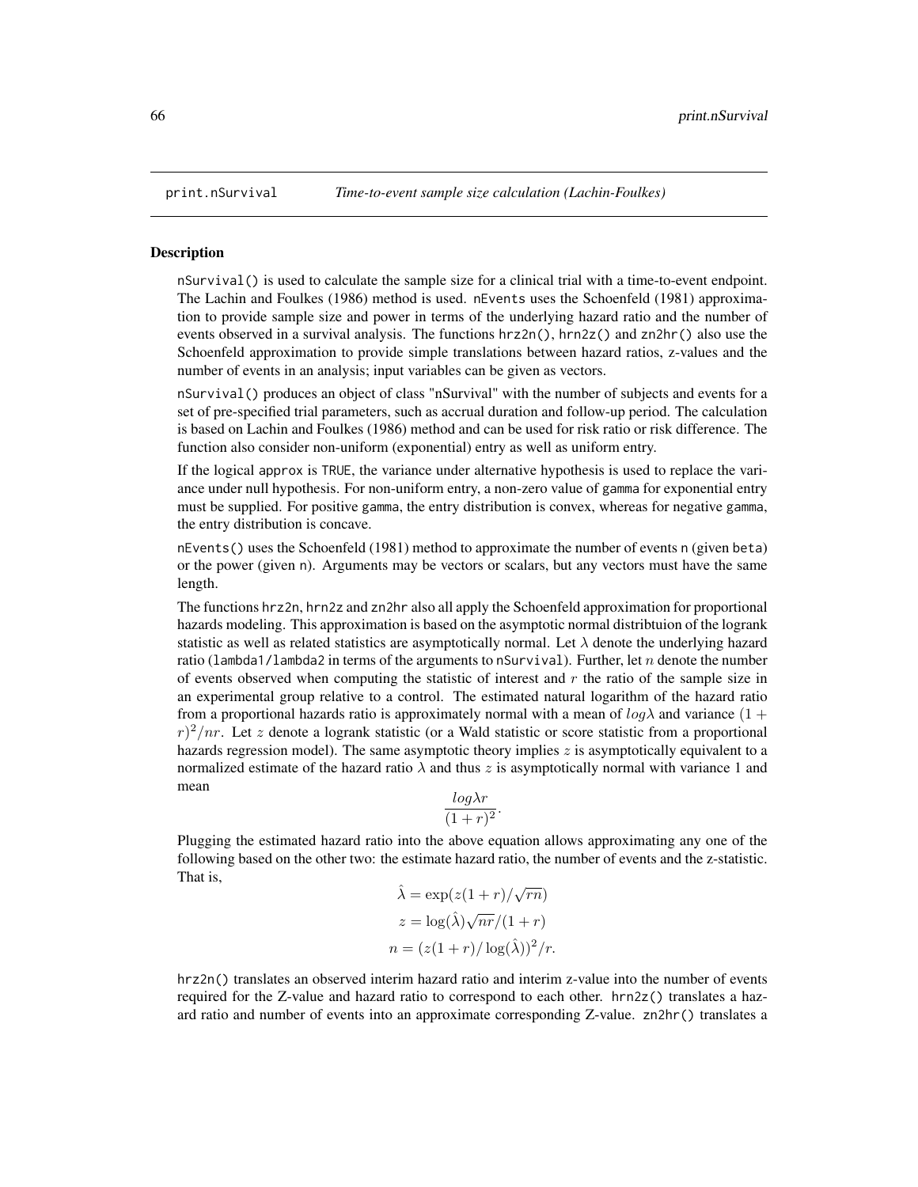print.nSurvival *Time-to-event sample size calculation (Lachin-Foulkes)*

## Description

nSurvival() is used to calculate the sample size for a clinical trial with a time-to-event endpoint. The Lachin and Foulkes (1986) method is used. nEvents uses the Schoenfeld (1981) approximation to provide sample size and power in terms of the underlying hazard ratio and the number of events observed in a survival analysis. The functions hrz2n(), hrn2z() and zn2hr() also use the Schoenfeld approximation to provide simple translations between hazard ratios, z-values and the number of events in an analysis; input variables can be given as vectors.

nSurvival() produces an object of class "nSurvival" with the number of subjects and events for a set of pre-specified trial parameters, such as accrual duration and follow-up period. The calculation is based on Lachin and Foulkes (1986) method and can be used for risk ratio or risk difference. The function also consider non-uniform (exponential) entry as well as uniform entry.

If the logical approx is TRUE, the variance under alternative hypothesis is used to replace the variance under null hypothesis. For non-uniform entry, a non-zero value of gamma for exponential entry must be supplied. For positive gamma, the entry distribution is convex, whereas for negative gamma, the entry distribution is concave.

nEvents() uses the Schoenfeld (1981) method to approximate the number of events n (given beta) or the power (given n). Arguments may be vectors or scalars, but any vectors must have the same length.

The functions hrz2n, hrn2z and zn2hr also all apply the Schoenfeld approximation for proportional hazards modeling. This approximation is based on the asymptotic normal distribtuion of the logrank statistic as well as related statistics are asymptotically normal. Let $\lambda$ denote the underlying hazard ratio (lambda1/lambda2 in terms of the arguments to nSurvival). Further, let $n$ denote the number of events observed when computing the statistic of interest and $r$ the ratio of the sample size in an experimental group relative to a control. The estimated natural logarithm of the hazard ratio from a proportional hazards ratio is approximately normal with a mean of $log\lambda$ and variance $(1+r)^2/nr$. Let $z$ denote a logrank statistic (or a Wald statistic or score statistic from a proportional hazards regression model). The same asymptotic theory implies $z$ is asymptotically equivalent to a normalized estimate of the hazard ratio $\lambda$ and thus $z$ is asymptotically normal with variance 1 and mean

$$\frac{log\lambda r}{(1+r)^2}.$$

Plugging the estimated hazard ratio into the above equation allows approximating any one of the following based on the other two: the estimate hazard ratio, the number of events and the z-statistic. That is,

$$\hat{\lambda} = \exp(z(1+r)/\sqrt{rn})$$

$$z = \log(\hat{\lambda})\sqrt{nr}/(1+r)$$

$$n = (z(1+r)/\log(\hat{\lambda}))^2/r.$$

hrz2n() translates an observed interim hazard ratio and interim z-value into the number of events required for the Z-value and hazard ratio to correspond to each other. hrn2z() translates a hazard ratio and number of events into an approximate corresponding Z-value. zn2hr() translates a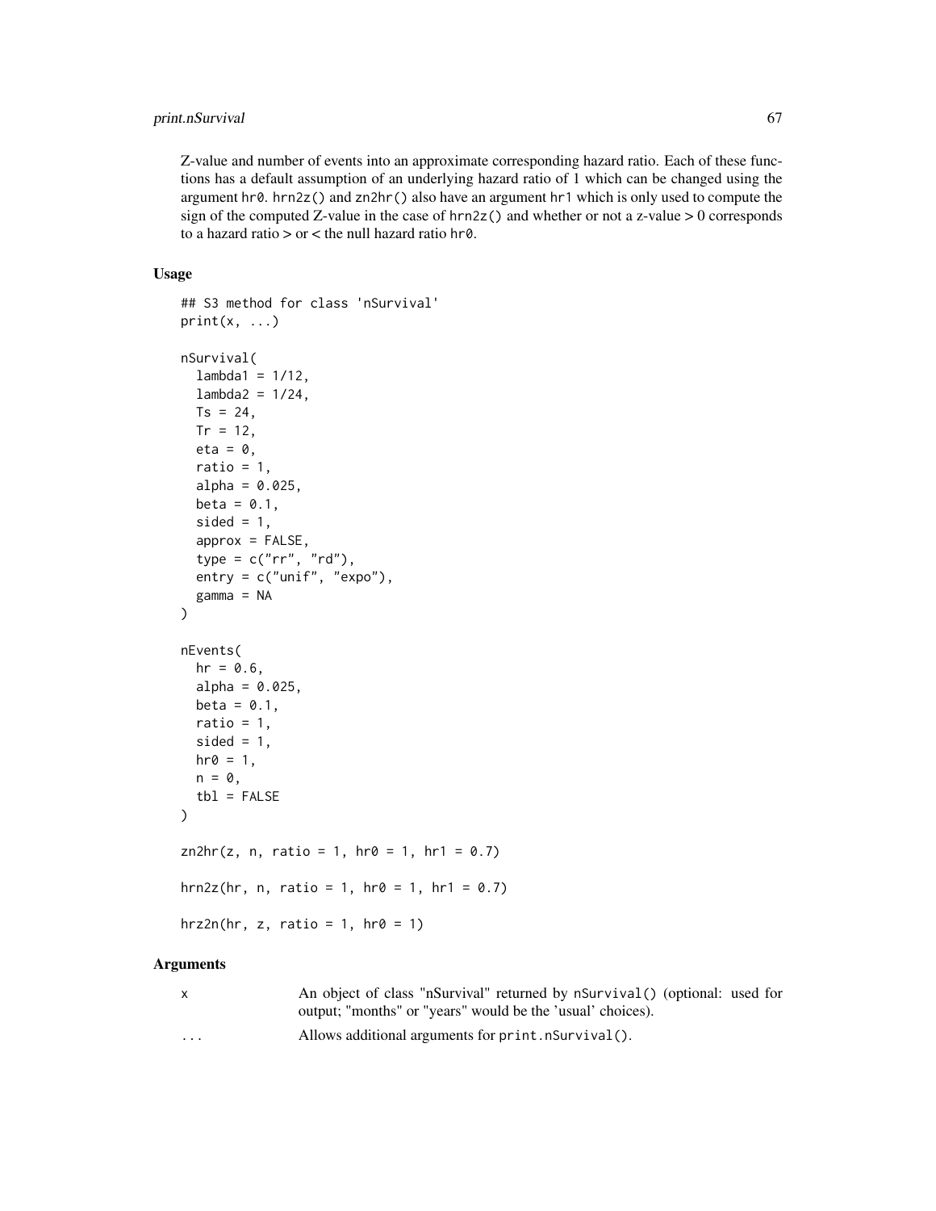Z-value and number of events into an approximate corresponding hazard ratio. Each of these functions has a default assumption of an underlying hazard ratio of 1 which can be changed using the argument `hr0`. `hrn2z()` and `zn2hr()` also have an argument `hr1` which is only used to compute the sign of the computed Z-value in the case of `hrn2z()` and whether or not a z-value > 0 corresponds to a hazard ratio > or < the null hazard ratio `hr0`.

### Usage

```
## S3 method for class 'nSurvival'
print(x, ...)

nSurvival(
  lambda1 = 1/12,
  lambda2 = 1/24,
  Ts = 24,
  Tr = 12,
  eta = 0,
  ratio = 1,
  alpha = 0.025,
  beta = 0.1,
  sided = 1,
  approx = FALSE,
  type = c("rr", "rd"),
  entry = c("unif", "expo"),
  gamma = NA
)

nEvents(
  hr = 0.6,
  alpha = 0.025,
  beta = 0.1,
  ratio = 1,
  sided = 1,
  hr0 = 1,
  n = 0,
  tbl = FALSE
)

zn2hr(z, n, ratio = 1, hr0 = 1, hr1 = 0.7)

hrn2z(hr, n, ratio = 1, hr0 = 1, hr1 = 0.7)

hrz2n(hr, z, ratio = 1, hr0 = 1)
```

### Arguments

| | |
|---|---|
| `x` | An object of class "nSurvival" returned by `nSurvival()` (optional: used for output; "months" or "years" would be the 'usual' choices). |
| `...` | Allows additional arguments for `print.nSurvival()`. |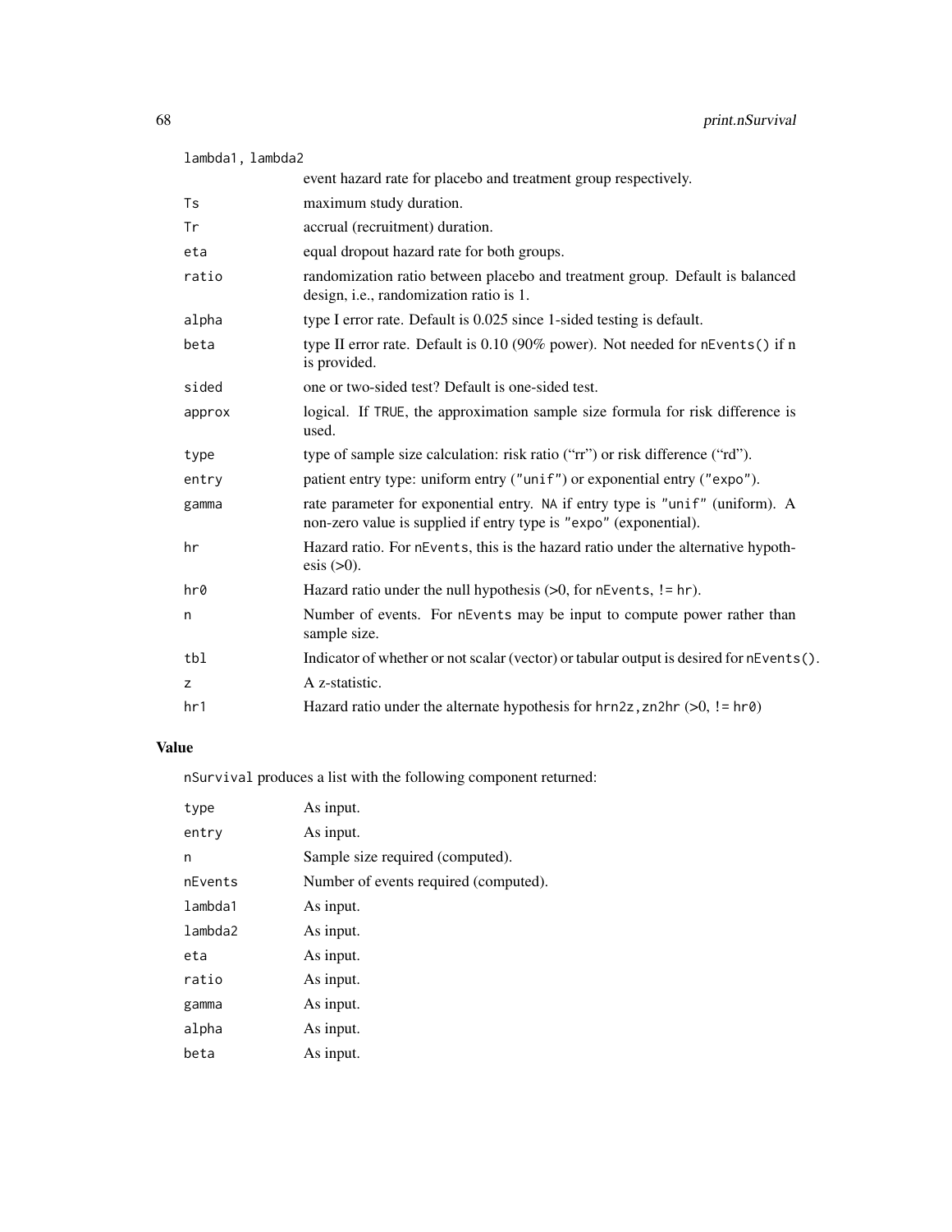| | |
|---|---|
| `lambda1, lambda2` | event hazard rate for placebo and treatment group respectively. |
| `Ts` | maximum study duration. |
| `Tr` | accrual (recruitment) duration. |
| `eta` | equal dropout hazard rate for both groups. |
| `ratio` | randomization ratio between placebo and treatment group. Default is balanced design, i.e., randomization ratio is 1. |
| `alpha` | type I error rate. Default is 0.025 since 1-sided testing is default. |
| `beta` | type II error rate. Default is 0.10 (90% power). Not needed for `nEvents()` if n is provided. |
| `sided` | one or two-sided test? Default is one-sided test. |
| `approx` | logical. If `TRUE`, the approximation sample size formula for risk difference is used. |
| `type` | type of sample size calculation: risk ratio ("rr") or risk difference ("rd"). |
| `entry` | patient entry type: uniform entry (`"unif"`) or exponential entry (`"expo"`). |
| `gamma` | rate parameter for exponential entry. `NA` if entry type is `"unif"` (uniform). A non-zero value is supplied if entry type is `"expo"` (exponential). |
| `hr` | Hazard ratio. For `nEvents`, this is the hazard ratio under the alternative hypothesis (>0). |
| `hr0` | Hazard ratio under the null hypothesis (>0, for `nEvents`, `!= hr`). |
| `n` | Number of events. For `nEvents` may be input to compute power rather than sample size. |
| `tbl` | Indicator of whether or not scalar (vector) or tabular output is desired for `nEvents()`. |
| `z` | A z-statistic. |
| `hr1` | Hazard ratio under the alternate hypothesis for `hrn2z`, `zn2hr` (>0, `!= hr0`) |

## Value

`nSurvival` produces a list with the following component returned:

| | |
|---|---|
| `type` | As input. |
| `entry` | As input. |
| `n` | Sample size required (computed). |
| `nEvents` | Number of events required (computed). |
| `lambda1` | As input. |
| `lambda2` | As input. |
| `eta` | As input. |
| `ratio` | As input. |
| `gamma` | As input. |
| `alpha` | As input. |
| `beta` | As input. |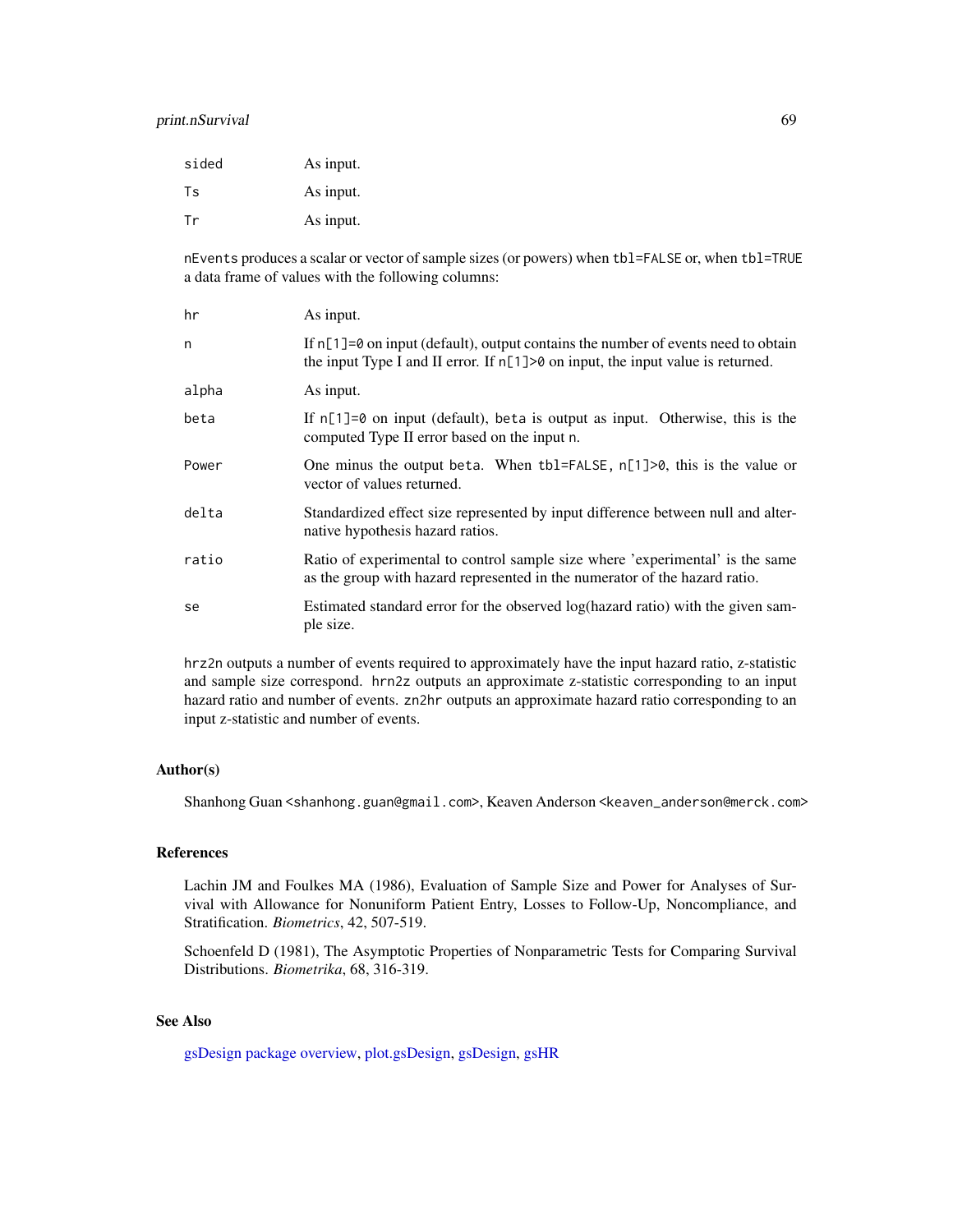| | |
|---|---|
| `sided` | As input. |
| `Ts` | As input. |
| `Tr` | As input. |

`nEvents` produces a scalar or vector of sample sizes (or powers) when `tbl=FALSE` or, when `tbl=TRUE` a data frame of values with the following columns:

| | |
|---|---|
| `hr` | As input. |
| `n` | If `n[1]=0` on input (default), output contains the number of events need to obtain the input Type I and II error. If `n[1]>0` on input, the input value is returned. |
| `alpha` | As input. |
| `beta` | If `n[1]=0` on input (default), `beta` is output as input. Otherwise, this is the computed Type II error based on the input `n`. |
| `Power` | One minus the output `beta`. When `tbl=FALSE, n[1]>0`, this is the value or vector of values returned. |
| `delta` | Standardized effect size represented by input difference between null and alternative hypothesis hazard ratios. |
| `ratio` | Ratio of experimental to control sample size where 'experimental' is the same as the group with hazard represented in the numerator of the hazard ratio. |
| `se` | Estimated standard error for the observed log(hazard ratio) with the given sample size. |

`hrz2n` outputs a number of events required to approximately have the input hazard ratio, z-statistic and sample size correspond. `hrn2z` outputs an approximate z-statistic corresponding to an input hazard ratio and number of events. `zn2hr` outputs an approximate hazard ratio corresponding to an input z-statistic and number of events.

## Author(s)

Shanhong Guan <shanhong.guan@gmail.com>, Keaven Anderson <keaven_anderson@merck.com>

## References

Lachin JM and Foulkes MA (1986), Evaluation of Sample Size and Power for Analyses of Survival with Allowance for Nonuniform Patient Entry, Losses to Follow-Up, Noncompliance, and Stratification. *Biometrics*, 42, 507-519.

Schoenfeld D (1981), The Asymptotic Properties of Nonparametric Tests for Comparing Survival Distributions. *Biometrika*, 68, 316-319.

## See Also

gsDesign package overview, plot.gsDesign, gsDesign, gsHR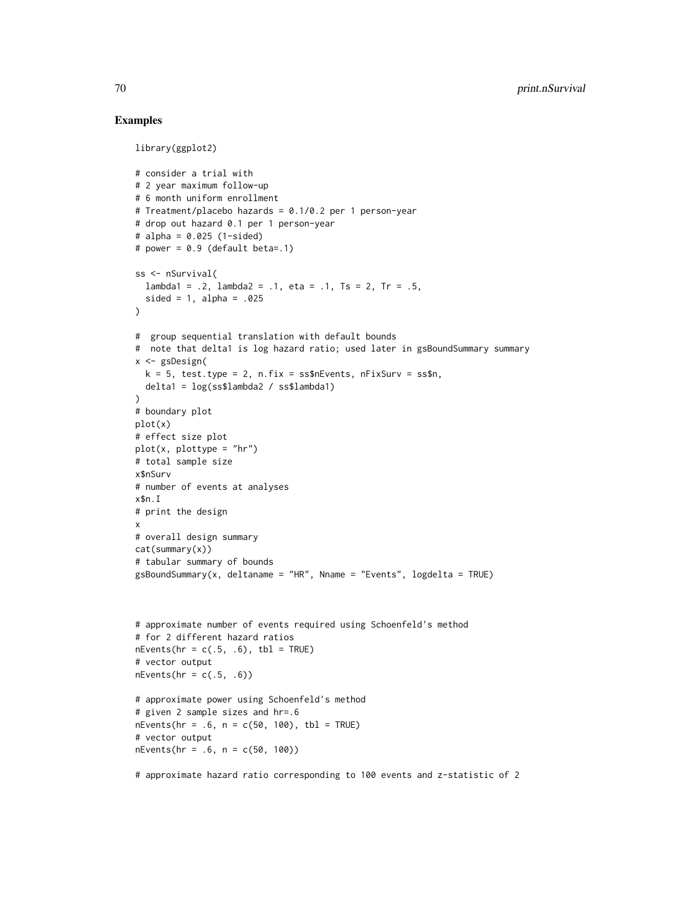## Examples

```
library(ggplot2)

# consider a trial with
# 2 year maximum follow-up
# 6 month uniform enrollment
# Treatment/placebo hazards = 0.1/0.2 per 1 person-year
# drop out hazard 0.1 per 1 person-year
# alpha = 0.025 (1-sided)
# power = 0.9 (default beta=.1)

ss <- nSurvival(
  lambda1 = .2, lambda2 = .1, eta = .1, Ts = 2, Tr = .5,
  sided = 1, alpha = .025
)

#  group sequential translation with default bounds
#  note that delta1 is log hazard ratio; used later in gsBoundSummary summary
x <- gsDesign(
  k = 5, test.type = 2, n.fix = ss$nEvents, nFixSurv = ss$n,
  delta1 = log(ss$lambda2 / ss$lambda1)
)
# boundary plot
plot(x)
# effect size plot
plot(x, plottype = "hr")
# total sample size
x$nSurv
# number of events at analyses
x$n.I
# print the design
x
# overall design summary
cat(summary(x))
# tabular summary of bounds
gsBoundSummary(x, deltaname = "HR", Nname = "Events", logdelta = TRUE)



# approximate number of events required using Schoenfeld's method
# for 2 different hazard ratios
nEvents(hr = c(.5, .6), tbl = TRUE)
# vector output
nEvents(hr = c(.5, .6))

# approximate power using Schoenfeld's method
# given 2 sample sizes and hr=.6
nEvents(hr = .6, n = c(50, 100), tbl = TRUE)
# vector output
nEvents(hr = .6, n = c(50, 100))

# approximate hazard ratio corresponding to 100 events and z-statistic of 2
```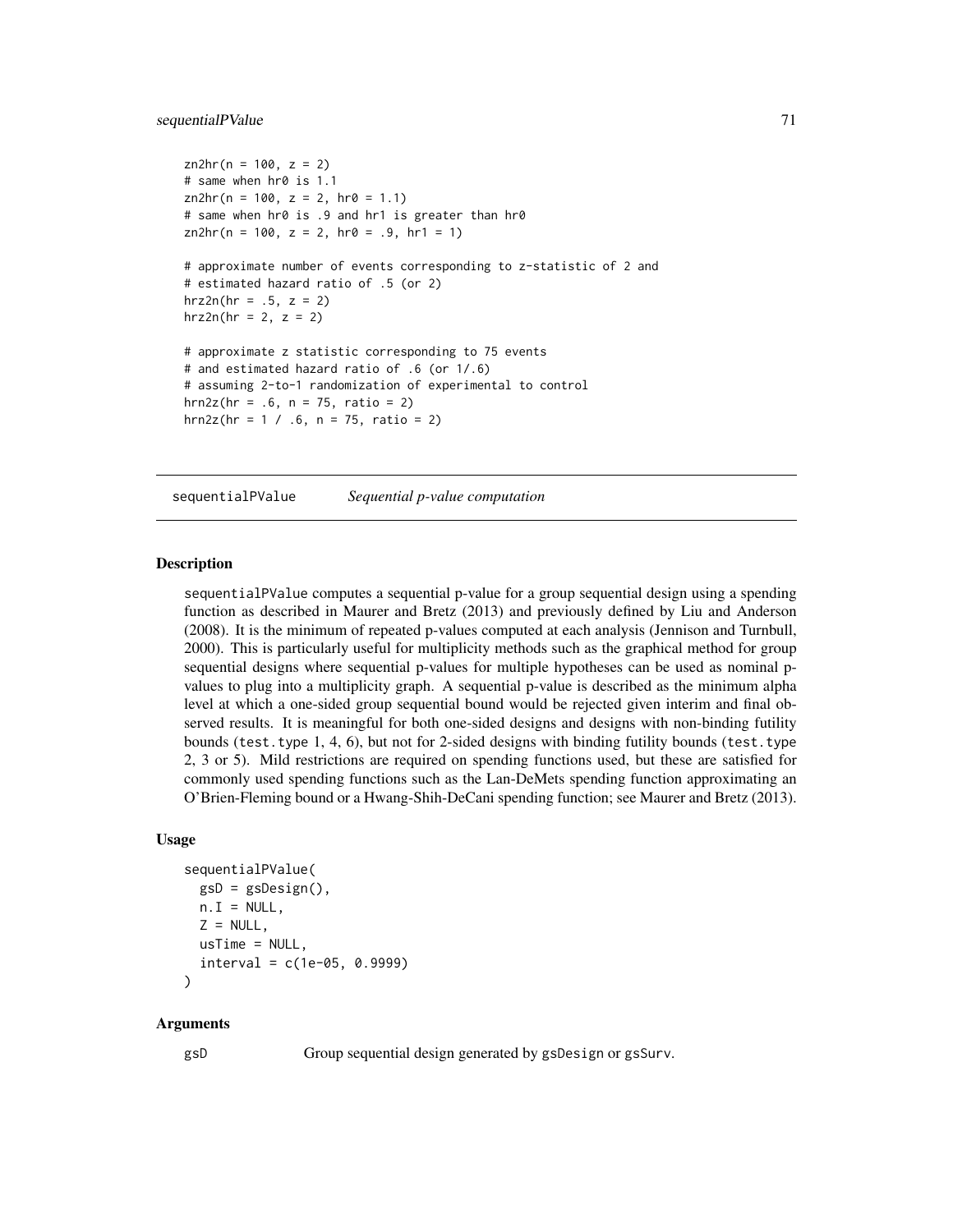```
zn2hr(n = 100, z = 2)
# same when hr0 is 1.1
zn2hr(n = 100, z = 2, hr0 = 1.1)
# same when hr0 is .9 and hr1 is greater than hr0
zn2hr(n = 100, z = 2, hr0 = .9, hr1 = 1)

# approximate number of events corresponding to z-statistic of 2 and
# estimated hazard ratio of .5 (or 2)
hrz2n(hr = .5, z = 2)
hrz2n(hr = 2, z = 2)

# approximate z statistic corresponding to 75 events
# and estimated hazard ratio of .6 (or 1/.6)
# assuming 2-to-1 randomization of experimental to control
hrn2z(hr = .6, n = 75, ratio = 2)
hrn2z(hr = 1 / .6, n = 75, ratio = 2)
```

---

## sequentialPValue *Sequential p-value computation*

---

### Description

sequentialPValue computes a sequential p-value for a group sequential design using a spending function as described in Maurer and Bretz (2013) and previously defined by Liu and Anderson (2008). It is the minimum of repeated p-values computed at each analysis (Jennison and Turnbull, 2000). This is particularly useful for multiplicity methods such as the graphical method for group sequential designs where sequential p-values for multiple hypotheses can be used as nominal p-values to plug into a multiplicity graph. A sequential p-value is described as the minimum alpha level at which a one-sided group sequential bound would be rejected given interim and final observed results. It is meaningful for both one-sided designs and designs with non-binding futility bounds (test.type 1, 4, 6), but not for 2-sided designs with binding futility bounds (test.type 2, 3 or 5). Mild restrictions are required on spending functions used, but these are satisfied for commonly used spending functions such as the Lan-DeMets spending function approximating an O'Brien-Fleming bound or a Hwang-Shih-DeCani spending function; see Maurer and Bretz (2013).

### Usage

```
sequentialPValue(
  gsD = gsDesign(),
  n.I = NULL,
  Z = NULL,
  usTime = NULL,
  interval = c(1e-05, 0.9999)
)
```

### Arguments

gsD Group sequential design generated by gsDesign or gsSurv.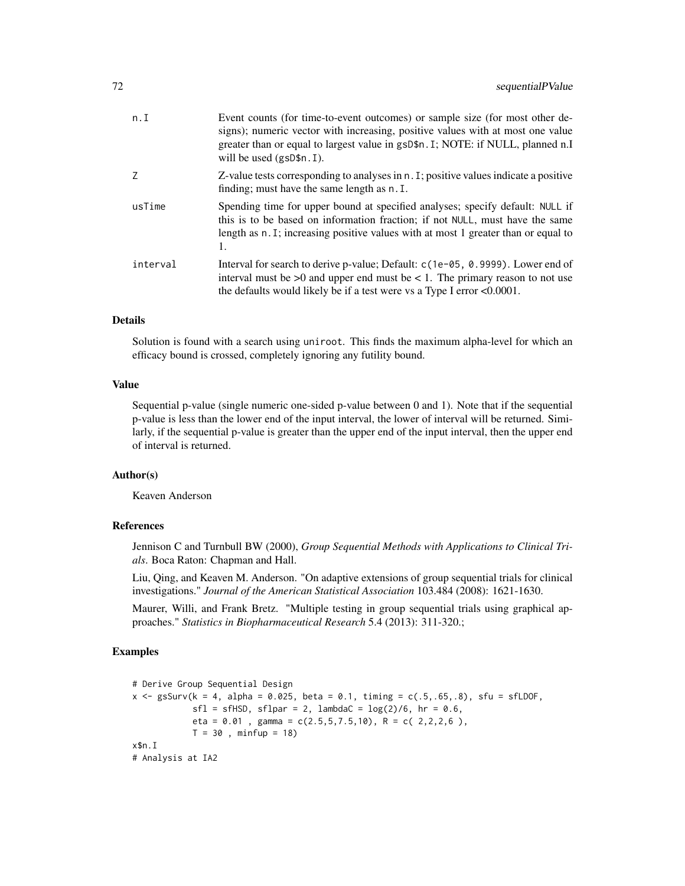| | |
|---|---|
| n.I | Event counts (for time-to-event outcomes) or sample size (for most other designs); numeric vector with increasing, positive values with at most one value greater than or equal to largest value in gsD$n.I; NOTE: if NULL, planned n.I will be used (gsD$n.I). |
| Z | Z-value tests corresponding to analyses in n.I; positive values indicate a positive finding; must have the same length as n.I. |
| usTime | Spending time for upper bound at specified analyses; specify default: NULL if this is to be based on information fraction; if not NULL, must have the same length as n.I; increasing positive values with at most 1 greater than or equal to 1. |
| interval | Interval for search to derive p-value; Default: c(1e-05, 0.9999). Lower end of interval must be >0 and upper end must be < 1. The primary reason to not use the defaults would likely be if a test were vs a Type I error <0.0001. |

### Details

Solution is found with a search using uniroot. This finds the maximum alpha-level for which an efficacy bound is crossed, completely ignoring any futility bound.

### Value

Sequential p-value (single numeric one-sided p-value between 0 and 1). Note that if the sequential p-value is less than the lower end of the input interval, the lower of interval will be returned. Similarly, if the sequential p-value is greater than the upper end of the input interval, then the upper end of interval is returned.

### Author(s)

Keaven Anderson

### References

Jennison C and Turnbull BW (2000), *Group Sequential Methods with Applications to Clinical Trials*. Boca Raton: Chapman and Hall.

Liu, Qing, and Keaven M. Anderson. "On adaptive extensions of group sequential trials for clinical investigations." *Journal of the American Statistical Association* 103.484 (2008): 1621-1630.

Maurer, Willi, and Frank Bretz. "Multiple testing in group sequential trials using graphical approaches." *Statistics in Biopharmaceutical Research* 5.4 (2013): 311-320.;

### Examples

```
# Derive Group Sequential Design
x <- gsSurv(k = 4, alpha = 0.025, beta = 0.1, timing = c(.5,.65,.8), sfu = sfLDOF,
            sfl = sfHSD, sflpar = 2, lambdaC = log(2)/6, hr = 0.6,
            eta = 0.01 , gamma = c(2.5,5,7.5,10), R = c( 2,2,2,6 ),
            T = 30 , minfup = 18)
x$n.I
# Analysis at IA2
```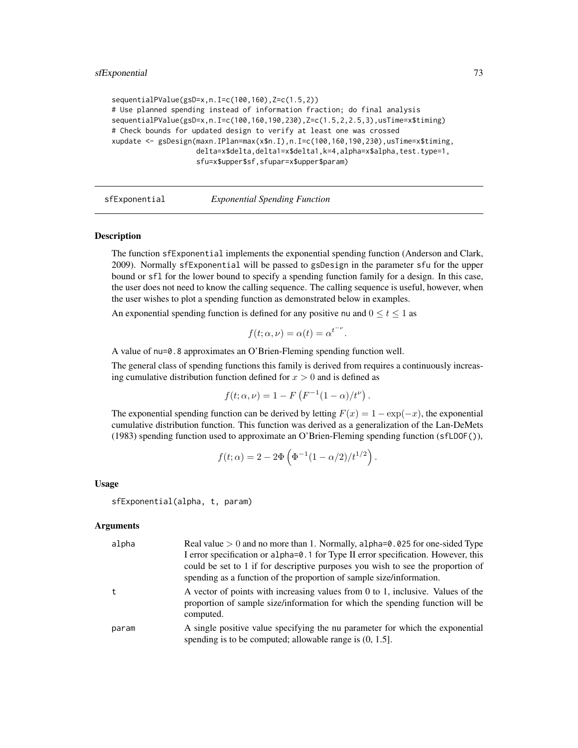```
sequentialPValue(gsD=x,n.I=c(100,160),Z=c(1.5,2))
# Use planned spending instead of information fraction; do final analysis
sequentialPValue(gsD=x,n.I=c(100,160,190,230),Z=c(1.5,2,2.5,3),usTime=x$timing)
# Check bounds for updated design to verify at least one was crossed
xupdate <- gsDesign(maxn.IPlan=max(x$n.I),n.I=c(100,160,190,230),usTime=x$timing,
                    delta=x$delta,delta1=x$delta1,k=4,alpha=x$alpha,test.type=1,
                    sfu=x$upper$sf,sfupar=x$upper$param)
```

## sfExponential — *Exponential Spending Function*

### Description

The function sfExponential implements the exponential spending function (Anderson and Clark, 2009). Normally sfExponential will be passed to gsDesign in the parameter sfu for the upper bound or sfl for the lower bound to specify a spending function family for a design. In this case, the user does not need to know the calling sequence. The calling sequence is useful, however, when the user wishes to plot a spending function as demonstrated below in examples.

An exponential spending function is defined for any positive nu and $0 \leq t \leq 1$ as

$$f(t; \alpha, \nu) = \alpha(t) = \alpha^{t^{-\nu}}.$$

A value of nu=0.8 approximates an O'Brien-Fleming spending function well.

The general class of spending functions this family is derived from requires a continuously increasing cumulative distribution function defined for $x > 0$ and is defined as

$$f(t; \alpha, \nu) = 1 - F\left(F^{-1}(1 - \alpha)/t^{\nu}\right).$$

The exponential spending function can be derived by letting $F(x) = 1 - \exp(-x)$, the exponential cumulative distribution function. This function was derived as a generalization of the Lan-DeMets (1983) spending function used to approximate an O'Brien-Fleming spending function (sfLDOF()),

$$f(t; \alpha) = 2 - 2\Phi\left(\Phi^{-1}(1 - \alpha/2)/t^{1/2}\right).$$

### Usage

```
sfExponential(alpha, t, param)
```

### Arguments

| | |
|---|---|
| alpha | Real value $> 0$ and no more than 1. Normally, alpha=0.025 for one-sided Type I error specification or alpha=0.1 for Type II error specification. However, this could be set to 1 if for descriptive purposes you wish to see the proportion of spending as a function of the proportion of sample size/information. |
| t | A vector of points with increasing values from 0 to 1, inclusive. Values of the proportion of sample size/information for which the spending function will be computed. |
| param | A single positive value specifying the nu parameter for which the exponential spending is to be computed; allowable range is (0, 1.5]. |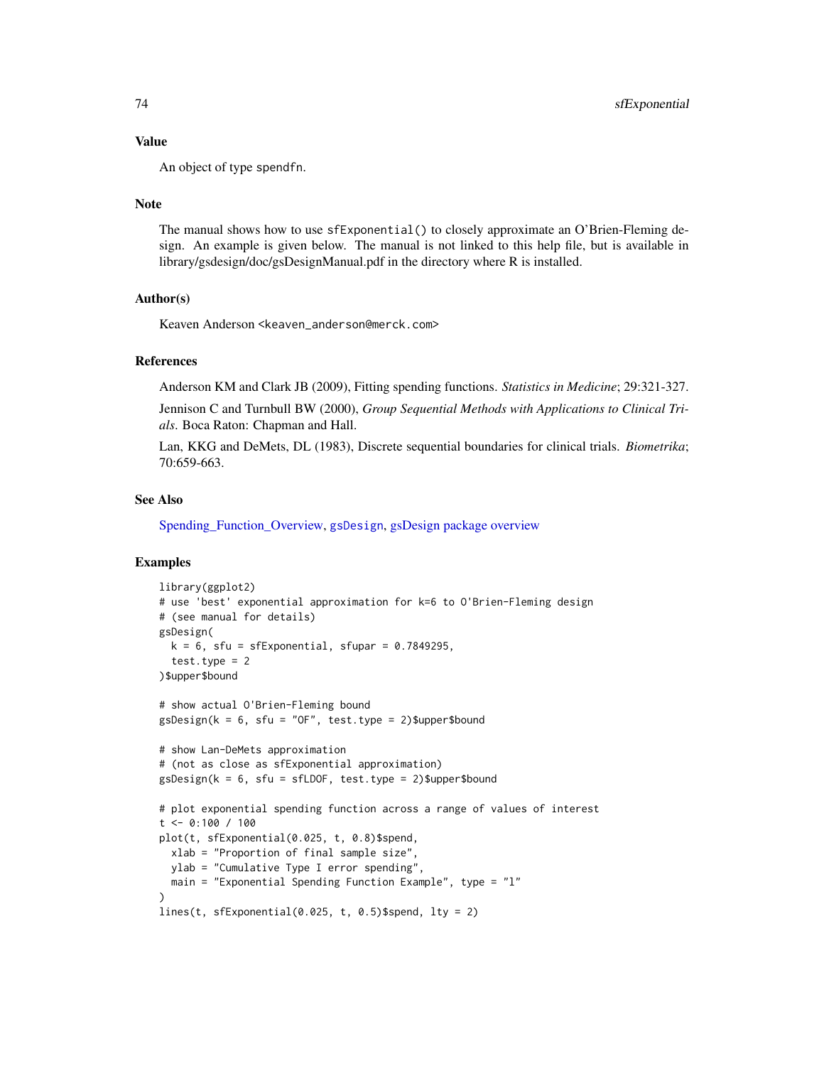## Value

An object of type spendfn.

## Note

The manual shows how to use sfExponential() to closely approximate an O'Brien-Fleming design. An example is given below. The manual is not linked to this help file, but is available in library/gsdesign/doc/gsDesignManual.pdf in the directory where R is installed.

## Author(s)

Keaven Anderson <keaven_anderson@merck.com>

## References

Anderson KM and Clark JB (2009), Fitting spending functions. *Statistics in Medicine*; 29:321-327.

Jennison C and Turnbull BW (2000), *Group Sequential Methods with Applications to Clinical Trials*. Boca Raton: Chapman and Hall.

Lan, KKG and DeMets, DL (1983), Discrete sequential boundaries for clinical trials. *Biometrika*; 70:659-663.

## See Also

Spending_Function_Overview, gsDesign, gsDesign package overview

## Examples

```
library(ggplot2)
# use 'best' exponential approximation for k=6 to O'Brien-Fleming design
# (see manual for details)
gsDesign(
  k = 6, sfu = sfExponential, sfupar = 0.7849295,
  test.type = 2
)$upper$bound

# show actual O'Brien-Fleming bound
gsDesign(k = 6, sfu = "OF", test.type = 2)$upper$bound

# show Lan-DeMets approximation
# (not as close as sfExponential approximation)
gsDesign(k = 6, sfu = sfLDOF, test.type = 2)$upper$bound

# plot exponential spending function across a range of values of interest
t <- 0:100 / 100
plot(t, sfExponential(0.025, t, 0.8)$spend,
  xlab = "Proportion of final sample size",
  ylab = "Cumulative Type I error spending",
  main = "Exponential Spending Function Example", type = "l"
)
lines(t, sfExponential(0.025, t, 0.5)$spend, lty = 2)
```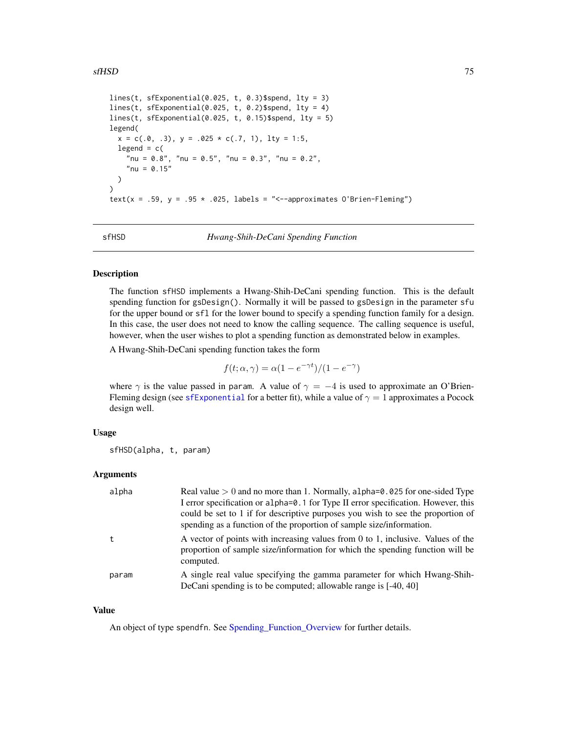```
lines(t, sfExponential(0.025, t, 0.3)$spend, lty = 3)
lines(t, sfExponential(0.025, t, 0.2)$spend, lty = 4)
lines(t, sfExponential(0.025, t, 0.15)$spend, lty = 5)
legend(
  x = c(.0, .3), y = .025 * c(.7, 1), lty = 1:5,
  legend = c(
    "nu = 0.8", "nu = 0.5", "nu = 0.3", "nu = 0.2",
    "nu = 0.15"
  )
)
text(x = .59, y = .95 * .025, labels = "<--approximates O'Brien-Fleming")
```

## sfHSD — *Hwang-Shih-DeCani Spending Function*

### Description

The function sfHSD implements a Hwang-Shih-DeCani spending function. This is the default spending function for gsDesign(). Normally it will be passed to gsDesign in the parameter sfu for the upper bound or sfl for the lower bound to specify a spending function family for a design. In this case, the user does not need to know the calling sequence. The calling sequence is useful, however, when the user wishes to plot a spending function as demonstrated below in examples.

A Hwang-Shih-DeCani spending function takes the form

$$f(t; \alpha, \gamma) = \alpha(1 - e^{-\gamma t})/(1 - e^{-\gamma})$$

where $\gamma$ is the value passed in param. A value of $\gamma = -4$ is used to approximate an O'Brien-Fleming design (see sfExponential for a better fit), while a value of $\gamma = 1$ approximates a Pocock design well.

### Usage

```
sfHSD(alpha, t, param)
```

### Arguments

| | |
|---|---|
| alpha | Real value $> 0$ and no more than 1. Normally, alpha=0.025 for one-sided Type I error specification or alpha=0.1 for Type II error specification. However, this could be set to 1 if for descriptive purposes you wish to see the proportion of spending as a function of the proportion of sample size/information. |
| t | A vector of points with increasing values from 0 to 1, inclusive. Values of the proportion of sample size/information for which the spending function will be computed. |
| param | A single real value specifying the gamma parameter for which Hwang-Shih-DeCani spending is to be computed; allowable range is [-40, 40] |

### Value

An object of type spendfn. See Spending_Function_Overview for further details.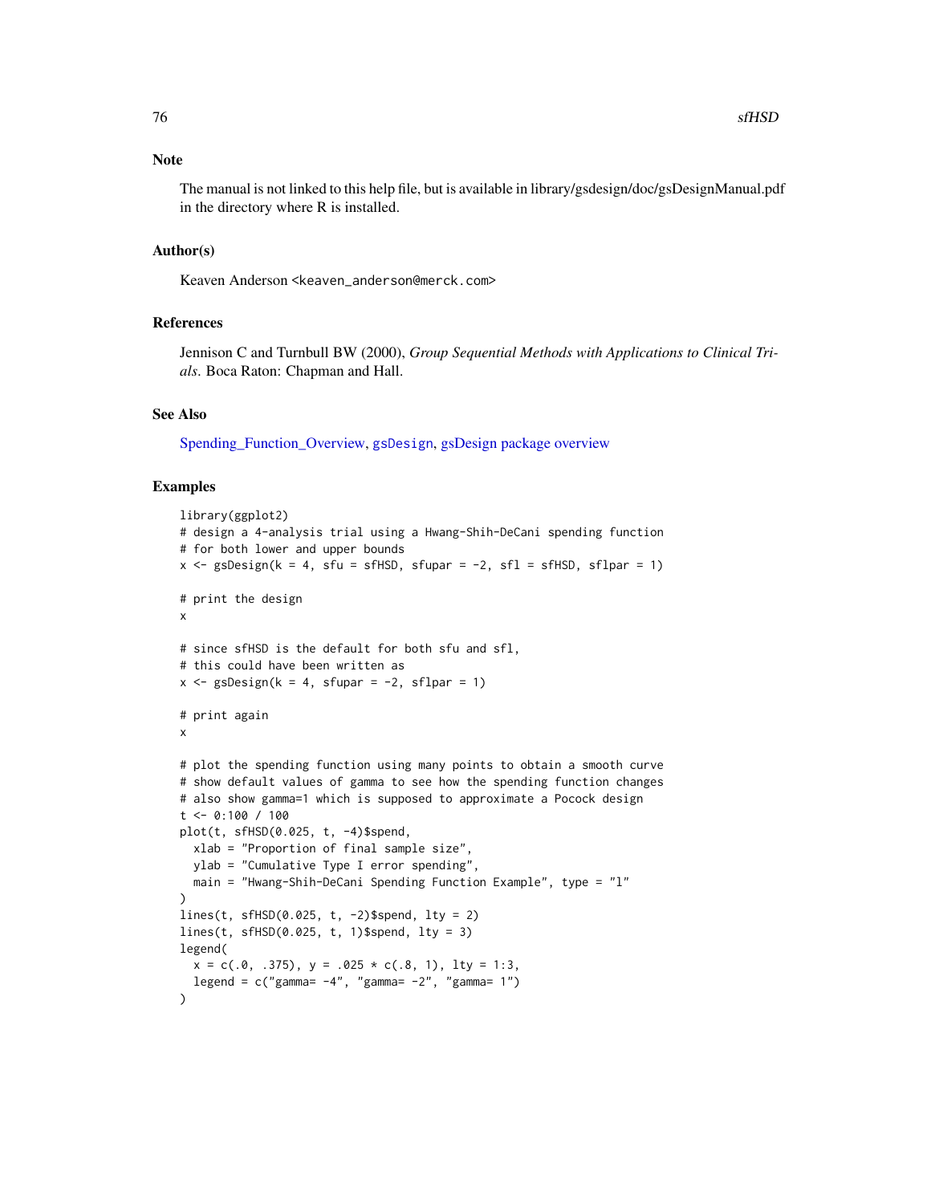## Note

The manual is not linked to this help file, but is available in library/gsdesign/doc/gsDesignManual.pdf in the directory where R is installed.

## Author(s)

Keaven Anderson <keaven_anderson@merck.com>

## References

Jennison C and Turnbull BW (2000), *Group Sequential Methods with Applications to Clinical Trials.* Boca Raton: Chapman and Hall.

## See Also

Spending_Function_Overview, gsDesign, gsDesign package overview

## Examples

```
library(ggplot2)
# design a 4-analysis trial using a Hwang-Shih-DeCani spending function
# for both lower and upper bounds
x <- gsDesign(k = 4, sfu = sfHSD, sfupar = -2, sfl = sfHSD, sflpar = 1)

# print the design
x

# since sfHSD is the default for both sfu and sfl,
# this could have been written as
x <- gsDesign(k = 4, sfupar = -2, sflpar = 1)

# print again
x

# plot the spending function using many points to obtain a smooth curve
# show default values of gamma to see how the spending function changes
# also show gamma=1 which is supposed to approximate a Pocock design
t <- 0:100 / 100
plot(t, sfHSD(0.025, t, -4)$spend,
  xlab = "Proportion of final sample size",
  ylab = "Cumulative Type I error spending",
  main = "Hwang-Shih-DeCani Spending Function Example", type = "l"
)
lines(t, sfHSD(0.025, t, -2)$spend, lty = 2)
lines(t, sfHSD(0.025, t, 1)$spend, lty = 3)
legend(
  x = c(.0, .375), y = .025 * c(.8, 1), lty = 1:3,
  legend = c("gamma= -4", "gamma= -2", "gamma= 1")
)
```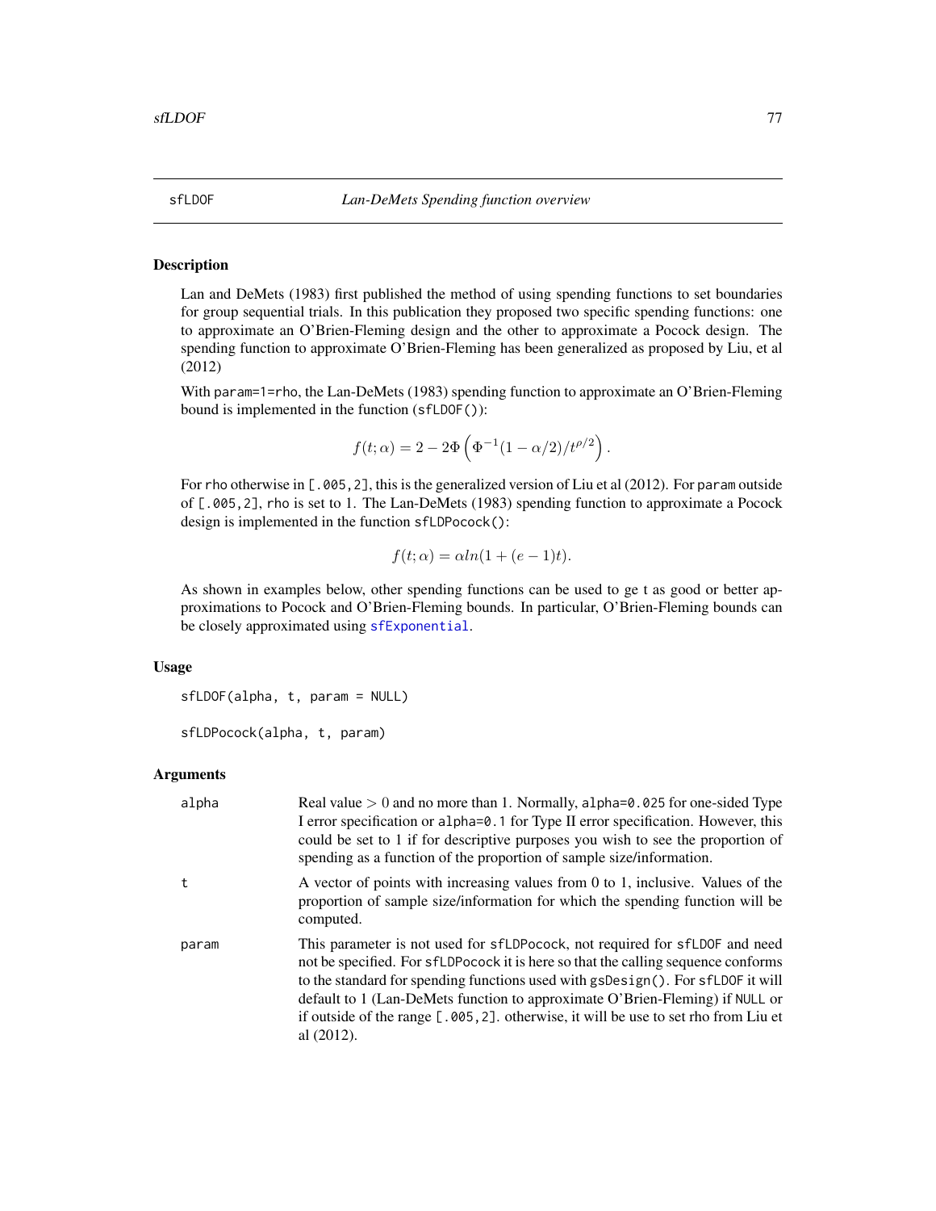sfLDOF *Lan-DeMets Spending function overview*

## Description

Lan and DeMets (1983) first published the method of using spending functions to set boundaries for group sequential trials. In this publication they proposed two specific spending functions: one to approximate an O'Brien-Fleming design and the other to approximate a Pocock design. The spending function to approximate O'Brien-Fleming has been generalized as proposed by Liu, et al (2012)

With `param=1=rho`, the Lan-DeMets (1983) spending function to approximate an O'Brien-Fleming bound is implemented in the function (`sfLDOF()`):

$$f(t;\alpha) = 2 - 2\Phi\left(\Phi^{-1}(1-\alpha/2)/t^{\rho/2}\right).$$

For `rho` otherwise in `[.005,2]`, this is the generalized version of Liu et al (2012). For `param` outside of `[.005,2]`, `rho` is set to 1. The Lan-DeMets (1983) spending function to approximate a Pocock design is implemented in the function `sfLDPocock()`:

$$f(t;\alpha) = \alpha ln(1 + (e-1)t).$$

As shown in examples below, other spending functions can be used to ge t as good or better approximations to Pocock and O'Brien-Fleming bounds. In particular, O'Brien-Fleming bounds can be closely approximated using `sfExponential`.

## Usage

```
sfLDOF(alpha, t, param = NULL)

sfLDPocock(alpha, t, param)
```

## Arguments

`alpha` Real value $> 0$ and no more than 1. Normally, `alpha=0.025` for one-sided Type I error specification or `alpha=0.1` for Type II error specification. However, this could be set to 1 if for descriptive purposes you wish to see the proportion of spending as a function of the proportion of sample size/information.

`t` A vector of points with increasing values from 0 to 1, inclusive. Values of the proportion of sample size/information for which the spending function will be computed.

`param` This parameter is not used for `sfLDPocock`, not required for `sfLDOF` and need not be specified. For `sfLDPocock` it is here so that the calling sequence conforms to the standard for spending functions used with `gsDesign()`. For `sfLDOF` it will default to 1 (Lan-DeMets function to approximate O'Brien-Fleming) if `NULL` or if outside of the range `[.005,2]`. otherwise, it will be use to set rho from Liu et al (2012).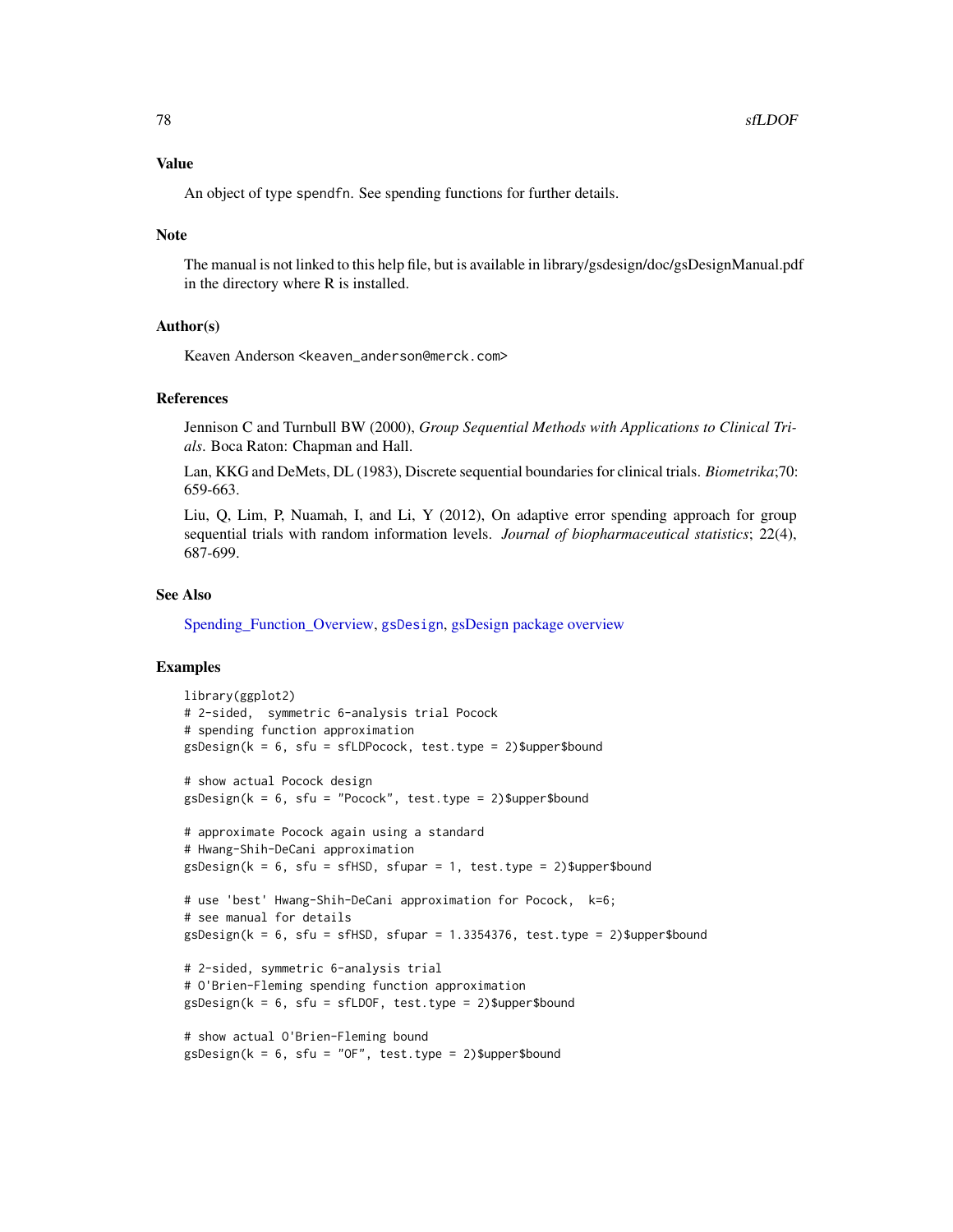## Value

An object of type spendfn. See spending functions for further details.

## Note

The manual is not linked to this help file, but is available in library/gsdesign/doc/gsDesignManual.pdf in the directory where R is installed.

## Author(s)

Keaven Anderson <keaven_anderson@merck.com>

## References

Jennison C and Turnbull BW (2000), *Group Sequential Methods with Applications to Clinical Trials*. Boca Raton: Chapman and Hall.

Lan, KKG and DeMets, DL (1983), Discrete sequential boundaries for clinical trials. *Biometrika*;70: 659-663.

Liu, Q, Lim, P, Nuamah, I, and Li, Y (2012), On adaptive error spending approach for group sequential trials with random information levels. *Journal of biopharmaceutical statistics*; 22(4), 687-699.

## See Also

Spending_Function_Overview, gsDesign, gsDesign package overview

## Examples

```
library(ggplot2)
# 2-sided,  symmetric 6-analysis trial Pocock
# spending function approximation
gsDesign(k = 6, sfu = sfLDPocock, test.type = 2)$upper$bound

# show actual Pocock design
gsDesign(k = 6, sfu = "Pocock", test.type = 2)$upper$bound

# approximate Pocock again using a standard
# Hwang-Shih-DeCani approximation
gsDesign(k = 6, sfu = sfHSD, sfupar = 1, test.type = 2)$upper$bound

# use 'best' Hwang-Shih-DeCani approximation for Pocock,  k=6;
# see manual for details
gsDesign(k = 6, sfu = sfHSD, sfupar = 1.3354376, test.type = 2)$upper$bound

# 2-sided, symmetric 6-analysis trial
# O'Brien-Fleming spending function approximation
gsDesign(k = 6, sfu = sfLDOF, test.type = 2)$upper$bound

# show actual O'Brien-Fleming bound
gsDesign(k = 6, sfu = "OF", test.type = 2)$upper$bound
```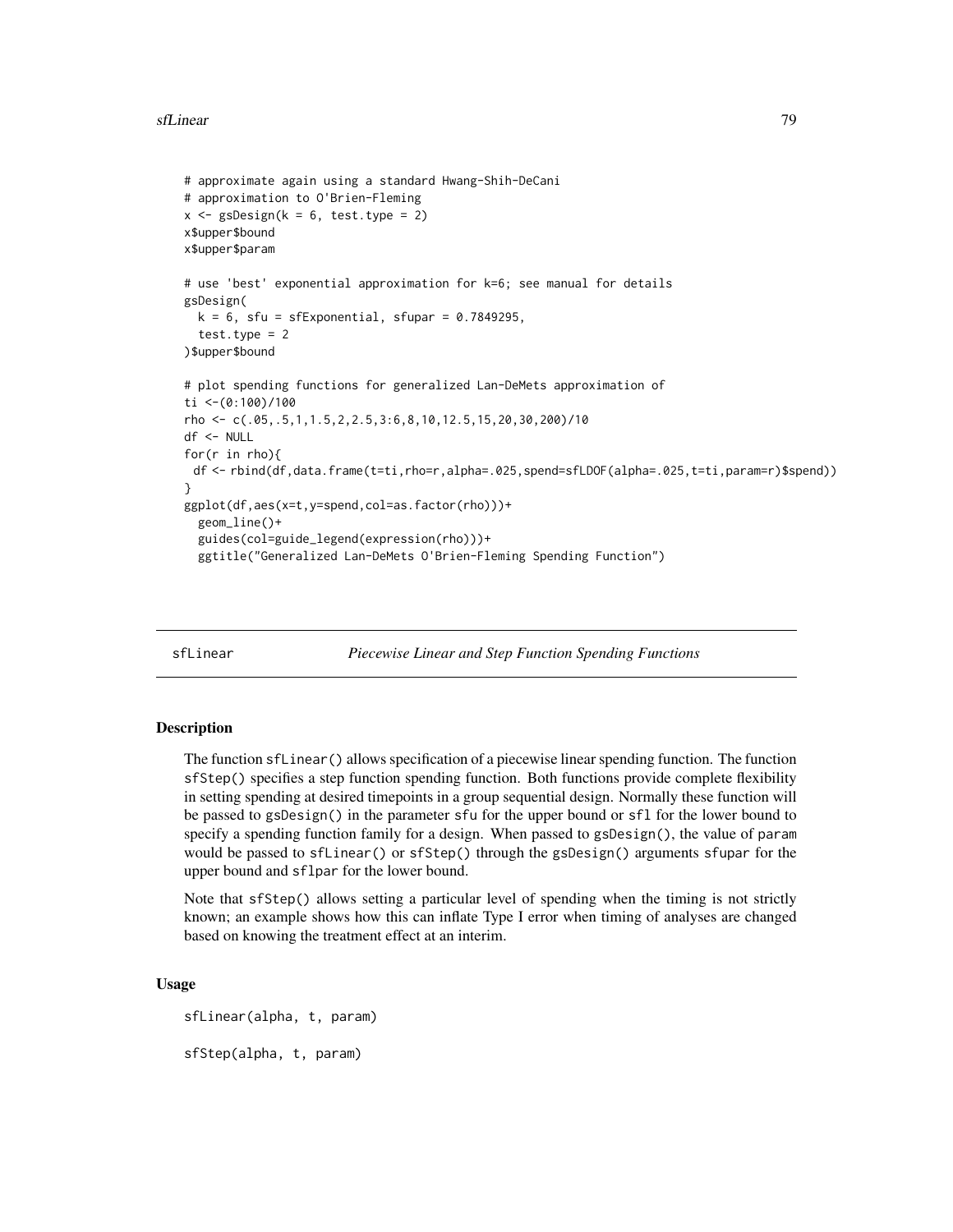```
# approximate again using a standard Hwang-Shih-DeCani
# approximation to O'Brien-Fleming
x <- gsDesign(k = 6, test.type = 2)
x$upper$bound
x$upper$param

# use 'best' exponential approximation for k=6; see manual for details
gsDesign(
  k = 6, sfu = sfExponential, sfupar = 0.7849295,
  test.type = 2
)$upper$bound

# plot spending functions for generalized Lan-DeMets approximation of
ti <-(0:100)/100
rho <- c(.05,.5,1,1.5,2,2.5,3:6,8,10,12.5,15,20,30,200)/10
df <- NULL
for(r in rho){
 df <- rbind(df,data.frame(t=ti,rho=r,alpha=.025,spend=sfLDOF(alpha=.025,t=ti,param=r)$spend))
}
ggplot(df,aes(x=t,y=spend,col=as.factor(rho)))+
  geom_line()+
  guides(col=guide_legend(expression(rho)))+
  ggtitle("Generalized Lan-DeMets O'Brien-Fleming Spending Function")
```

## sfLinear — *Piecewise Linear and Step Function Spending Functions*

### Description

The function sfLinear() allows specification of a piecewise linear spending function. The function sfStep() specifies a step function spending function. Both functions provide complete flexibility in setting spending at desired timepoints in a group sequential design. Normally these function will be passed to gsDesign() in the parameter sfu for the upper bound or sfl for the lower bound to specify a spending function family for a design. When passed to gsDesign(), the value of param would be passed to sfLinear() or sfStep() through the gsDesign() arguments sfupar for the upper bound and sflpar for the lower bound.

Note that sfStep() allows setting a particular level of spending when the timing is not strictly known; an example shows how this can inflate Type I error when timing of analyses are changed based on knowing the treatment effect at an interim.

### Usage

```
sfLinear(alpha, t, param)

sfStep(alpha, t, param)
```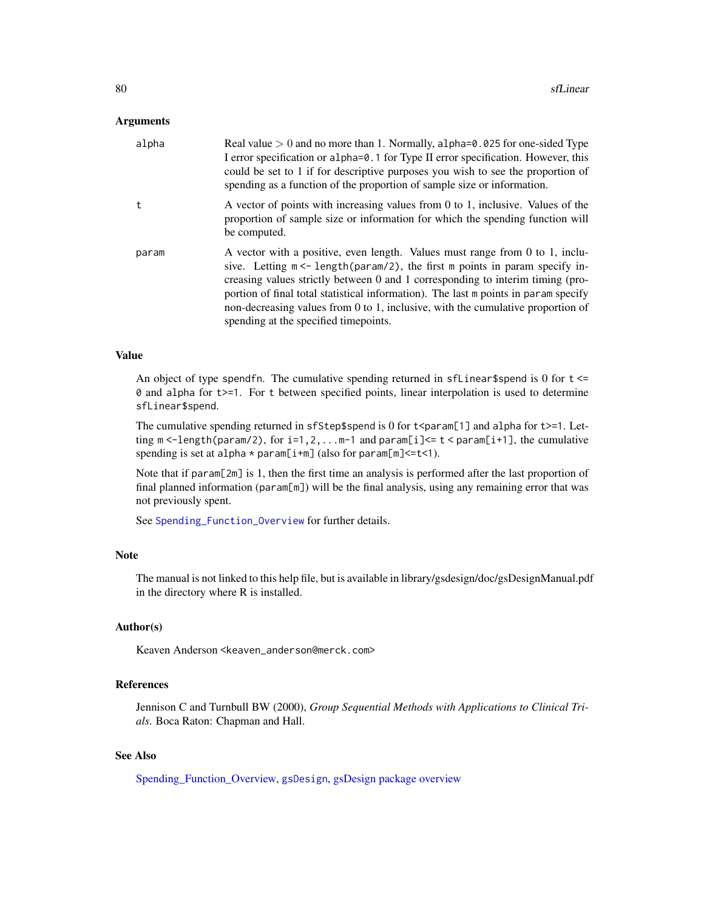## Arguments

| | |
|---|---|
| alpha | Real value $> 0$ and no more than 1. Normally, `alpha=0.025` for one-sided Type I error specification or `alpha=0.1` for Type II error specification. However, this could be set to 1 if for descriptive purposes you wish to see the proportion of spending as a function of the proportion of sample size or information. |
| t | A vector of points with increasing values from 0 to 1, inclusive. Values of the proportion of sample size or information for which the spending function will be computed. |
| param | A vector with a positive, even length. Values must range from 0 to 1, inclusive. Letting `m <- length(param/2)`, the first m points in param specify increasing values strictly between 0 and 1 corresponding to interim timing (proportion of final total statistical information). The last m points in param specify non-decreasing values from 0 to 1, inclusive, with the cumulative proportion of spending at the specified timepoints. |

## Value

An object of type `spendfn`. The cumulative spending returned in `sfLinear$spend` is 0 for `t <= 0` and `alpha` for `t>=1`. For t between specified points, linear interpolation is used to determine `sfLinear$spend`.

The cumulative spending returned in `sfStep$spend` is 0 for `t<param[1]` and `alpha` for `t>=1`. Letting `m <-length(param/2)`, for `i=1,2,...m-1` and `param[i]<= t < param[i+1]`, the cumulative spending is set at `alpha * param[i+m]` (also for `param[m]<=t<1`).

Note that if `param[2m]` is 1, then the first time an analysis is performed after the last proportion of final planned information (`param[m]`) will be the final analysis, using any remaining error that was not previously spent.

See `Spending_Function_Overview` for further details.

## Note

The manual is not linked to this help file, but is available in library/gsdesign/doc/gsDesignManual.pdf in the directory where R is installed.

## Author(s)

Keaven Anderson `<keaven_anderson@merck.com>`

## References

Jennison C and Turnbull BW (2000), *Group Sequential Methods with Applications to Clinical Trials*. Boca Raton: Chapman and Hall.

## See Also

Spending_Function_Overview, `gsDesign`, gsDesign package overview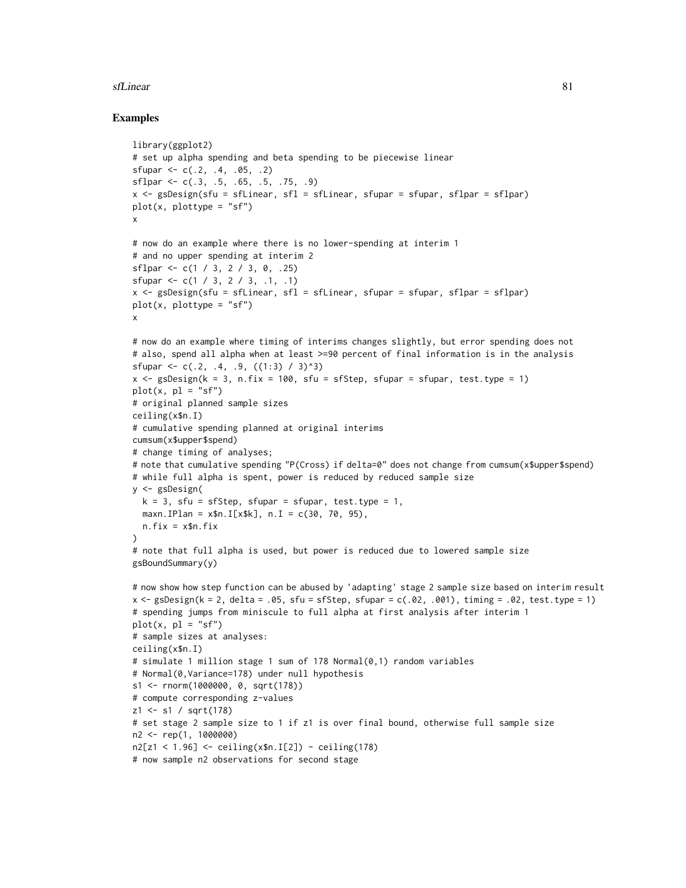## Examples

```
library(ggplot2)
# set up alpha spending and beta spending to be piecewise linear
sfupar <- c(.2, .4, .05, .2)
sflpar <- c(.3, .5, .65, .5, .75, .9)
x <- gsDesign(sfu = sfLinear, sfl = sfLinear, sfupar = sfupar, sflpar = sflpar)
plot(x, plottype = "sf")
x

# now do an example where there is no lower-spending at interim 1
# and no upper spending at interim 2
sflpar <- c(1 / 3, 2 / 3, 0, .25)
sfupar <- c(1 / 3, 2 / 3, .1, .1)
x <- gsDesign(sfu = sfLinear, sfl = sfLinear, sfupar = sfupar, sflpar = sflpar)
plot(x, plottype = "sf")
x

# now do an example where timing of interims changes slightly, but error spending does not
# also, spend all alpha when at least >=90 percent of final information is in the analysis
sfupar <- c(.2, .4, .9, ((1:3) / 3)^3)
x <- gsDesign(k = 3, n.fix = 100, sfu = sfStep, sfupar = sfupar, test.type = 1)
plot(x, pl = "sf")
# original planned sample sizes
ceiling(x$n.I)
# cumulative spending planned at original interims
cumsum(x$upper$spend)
# change timing of analyses;
# note that cumulative spending "P(Cross) if delta=0" does not change from cumsum(x$upper$spend)
# while full alpha is spent, power is reduced by reduced sample size
y <- gsDesign(
  k = 3, sfu = sfStep, sfupar = sfupar, test.type = 1,
  maxn.IPlan = x$n.I[x$k], n.I = c(30, 70, 95),
  n.fix = x$n.fix
)
# note that full alpha is used, but power is reduced due to lowered sample size
gsBoundSummary(y)

# now show how step function can be abused by 'adapting' stage 2 sample size based on interim result
x <- gsDesign(k = 2, delta = .05, sfu = sfStep, sfupar = c(.02, .001), timing = .02, test.type = 1)
# spending jumps from miniscule to full alpha at first analysis after interim 1
plot(x, pl = "sf")
# sample sizes at analyses:
ceiling(x$n.I)
# simulate 1 million stage 1 sum of 178 Normal(0,1) random variables
# Normal(0,Variance=178) under null hypothesis
s1 <- rnorm(1000000, 0, sqrt(178))
# compute corresponding z-values
z1 <- s1 / sqrt(178)
# set stage 2 sample size to 1 if z1 is over final bound, otherwise full sample size
n2 <- rep(1, 1000000)
n2[z1 < 1.96] <- ceiling(x$n.I[2]) - ceiling(178)
# now sample n2 observations for second stage
```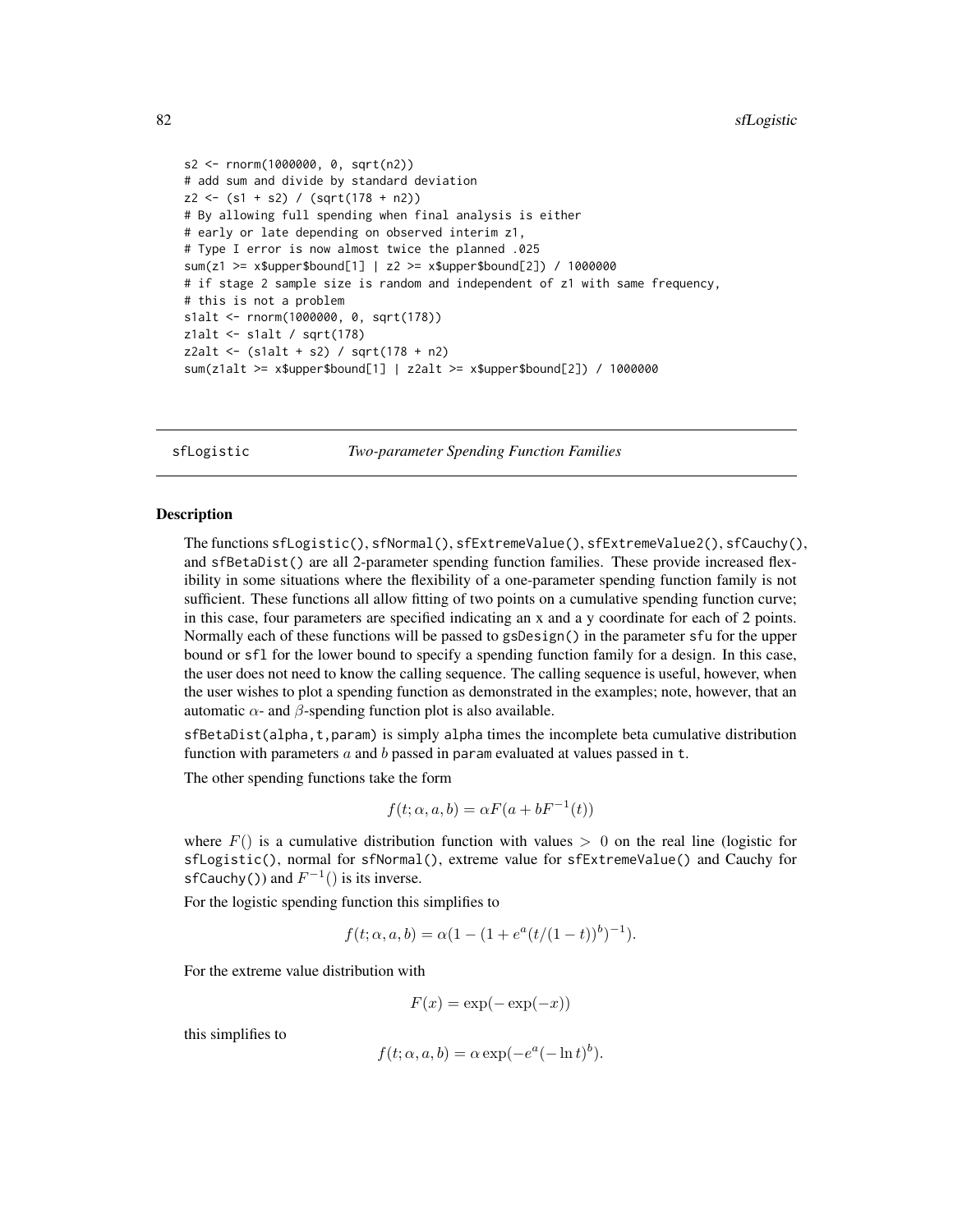```
s2 <- rnorm(1000000, 0, sqrt(n2))
# add sum and divide by standard deviation
z2 <- (s1 + s2) / (sqrt(178 + n2))
# By allowing full spending when final analysis is either
# early or late depending on observed interim z1,
# Type I error is now almost twice the planned .025
sum(z1 >= x$upper$bound[1] | z2 >= x$upper$bound[2]) / 1000000
# if stage 2 sample size is random and independent of z1 with same frequency,
# this is not a problem
s1alt <- rnorm(1000000, 0, sqrt(178))
z1alt <- s1alt / sqrt(178)
z2alt <- (s1alt + s2) / sqrt(178 + n2)
sum(z1alt >= x$upper$bound[1] | z2alt >= x$upper$bound[2]) / 1000000
```

---

sfLogistic — *Two-parameter Spending Function Families*

---

## Description

The functions sfLogistic(), sfNormal(), sfExtremeValue(), sfExtremeValue2(), sfCauchy(), and sfBetaDist() are all 2-parameter spending function families. These provide increased flexibility in some situations where the flexibility of a one-parameter spending function family is not sufficient. These functions all allow fitting of two points on a cumulative spending function curve; in this case, four parameters are specified indicating an x and a y coordinate for each of 2 points. Normally each of these functions will be passed to gsDesign() in the parameter sfu for the upper bound or sfl for the lower bound to specify a spending function family for a design. In this case, the user does not need to know the calling sequence. The calling sequence is useful, however, when the user wishes to plot a spending function as demonstrated in the examples; note, however, that an automatic $\alpha$- and $\beta$-spending function plot is also available.

sfBetaDist(alpha,t,param) is simply alpha times the incomplete beta cumulative distribution function with parameters $a$ and $b$ passed in param evaluated at values passed in t.

The other spending functions take the form

$$f(t; \alpha, a, b) = \alpha F(a + bF^{-1}(t))$$

where $F()$ is a cumulative distribution function with values $> 0$ on the real line (logistic for sfLogistic(), normal for sfNormal(), extreme value for sfExtremeValue() and Cauchy for sfCauchy()) and $F^{-1}()$ is its inverse.

For the logistic spending function this simplifies to

$$f(t; \alpha, a, b) = \alpha(1 - (1 + e^a(t/(1-t))^b)^{-1}).$$

For the extreme value distribution with

$$F(x) = \exp(-\exp(-x))$$

this simplifies to

$$f(t; \alpha, a, b) = \alpha \exp(-e^a(-\ln t)^b).$$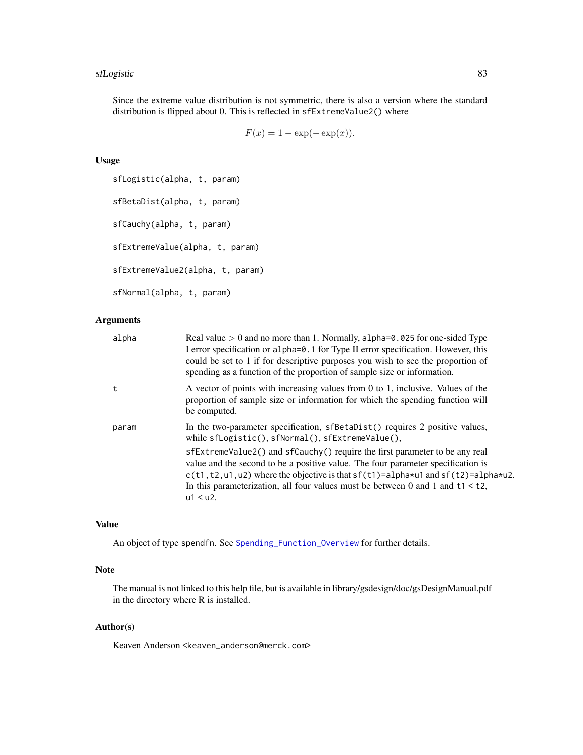Since the extreme value distribution is not symmetric, there is also a version where the standard distribution is flipped about 0. This is reflected in `sfExtremeValue2()` where

$$F(x) = 1 - \exp(-\exp(x)).$$

## Usage

```
sfLogistic(alpha, t, param)

sfBetaDist(alpha, t, param)

sfCauchy(alpha, t, param)

sfExtremeValue(alpha, t, param)

sfExtremeValue2(alpha, t, param)

sfNormal(alpha, t, param)
```

## Arguments

| | |
|---|---|
| `alpha` | Real value $> 0$ and no more than 1. Normally, `alpha=0.025` for one-sided Type I error specification or `alpha=0.1` for Type II error specification. However, this could be set to 1 if for descriptive purposes you wish to see the proportion of spending as a function of the proportion of sample size or information. |
| `t` | A vector of points with increasing values from 0 to 1, inclusive. Values of the proportion of sample size or information for which the spending function will be computed. |
| `param` | In the two-parameter specification, `sfBetaDist()` requires 2 positive values, while `sfLogistic()`, `sfNormal()`, `sfExtremeValue()`, `sfExtremeValue2()` and `sfCauchy()` require the first parameter to be any real value and the second to be a positive value. The four parameter specification is `c(t1,t2,u1,u2)` where the objective is that `sf(t1)=alpha*u1` and `sf(t2)=alpha*u2`. In this parameterization, all four values must be between 0 and 1 and `t1 < t2`, `u1 < u2`. |

## Value

An object of type `spendfn`. See Spending_Function_Overview for further details.

## Note

The manual is not linked to this help file, but is available in library/gsdesign/doc/gsDesignManual.pdf in the directory where R is installed.

## Author(s)

Keaven Anderson <keaven_anderson@merck.com>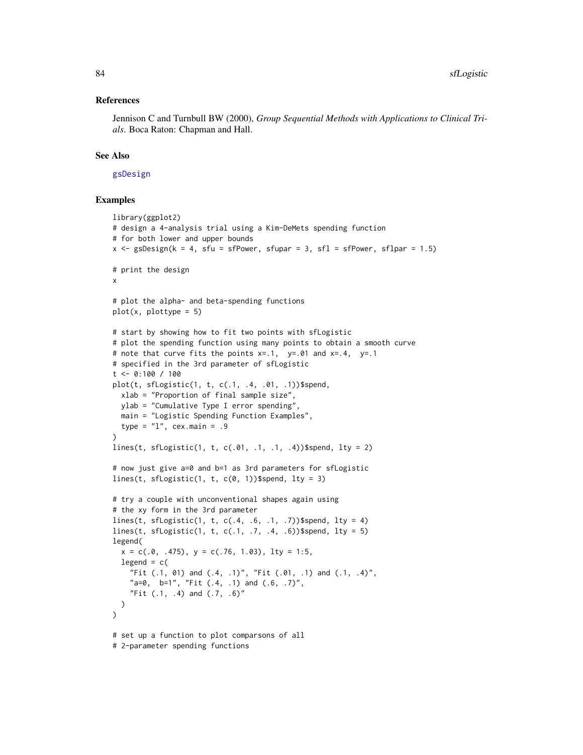### References

Jennison C and Turnbull BW (2000), *Group Sequential Methods with Applications to Clinical Trials*. Boca Raton: Chapman and Hall.

### See Also

gsDesign

### Examples

```
library(ggplot2)
# design a 4-analysis trial using a Kim-DeMets spending function
# for both lower and upper bounds
x <- gsDesign(k = 4, sfu = sfPower, sfupar = 3, sfl = sfPower, sflpar = 1.5)

# print the design
x

# plot the alpha- and beta-spending functions
plot(x, plottype = 5)

# start by showing how to fit two points with sfLogistic
# plot the spending function using many points to obtain a smooth curve
# note that curve fits the points x=.1,  y=.01 and x=.4,  y=.1
# specified in the 3rd parameter of sfLogistic
t <- 0:100 / 100
plot(t, sfLogistic(1, t, c(.1, .4, .01, .1))$spend,
  xlab = "Proportion of final sample size",
  ylab = "Cumulative Type I error spending",
  main = "Logistic Spending Function Examples",
  type = "l", cex.main = .9
)
lines(t, sfLogistic(1, t, c(.01, .1, .1, .4))$spend, lty = 2)

# now just give a=0 and b=1 as 3rd parameters for sfLogistic
lines(t, sfLogistic(1, t, c(0, 1))$spend, lty = 3)

# try a couple with unconventional shapes again using
# the xy form in the 3rd parameter
lines(t, sfLogistic(1, t, c(.4, .6, .1, .7))$spend, lty = 4)
lines(t, sfLogistic(1, t, c(.1, .7, .4, .6))$spend, lty = 5)
legend(
  x = c(.0, .475), y = c(.76, 1.03), lty = 1:5,
  legend = c(
    "Fit (.1, 01) and (.4, .1)", "Fit (.01, .1) and (.1, .4)",
    "a=0,  b=1", "Fit (.4, .1) and (.6, .7)",
    "Fit (.1, .4) and (.7, .6)"
  )
)

# set up a function to plot comparsons of all
# 2-parameter spending functions
```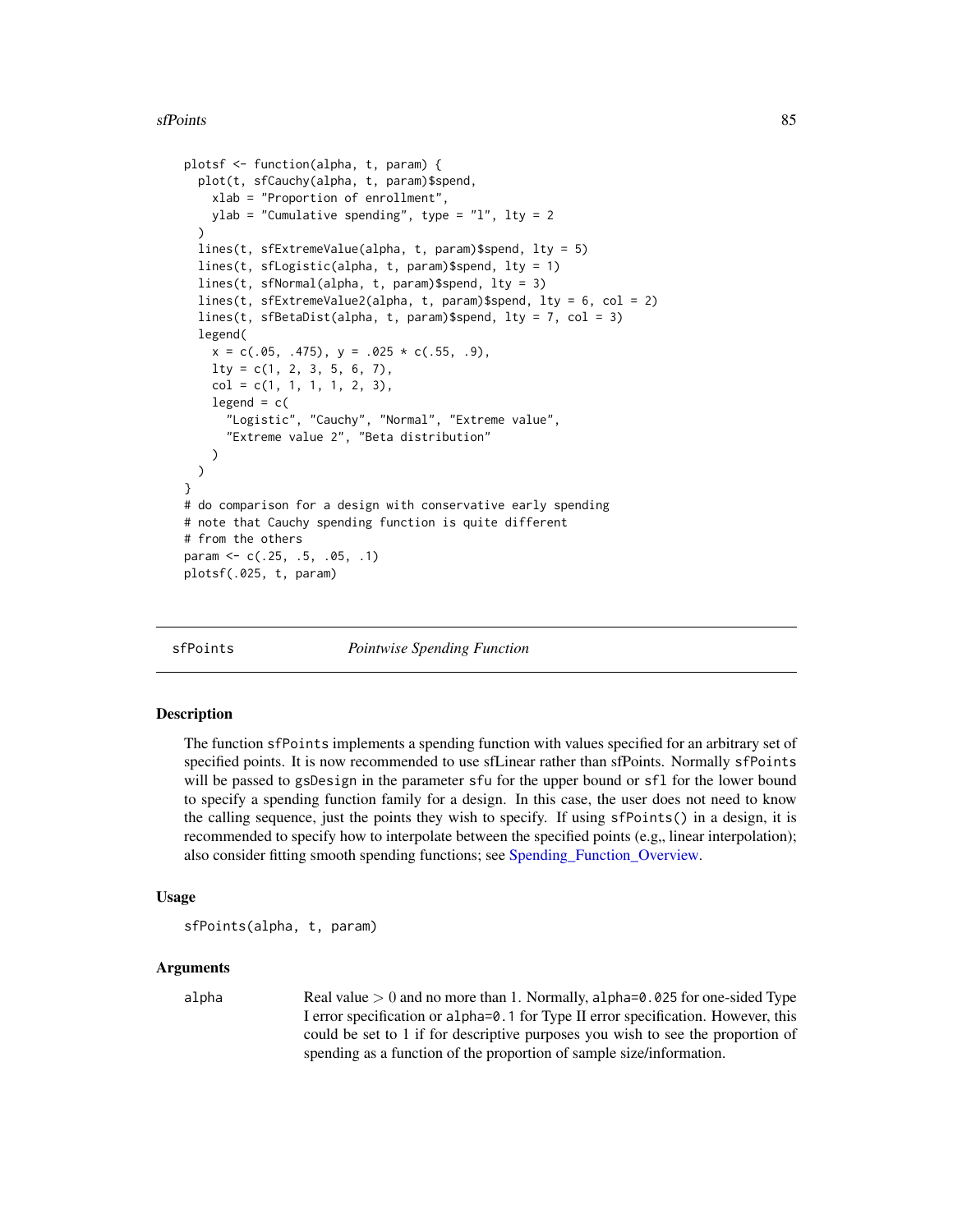```
plotsf <- function(alpha, t, param) {
  plot(t, sfCauchy(alpha, t, param)$spend,
    xlab = "Proportion of enrollment",
    ylab = "Cumulative spending", type = "l", lty = 2
  )
  lines(t, sfExtremeValue(alpha, t, param)$spend, lty = 5)
  lines(t, sfLogistic(alpha, t, param)$spend, lty = 1)
  lines(t, sfNormal(alpha, t, param)$spend, lty = 3)
  lines(t, sfExtremeValue2(alpha, t, param)$spend, lty = 6, col = 2)
  lines(t, sfBetaDist(alpha, t, param)$spend, lty = 7, col = 3)
  legend(
    x = c(.05, .475), y = .025 * c(.55, .9),
    lty = c(1, 2, 3, 5, 6, 7),
    col = c(1, 1, 1, 1, 2, 3),
    legend = c(
      "Logistic", "Cauchy", "Normal", "Extreme value",
      "Extreme value 2", "Beta distribution"
    )
  )
}
# do comparison for a design with conservative early spending
# note that Cauchy spending function is quite different
# from the others
param <- c(.25, .5, .05, .1)
plotsf(.025, t, param)
```

---

## sfPoints — *Pointwise Spending Function*

### Description

The function `sfPoints` implements a spending function with values specified for an arbitrary set of specified points. It is now recommended to use sfLinear rather than sfPoints. Normally `sfPoints` will be passed to `gsDesign` in the parameter `sfu` for the upper bound or `sfl` for the lower bound to specify a spending function family for a design. In this case, the user does not need to know the calling sequence, just the points they wish to specify. If using `sfPoints()` in a design, it is recommended to specify how to interpolate between the specified points (e.g,, linear interpolation); also consider fitting smooth spending functions; see Spending_Function_Overview.

### Usage

```
sfPoints(alpha, t, param)
```

### Arguments

| | |
|---|---|
| `alpha` | Real value $> 0$ and no more than 1. Normally, `alpha=0.025` for one-sided Type I error specification or `alpha=0.1` for Type II error specification. However, this could be set to 1 if for descriptive purposes you wish to see the proportion of spending as a function of the proportion of sample size/information. |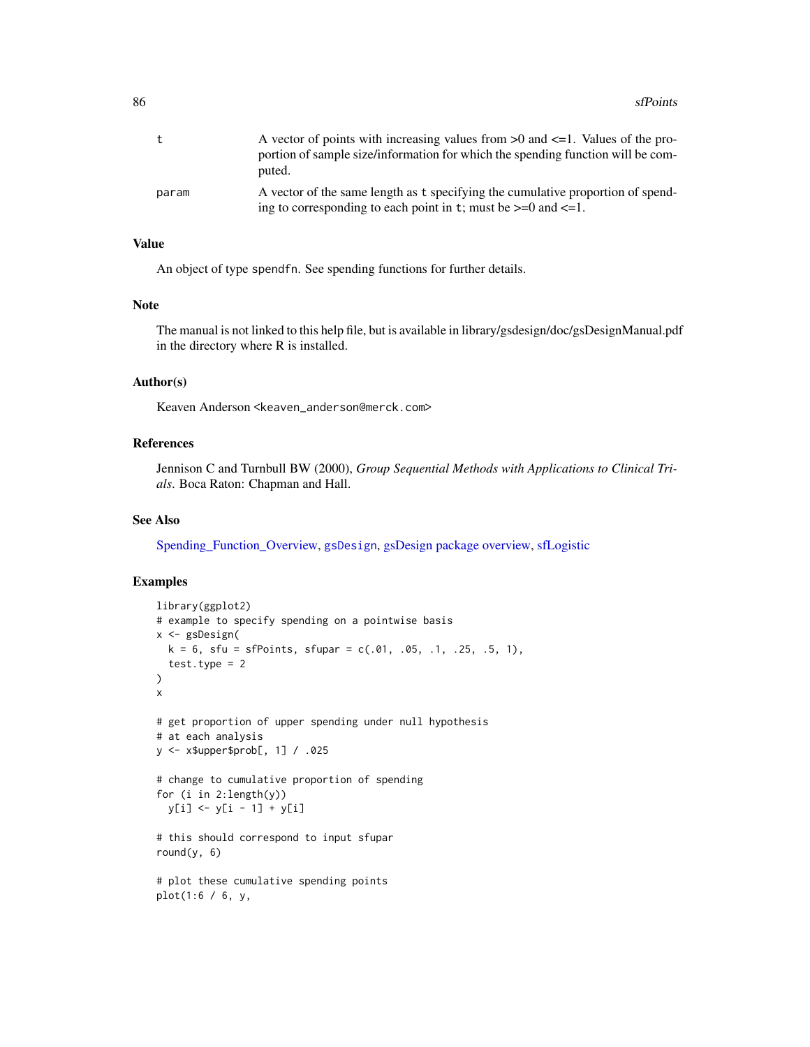| | |
|---|---|
| t | A vector of points with increasing values from >0 and <=1. Values of the proportion of sample size/information for which the spending function will be computed. |
| param | A vector of the same length as t specifying the cumulative proportion of spending to corresponding to each point in t; must be >=0 and <=1. |

## Value

An object of type spendfn. See spending functions for further details.

## Note

The manual is not linked to this help file, but is available in library/gsdesign/doc/gsDesignManual.pdf in the directory where R is installed.

## Author(s)

Keaven Anderson <keaven_anderson@merck.com>

## References

Jennison C and Turnbull BW (2000), *Group Sequential Methods with Applications to Clinical Trials*. Boca Raton: Chapman and Hall.

## See Also

Spending_Function_Overview, gsDesign, gsDesign package overview, sfLogistic

## Examples

```
library(ggplot2)
# example to specify spending on a pointwise basis
x <- gsDesign(
  k = 6, sfu = sfPoints, sfupar = c(.01, .05, .1, .25, .5, 1),
  test.type = 2
)
x

# get proportion of upper spending under null hypothesis
# at each analysis
y <- x$upper$prob[, 1] / .025

# change to cumulative proportion of spending
for (i in 2:length(y))
  y[i] <- y[i - 1] + y[i]

# this should correspond to input sfupar
round(y, 6)

# plot these cumulative spending points
plot(1:6 / 6, y,
```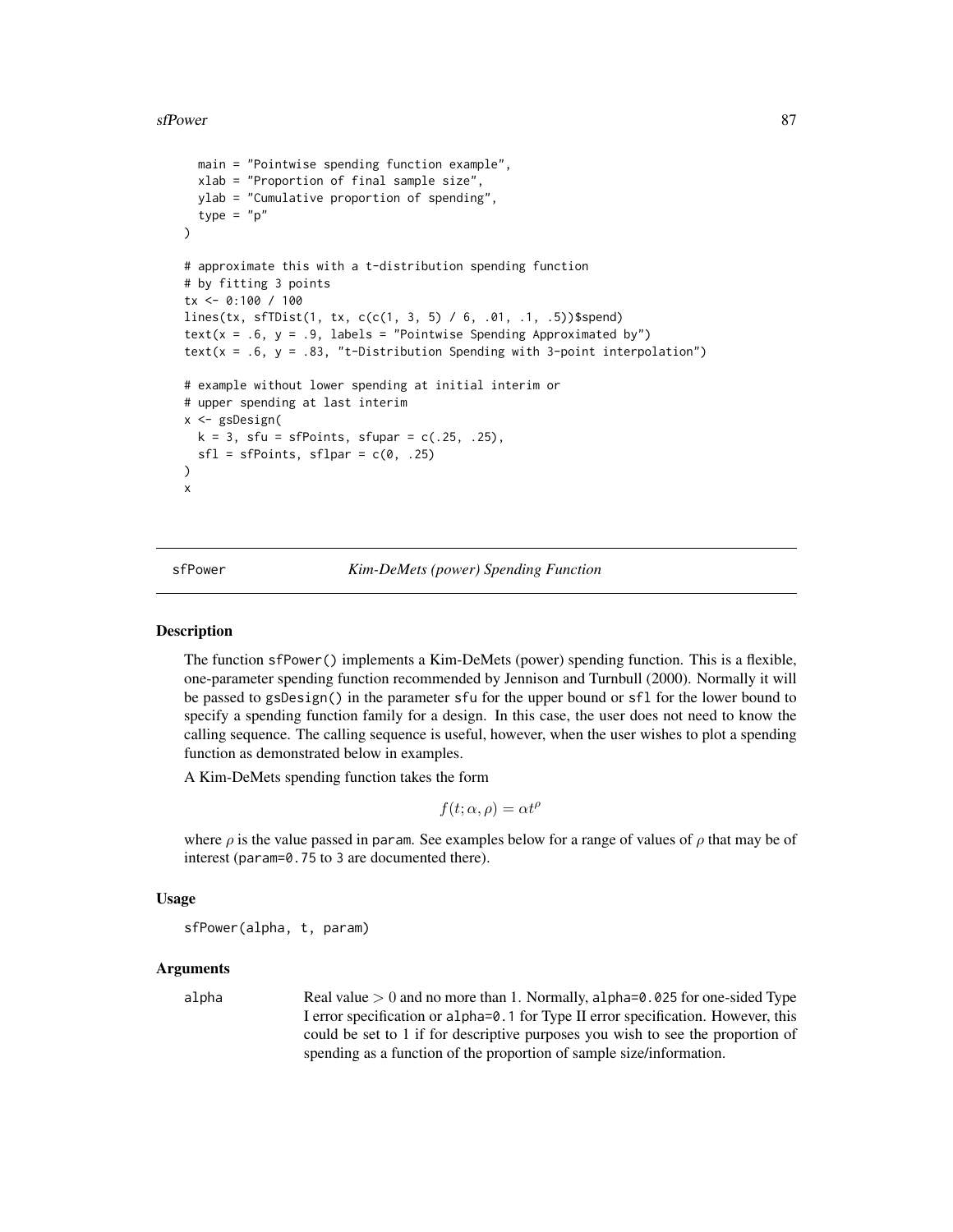```
  main = "Pointwise spending function example",
  xlab = "Proportion of final sample size",
  ylab = "Cumulative proportion of spending",
  type = "p"
)

# approximate this with a t-distribution spending function
# by fitting 3 points
tx <- 0:100 / 100
lines(tx, sfTDist(1, tx, c(c(1, 3, 5) / 6, .01, .1, .5))$spend)
text(x = .6, y = .9, labels = "Pointwise Spending Approximated by")
text(x = .6, y = .83, "t-Distribution Spending with 3-point interpolation")

# example without lower spending at initial interim or
# upper spending at last interim
x <- gsDesign(
  k = 3, sfu = sfPoints, sfupar = c(.25, .25),
  sfl = sfPoints, sflpar = c(0, .25)
)
x
```

## sfPower *Kim-DeMets (power) Spending Function*

### Description

The function sfPower() implements a Kim-DeMets (power) spending function. This is a flexible, one-parameter spending function recommended by Jennison and Turnbull (2000). Normally it will be passed to gsDesign() in the parameter sfu for the upper bound or sfl for the lower bound to specify a spending function family for a design. In this case, the user does not need to know the calling sequence. The calling sequence is useful, however, when the user wishes to plot a spending function as demonstrated below in examples.

A Kim-DeMets spending function takes the form

$$f(t; \alpha, \rho) = \alpha t^{\rho}$$

where $\rho$ is the value passed in param. See examples below for a range of values of $\rho$ that may be of interest (param=0.75 to 3 are documented there).

### Usage

```
sfPower(alpha, t, param)
```

### Arguments

alpha — Real value $> 0$ and no more than 1. Normally, alpha=0.025 for one-sided Type I error specification or alpha=0.1 for Type II error specification. However, this could be set to 1 if for descriptive purposes you wish to see the proportion of spending as a function of the proportion of sample size/information.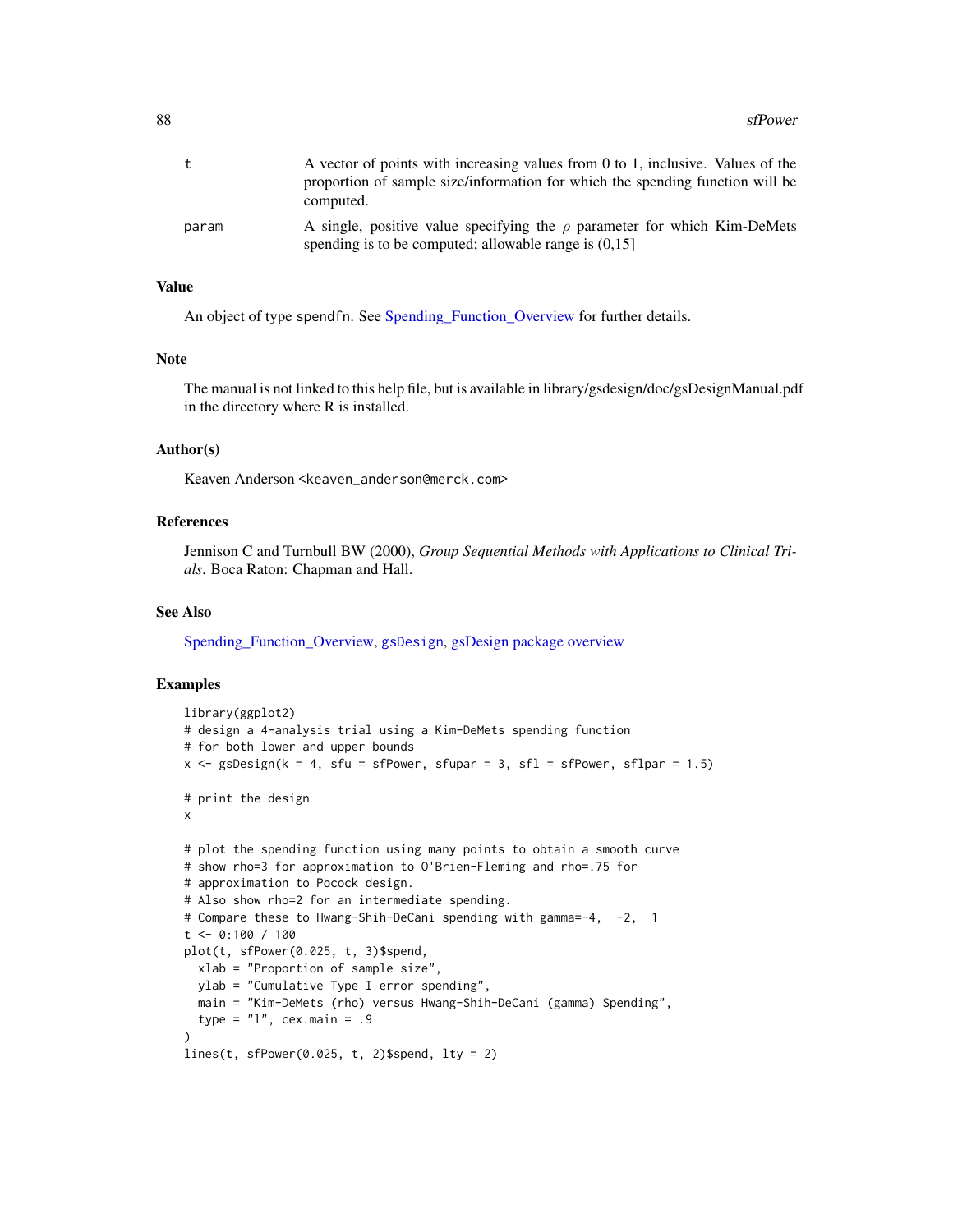| | |
|---|---|
| t | A vector of points with increasing values from 0 to 1, inclusive. Values of the proportion of sample size/information for which the spending function will be computed. |
| param | A single, positive value specifying the $\rho$ parameter for which Kim-DeMets spending is to be computed; allowable range is (0,15] |

## Value

An object of type spendfn. See Spending_Function_Overview for further details.

## Note

The manual is not linked to this help file, but is available in library/gsdesign/doc/gsDesignManual.pdf in the directory where R is installed.

## Author(s)

Keaven Anderson <keaven_anderson@merck.com>

## References

Jennison C and Turnbull BW (2000), *Group Sequential Methods with Applications to Clinical Trials*. Boca Raton: Chapman and Hall.

## See Also

Spending_Function_Overview, gsDesign, gsDesign package overview

## Examples

```
library(ggplot2)
# design a 4-analysis trial using a Kim-DeMets spending function
# for both lower and upper bounds
x <- gsDesign(k = 4, sfu = sfPower, sfupar = 3, sfl = sfPower, sflpar = 1.5)

# print the design
x

# plot the spending function using many points to obtain a smooth curve
# show rho=3 for approximation to O'Brien-Fleming and rho=.75 for
# approximation to Pocock design.
# Also show rho=2 for an intermediate spending.
# Compare these to Hwang-Shih-DeCani spending with gamma=-4,  -2,  1
t <- 0:100 / 100
plot(t, sfPower(0.025, t, 3)$spend,
  xlab = "Proportion of sample size",
  ylab = "Cumulative Type I error spending",
  main = "Kim-DeMets (rho) versus Hwang-Shih-DeCani (gamma) Spending",
  type = "l", cex.main = .9
)
lines(t, sfPower(0.025, t, 2)$spend, lty = 2)
```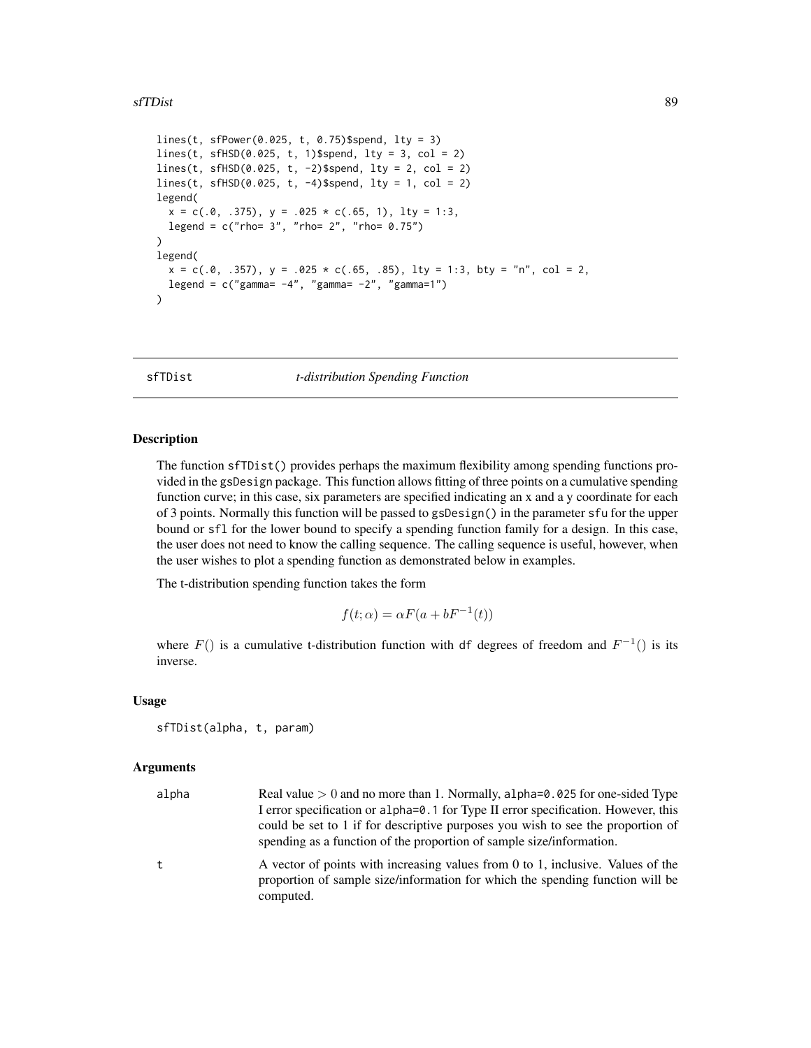```r
lines(t, sfPower(0.025, t, 0.75)$spend, lty = 3)
lines(t, sfHSD(0.025, t, 1)$spend, lty = 3, col = 2)
lines(t, sfHSD(0.025, t, -2)$spend, lty = 2, col = 2)
lines(t, sfHSD(0.025, t, -4)$spend, lty = 1, col = 2)
legend(
  x = c(.0, .375), y = .025 * c(.65, 1), lty = 1:3,
  legend = c("rho= 3", "rho= 2", "rho= 0.75")
)
legend(
  x = c(.0, .357), y = .025 * c(.65, .85), lty = 1:3, bty = "n", col = 2,
  legend = c("gamma= -4", "gamma= -2", "gamma=1")
)
```

---

## sfTDist — *t-distribution Spending Function*

---

### Description

The function `sfTDist()` provides perhaps the maximum flexibility among spending functions provided in the `gsDesign` package. This function allows fitting of three points on a cumulative spending function curve; in this case, six parameters are specified indicating an x and a y coordinate for each of 3 points. Normally this function will be passed to `gsDesign()` in the parameter `sfu` for the upper bound or `sfl` for the lower bound to specify a spending function family for a design. In this case, the user does not need to know the calling sequence. The calling sequence is useful, however, when the user wishes to plot a spending function as demonstrated below in examples.

The t-distribution spending function takes the form

$$f(t;\alpha) = \alpha F(a + bF^{-1}(t))$$

where $F()$ is a cumulative t-distribution function with `df` degrees of freedom and $F^{-1}()$ is its inverse.

### Usage

```r
sfTDist(alpha, t, param)
```

### Arguments

| | |
|---|---|
| `alpha` | Real value $> 0$ and no more than 1. Normally, `alpha=0.025` for one-sided Type I error specification or `alpha=0.1` for Type II error specification. However, this could be set to 1 if for descriptive purposes you wish to see the proportion of spending as a function of the proportion of sample size/information. |
| `t` | A vector of points with increasing values from 0 to 1, inclusive. Values of the proportion of sample size/information for which the spending function will be computed. |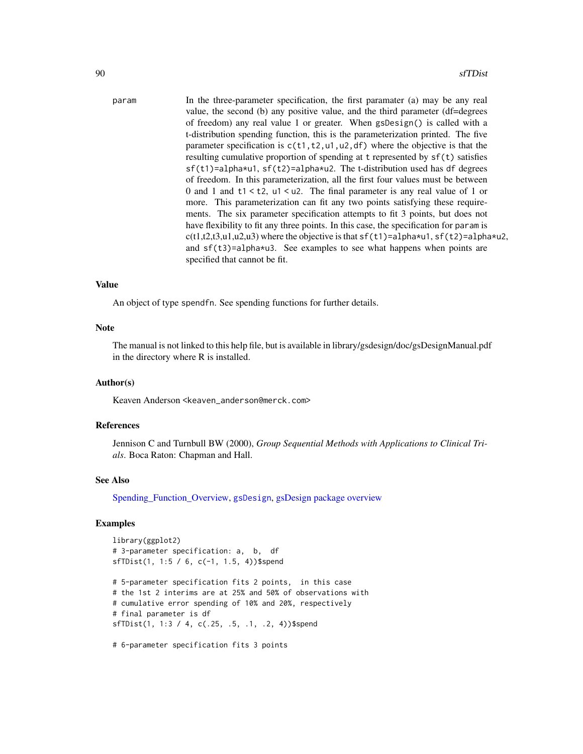param

In the three-parameter specification, the first paramater (a) may be any real value, the second (b) any positive value, and the third parameter (df=degrees of freedom) any real value 1 or greater. When `gsDesign()` is called with a t-distribution spending function, this is the parameterization printed. The five parameter specification is `c(t1,t2,u1,u2,df)` where the objective is that the resulting cumulative proportion of spending at `t` represented by `sf(t)` satisfies `sf(t1)=alpha*u1`, `sf(t2)=alpha*u2`. The t-distribution used has `df` degrees of freedom. In this parameterization, all the first four values must be between 0 and 1 and `t1 < t2`, `u1 < u2`. The final parameter is any real value of 1 or more. This parameterization can fit any two points satisfying these requirements. The six parameter specification attempts to fit 3 points, but does not have flexibility to fit any three points. In this case, the specification for `param` is c(t1,t2,t3,u1,u2,u3) where the objective is that `sf(t1)=alpha*u1`, `sf(t2)=alpha*u2`, and `sf(t3)=alpha*u3`. See examples to see what happens when points are specified that cannot be fit.

## Value

An object of type `spendfn`. See spending functions for further details.

## Note

The manual is not linked to this help file, but is available in library/gsdesign/doc/gsDesignManual.pdf in the directory where R is installed.

## Author(s)

Keaven Anderson <keaven_anderson@merck.com>

## References

Jennison C and Turnbull BW (2000), *Group Sequential Methods with Applications to Clinical Trials*. Boca Raton: Chapman and Hall.

## See Also

Spending_Function_Overview, gsDesign, gsDesign package overview

## Examples

```
library(ggplot2)
# 3-parameter specification: a,  b,  df
sfTDist(1, 1:5 / 6, c(-1, 1.5, 4))$spend

# 5-parameter specification fits 2 points,  in this case
# the 1st 2 interims are at 25% and 50% of observations with
# cumulative error spending of 10% and 20%, respectively
# final parameter is df
sfTDist(1, 1:3 / 4, c(.25, .5, .1, .2, 4))$spend

# 6-parameter specification fits 3 points
```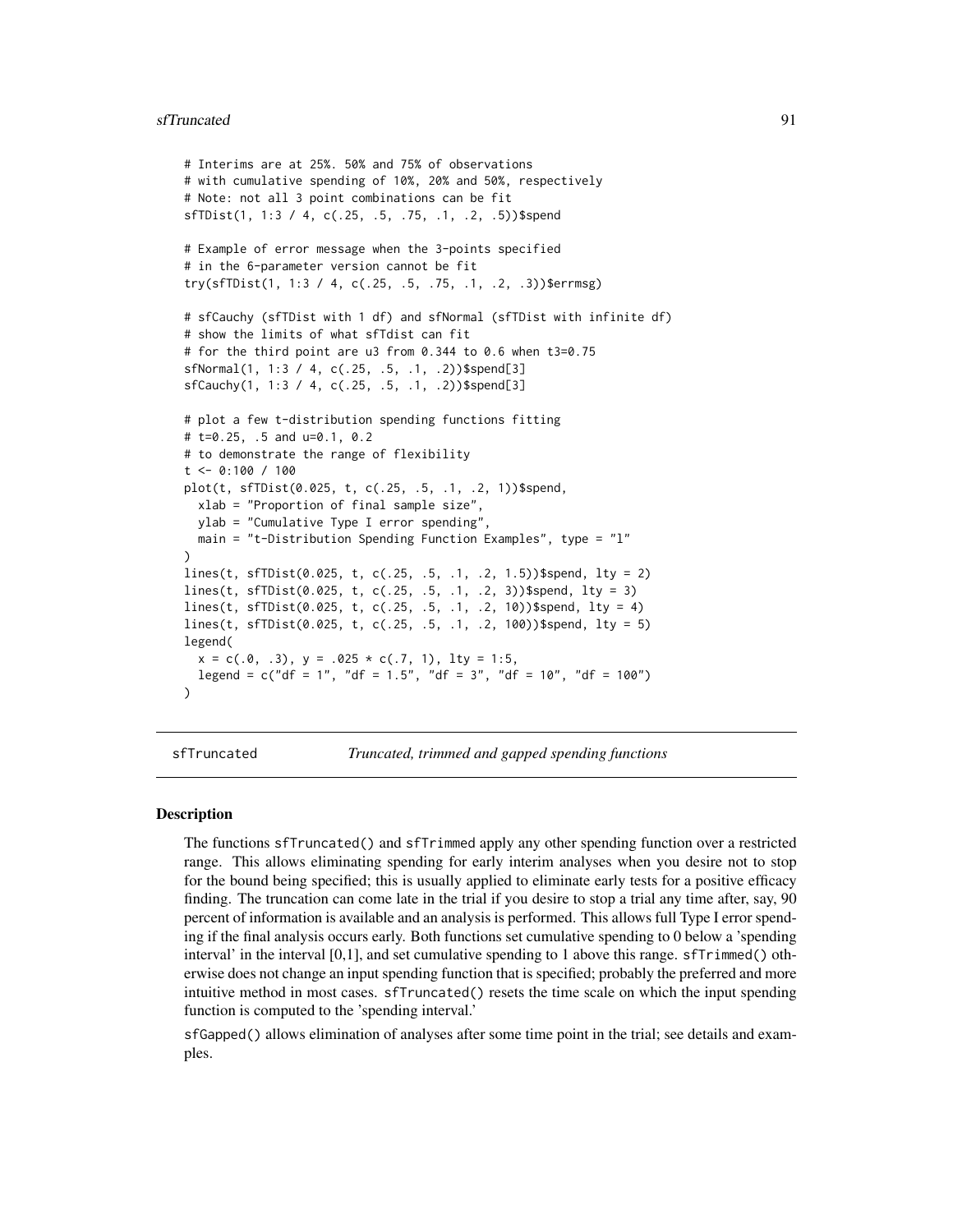```
# Interims are at 25%. 50% and 75% of observations
# with cumulative spending of 10%, 20% and 50%, respectively
# Note: not all 3 point combinations can be fit
sfTDist(1, 1:3 / 4, c(.25, .5, .75, .1, .2, .5))$spend

# Example of error message when the 3-points specified
# in the 6-parameter version cannot be fit
try(sfTDist(1, 1:3 / 4, c(.25, .5, .75, .1, .2, .3))$errmsg)

# sfCauchy (sfTDist with 1 df) and sfNormal (sfTDist with infinite df)
# show the limits of what sfTdist can fit
# for the third point are u3 from 0.344 to 0.6 when t3=0.75
sfNormal(1, 1:3 / 4, c(.25, .5, .1, .2))$spend[3]
sfCauchy(1, 1:3 / 4, c(.25, .5, .1, .2))$spend[3]

# plot a few t-distribution spending functions fitting
# t=0.25, .5 and u=0.1, 0.2
# to demonstrate the range of flexibility
t <- 0:100 / 100
plot(t, sfTDist(0.025, t, c(.25, .5, .1, .2, 1))$spend,
  xlab = "Proportion of final sample size",
  ylab = "Cumulative Type I error spending",
  main = "t-Distribution Spending Function Examples", type = "l"
)
lines(t, sfTDist(0.025, t, c(.25, .5, .1, .2, 1.5))$spend, lty = 2)
lines(t, sfTDist(0.025, t, c(.25, .5, .1, .2, 3))$spend, lty = 3)
lines(t, sfTDist(0.025, t, c(.25, .5, .1, .2, 10))$spend, lty = 4)
lines(t, sfTDist(0.025, t, c(.25, .5, .1, .2, 100))$spend, lty = 5)
legend(
  x = c(.0, .3), y = .025 * c(.7, 1), lty = 1:5,
  legend = c("df = 1", "df = 1.5", "df = 3", "df = 10", "df = 100")
)
```

## sfTruncated — *Truncated, trimmed and gapped spending functions*

### Description

The functions sfTruncated() and sfTrimmed apply any other spending function over a restricted range. This allows eliminating spending for early interim analyses when you desire not to stop for the bound being specified; this is usually applied to eliminate early tests for a positive efficacy finding. The truncation can come late in the trial if you desire to stop a trial any time after, say, 90 percent of information is available and an analysis is performed. This allows full Type I error spending if the final analysis occurs early. Both functions set cumulative spending to 0 below a 'spending interval' in the interval [0,1], and set cumulative spending to 1 above this range. sfTrimmed() otherwise does not change an input spending function that is specified; probably the preferred and more intuitive method in most cases. sfTruncated() resets the time scale on which the input spending function is computed to the 'spending interval.'

sfGapped() allows elimination of analyses after some time point in the trial; see details and examples.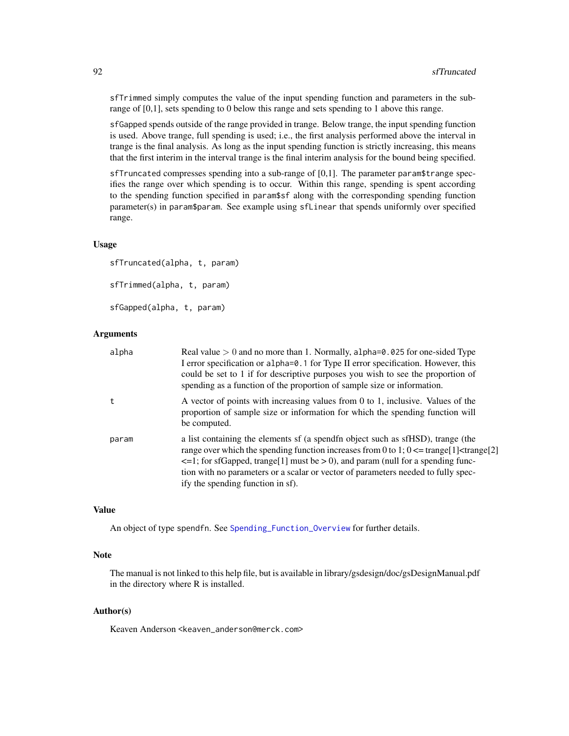sfTrimmed simply computes the value of the input spending function and parameters in the sub-range of [0,1], sets spending to 0 below this range and sets spending to 1 above this range.

sfGapped spends outside of the range provided in trange. Below trange, the input spending function is used. Above trange, full spending is used; i.e., the first analysis performed above the interval in trange is the final analysis. As long as the input spending function is strictly increasing, this means that the first interim in the interval trange is the final interim analysis for the bound being specified.

sfTruncated compresses spending into a sub-range of [0,1]. The parameter param$trange specifies the range over which spending is to occur. Within this range, spending is spent according to the spending function specified in param$sf along with the corresponding spending function parameter(s) in param$param. See example using sfLinear that spends uniformly over specified range.

### Usage

```
sfTruncated(alpha, t, param)

sfTrimmed(alpha, t, param)

sfGapped(alpha, t, param)
```

### Arguments

| | |
|---|---|
| alpha | Real value $> 0$ and no more than 1. Normally, alpha=0.025 for one-sided Type I error specification or alpha=0.1 for Type II error specification. However, this could be set to 1 if for descriptive purposes you wish to see the proportion of spending as a function of the proportion of sample size or information. |
| t | A vector of points with increasing values from 0 to 1, inclusive. Values of the proportion of sample size or information for which the spending function will be computed. |
| param | a list containing the elements sf (a spendfn object such as sfHSD), trange (the range over which the spending function increases from 0 to 1; 0 <= trange[1]<trange[2] <=1; for sfGapped, trange[1] must be > 0), and param (null for a spending function with no parameters or a scalar or vector of parameters needed to fully specify the spending function in sf). |

### Value

An object of type spendfn. See Spending_Function_Overview for further details.

### Note

The manual is not linked to this help file, but is available in library/gsdesign/doc/gsDesignManual.pdf in the directory where R is installed.

### Author(s)

Keaven Anderson <keaven_anderson@merck.com>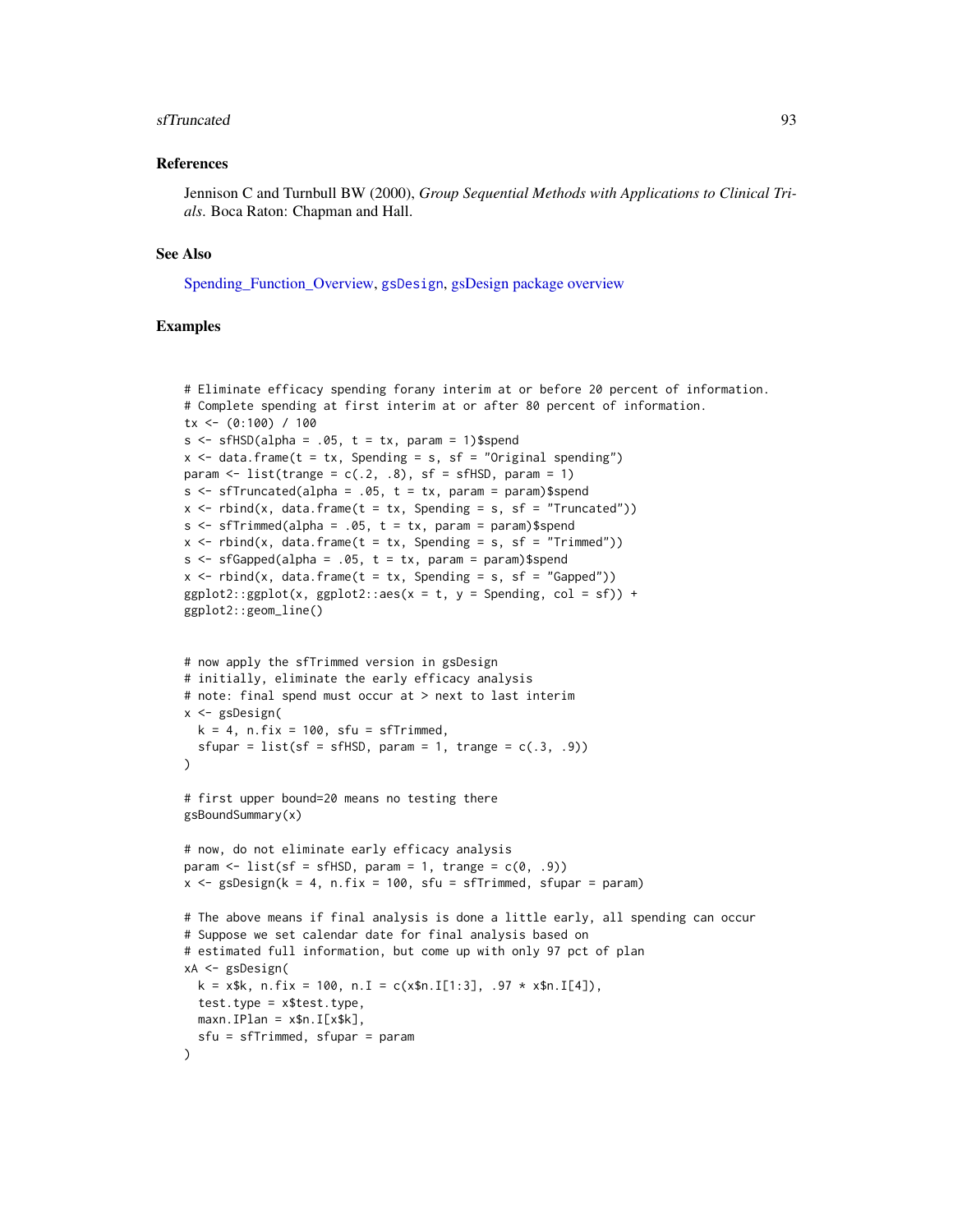## References

Jennison C and Turnbull BW (2000), *Group Sequential Methods with Applications to Clinical Trials.* Boca Raton: Chapman and Hall.

## See Also

Spending_Function_Overview, gsDesign, gsDesign package overview

## Examples

```
# Eliminate efficacy spending forany interim at or before 20 percent of information.
# Complete spending at first interim at or after 80 percent of information.
tx <- (0:100) / 100
s <- sfHSD(alpha = .05, t = tx, param = 1)$spend
x <- data.frame(t = tx, Spending = s, sf = "Original spending")
param <- list(trange = c(.2, .8), sf = sfHSD, param = 1)
s <- sfTruncated(alpha = .05, t = tx, param = param)$spend
x <- rbind(x, data.frame(t = tx, Spending = s, sf = "Truncated"))
s <- sfTrimmed(alpha = .05, t = tx, param = param)$spend
x <- rbind(x, data.frame(t = tx, Spending = s, sf = "Trimmed"))
s <- sfGapped(alpha = .05, t = tx, param = param)$spend
x <- rbind(x, data.frame(t = tx, Spending = s, sf = "Gapped"))
ggplot2::ggplot(x, ggplot2::aes(x = t, y = Spending, col = sf)) +
ggplot2::geom_line()


# now apply the sfTrimmed version in gsDesign
# initially, eliminate the early efficacy analysis
# note: final spend must occur at > next to last interim
x <- gsDesign(
  k = 4, n.fix = 100, sfu = sfTrimmed,
  sfupar = list(sf = sfHSD, param = 1, trange = c(.3, .9))
)

# first upper bound=20 means no testing there
gsBoundSummary(x)

# now, do not eliminate early efficacy analysis
param <- list(sf = sfHSD, param = 1, trange = c(0, .9))
x <- gsDesign(k = 4, n.fix = 100, sfu = sfTrimmed, sfupar = param)

# The above means if final analysis is done a little early, all spending can occur
# Suppose we set calendar date for final analysis based on
# estimated full information, but come up with only 97 pct of plan
xA <- gsDesign(
  k = x$k, n.fix = 100, n.I = c(x$n.I[1:3], .97 * x$n.I[4]),
  test.type = x$test.type,
  maxn.IPlan = x$n.I[x$k],
  sfu = sfTrimmed, sfupar = param
)
```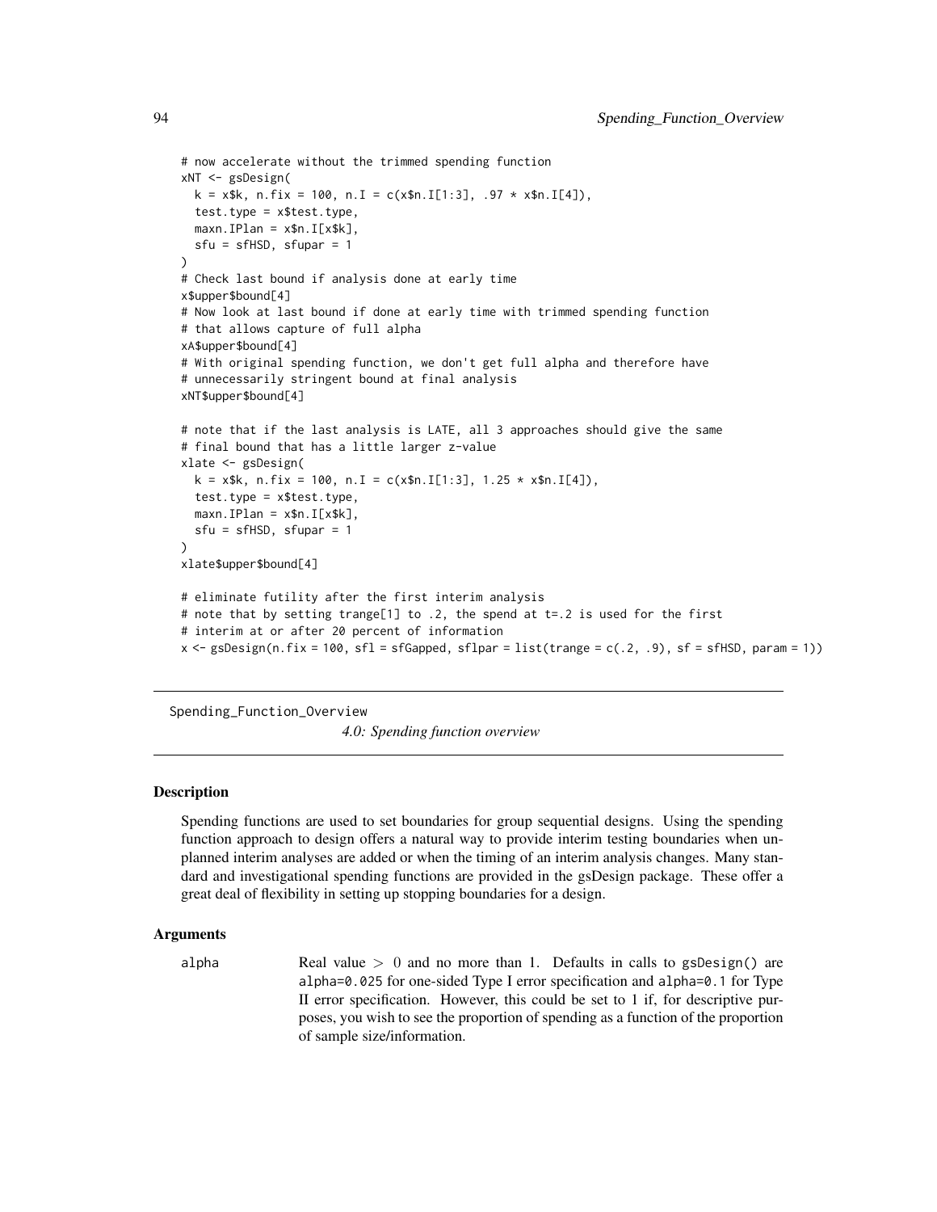```
# now accelerate without the trimmed spending function
xNT <- gsDesign(
  k = x$k, n.fix = 100, n.I = c(x$n.I[1:3], .97 * x$n.I[4]),
  test.type = x$test.type,
  maxn.IPlan = x$n.I[x$k],
  sfu = sfHSD, sfupar = 1
)
# Check last bound if analysis done at early time
x$upper$bound[4]
# Now look at last bound if done at early time with trimmed spending function
# that allows capture of full alpha
xA$upper$bound[4]
# With original spending function, we don't get full alpha and therefore have
# unnecessarily stringent bound at final analysis
xNT$upper$bound[4]

# note that if the last analysis is LATE, all 3 approaches should give the same
# final bound that has a little larger z-value
xlate <- gsDesign(
  k = x$k, n.fix = 100, n.I = c(x$n.I[1:3], 1.25 * x$n.I[4]),
  test.type = x$test.type,
  maxn.IPlan = x$n.I[x$k],
  sfu = sfHSD, sfupar = 1
)
xlate$upper$bound[4]

# eliminate futility after the first interim analysis
# note that by setting trange[1] to .2, the spend at t=.2 is used for the first
# interim at or after 20 percent of information
x <- gsDesign(n.fix = 100, sfl = sfGapped, sflpar = list(trange = c(.2, .9), sf = sfHSD, param = 1))
```

---

Spending_Function_Overview

*4.0: Spending function overview*

---

## Description

Spending functions are used to set boundaries for group sequential designs. Using the spending function approach to design offers a natural way to provide interim testing boundaries when unplanned interim analyses are added or when the timing of an interim analysis changes. Many standard and investigational spending functions are provided in the gsDesign package. These offer a great deal of flexibility in setting up stopping boundaries for a design.

## Arguments

alpha
: Real value $> 0$ and no more than 1. Defaults in calls to `gsDesign()` are `alpha=0.025` for one-sided Type I error specification and `alpha=0.1` for Type II error specification. However, this could be set to 1 if, for descriptive purposes, you wish to see the proportion of spending as a function of the proportion of sample size/information.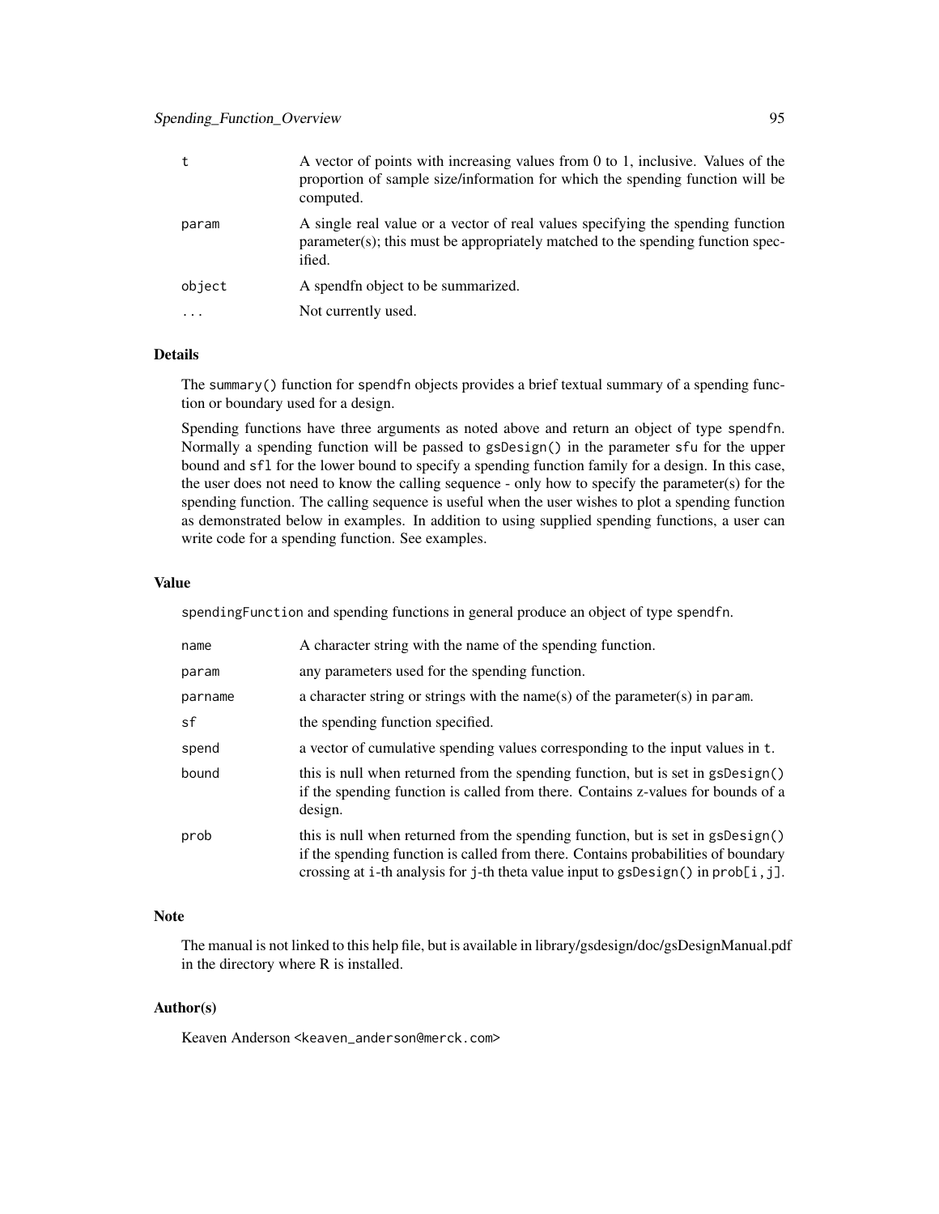| | |
|---|---|
| t | A vector of points with increasing values from 0 to 1, inclusive. Values of the proportion of sample size/information for which the spending function will be computed. |
| param | A single real value or a vector of real values specifying the spending function parameter(s); this must be appropriately matched to the spending function specified. |
| object | A spendfn object to be summarized. |
| ... | Not currently used. |

## Details

The `summary()` function for `spendfn` objects provides a brief textual summary of a spending function or boundary used for a design.

Spending functions have three arguments as noted above and return an object of type `spendfn`. Normally a spending function will be passed to `gsDesign()` in the parameter `sfu` for the upper bound and `sfl` for the lower bound to specify a spending function family for a design. In this case, the user does not need to know the calling sequence - only how to specify the parameter(s) for the spending function. The calling sequence is useful when the user wishes to plot a spending function as demonstrated below in examples. In addition to using supplied spending functions, a user can write code for a spending function. See examples.

## Value

`spendingFunction` and spending functions in general produce an object of type `spendfn`.

| | |
|---|---|
| name | A character string with the name of the spending function. |
| param | any parameters used for the spending function. |
| parname | a character string or strings with the name(s) of the parameter(s) in `param`. |
| sf | the spending function specified. |
| spend | a vector of cumulative spending values corresponding to the input values in `t`. |
| bound | this is null when returned from the spending function, but is set in `gsDesign()` if the spending function is called from there. Contains z-values for bounds of a design. |
| prob | this is null when returned from the spending function, but is set in `gsDesign()` if the spending function is called from there. Contains probabilities of boundary crossing at `i`-th analysis for `j`-th theta value input to `gsDesign()` in `prob[i,j]`. |

## Note

The manual is not linked to this help file, but is available in library/gsdesign/doc/gsDesignManual.pdf in the directory where R is installed.

## Author(s)

Keaven Anderson <keaven_anderson@merck.com>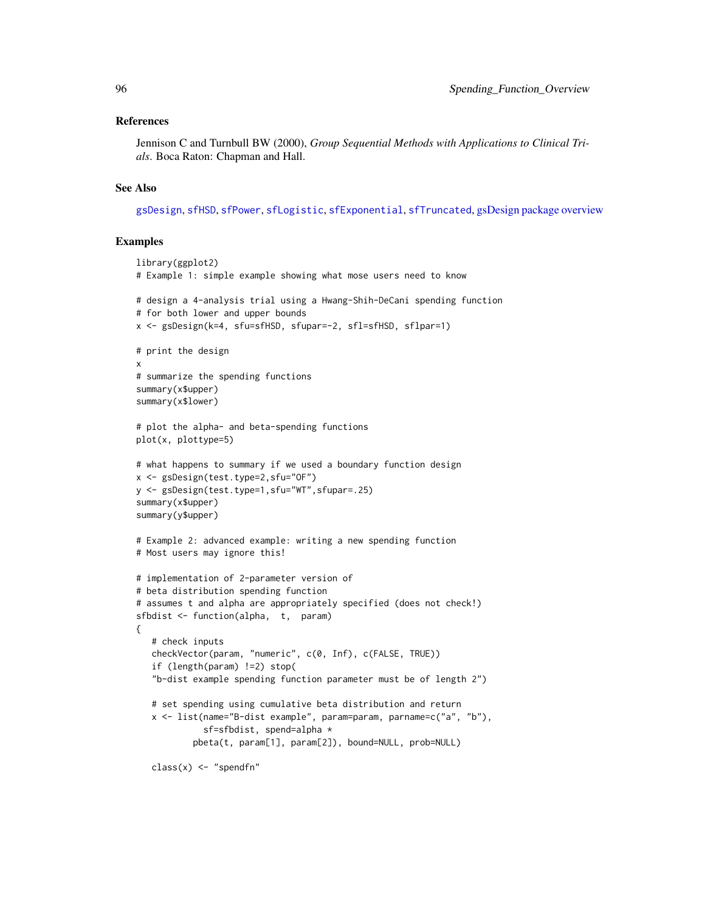## References

Jennison C and Turnbull BW (2000), *Group Sequential Methods with Applications to Clinical Trials*. Boca Raton: Chapman and Hall.

## See Also

gsDesign, sfHSD, sfPower, sfLogistic, sfExponential, sfTruncated, gsDesign package overview

## Examples

```
library(ggplot2)
# Example 1: simple example showing what mose users need to know

# design a 4-analysis trial using a Hwang-Shih-DeCani spending function
# for both lower and upper bounds
x <- gsDesign(k=4, sfu=sfHSD, sfupar=-2, sfl=sfHSD, sflpar=1)

# print the design
x
# summarize the spending functions
summary(x$upper)
summary(x$lower)

# plot the alpha- and beta-spending functions
plot(x, plottype=5)

# what happens to summary if we used a boundary function design
x <- gsDesign(test.type=2,sfu="OF")
y <- gsDesign(test.type=1,sfu="WT",sfupar=.25)
summary(x$upper)
summary(y$upper)

# Example 2: advanced example: writing a new spending function
# Most users may ignore this!

# implementation of 2-parameter version of
# beta distribution spending function
# assumes t and alpha are appropriately specified (does not check!)
sfbdist <- function(alpha,  t,  param)
{
   # check inputs
   checkVector(param, "numeric", c(0, Inf), c(FALSE, TRUE))
   if (length(param) !=2) stop(
   "b-dist example spending function parameter must be of length 2")

   # set spending using cumulative beta distribution and return
   x <- list(name="B-dist example", param=param, parname=c("a", "b"),
             sf=sfbdist, spend=alpha *
           pbeta(t, param[1], param[2]), bound=NULL, prob=NULL)

   class(x) <- "spendfn"
```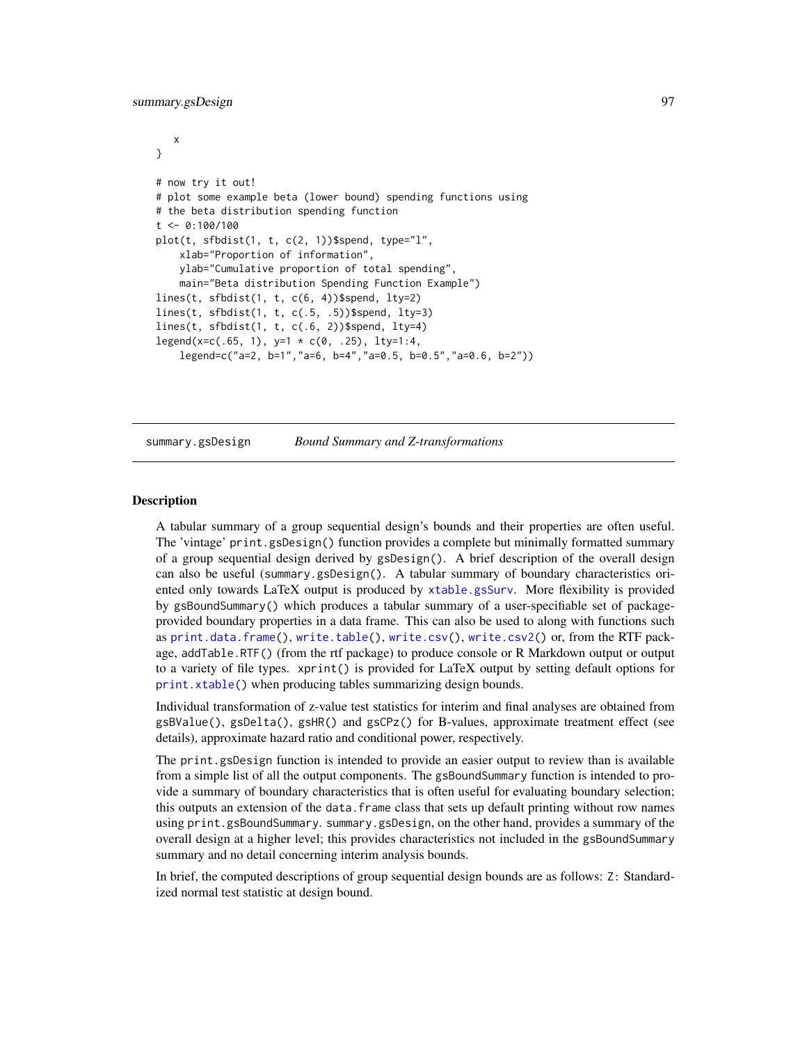```
    x
}

# now try it out!
# plot some example beta (lower bound) spending functions using
# the beta distribution spending function
t <- 0:100/100
plot(t, sfbdist(1, t, c(2, 1))$spend, type="l",
    xlab="Proportion of information",
    ylab="Cumulative proportion of total spending",
    main="Beta distribution Spending Function Example")
lines(t, sfbdist(1, t, c(6, 4))$spend, lty=2)
lines(t, sfbdist(1, t, c(.5, .5))$spend, lty=3)
lines(t, sfbdist(1, t, c(.6, 2))$spend, lty=4)
legend(x=c(.65, 1), y=1 * c(0, .25), lty=1:4,
    legend=c("a=2, b=1","a=6, b=4","a=0.5, b=0.5","a=0.6, b=2"))
```

---

`summary.gsDesign` *Bound Summary and Z-transformations*

---

## Description

A tabular summary of a group sequential design's bounds and their properties are often useful. The 'vintage' `print.gsDesign()` function provides a complete but minimally formatted summary of a group sequential design derived by `gsDesign()`. A brief description of the overall design can also be useful (`summary.gsDesign()`. A tabular summary of boundary characteristics oriented only towards LaTeX output is produced by `xtable.gsSurv`. More flexibility is provided by `gsBoundSummary()` which produces a tabular summary of a user-specifiable set of package-provided boundary properties in a data frame. This can also be used to along with functions such as `print.data.frame()`, `write.table()`, `write.csv()`, `write.csv2()` or, from the RTF package, `addTable.RTF()` (from the rtf package) to produce console or R Markdown output or output to a variety of file types. `xprint()` is provided for LaTeX output by setting default options for `print.xtable()` when producing tables summarizing design bounds.

Individual transformation of z-value test statistics for interim and final analyses are obtained from `gsBValue()`, `gsDelta()`, `gsHR()` and `gsCPz()` for B-values, approximate treatment effect (see details), approximate hazard ratio and conditional power, respectively.

The `print.gsDesign` function is intended to provide an easier output to review than is available from a simple list of all the output components. The `gsBoundSummary` function is intended to provide a summary of boundary characteristics that is often useful for evaluating boundary selection; this outputs an extension of the `data.frame` class that sets up default printing without row names using `print.gsBoundSummary`. `summary.gsDesign`, on the other hand, provides a summary of the overall design at a higher level; this provides characteristics not included in the `gsBoundSummary` summary and no detail concerning interim analysis bounds.

In brief, the computed descriptions of group sequential design bounds are as follows: `Z:` Standardized normal test statistic at design bound.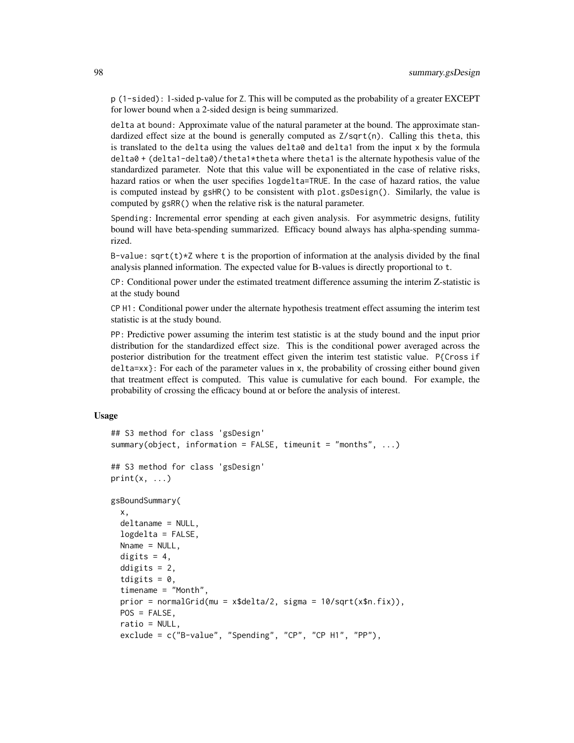`p (1-sided)`: 1-sided p-value for `Z`. This will be computed as the probability of a greater EXCEPT for lower bound when a 2-sided design is being summarized.

`delta at bound`: Approximate value of the natural parameter at the bound. The approximate standardized effect size at the bound is generally computed as `Z/sqrt(n)`. Calling this `theta`, this is translated to the `delta` using the values `delta0` and `delta1` from the input `x` by the formula `delta0 + (delta1-delta0)/theta1*theta` where `theta1` is the alternate hypothesis value of the standardized parameter. Note that this value will be exponentiated in the case of relative risks, hazard ratios or when the user specifies `logdelta=TRUE`. In the case of hazard ratios, the value is computed instead by `gsHR()` to be consistent with `plot.gsDesign()`. Similarly, the value is computed by `gsRR()` when the relative risk is the natural parameter.

`Spending`: Incremental error spending at each given analysis. For asymmetric designs, futility bound will have beta-spending summarized. Efficacy bound always has alpha-spending summarized.

`B-value`: `sqrt(t)*Z` where `t` is the proportion of information at the analysis divided by the final analysis planned information. The expected value for B-values is directly proportional to `t`.

`CP`: Conditional power under the estimated treatment difference assuming the interim Z-statistic is at the study bound

`CP H1`: Conditional power under the alternate hypothesis treatment effect assuming the interim test statistic is at the study bound.

`PP`: Predictive power assuming the interim test statistic is at the study bound and the input prior distribution for the standardized effect size. This is the conditional power averaged across the posterior distribution for the treatment effect given the interim test statistic value. `P{Cross if delta=xx}`: For each of the parameter values in `x`, the probability of crossing either bound given that treatment effect is computed. This value is cumulative for each bound. For example, the probability of crossing the efficacy bound at or before the analysis of interest.

### Usage

```
## S3 method for class 'gsDesign'
summary(object, information = FALSE, timeunit = "months", ...)

## S3 method for class 'gsDesign'
print(x, ...)

gsBoundSummary(
  x,
  deltaname = NULL,
  logdelta = FALSE,
  Nname = NULL,
  digits = 4,
  ddigits = 2,
  tdigits = 0,
  timename = "Month",
  prior = normalGrid(mu = x$delta/2, sigma = 10/sqrt(x$n.fix)),
  POS = FALSE,
  ratio = NULL,
  exclude = c("B-value", "Spending", "CP", "CP H1", "PP"),
```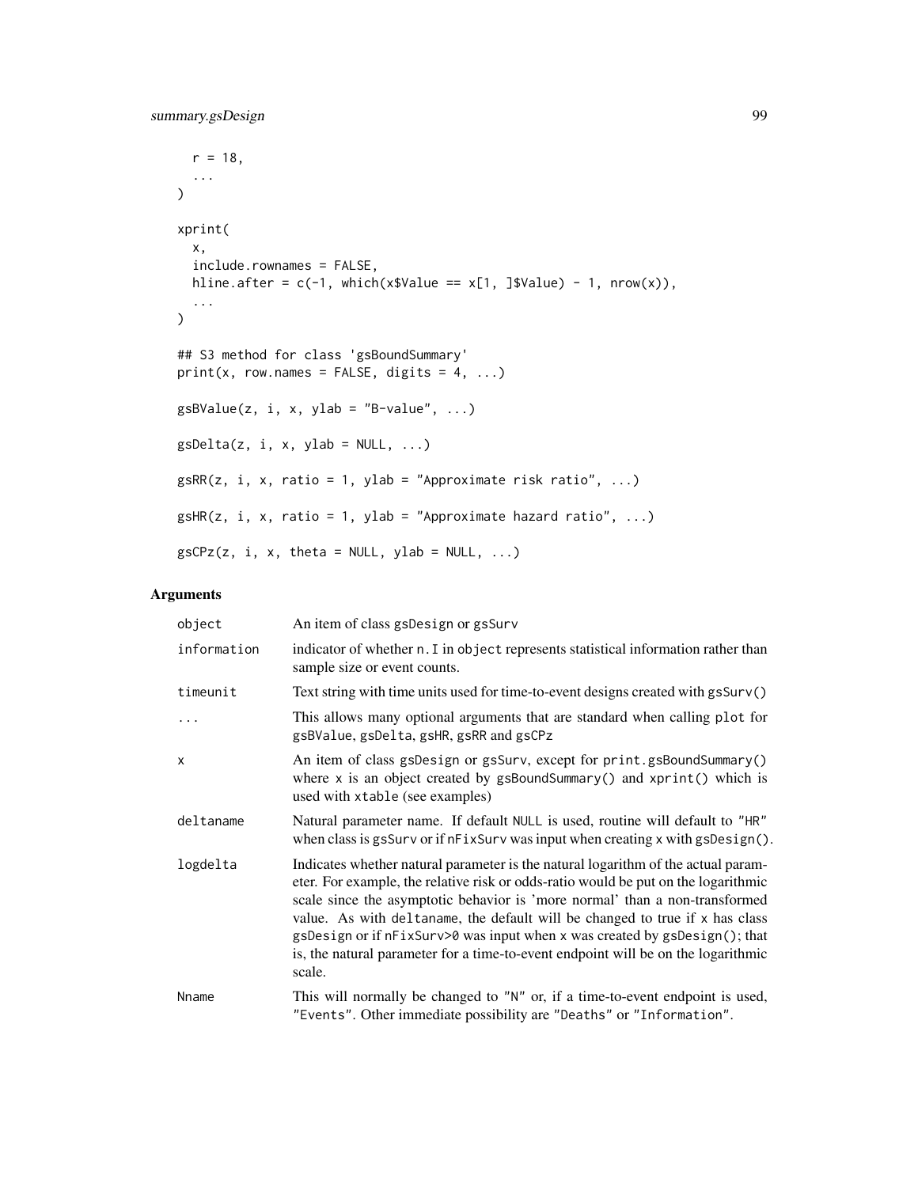```
  r = 18,
  ...
)

xprint(
  x,
  include.rownames = FALSE,
  hline.after = c(-1, which(x$Value == x[1, ]$Value) - 1, nrow(x)),
  ...
)

## S3 method for class 'gsBoundSummary'
print(x, row.names = FALSE, digits = 4, ...)

gsBValue(z, i, x, ylab = "B-value", ...)

gsDelta(z, i, x, ylab = NULL, ...)

gsRR(z, i, x, ratio = 1, ylab = "Approximate risk ratio", ...)

gsHR(z, i, x, ratio = 1, ylab = "Approximate hazard ratio", ...)

gsCPz(z, i, x, theta = NULL, ylab = NULL, ...)
```

## Arguments

| | |
|---|---|
| `object` | An item of class gsDesign or gsSurv |
| `information` | indicator of whether `n.I` in `object` represents statistical information rather than sample size or event counts. |
| `timeunit` | Text string with time units used for time-to-event designs created with `gsSurv()` |
| `...` | This allows many optional arguments that are standard when calling `plot` for `gsBValue`, `gsDelta`, `gsHR`, `gsRR` and `gsCPz` |
| `x` | An item of class `gsDesign` or `gsSurv`, except for `print.gsBoundSummary()` where `x` is an object created by `gsBoundSummary()` and `xprint()` which is used with `xtable` (see examples) |
| `deltaname` | Natural parameter name. If default `NULL` is used, routine will default to `"HR"` when class is `gsSurv` or if `nFixSurv` was input when creating `x` with `gsDesign()`. |
| `logdelta` | Indicates whether natural parameter is the natural logarithm of the actual parameter. For example, the relative risk or odds-ratio would be put on the logarithmic scale since the asymptotic behavior is 'more normal' than a non-transformed value. As with `deltaname`, the default will be changed to true if `x` has class `gsDesign` or if `nFixSurv>0` was input when `x` was created by `gsDesign()`; that is, the natural parameter for a time-to-event endpoint will be on the logarithmic scale. |
| `Nname` | This will normally be changed to `"N"` or, if a time-to-event endpoint is used, `"Events"`. Other immediate possibility are `"Deaths"` or `"Information"`. |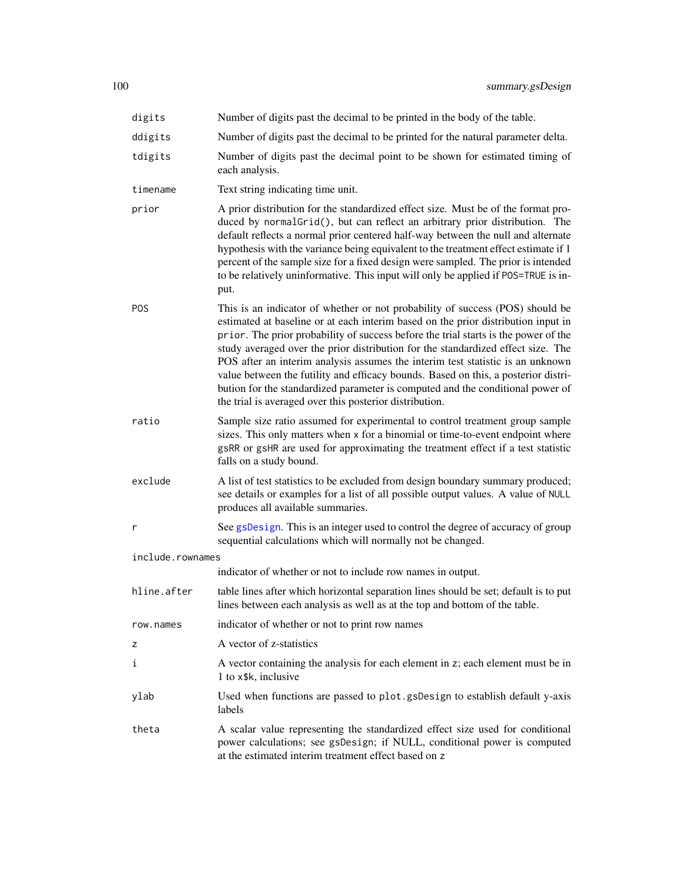| | |
|---|---|
| `digits` | Number of digits past the decimal to be printed in the body of the table. |
| `ddigits` | Number of digits past the decimal to be printed for the natural parameter delta. |
| `tdigits` | Number of digits past the decimal point to be shown for estimated timing of each analysis. |
| `timename` | Text string indicating time unit. |
| `prior` | A prior distribution for the standardized effect size. Must be of the format produced by `normalGrid()`, but can reflect an arbitrary prior distribution. The default reflects a normal prior centered half-way between the null and alternate hypothesis with the variance being equivalent to the treatment effect estimate if 1 percent of the sample size for a fixed design were sampled. The prior is intended to be relatively uninformative. This input will only be applied if `POS=TRUE` is input. |
| `POS` | This is an indicator of whether or not probability of success (POS) should be estimated at baseline or at each interim based on the prior distribution input in `prior`. The prior probability of success before the trial starts is the power of the study averaged over the prior distribution for the standardized effect size. The POS after an interim analysis assumes the interim test statistic is an unknown value between the futility and efficacy bounds. Based on this, a posterior distribution for the standardized parameter is computed and the conditional power of the trial is averaged over this posterior distribution. |
| `ratio` | Sample size ratio assumed for experimental to control treatment group sample sizes. This only matters when `x` for a binomial or time-to-event endpoint where `gsRR` or `gsHR` are used for approximating the treatment effect if a test statistic falls on a study bound. |
| `exclude` | A list of test statistics to be excluded from design boundary summary produced; see details or examples for a list of all possible output values. A value of `NULL` produces all available summaries. |
| `r` | See `gsDesign`. This is an integer used to control the degree of accuracy of group sequential calculations which will normally not be changed. |
| `include.rownames` | indicator of whether or not to include row names in output. |
| `hline.after` | table lines after which horizontal separation lines should be set; default is to put lines between each analysis as well as at the top and bottom of the table. |
| `row.names` | indicator of whether or not to print row names |
| `z` | A vector of z-statistics |
| `i` | A vector containing the analysis for each element in `z`; each element must be in 1 to `x$k`, inclusive |
| `ylab` | Used when functions are passed to `plot.gsDesign` to establish default y-axis labels |
| `theta` | A scalar value representing the standardized effect size used for conditional power calculations; see gsDesign; if NULL, conditional power is computed at the estimated interim treatment effect based on `z` |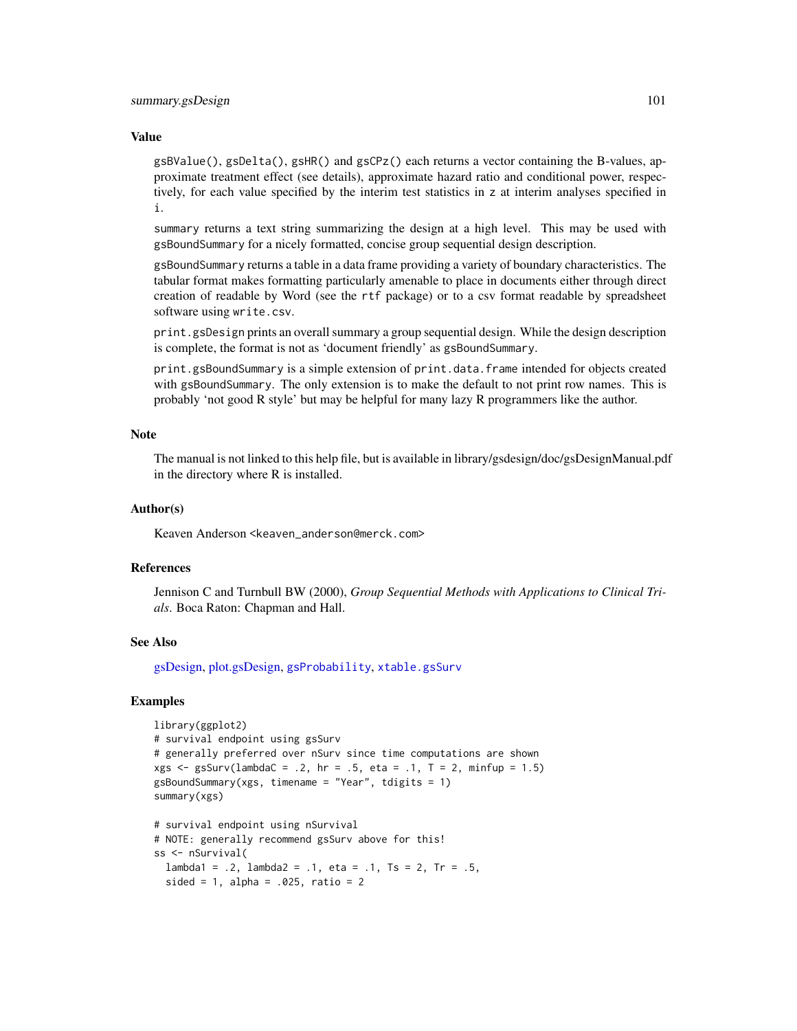## Value

`gsBValue()`, `gsDelta()`, `gsHR()` and `gsCPz()` each returns a vector containing the B-values, approximate treatment effect (see details), approximate hazard ratio and conditional power, respectively, for each value specified by the interim test statistics in `z` at interim analyses specified in `i`.

`summary` returns a text string summarizing the design at a high level. This may be used with `gsBoundSummary` for a nicely formatted, concise group sequential design description.

`gsBoundSummary` returns a table in a data frame providing a variety of boundary characteristics. The tabular format makes formatting particularly amenable to place in documents either through direct creation of readable by Word (see the `rtf` package) or to a csv format readable by spreadsheet software using `write.csv`.

`print.gsDesign` prints an overall summary a group sequential design. While the design description is complete, the format is not as 'document friendly' as `gsBoundSummary`.

`print.gsBoundSummary` is a simple extension of `print.data.frame` intended for objects created with `gsBoundSummary`. The only extension is to make the default to not print row names. This is probably 'not good R style' but may be helpful for many lazy R programmers like the author.

## Note

The manual is not linked to this help file, but is available in library/gsdesign/doc/gsDesignManual.pdf in the directory where R is installed.

## Author(s)

Keaven Anderson `<keaven_anderson@merck.com>`

## References

Jennison C and Turnbull BW (2000), *Group Sequential Methods with Applications to Clinical Trials*. Boca Raton: Chapman and Hall.

## See Also

gsDesign, plot.gsDesign, `gsProbability`, `xtable.gsSurv`

## Examples

```
library(ggplot2)
# survival endpoint using gsSurv
# generally preferred over nSurv since time computations are shown
xgs <- gsSurv(lambdaC = .2, hr = .5, eta = .1, T = 2, minfup = 1.5)
gsBoundSummary(xgs, timename = "Year", tdigits = 1)
summary(xgs)

# survival endpoint using nSurvival
# NOTE: generally recommend gsSurv above for this!
ss <- nSurvival(
  lambda1 = .2, lambda2 = .1, eta = .1, Ts = 2, Tr = .5,
  sided = 1, alpha = .025, ratio = 2
```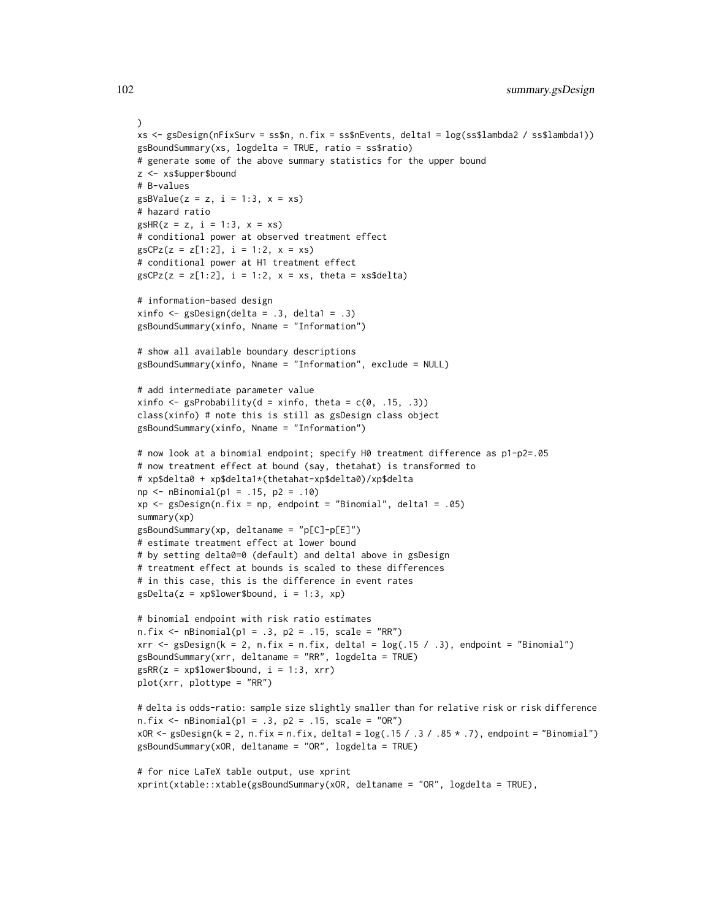```
)
xs <- gsDesign(nFixSurv = ss$n, n.fix = ss$nEvents, delta1 = log(ss$lambda2 / ss$lambda1))
gsBoundSummary(xs, logdelta = TRUE, ratio = ss$ratio)
# generate some of the above summary statistics for the upper bound
z <- xs$upper$bound
# B-values
gsBValue(z = z, i = 1:3, x = xs)
# hazard ratio
gsHR(z = z, i = 1:3, x = xs)
# conditional power at observed treatment effect
gsCPz(z = z[1:2], i = 1:2, x = xs)
# conditional power at H1 treatment effect
gsCPz(z = z[1:2], i = 1:2, x = xs, theta = xs$delta)

# information-based design
xinfo <- gsDesign(delta = .3, delta1 = .3)
gsBoundSummary(xinfo, Nname = "Information")

# show all available boundary descriptions
gsBoundSummary(xinfo, Nname = "Information", exclude = NULL)

# add intermediate parameter value
xinfo <- gsProbability(d = xinfo, theta = c(0, .15, .3))
class(xinfo) # note this is still as gsDesign class object
gsBoundSummary(xinfo, Nname = "Information")

# now look at a binomial endpoint; specify H0 treatment difference as p1-p2=.05
# now treatment effect at bound (say, thetahat) is transformed to
# xp$delta0 + xp$delta1*(thetahat-xp$delta0)/xp$delta
np <- nBinomial(p1 = .15, p2 = .10)
xp <- gsDesign(n.fix = np, endpoint = "Binomial", delta1 = .05)
summary(xp)
gsBoundSummary(xp, deltaname = "p[C]-p[E]")
# estimate treatment effect at lower bound
# by setting delta0=0 (default) and delta1 above in gsDesign
# treatment effect at bounds is scaled to these differences
# in this case, this is the difference in event rates
gsDelta(z = xp$lower$bound, i = 1:3, xp)

# binomial endpoint with risk ratio estimates
n.fix <- nBinomial(p1 = .3, p2 = .15, scale = "RR")
xrr <- gsDesign(k = 2, n.fix = n.fix, delta1 = log(.15 / .3), endpoint = "Binomial")
gsBoundSummary(xrr, deltaname = "RR", logdelta = TRUE)
gsRR(z = xp$lower$bound, i = 1:3, xrr)
plot(xrr, plottype = "RR")

# delta is odds-ratio: sample size slightly smaller than for relative risk or risk difference
n.fix <- nBinomial(p1 = .3, p2 = .15, scale = "OR")
xOR <- gsDesign(k = 2, n.fix = n.fix, delta1 = log(.15 / .3 / .85 * .7), endpoint = "Binomial")
gsBoundSummary(xOR, deltaname = "OR", logdelta = TRUE)

# for nice LaTeX table output, use xprint
xprint(xtable::xtable(gsBoundSummary(xOR, deltaname = "OR", logdelta = TRUE),
```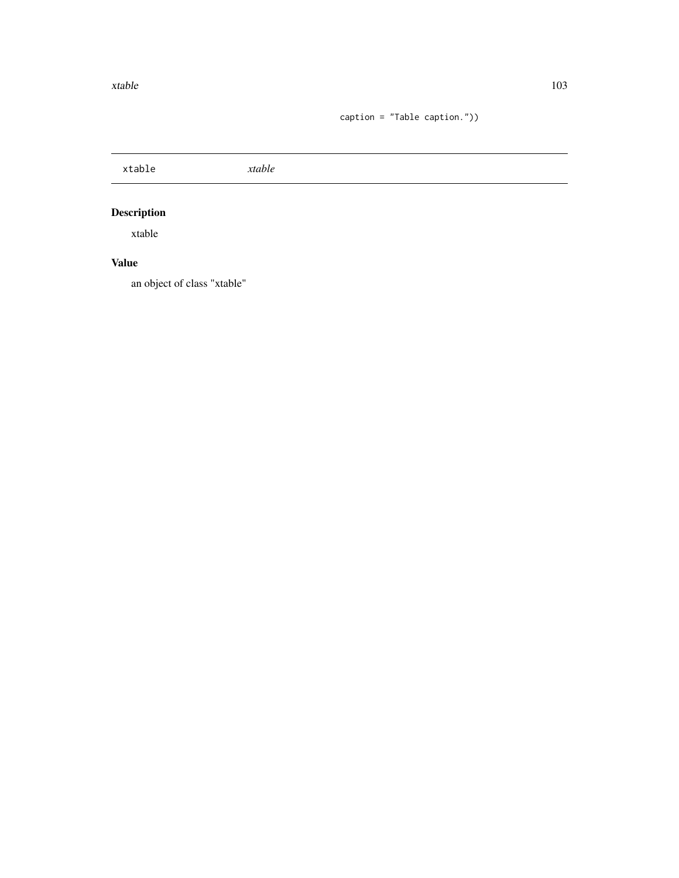```
caption = "Table caption."))
```

## xtable — *xtable*

### Description

xtable

### Value

an object of class "xtable"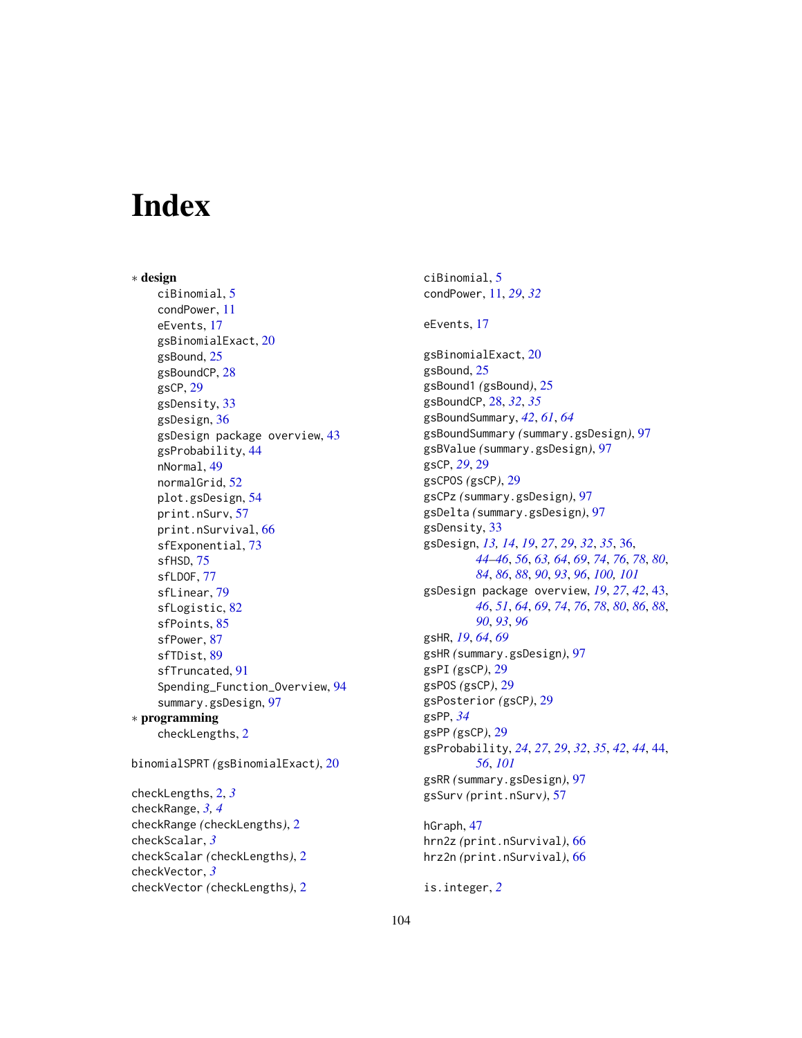# Index

∗ **design**
- ciBinomial, 5
- condPower, 11
- eEvents, 17
- gsBinomialExact, 20
- gsBound, 25
- gsBoundCP, 28
- gsCP, 29
- gsDensity, 33
- gsDesign, 36
- gsDesign package overview, 43
- gsProbability, 44
- nNormal, 49
- normalGrid, 52
- plot.gsDesign, 54
- print.nSurv, 57
- print.nSurvival, 66
- sfExponential, 73
- sfHSD, 75
- sfLDOF, 77
- sfLinear, 79
- sfLogistic, 82
- sfPoints, 85
- sfPower, 87
- sfTDist, 89
- sfTruncated, 91
- Spending_Function_Overview, 94
- summary.gsDesign, 97

∗ **programming**
- checkLengths, 2

binomialSPRT *(*gsBinomialExact*)*, 20

checkLengths, 2, *3*
checkRange, *3, 4*
checkRange *(*checkLengths*)*, 2
checkScalar, *3*
checkScalar *(*checkLengths*)*, 2
checkVector, *3*
checkVector *(*checkLengths*)*, 2
ciBinomial, 5
condPower, 11, *29*, *32*

eEvents, 17

gsBinomialExact, 20
gsBound, 25
gsBound1 *(*gsBound*)*, 25
gsBoundCP, 28, *32*, *35*
gsBoundSummary, *42*, *61*, *64*
gsBoundSummary *(*summary.gsDesign*)*, 97
gsBValue *(*summary.gsDesign*)*, 97
gsCP, *29*, 29
gsCPOS *(*gsCP*)*, 29
gsCPz *(*summary.gsDesign*)*, 97
gsDelta *(*summary.gsDesign*)*, 97
gsDensity, 33
gsDesign, *13, 14*, *19*, *27*, *29*, *32*, *35*, 36, *44–46*, *56*, *63, 64*, *69*, *74*, *76*, *78*, *80*, *84*, *86*, *88*, *90*, *93*, *96*, *100, 101*
gsDesign package overview, *19*, *27*, *42*, 43, *46*, *51*, *64*, *69*, *74*, *76*, *78*, *80*, *86*, *88*, *90*, *93*, *96*
gsHR, *19*, *64*, *69*
gsHR *(*summary.gsDesign*)*, 97
gsPI *(*gsCP*)*, 29
gsPOS *(*gsCP*)*, 29
gsPosterior *(*gsCP*)*, 29
gsPP, *34*
gsPP *(*gsCP*)*, 29
gsProbability, *24*, *27*, *29*, *32*, *35*, *42*, *44*, 44, *56*, *101*
gsRR *(*summary.gsDesign*)*, 97
gsSurv *(*print.nSurv*)*, 57

hGraph, 47
hrn2z *(*print.nSurvival*)*, 66
hrz2n *(*print.nSurvival*)*, 66

is.integer, *2*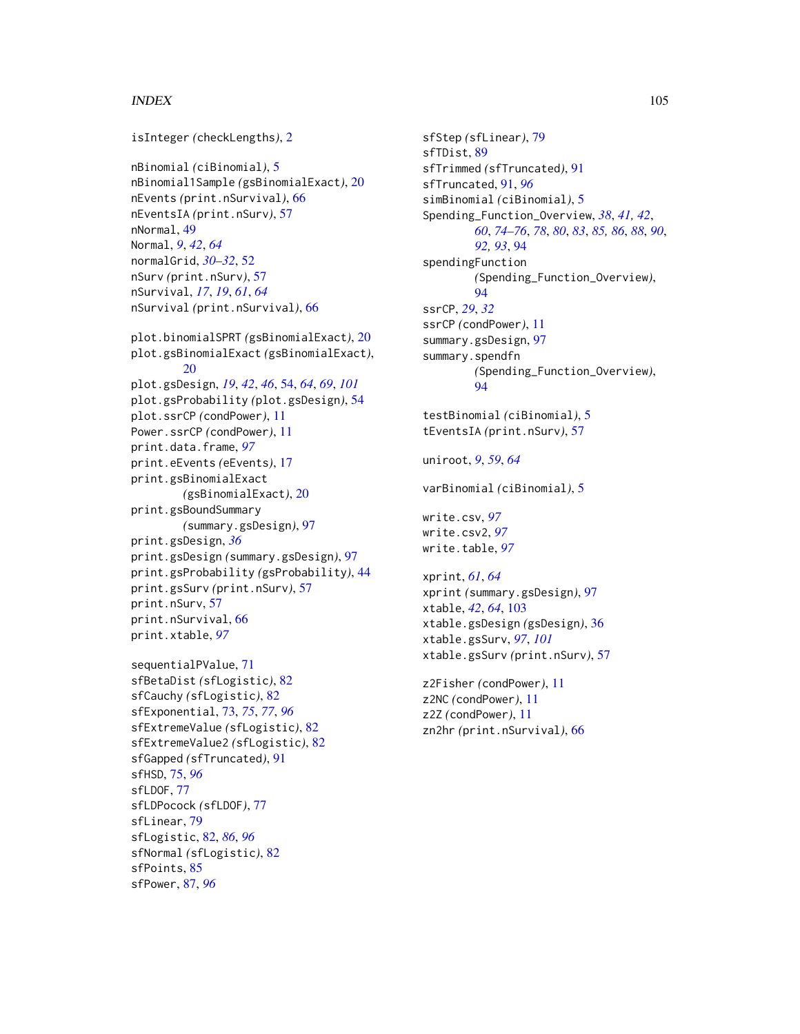isInteger *(checkLengths)*, 2

nBinomial *(ciBinomial)*, 5
nBinomial1Sample *(gsBinomialExact)*, 20
nEvents *(print.nSurvival)*, 66
nEventsIA *(print.nSurv)*, 57
nNormal, 49
Normal, *9*, *42*, *64*
normalGrid, *30–32*, 52
nSurv *(print.nSurv)*, 57
nSurvival, *17*, *19*, *61*, *64*
nSurvival *(print.nSurvival)*, 66

plot.binomialSPRT *(gsBinomialExact)*, 20
plot.gsBinomialExact *(gsBinomialExact)*, 20
plot.gsDesign, *19*, *42*, *46*, 54, *64*, *69*, *101*
plot.gsProbability *(plot.gsDesign)*, 54
plot.ssrCP *(condPower)*, 11
Power.ssrCP *(condPower)*, 11
print.data.frame, *97*
print.eEvents *(eEvents)*, 17
print.gsBinomialExact *(gsBinomialExact)*, 20
print.gsBoundSummary *(summary.gsDesign)*, 97
print.gsDesign, *36*
print.gsDesign *(summary.gsDesign)*, 97
print.gsProbability *(gsProbability)*, 44
print.gsSurv *(print.nSurv)*, 57
print.nSurv, 57
print.nSurvival, 66
print.xtable, *97*

sequentialPValue, 71
sfBetaDist *(sfLogistic)*, 82
sfCauchy *(sfLogistic)*, 82
sfExponential, 73, *75*, *77*, *96*
sfExtremeValue *(sfLogistic)*, 82
sfExtremeValue2 *(sfLogistic)*, 82
sfGapped *(sfTruncated)*, 91
sfHSD, 75, *96*
sfLDOF, 77
sfLDPocock *(sfLDOF)*, 77
sfLinear, 79
sfLogistic, 82, *86*, *96*
sfNormal *(sfLogistic)*, 82
sfPoints, 85
sfPower, 87, *96*
sfStep *(sfLinear)*, 79
sfTDist, 89
sfTrimmed *(sfTruncated)*, 91
sfTruncated, 91, *96*
simBinomial *(ciBinomial)*, 5
Spending_Function_Overview, *38*, *41*, *42*, *60*, *74–76*, *78*, *80*, *83*, *85*, *86*, *88*, *90*, *92*, *93*, 94
spendingFunction *(Spending_Function_Overview)*, 94
ssrCP, *29*, *32*
ssrCP *(condPower)*, 11
summary.gsDesign, 97
summary.spendfn *(Spending_Function_Overview)*, 94

testBinomial *(ciBinomial)*, 5
tEventsIA *(print.nSurv)*, 57

uniroot, *9*, *59*, *64*

varBinomial *(ciBinomial)*, 5

write.csv, *97*
write.csv2, *97*
write.table, *97*

xprint, *61*, *64*
xprint *(summary.gsDesign)*, 97
xtable, *42*, *64*, 103
xtable.gsDesign *(gsDesign)*, 36
xtable.gsSurv, *97*, *101*
xtable.gsSurv *(print.nSurv)*, 57

z2Fisher *(condPower)*, 11
z2NC *(condPower)*, 11
z2Z *(condPower)*, 11
zn2hr *(print.nSurvival)*, 66